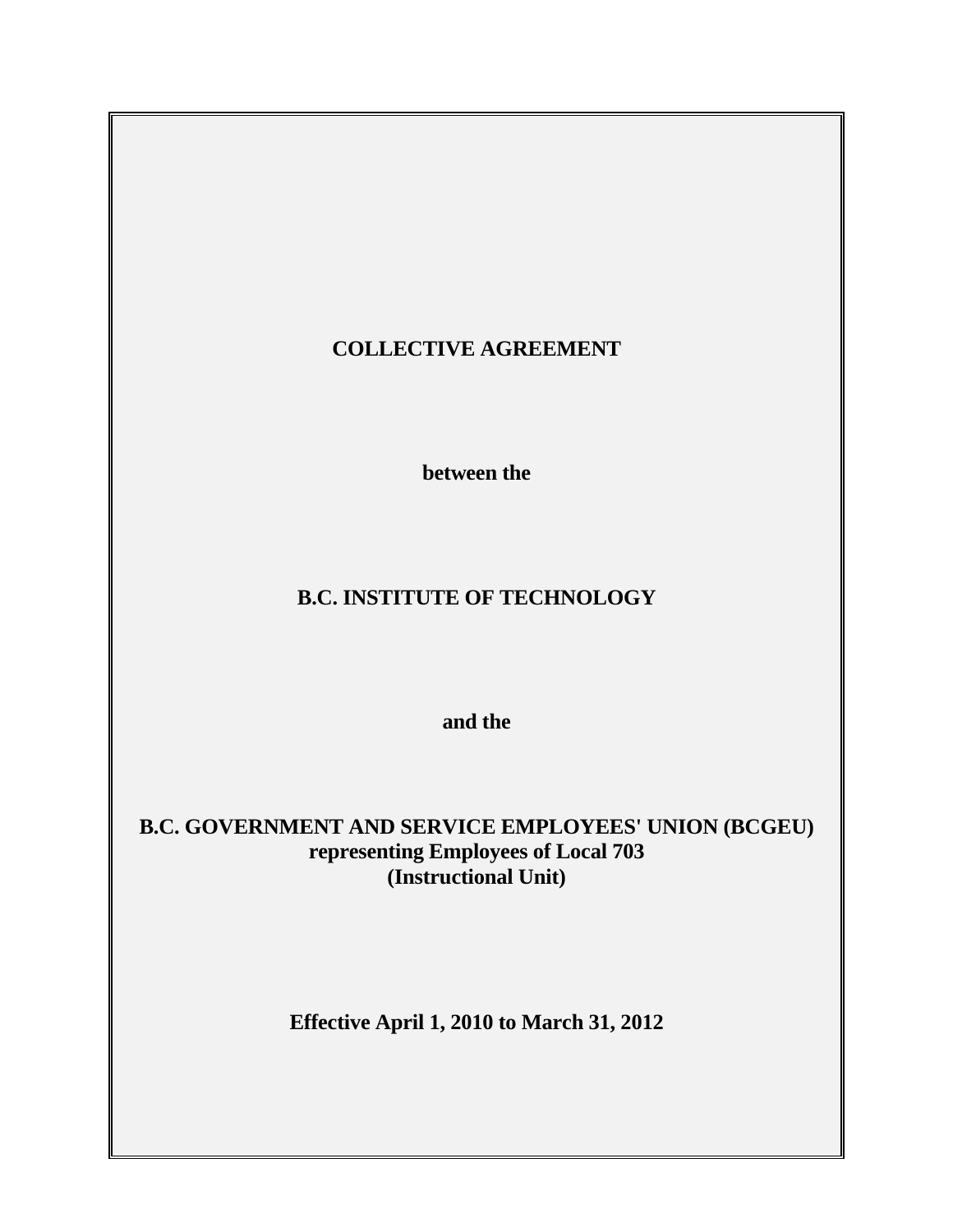# COLLECTIVE AGREEMENT

**between the**

# B.C. INSTITUTE OF TECHNOLOGY

**and the**

# B.C. GOVERNMENT AND SERVICE EMPLOYEES' UNION (BCGEU)

**representing Employees of Local 703**
**(Instructional Unit)**

**Effective April 1, 2010 to March 31, 2012**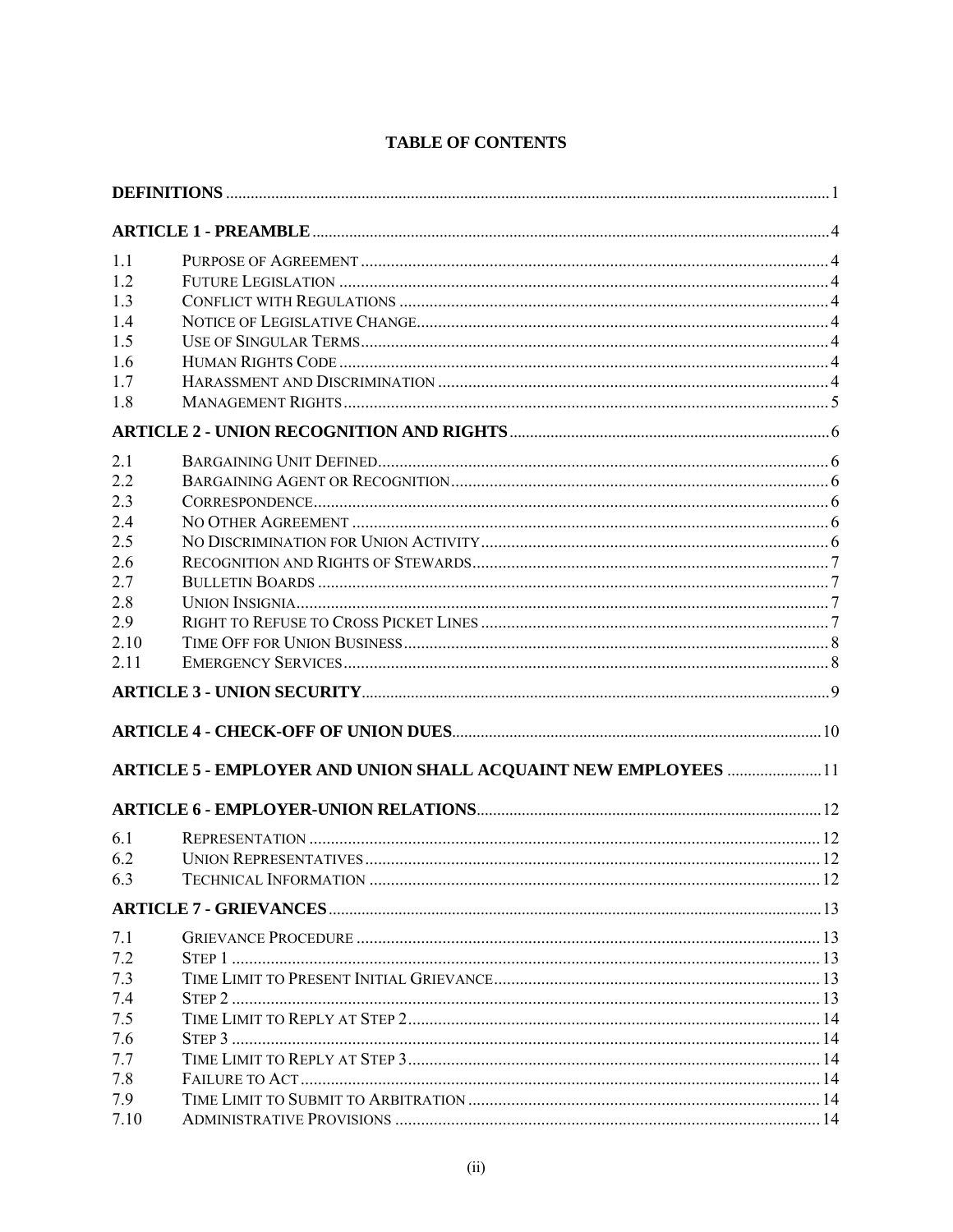# TABLE OF CONTENTS

| | | |
|---|---|---|
| **DEFINITIONS** | | 1 |
| **ARTICLE 1 - PREAMBLE** | | 4 |
| 1.1 | PURPOSE OF AGREEMENT | 4 |
| 1.2 | FUTURE LEGISLATION | 4 |
| 1.3 | CONFLICT WITH REGULATIONS | 4 |
| 1.4 | NOTICE OF LEGISLATIVE CHANGE | 4 |
| 1.5 | USE OF SINGULAR TERMS | 4 |
| 1.6 | HUMAN RIGHTS CODE | 4 |
| 1.7 | HARASSMENT AND DISCRIMINATION | 4 |
| 1.8 | MANAGEMENT RIGHTS | 5 |
| **ARTICLE 2 - UNION RECOGNITION AND RIGHTS** | | 6 |
| 2.1 | BARGAINING UNIT DEFINED | 6 |
| 2.2 | BARGAINING AGENT OR RECOGNITION | 6 |
| 2.3 | CORRESPONDENCE | 6 |
| 2.4 | NO OTHER AGREEMENT | 6 |
| 2.5 | NO DISCRIMINATION FOR UNION ACTIVITY | 6 |
| 2.6 | RECOGNITION AND RIGHTS OF STEWARDS | 7 |
| 2.7 | BULLETIN BOARDS | 7 |
| 2.8 | UNION INSIGNIA | 7 |
| 2.9 | RIGHT TO REFUSE TO CROSS PICKET LINES | 7 |
| 2.10 | TIME OFF FOR UNION BUSINESS | 8 |
| 2.11 | EMERGENCY SERVICES | 8 |
| **ARTICLE 3 - UNION SECURITY** | | 9 |
| **ARTICLE 4 - CHECK-OFF OF UNION DUES** | | 10 |
| **ARTICLE 5 - EMPLOYER AND UNION SHALL ACQUAINT NEW EMPLOYEES** | | 11 |
| **ARTICLE 6 - EMPLOYER-UNION RELATIONS** | | 12 |
| 6.1 | REPRESENTATION | 12 |
| 6.2 | UNION REPRESENTATIVES | 12 |
| 6.3 | TECHNICAL INFORMATION | 12 |
| **ARTICLE 7 - GRIEVANCES** | | 13 |
| 7.1 | GRIEVANCE PROCEDURE | 13 |
| 7.2 | STEP 1 | 13 |
| 7.3 | TIME LIMIT TO PRESENT INITIAL GRIEVANCE | 13 |
| 7.4 | STEP 2 | 13 |
| 7.5 | TIME LIMIT TO REPLY AT STEP 2 | 14 |
| 7.6 | STEP 3 | 14 |
| 7.7 | TIME LIMIT TO REPLY AT STEP 3 | 14 |
| 7.8 | FAILURE TO ACT | 14 |
| 7.9 | TIME LIMIT TO SUBMIT TO ARBITRATION | 14 |
| 7.10 | ADMINISTRATIVE PROVISIONS | 14 |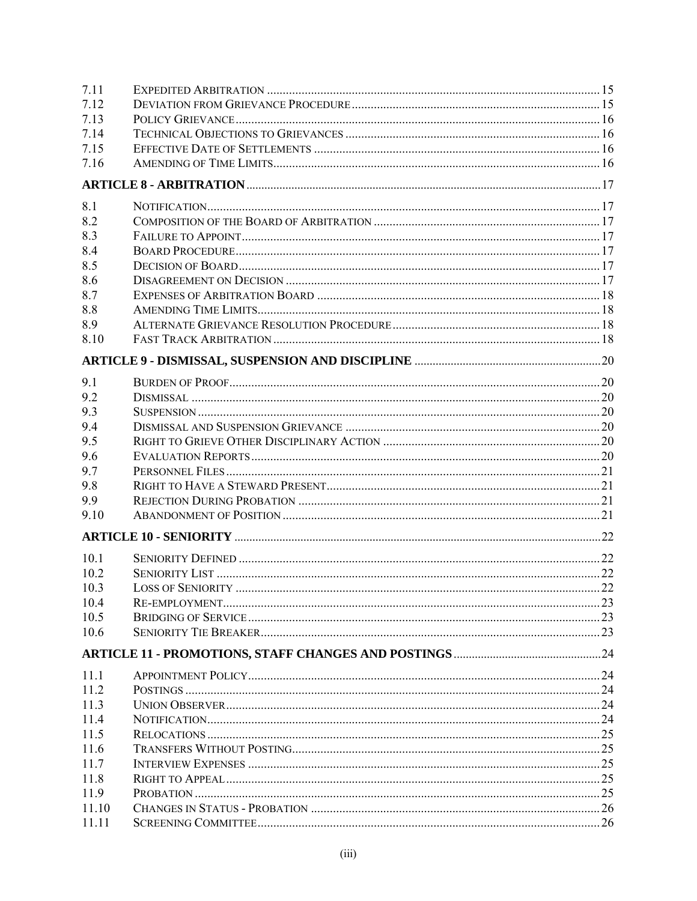| | | |
|---|---|---|
| 7.11 | EXPEDITED ARBITRATION | 15 |
| 7.12 | DEVIATION FROM GRIEVANCE PROCEDURE | 15 |
| 7.13 | POLICY GRIEVANCE | 16 |
| 7.14 | TECHNICAL OBJECTIONS TO GRIEVANCES | 16 |
| 7.15 | EFFECTIVE DATE OF SETTLEMENTS | 16 |
| 7.16 | AMENDING OF TIME LIMITS | 16 |
| **ARTICLE 8 - ARBITRATION** | | 17 |
| 8.1 | NOTIFICATION | 17 |
| 8.2 | COMPOSITION OF THE BOARD OF ARBITRATION | 17 |
| 8.3 | FAILURE TO APPOINT | 17 |
| 8.4 | BOARD PROCEDURE | 17 |
| 8.5 | DECISION OF BOARD | 17 |
| 8.6 | DISAGREEMENT ON DECISION | 17 |
| 8.7 | EXPENSES OF ARBITRATION BOARD | 18 |
| 8.8 | AMENDING TIME LIMITS | 18 |
| 8.9 | ALTERNATE GRIEVANCE RESOLUTION PROCEDURE | 18 |
| 8.10 | FAST TRACK ARBITRATION | 18 |
| **ARTICLE 9 - DISMISSAL, SUSPENSION AND DISCIPLINE** | | 20 |
| 9.1 | BURDEN OF PROOF | 20 |
| 9.2 | DISMISSAL | 20 |
| 9.3 | SUSPENSION | 20 |
| 9.4 | DISMISSAL AND SUSPENSION GRIEVANCE | 20 |
| 9.5 | RIGHT TO GRIEVE OTHER DISCIPLINARY ACTION | 20 |
| 9.6 | EVALUATION REPORTS | 20 |
| 9.7 | PERSONNEL FILES | 21 |
| 9.8 | RIGHT TO HAVE A STEWARD PRESENT | 21 |
| 9.9 | REJECTION DURING PROBATION | 21 |
| 9.10 | ABANDONMENT OF POSITION | 21 |
| **ARTICLE 10 - SENIORITY** | | 22 |
| 10.1 | SENIORITY DEFINED | 22 |
| 10.2 | SENIORITY LIST | 22 |
| 10.3 | LOSS OF SENIORITY | 22 |
| 10.4 | RE-EMPLOYMENT | 23 |
| 10.5 | BRIDGING OF SERVICE | 23 |
| 10.6 | SENIORITY TIE BREAKER | 23 |
| **ARTICLE 11 - PROMOTIONS, STAFF CHANGES AND POSTINGS** | | 24 |
| 11.1 | APPOINTMENT POLICY | 24 |
| 11.2 | POSTINGS | 24 |
| 11.3 | UNION OBSERVER | 24 |
| 11.4 | NOTIFICATION | 24 |
| 11.5 | RELOCATIONS | 25 |
| 11.6 | TRANSFERS WITHOUT POSTING | 25 |
| 11.7 | INTERVIEW EXPENSES | 25 |
| 11.8 | RIGHT TO APPEAL | 25 |
| 11.9 | PROBATION | 25 |
| 11.10 | CHANGES IN STATUS - PROBATION | 26 |
| 11.11 | SCREENING COMMITTEE | 26 |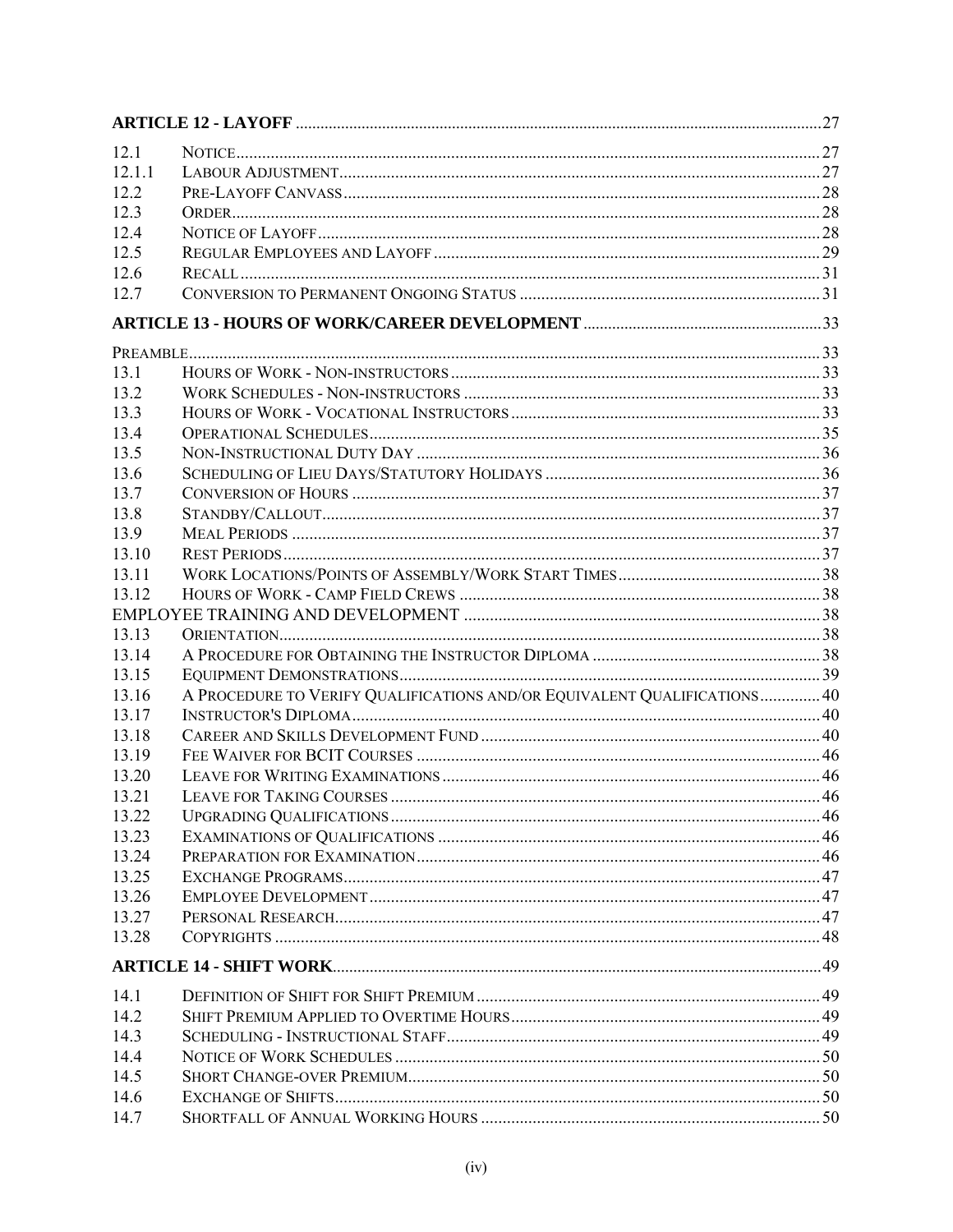| | | |
|---|---|---|
| **ARTICLE 12 - LAYOFF** | | 27 |
| 12.1 | Notice | 27 |
| 12.1.1 | Labour Adjustment | 27 |
| 12.2 | Pre-Layoff Canvass | 28 |
| 12.3 | Order | 28 |
| 12.4 | Notice of Layoff | 28 |
| 12.5 | Regular Employees and Layoff | 29 |
| 12.6 | Recall | 31 |
| 12.7 | Conversion to Permanent Ongoing Status | 31 |
| **ARTICLE 13 - HOURS OF WORK/CAREER DEVELOPMENT** | | 33 |
| Preamble | | 33 |
| 13.1 | Hours of Work - Non-instructors | 33 |
| 13.2 | Work Schedules - Non-instructors | 33 |
| 13.3 | Hours of Work - Vocational Instructors | 33 |
| 13.4 | Operational Schedules | 35 |
| 13.5 | Non-Instructional Duty Day | 36 |
| 13.6 | Scheduling of Lieu Days/Statutory Holidays | 36 |
| 13.7 | Conversion of Hours | 37 |
| 13.8 | Standby/Callout | 37 |
| 13.9 | Meal Periods | 37 |
| 13.10 | Rest Periods | 37 |
| 13.11 | Work Locations/Points of Assembly/Work Start Times | 38 |
| 13.12 | Hours of Work - Camp Field Crews | 38 |
| EMPLOYEE TRAINING AND DEVELOPMENT | | 38 |
| 13.13 | Orientation | 38 |
| 13.14 | A Procedure for Obtaining the Instructor Diploma | 38 |
| 13.15 | Equipment Demonstrations | 39 |
| 13.16 | A Procedure to Verify Qualifications and/or Equivalent Qualifications | 40 |
| 13.17 | Instructor's Diploma | 40 |
| 13.18 | Career and Skills Development Fund | 40 |
| 13.19 | Fee Waiver for BCIT Courses | 46 |
| 13.20 | Leave for Writing Examinations | 46 |
| 13.21 | Leave for Taking Courses | 46 |
| 13.22 | Upgrading Qualifications | 46 |
| 13.23 | Examinations of Qualifications | 46 |
| 13.24 | Preparation for Examination | 46 |
| 13.25 | Exchange Programs | 47 |
| 13.26 | Employee Development | 47 |
| 13.27 | Personal Research | 47 |
| 13.28 | Copyrights | 48 |
| **ARTICLE 14 - SHIFT WORK** | | 49 |
| 14.1 | Definition of Shift for Shift Premium | 49 |
| 14.2 | Shift Premium Applied to Overtime Hours | 49 |
| 14.3 | Scheduling - Instructional Staff | 49 |
| 14.4 | Notice of Work Schedules | 50 |
| 14.5 | Short Change-over Premium | 50 |
| 14.6 | Exchange of Shifts | 50 |
| 14.7 | Shortfall of Annual Working Hours | 50 |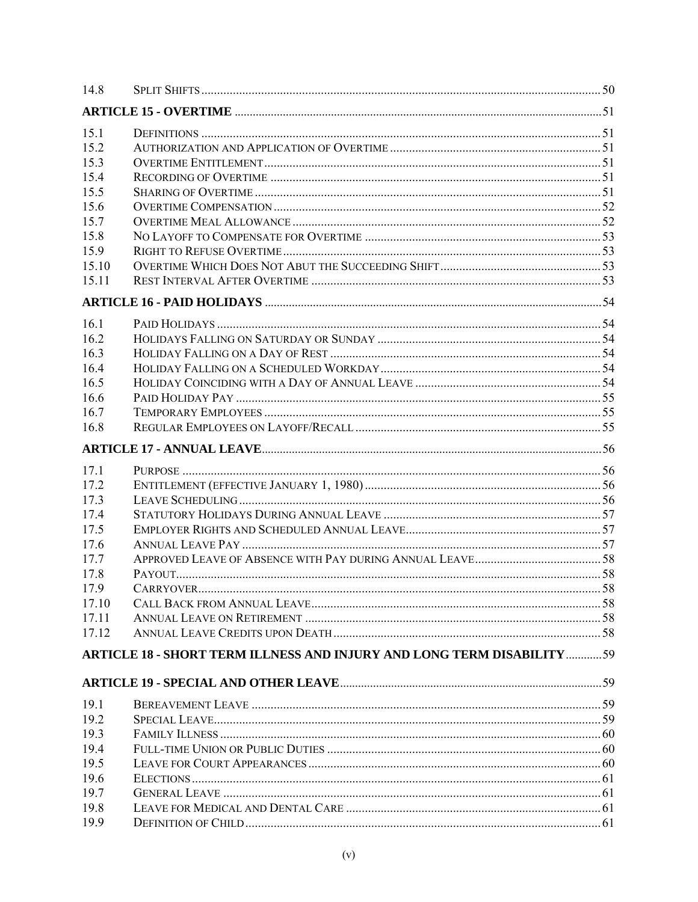| | | |
|---|---|---|
| 14.8 | SPLIT SHIFTS | 50 |
| **ARTICLE 15 - OVERTIME** | | **51** |
| 15.1 | DEFINITIONS | 51 |
| 15.2 | AUTHORIZATION AND APPLICATION OF OVERTIME | 51 |
| 15.3 | OVERTIME ENTITLEMENT | 51 |
| 15.4 | RECORDING OF OVERTIME | 51 |
| 15.5 | SHARING OF OVERTIME | 51 |
| 15.6 | OVERTIME COMPENSATION | 52 |
| 15.7 | OVERTIME MEAL ALLOWANCE | 52 |
| 15.8 | NO LAYOFF TO COMPENSATE FOR OVERTIME | 53 |
| 15.9 | RIGHT TO REFUSE OVERTIME | 53 |
| 15.10 | OVERTIME WHICH DOES NOT ABUT THE SUCCEEDING SHIFT | 53 |
| 15.11 | REST INTERVAL AFTER OVERTIME | 53 |
| **ARTICLE 16 - PAID HOLIDAYS** | | **54** |
| 16.1 | PAID HOLIDAYS | 54 |
| 16.2 | HOLIDAYS FALLING ON SATURDAY OR SUNDAY | 54 |
| 16.3 | HOLIDAY FALLING ON A DAY OF REST | 54 |
| 16.4 | HOLIDAY FALLING ON A SCHEDULED WORKDAY | 54 |
| 16.5 | HOLIDAY COINCIDING WITH A DAY OF ANNUAL LEAVE | 54 |
| 16.6 | PAID HOLIDAY PAY | 55 |
| 16.7 | TEMPORARY EMPLOYEES | 55 |
| 16.8 | REGULAR EMPLOYEES ON LAYOFF/RECALL | 55 |
| **ARTICLE 17 - ANNUAL LEAVE** | | **56** |
| 17.1 | PURPOSE | 56 |
| 17.2 | ENTITLEMENT (EFFECTIVE JANUARY 1, 1980) | 56 |
| 17.3 | LEAVE SCHEDULING | 56 |
| 17.4 | STATUTORY HOLIDAYS DURING ANNUAL LEAVE | 57 |
| 17.5 | EMPLOYER RIGHTS AND SCHEDULED ANNUAL LEAVE | 57 |
| 17.6 | ANNUAL LEAVE PAY | 57 |
| 17.7 | APPROVED LEAVE OF ABSENCE WITH PAY DURING ANNUAL LEAVE | 58 |
| 17.8 | PAYOUT | 58 |
| 17.9 | CARRYOVER | 58 |
| 17.10 | CALL BACK FROM ANNUAL LEAVE | 58 |
| 17.11 | ANNUAL LEAVE ON RETIREMENT | 58 |
| 17.12 | ANNUAL LEAVE CREDITS UPON DEATH | 58 |
| **ARTICLE 18 - SHORT TERM ILLNESS AND INJURY AND LONG TERM DISABILITY** | | **59** |
| **ARTICLE 19 - SPECIAL AND OTHER LEAVE** | | **59** |
| 19.1 | BEREAVEMENT LEAVE | 59 |
| 19.2 | SPECIAL LEAVE | 59 |
| 19.3 | FAMILY ILLNESS | 60 |
| 19.4 | FULL-TIME UNION OR PUBLIC DUTIES | 60 |
| 19.5 | LEAVE FOR COURT APPEARANCES | 60 |
| 19.6 | ELECTIONS | 61 |
| 19.7 | GENERAL LEAVE | 61 |
| 19.8 | LEAVE FOR MEDICAL AND DENTAL CARE | 61 |
| 19.9 | DEFINITION OF CHILD | 61 |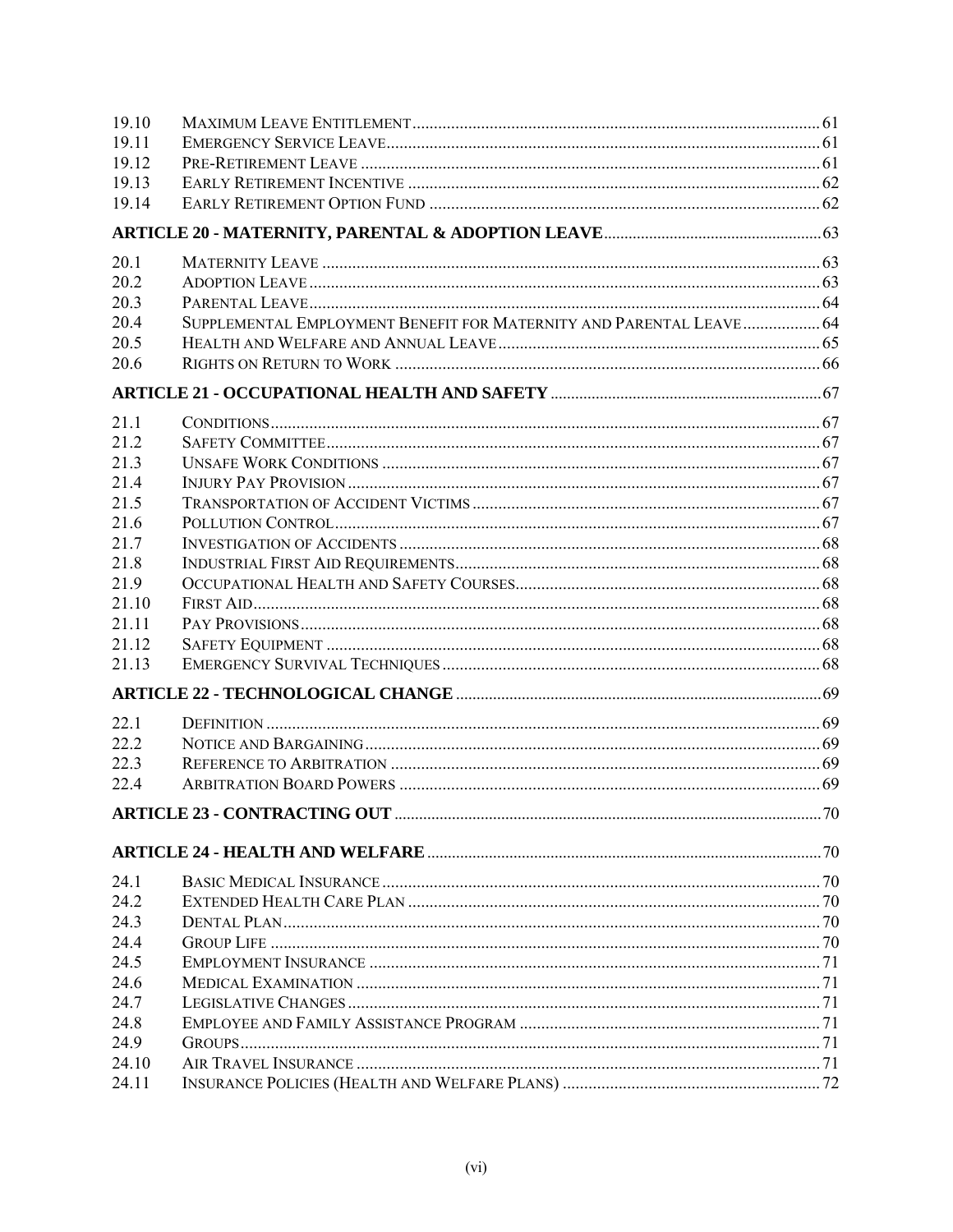| | | |
|---|---|---|
| 19.10 | MAXIMUM LEAVE ENTITLEMENT | 61 |
| 19.11 | EMERGENCY SERVICE LEAVE | 61 |
| 19.12 | PRE-RETIREMENT LEAVE | 61 |
| 19.13 | EARLY RETIREMENT INCENTIVE | 62 |
| 19.14 | EARLY RETIREMENT OPTION FUND | 62 |

**ARTICLE 20 - MATERNITY, PARENTAL & ADOPTION LEAVE** .... 63

| | | |
|---|---|---|
| 20.1 | MATERNITY LEAVE | 63 |
| 20.2 | ADOPTION LEAVE | 63 |
| 20.3 | PARENTAL LEAVE | 64 |
| 20.4 | SUPPLEMENTAL EMPLOYMENT BENEFIT FOR MATERNITY AND PARENTAL LEAVE | 64 |
| 20.5 | HEALTH AND WELFARE AND ANNUAL LEAVE | 65 |
| 20.6 | RIGHTS ON RETURN TO WORK | 66 |

**ARTICLE 21 - OCCUPATIONAL HEALTH AND SAFETY** .... 67

| | | |
|---|---|---|
| 21.1 | CONDITIONS | 67 |
| 21.2 | SAFETY COMMITTEE | 67 |
| 21.3 | UNSAFE WORK CONDITIONS | 67 |
| 21.4 | INJURY PAY PROVISION | 67 |
| 21.5 | TRANSPORTATION OF ACCIDENT VICTIMS | 67 |
| 21.6 | POLLUTION CONTROL | 67 |
| 21.7 | INVESTIGATION OF ACCIDENTS | 68 |
| 21.8 | INDUSTRIAL FIRST AID REQUIREMENTS | 68 |
| 21.9 | OCCUPATIONAL HEALTH AND SAFETY COURSES | 68 |
| 21.10 | FIRST AID | 68 |
| 21.11 | PAY PROVISIONS | 68 |
| 21.12 | SAFETY EQUIPMENT | 68 |
| 21.13 | EMERGENCY SURVIVAL TECHNIQUES | 68 |

**ARTICLE 22 - TECHNOLOGICAL CHANGE** .... 69

| | | |
|---|---|---|
| 22.1 | DEFINITION | 69 |
| 22.2 | NOTICE AND BARGAINING | 69 |
| 22.3 | REFERENCE TO ARBITRATION | 69 |
| 22.4 | ARBITRATION BOARD POWERS | 69 |

**ARTICLE 23 - CONTRACTING OUT** .... 70

**ARTICLE 24 - HEALTH AND WELFARE** .... 70

| | | |
|---|---|---|
| 24.1 | BASIC MEDICAL INSURANCE | 70 |
| 24.2 | EXTENDED HEALTH CARE PLAN | 70 |
| 24.3 | DENTAL PLAN | 70 |
| 24.4 | GROUP LIFE | 70 |
| 24.5 | EMPLOYMENT INSURANCE | 71 |
| 24.6 | MEDICAL EXAMINATION | 71 |
| 24.7 | LEGISLATIVE CHANGES | 71 |
| 24.8 | EMPLOYEE AND FAMILY ASSISTANCE PROGRAM | 71 |
| 24.9 | GROUPS | 71 |
| 24.10 | AIR TRAVEL INSURANCE | 71 |
| 24.11 | INSURANCE POLICIES (HEALTH AND WELFARE PLANS) | 72 |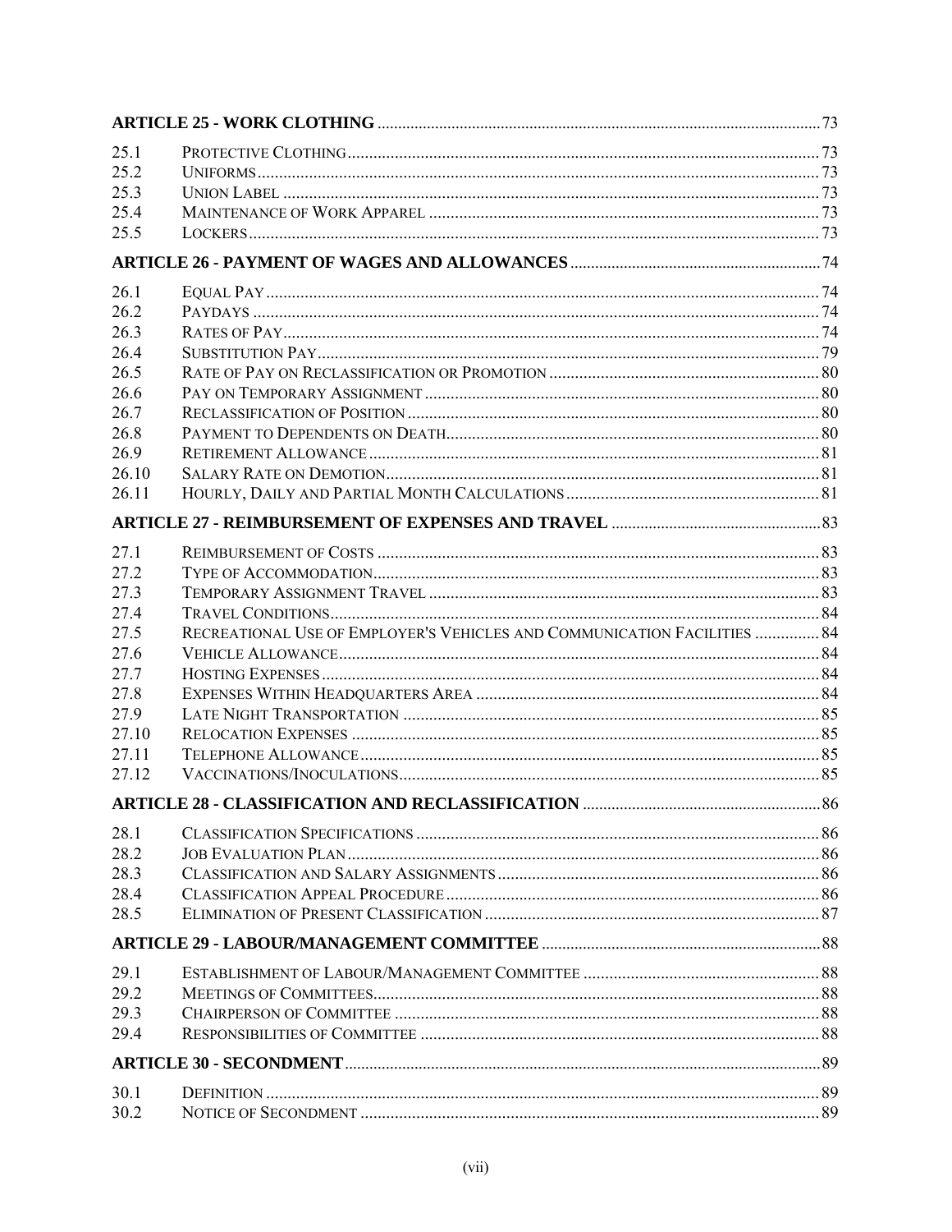| | | |
|---|---|---|
| **ARTICLE 25 - WORK CLOTHING** | | 73 |
| 25.1 | PROTECTIVE CLOTHING | 73 |
| 25.2 | UNIFORMS | 73 |
| 25.3 | UNION LABEL | 73 |
| 25.4 | MAINTENANCE OF WORK APPAREL | 73 |
| 25.5 | LOCKERS | 73 |
| **ARTICLE 26 - PAYMENT OF WAGES AND ALLOWANCES** | | 74 |
| 26.1 | EQUAL PAY | 74 |
| 26.2 | PAYDAYS | 74 |
| 26.3 | RATES OF PAY | 74 |
| 26.4 | SUBSTITUTION PAY | 79 |
| 26.5 | RATE OF PAY ON RECLASSIFICATION OR PROMOTION | 80 |
| 26.6 | PAY ON TEMPORARY ASSIGNMENT | 80 |
| 26.7 | RECLASSIFICATION OF POSITION | 80 |
| 26.8 | PAYMENT TO DEPENDENTS ON DEATH | 80 |
| 26.9 | RETIREMENT ALLOWANCE | 81 |
| 26.10 | SALARY RATE ON DEMOTION | 81 |
| 26.11 | HOURLY, DAILY AND PARTIAL MONTH CALCULATIONS | 81 |
| **ARTICLE 27 - REIMBURSEMENT OF EXPENSES AND TRAVEL** | | 83 |
| 27.1 | REIMBURSEMENT OF COSTS | 83 |
| 27.2 | TYPE OF ACCOMMODATION | 83 |
| 27.3 | TEMPORARY ASSIGNMENT TRAVEL | 83 |
| 27.4 | TRAVEL CONDITIONS | 84 |
| 27.5 | RECREATIONAL USE OF EMPLOYER'S VEHICLES AND COMMUNICATION FACILITIES | 84 |
| 27.6 | VEHICLE ALLOWANCE | 84 |
| 27.7 | HOSTING EXPENSES | 84 |
| 27.8 | EXPENSES WITHIN HEADQUARTERS AREA | 84 |
| 27.9 | LATE NIGHT TRANSPORTATION | 85 |
| 27.10 | RELOCATION EXPENSES | 85 |
| 27.11 | TELEPHONE ALLOWANCE | 85 |
| 27.12 | VACCINATIONS/INOCULATIONS | 85 |
| **ARTICLE 28 - CLASSIFICATION AND RECLASSIFICATION** | | 86 |
| 28.1 | CLASSIFICATION SPECIFICATIONS | 86 |
| 28.2 | JOB EVALUATION PLAN | 86 |
| 28.3 | CLASSIFICATION AND SALARY ASSIGNMENTS | 86 |
| 28.4 | CLASSIFICATION APPEAL PROCEDURE | 86 |
| 28.5 | ELIMINATION OF PRESENT CLASSIFICATION | 87 |
| **ARTICLE 29 - LABOUR/MANAGEMENT COMMITTEE** | | 88 |
| 29.1 | ESTABLISHMENT OF LABOUR/MANAGEMENT COMMITTEE | 88 |
| 29.2 | MEETINGS OF COMMITTEES | 88 |
| 29.3 | CHAIRPERSON OF COMMITTEE | 88 |
| 29.4 | RESPONSIBILITIES OF COMMITTEE | 88 |
| **ARTICLE 30 - SECONDMENT** | | 89 |
| 30.1 | DEFINITION | 89 |
| 30.2 | NOTICE OF SECONDMENT | 89 |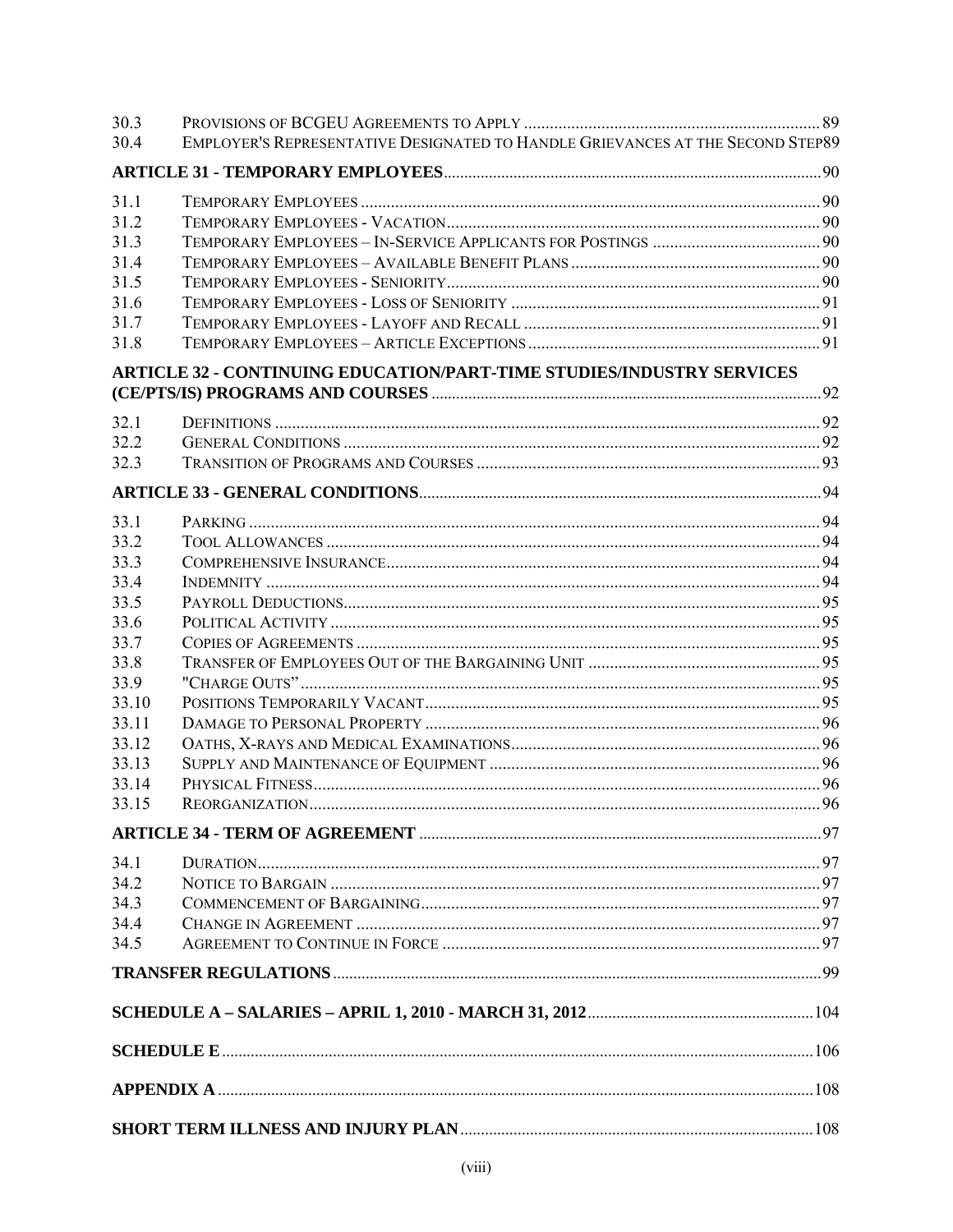| | | |
|---|---|---|
| 30.3 | PROVISIONS OF BCGEU AGREEMENTS TO APPLY | 89 |
| 30.4 | EMPLOYER'S REPRESENTATIVE DESIGNATED TO HANDLE GRIEVANCES AT THE SECOND STEP | 89 |
| **ARTICLE 31 - TEMPORARY EMPLOYEES** | | **90** |
| 31.1 | TEMPORARY EMPLOYEES | 90 |
| 31.2 | TEMPORARY EMPLOYEES - VACATION | 90 |
| 31.3 | TEMPORARY EMPLOYEES – IN-SERVICE APPLICANTS FOR POSTINGS | 90 |
| 31.4 | TEMPORARY EMPLOYEES – AVAILABLE BENEFIT PLANS | 90 |
| 31.5 | TEMPORARY EMPLOYEES - SENIORITY | 90 |
| 31.6 | TEMPORARY EMPLOYEES - LOSS OF SENIORITY | 91 |
| 31.7 | TEMPORARY EMPLOYEES - LAYOFF AND RECALL | 91 |
| 31.8 | TEMPORARY EMPLOYEES – ARTICLE EXCEPTIONS | 91 |
| **ARTICLE 32 - CONTINUING EDUCATION/PART-TIME STUDIES/INDUSTRY SERVICES (CE/PTS/IS) PROGRAMS AND COURSES** | | **92** |
| 32.1 | DEFINITIONS | 92 |
| 32.2 | GENERAL CONDITIONS | 92 |
| 32.3 | TRANSITION OF PROGRAMS AND COURSES | 93 |
| **ARTICLE 33 - GENERAL CONDITIONS** | | **94** |
| 33.1 | PARKING | 94 |
| 33.2 | TOOL ALLOWANCES | 94 |
| 33.3 | COMPREHENSIVE INSURANCE | 94 |
| 33.4 | INDEMNITY | 94 |
| 33.5 | PAYROLL DEDUCTIONS | 95 |
| 33.6 | POLITICAL ACTIVITY | 95 |
| 33.7 | COPIES OF AGREEMENTS | 95 |
| 33.8 | TRANSFER OF EMPLOYEES OUT OF THE BARGAINING UNIT | 95 |
| 33.9 | "CHARGE OUTS" | 95 |
| 33.10 | POSITIONS TEMPORARILY VACANT | 95 |
| 33.11 | DAMAGE TO PERSONAL PROPERTY | 96 |
| 33.12 | OATHS, X-RAYS AND MEDICAL EXAMINATIONS | 96 |
| 33.13 | SUPPLY AND MAINTENANCE OF EQUIPMENT | 96 |
| 33.14 | PHYSICAL FITNESS | 96 |
| 33.15 | REORGANIZATION | 96 |
| **ARTICLE 34 - TERM OF AGREEMENT** | | **97** |
| 34.1 | DURATION | 97 |
| 34.2 | NOTICE TO BARGAIN | 97 |
| 34.3 | COMMENCEMENT OF BARGAINING | 97 |
| 34.4 | CHANGE IN AGREEMENT | 97 |
| 34.5 | AGREEMENT TO CONTINUE IN FORCE | 97 |
| **TRANSFER REGULATIONS** | | **99** |
| **SCHEDULE A – SALARIES – APRIL 1, 2010 - MARCH 31, 2012** | | **104** |
| **SCHEDULE E** | | **106** |
| **APPENDIX A** | | **108** |
| **SHORT TERM ILLNESS AND INJURY PLAN** | | **108** |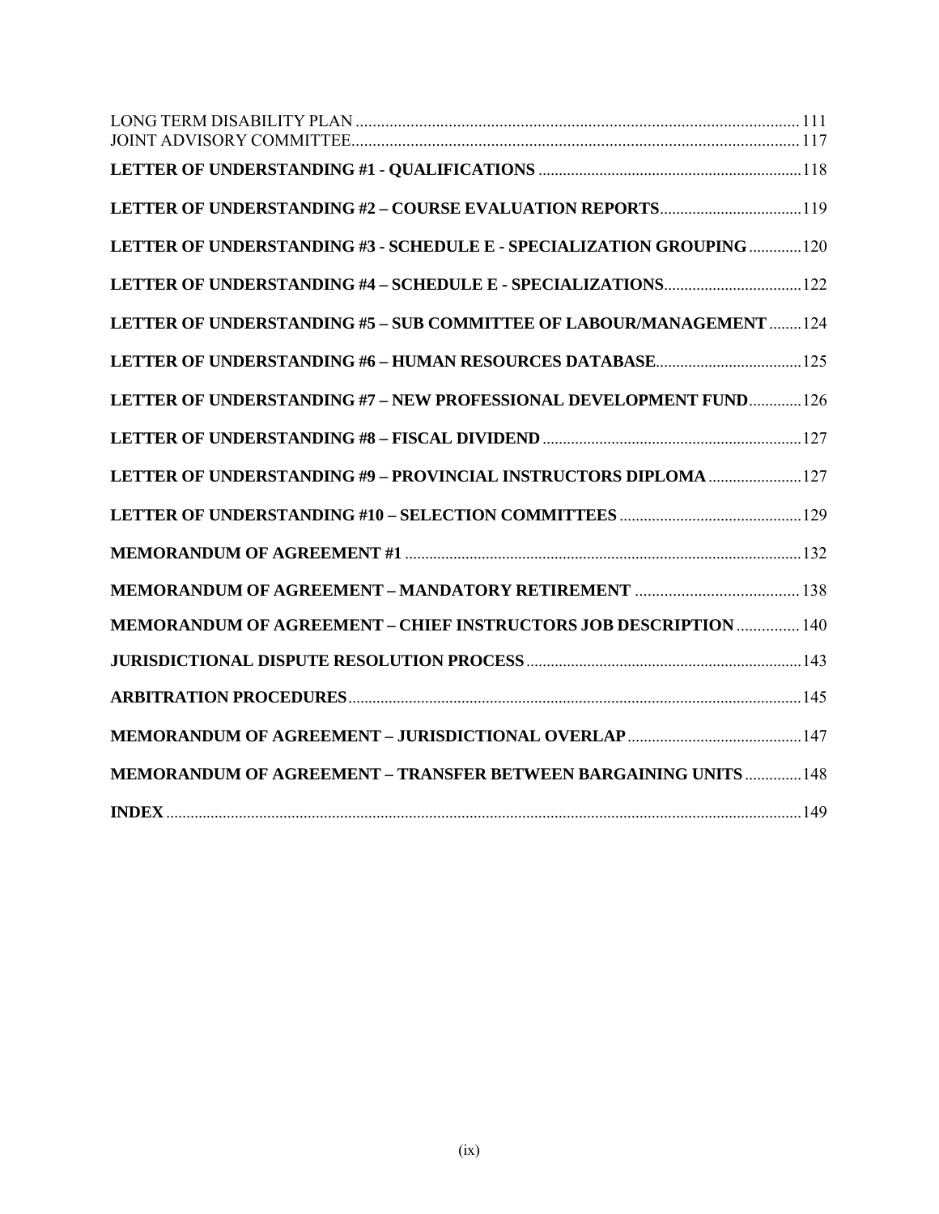LONG TERM DISABILITY PLAN ........................................................................................................ 111
JOINT ADVISORY COMMITTEE........................................................................................................ 117

**LETTER OF UNDERSTANDING #1 - QUALIFICATIONS** ................................................................ 118

**LETTER OF UNDERSTANDING #2 – COURSE EVALUATION REPORTS**.................................... 119

**LETTER OF UNDERSTANDING #3 - SCHEDULE E - SPECIALIZATION GROUPING** ............. 120

**LETTER OF UNDERSTANDING #4 – SCHEDULE E - SPECIALIZATIONS**................................. 122

**LETTER OF UNDERSTANDING #5 – SUB COMMITTEE OF LABOUR/MANAGEMENT** ........ 124

**LETTER OF UNDERSTANDING #6 – HUMAN RESOURCES DATABASE**.................................... 125

**LETTER OF UNDERSTANDING #7 – NEW PROFESSIONAL DEVELOPMENT FUND**............. 126

**LETTER OF UNDERSTANDING #8 – FISCAL DIVIDEND** ................................................................ 127

**LETTER OF UNDERSTANDING #9 – PROVINCIAL INSTRUCTORS DIPLOMA** ....................... 127

**LETTER OF UNDERSTANDING #10 – SELECTION COMMITTEES** ............................................. 129

**MEMORANDUM OF AGREEMENT #1** ................................................................................................ 132

**MEMORANDUM OF AGREEMENT – MANDATORY RETIREMENT** ........................................ 138

**MEMORANDUM OF AGREEMENT – CHIEF INSTRUCTORS JOB DESCRIPTION** ............... 140

**JURISDICTIONAL DISPUTE RESOLUTION PROCESS** .................................................................. 143

**ARBITRATION PROCEDURES**............................................................................................................. 145

**MEMORANDUM OF AGREEMENT – JURISDICTIONAL OVERLAP** ........................................... 147

**MEMORANDUM OF AGREEMENT – TRANSFER BETWEEN BARGAINING UNITS** ............. 148

**INDEX** ............................................................................................................................................. 149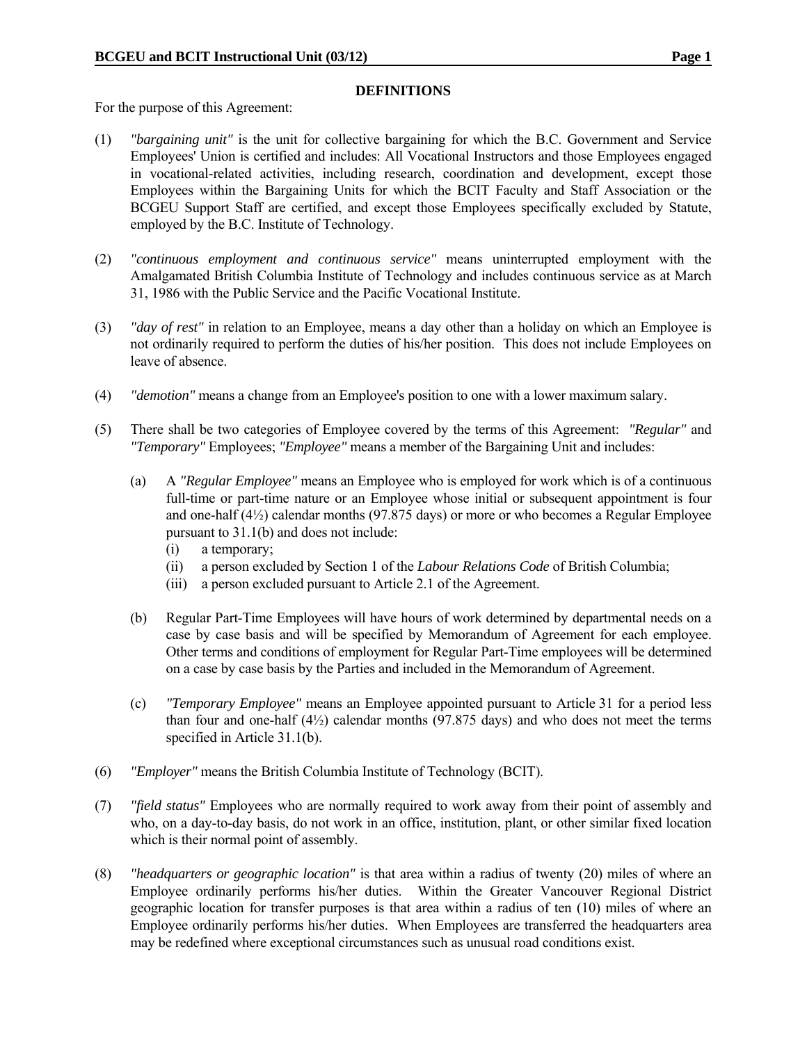## DEFINITIONS

For the purpose of this Agreement:

(1) *"bargaining unit"* is the unit for collective bargaining for which the B.C. Government and Service Employees' Union is certified and includes: All Vocational Instructors and those Employees engaged in vocational-related activities, including research, coordination and development, except those Employees within the Bargaining Units for which the BCIT Faculty and Staff Association or the BCGEU Support Staff are certified, and except those Employees specifically excluded by Statute, employed by the B.C. Institute of Technology.

(2) *"continuous employment and continuous service"* means uninterrupted employment with the Amalgamated British Columbia Institute of Technology and includes continuous service as at March 31, 1986 with the Public Service and the Pacific Vocational Institute.

(3) *"day of rest"* in relation to an Employee, means a day other than a holiday on which an Employee is not ordinarily required to perform the duties of his/her position. This does not include Employees on leave of absence.

(4) *"demotion"* means a change from an Employee's position to one with a lower maximum salary.

(5) There shall be two categories of Employee covered by the terms of this Agreement: *"Regular"* and *"Temporary"* Employees; *"Employee"* means a member of the Bargaining Unit and includes:

   (a) A *"Regular Employee"* means an Employee who is employed for work which is of a continuous full-time or part-time nature or an Employee whose initial or subsequent appointment is four and one-half (4½) calendar months (97.875 days) or more or who becomes a Regular Employee pursuant to 31.1(b) and does not include:
      (i) a temporary;
      (ii) a person excluded by Section 1 of the *Labour Relations Code* of British Columbia;
      (iii) a person excluded pursuant to Article 2.1 of the Agreement.

   (b) Regular Part-Time Employees will have hours of work determined by departmental needs on a case by case basis and will be specified by Memorandum of Agreement for each employee. Other terms and conditions of employment for Regular Part-Time employees will be determined on a case by case basis by the Parties and included in the Memorandum of Agreement.

   (c) *"Temporary Employee"* means an Employee appointed pursuant to Article 31 for a period less than four and one-half (4½) calendar months (97.875 days) and who does not meet the terms specified in Article 31.1(b).

(6) *"Employer"* means the British Columbia Institute of Technology (BCIT).

(7) *"field status"* Employees who are normally required to work away from their point of assembly and who, on a day-to-day basis, do not work in an office, institution, plant, or other similar fixed location which is their normal point of assembly.

(8) *"headquarters or geographic location"* is that area within a radius of twenty (20) miles of where an Employee ordinarily performs his/her duties. Within the Greater Vancouver Regional District geographic location for transfer purposes is that area within a radius of ten (10) miles of where an Employee ordinarily performs his/her duties. When Employees are transferred the headquarters area may be redefined where exceptional circumstances such as unusual road conditions exist.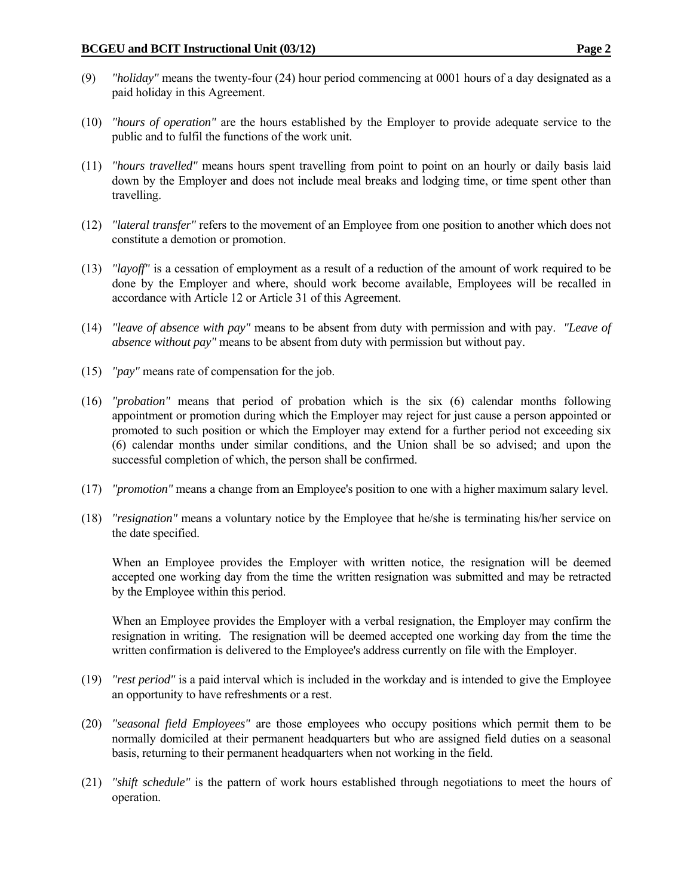(9) *"holiday"* means the twenty-four (24) hour period commencing at 0001 hours of a day designated as a paid holiday in this Agreement.

(10) *"hours of operation"* are the hours established by the Employer to provide adequate service to the public and to fulfil the functions of the work unit.

(11) *"hours travelled"* means hours spent travelling from point to point on an hourly or daily basis laid down by the Employer and does not include meal breaks and lodging time, or time spent other than travelling.

(12) *"lateral transfer"* refers to the movement of an Employee from one position to another which does not constitute a demotion or promotion.

(13) *"layoff"* is a cessation of employment as a result of a reduction of the amount of work required to be done by the Employer and where, should work become available, Employees will be recalled in accordance with Article 12 or Article 31 of this Agreement.

(14) *"leave of absence with pay"* means to be absent from duty with permission and with pay. *"Leave of absence without pay"* means to be absent from duty with permission but without pay.

(15) *"pay"* means rate of compensation for the job.

(16) *"probation"* means that period of probation which is the six (6) calendar months following appointment or promotion during which the Employer may reject for just cause a person appointed or promoted to such position or which the Employer may extend for a further period not exceeding six (6) calendar months under similar conditions, and the Union shall be so advised; and upon the successful completion of which, the person shall be confirmed.

(17) *"promotion"* means a change from an Employee's position to one with a higher maximum salary level.

(18) *"resignation"* means a voluntary notice by the Employee that he/she is terminating his/her service on the date specified.

When an Employee provides the Employer with written notice, the resignation will be deemed accepted one working day from the time the written resignation was submitted and may be retracted by the Employee within this period.

When an Employee provides the Employer with a verbal resignation, the Employer may confirm the resignation in writing. The resignation will be deemed accepted one working day from the time the written confirmation is delivered to the Employee's address currently on file with the Employer.

(19) *"rest period"* is a paid interval which is included in the workday and is intended to give the Employee an opportunity to have refreshments or a rest.

(20) *"seasonal field Employees"* are those employees who occupy positions which permit them to be normally domiciled at their permanent headquarters but who are assigned field duties on a seasonal basis, returning to their permanent headquarters when not working in the field.

(21) *"shift schedule"* is the pattern of work hours established through negotiations to meet the hours of operation.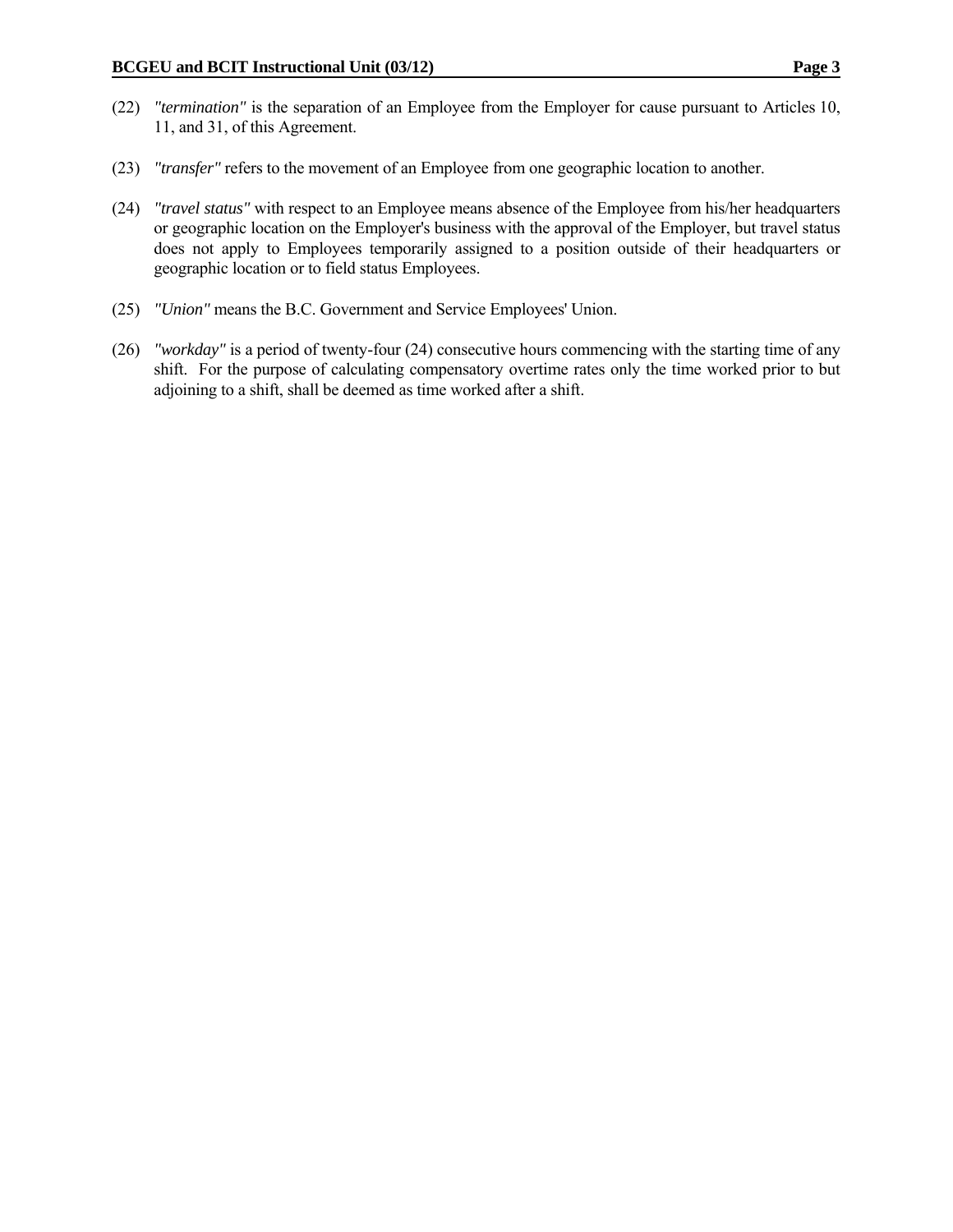(22) *"termination"* is the separation of an Employee from the Employer for cause pursuant to Articles 10, 11, and 31, of this Agreement.

(23) *"transfer"* refers to the movement of an Employee from one geographic location to another.

(24) *"travel status"* with respect to an Employee means absence of the Employee from his/her headquarters or geographic location on the Employer's business with the approval of the Employer, but travel status does not apply to Employees temporarily assigned to a position outside of their headquarters or geographic location or to field status Employees.

(25) *"Union"* means the B.C. Government and Service Employees' Union.

(26) *"workday"* is a period of twenty-four (24) consecutive hours commencing with the starting time of any shift. For the purpose of calculating compensatory overtime rates only the time worked prior to but adjoining to a shift, shall be deemed as time worked after a shift.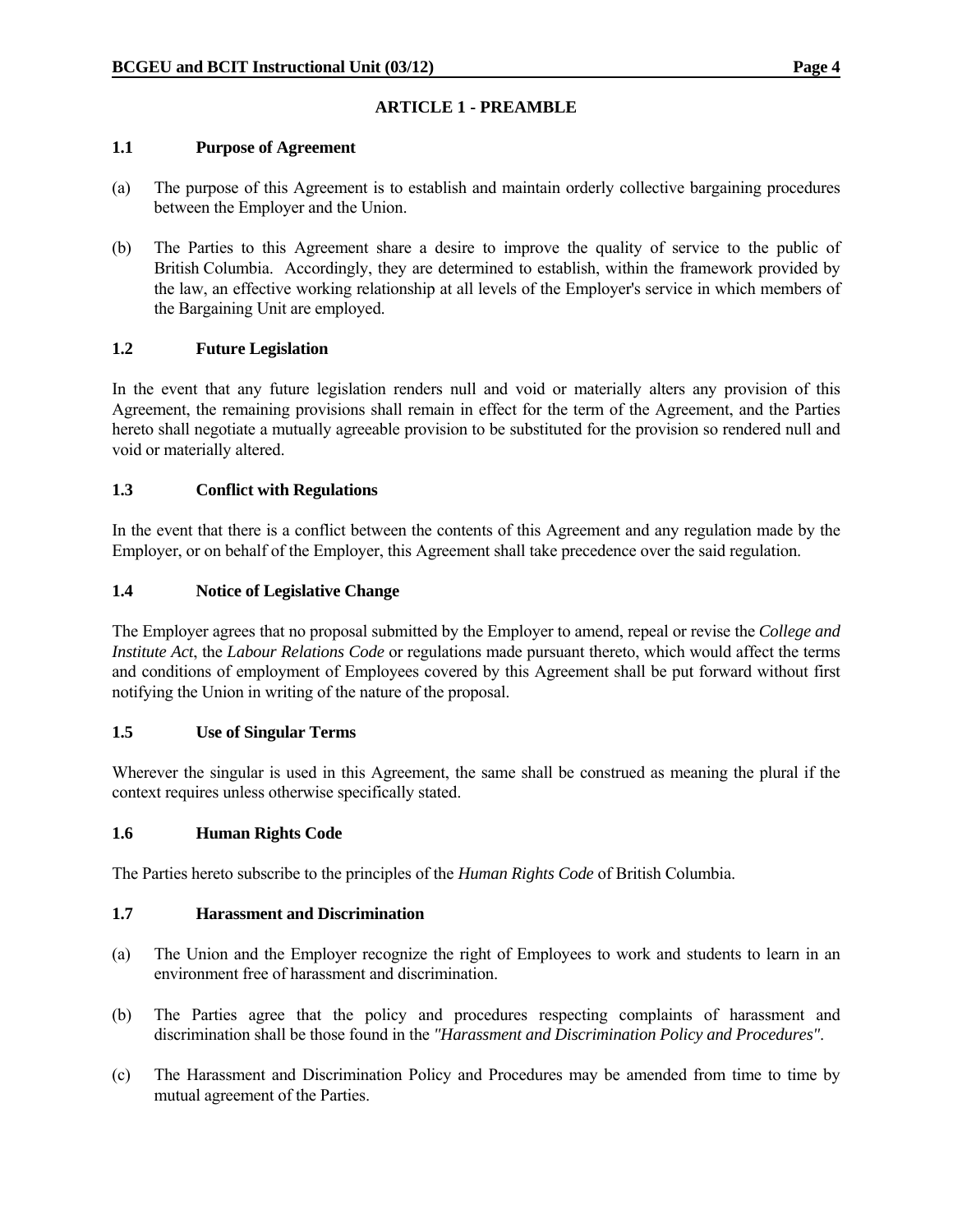## ARTICLE 1 - PREAMBLE

### 1.1 Purpose of Agreement

(a) The purpose of this Agreement is to establish and maintain orderly collective bargaining procedures between the Employer and the Union.

(b) The Parties to this Agreement share a desire to improve the quality of service to the public of British Columbia. Accordingly, they are determined to establish, within the framework provided by the law, an effective working relationship at all levels of the Employer's service in which members of the Bargaining Unit are employed.

### 1.2 Future Legislation

In the event that any future legislation renders null and void or materially alters any provision of this Agreement, the remaining provisions shall remain in effect for the term of the Agreement, and the Parties hereto shall negotiate a mutually agreeable provision to be substituted for the provision so rendered null and void or materially altered.

### 1.3 Conflict with Regulations

In the event that there is a conflict between the contents of this Agreement and any regulation made by the Employer, or on behalf of the Employer, this Agreement shall take precedence over the said regulation.

### 1.4 Notice of Legislative Change

The Employer agrees that no proposal submitted by the Employer to amend, repeal or revise the *College and Institute Act*, the *Labour Relations Code* or regulations made pursuant thereto, which would affect the terms and conditions of employment of Employees covered by this Agreement shall be put forward without first notifying the Union in writing of the nature of the proposal.

### 1.5 Use of Singular Terms

Wherever the singular is used in this Agreement, the same shall be construed as meaning the plural if the context requires unless otherwise specifically stated.

### 1.6 Human Rights Code

The Parties hereto subscribe to the principles of the *Human Rights Code* of British Columbia.

### 1.7 Harassment and Discrimination

(a) The Union and the Employer recognize the right of Employees to work and students to learn in an environment free of harassment and discrimination.

(b) The Parties agree that the policy and procedures respecting complaints of harassment and discrimination shall be those found in the *"Harassment and Discrimination Policy and Procedures"*.

(c) The Harassment and Discrimination Policy and Procedures may be amended from time to time by mutual agreement of the Parties.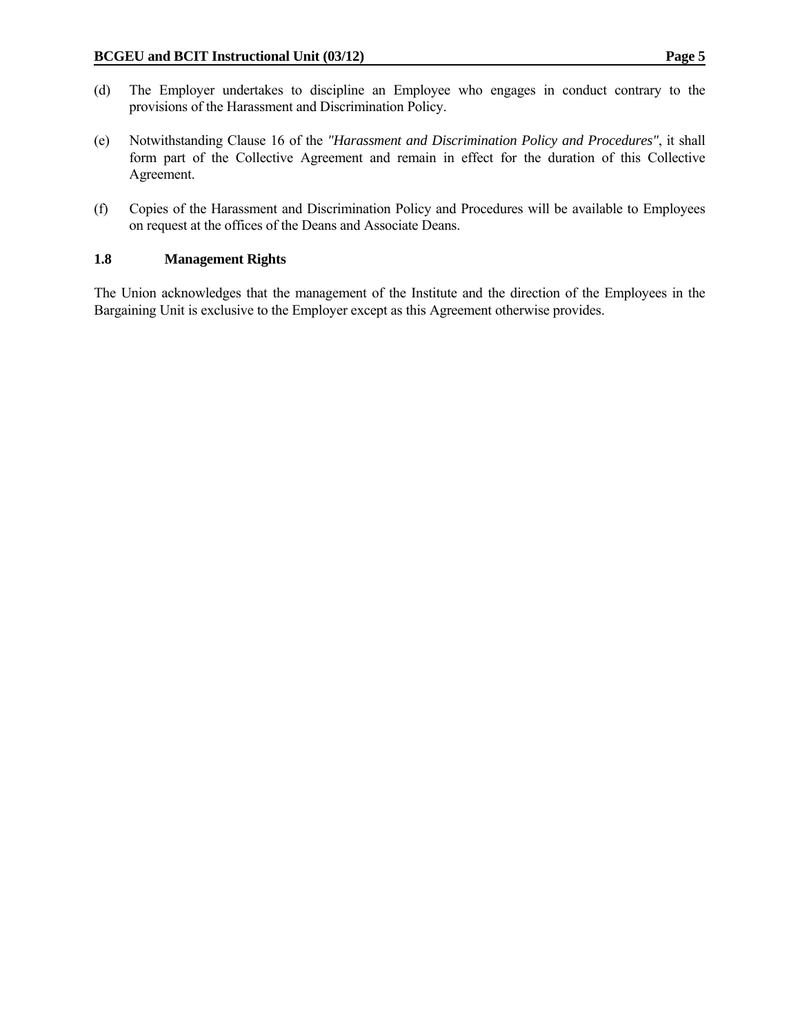(d) The Employer undertakes to discipline an Employee who engages in conduct contrary to the provisions of the Harassment and Discrimination Policy.

(e) Notwithstanding Clause 16 of the *"Harassment and Discrimination Policy and Procedures"*, it shall form part of the Collective Agreement and remain in effect for the duration of this Collective Agreement.

(f) Copies of the Harassment and Discrimination Policy and Procedures will be available to Employees on request at the offices of the Deans and Associate Deans.

### 1.8 Management Rights

The Union acknowledges that the management of the Institute and the direction of the Employees in the Bargaining Unit is exclusive to the Employer except as this Agreement otherwise provides.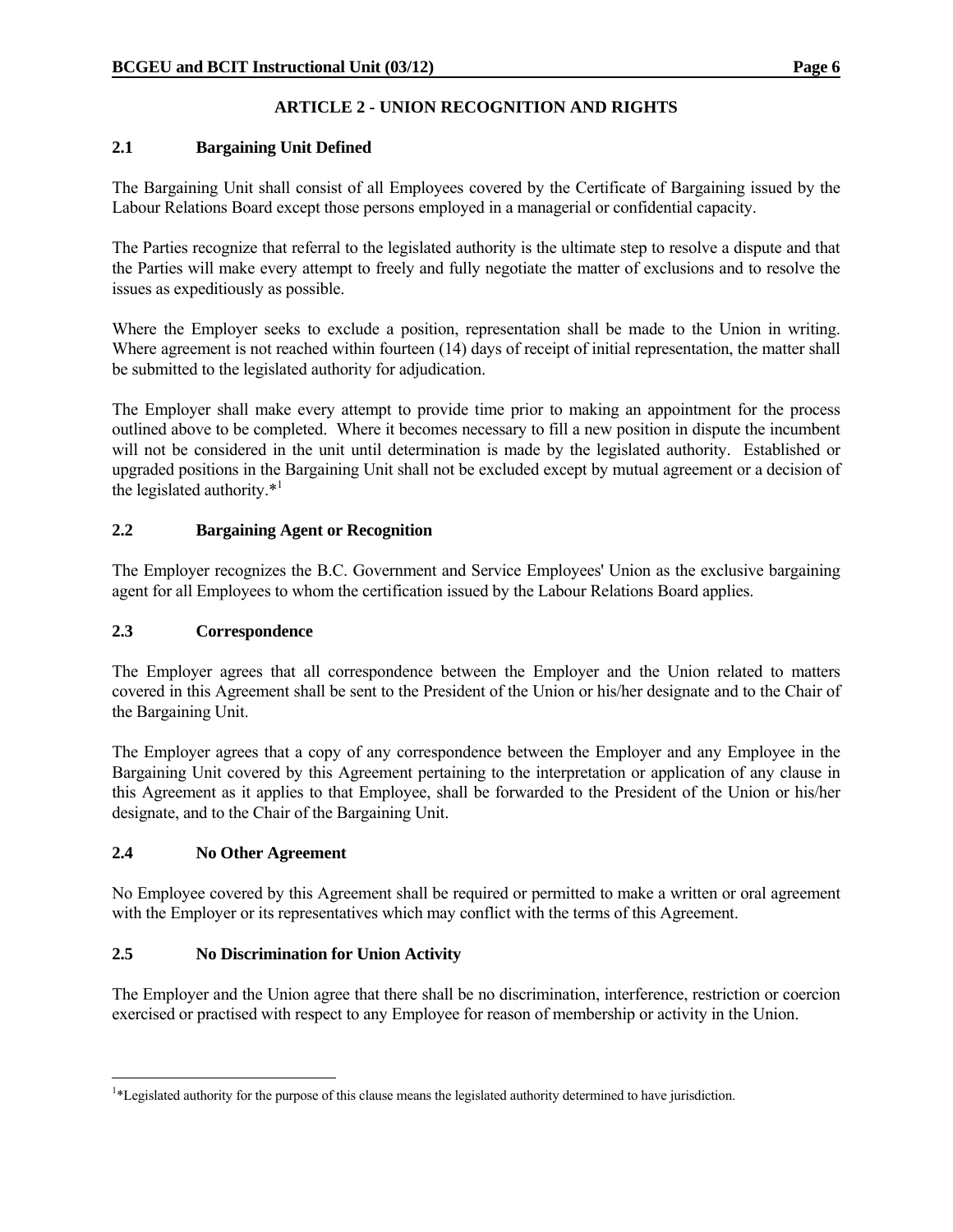## ARTICLE 2 - UNION RECOGNITION AND RIGHTS

### 2.1 Bargaining Unit Defined

The Bargaining Unit shall consist of all Employees covered by the Certificate of Bargaining issued by the Labour Relations Board except those persons employed in a managerial or confidential capacity.

The Parties recognize that referral to the legislated authority is the ultimate step to resolve a dispute and that the Parties will make every attempt to freely and fully negotiate the matter of exclusions and to resolve the issues as expeditiously as possible.

Where the Employer seeks to exclude a position, representation shall be made to the Union in writing. Where agreement is not reached within fourteen (14) days of receipt of initial representation, the matter shall be submitted to the legislated authority for adjudication.

The Employer shall make every attempt to provide time prior to making an appointment for the process outlined above to be completed. Where it becomes necessary to fill a new position in dispute the incumbent will not be considered in the unit until determination is made by the legislated authority. Established or upgraded positions in the Bargaining Unit shall not be excluded except by mutual agreement or a decision of the legislated authority.*[1]

### 2.2 Bargaining Agent or Recognition

The Employer recognizes the B.C. Government and Service Employees' Union as the exclusive bargaining agent for all Employees to whom the certification issued by the Labour Relations Board applies.

### 2.3 Correspondence

The Employer agrees that all correspondence between the Employer and the Union related to matters covered in this Agreement shall be sent to the President of the Union or his/her designate and to the Chair of the Bargaining Unit.

The Employer agrees that a copy of any correspondence between the Employer and any Employee in the Bargaining Unit covered by this Agreement pertaining to the interpretation or application of any clause in this Agreement as it applies to that Employee, shall be forwarded to the President of the Union or his/her designate, and to the Chair of the Bargaining Unit.

### 2.4 No Other Agreement

No Employee covered by this Agreement shall be required or permitted to make a written or oral agreement with the Employer or its representatives which may conflict with the terms of this Agreement.

### 2.5 No Discrimination for Union Activity

The Employer and the Union agree that there shall be no discrimination, interference, restriction or coercion exercised or practised with respect to any Employee for reason of membership or activity in the Union.

---

[1] *Legislated authority for the purpose of this clause means the legislated authority determined to have jurisdiction.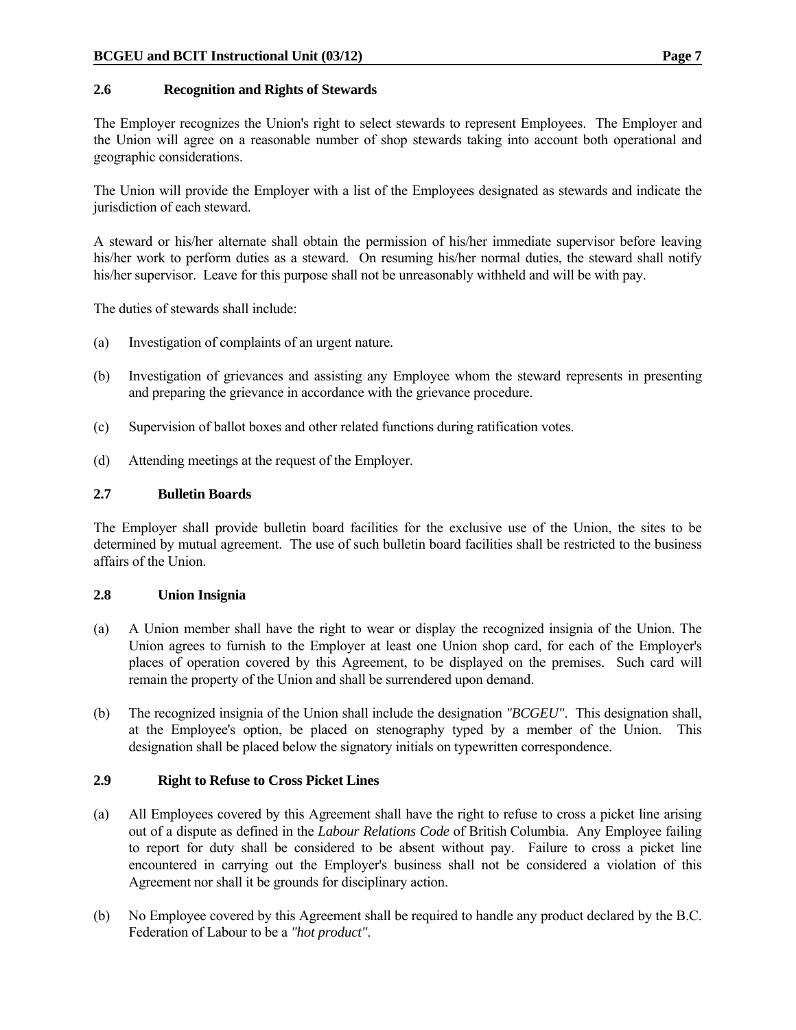### 2.6 Recognition and Rights of Stewards

The Employer recognizes the Union's right to select stewards to represent Employees. The Employer and the Union will agree on a reasonable number of shop stewards taking into account both operational and geographic considerations.

The Union will provide the Employer with a list of the Employees designated as stewards and indicate the jurisdiction of each steward.

A steward or his/her alternate shall obtain the permission of his/her immediate supervisor before leaving his/her work to perform duties as a steward. On resuming his/her normal duties, the steward shall notify his/her supervisor. Leave for this purpose shall not be unreasonably withheld and will be with pay.

The duties of stewards shall include:

(a) Investigation of complaints of an urgent nature.

(b) Investigation of grievances and assisting any Employee whom the steward represents in presenting and preparing the grievance in accordance with the grievance procedure.

(c) Supervision of ballot boxes and other related functions during ratification votes.

(d) Attending meetings at the request of the Employer.

### 2.7 Bulletin Boards

The Employer shall provide bulletin board facilities for the exclusive use of the Union, the sites to be determined by mutual agreement. The use of such bulletin board facilities shall be restricted to the business affairs of the Union.

### 2.8 Union Insignia

(a) A Union member shall have the right to wear or display the recognized insignia of the Union. The Union agrees to furnish to the Employer at least one Union shop card, for each of the Employer's places of operation covered by this Agreement, to be displayed on the premises. Such card will remain the property of the Union and shall be surrendered upon demand.

(b) The recognized insignia of the Union shall include the designation *"BCGEU"*. This designation shall, at the Employee's option, be placed on stenography typed by a member of the Union. This designation shall be placed below the signatory initials on typewritten correspondence.

### 2.9 Right to Refuse to Cross Picket Lines

(a) All Employees covered by this Agreement shall have the right to refuse to cross a picket line arising out of a dispute as defined in the *Labour Relations Code* of British Columbia. Any Employee failing to report for duty shall be considered to be absent without pay. Failure to cross a picket line encountered in carrying out the Employer's business shall not be considered a violation of this Agreement nor shall it be grounds for disciplinary action.

(b) No Employee covered by this Agreement shall be required to handle any product declared by the B.C. Federation of Labour to be a *"hot product"*.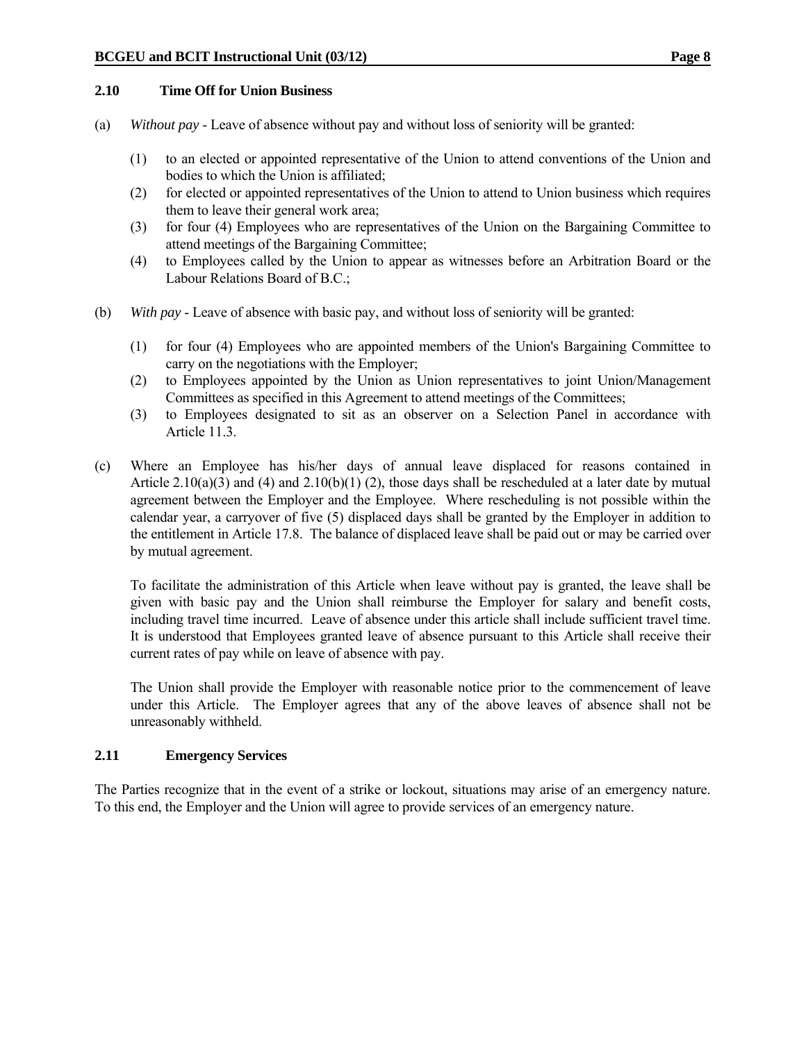### 2.10 Time Off for Union Business

(a) *Without pay* - Leave of absence without pay and without loss of seniority will be granted:

  (1) to an elected or appointed representative of the Union to attend conventions of the Union and bodies to which the Union is affiliated;
  (2) for elected or appointed representatives of the Union to attend to Union business which requires them to leave their general work area;
  (3) for four (4) Employees who are representatives of the Union on the Bargaining Committee to attend meetings of the Bargaining Committee;
  (4) to Employees called by the Union to appear as witnesses before an Arbitration Board or the Labour Relations Board of B.C.;

(b) *With pay* - Leave of absence with basic pay, and without loss of seniority will be granted:

  (1) for four (4) Employees who are appointed members of the Union's Bargaining Committee to carry on the negotiations with the Employer;
  (2) to Employees appointed by the Union as Union representatives to joint Union/Management Committees as specified in this Agreement to attend meetings of the Committees;
  (3) to Employees designated to sit as an observer on a Selection Panel in accordance with Article 11.3.

(c) Where an Employee has his/her days of annual leave displaced for reasons contained in Article 2.10(a)(3) and (4) and 2.10(b)(1) (2), those days shall be rescheduled at a later date by mutual agreement between the Employer and the Employee. Where rescheduling is not possible within the calendar year, a carryover of five (5) displaced days shall be granted by the Employer in addition to the entitlement in Article 17.8. The balance of displaced leave shall be paid out or may be carried over by mutual agreement.

  To facilitate the administration of this Article when leave without pay is granted, the leave shall be given with basic pay and the Union shall reimburse the Employer for salary and benefit costs, including travel time incurred. Leave of absence under this article shall include sufficient travel time. It is understood that Employees granted leave of absence pursuant to this Article shall receive their current rates of pay while on leave of absence with pay.

  The Union shall provide the Employer with reasonable notice prior to the commencement of leave under this Article. The Employer agrees that any of the above leaves of absence shall not be unreasonably withheld.

### 2.11 Emergency Services

The Parties recognize that in the event of a strike or lockout, situations may arise of an emergency nature. To this end, the Employer and the Union will agree to provide services of an emergency nature.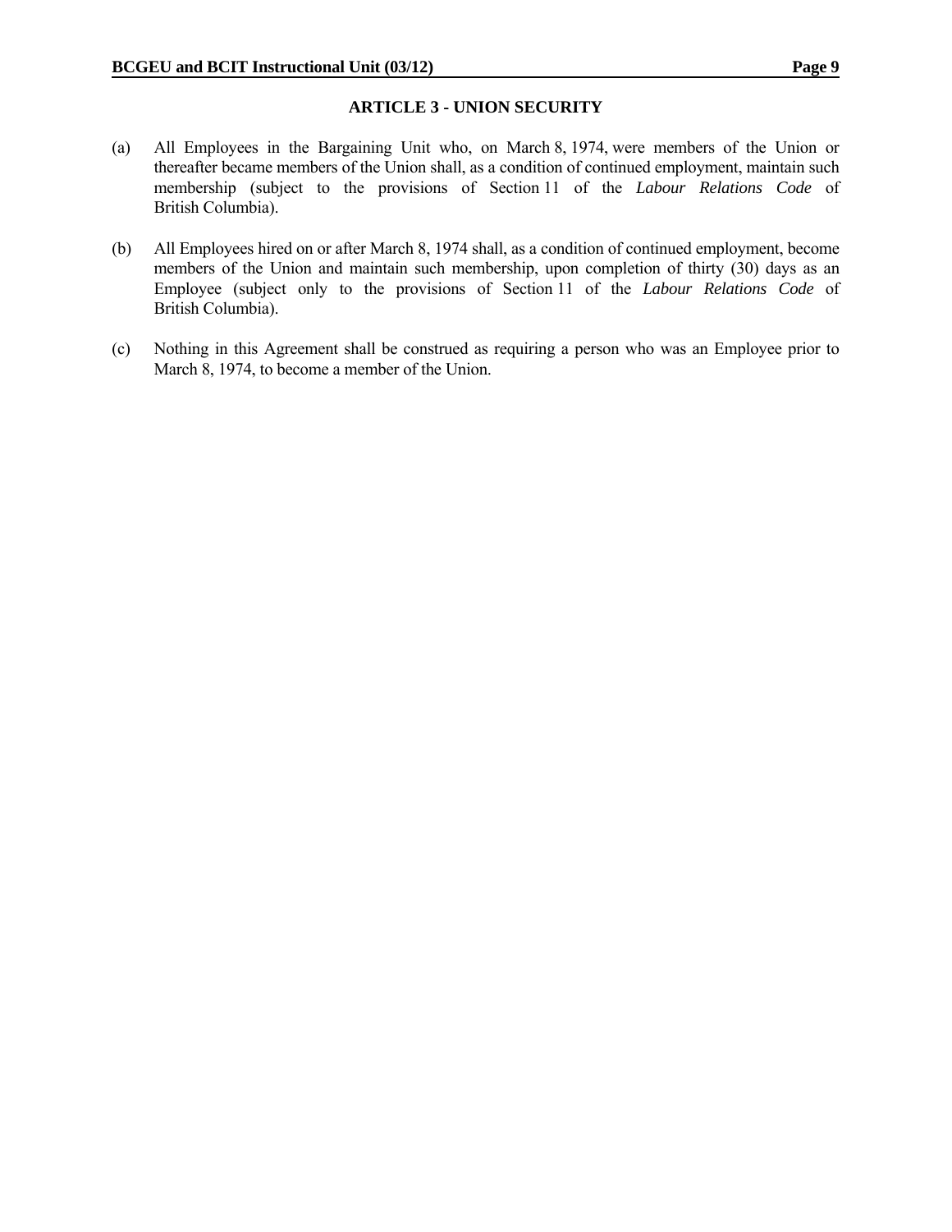## ARTICLE 3 - UNION SECURITY

(a) All Employees in the Bargaining Unit who, on March 8, 1974, were members of the Union or thereafter became members of the Union shall, as a condition of continued employment, maintain such membership (subject to the provisions of Section 11 of the *Labour Relations Code* of British Columbia).

(b) All Employees hired on or after March 8, 1974 shall, as a condition of continued employment, become members of the Union and maintain such membership, upon completion of thirty (30) days as an Employee (subject only to the provisions of Section 11 of the *Labour Relations Code* of British Columbia).

(c) Nothing in this Agreement shall be construed as requiring a person who was an Employee prior to March 8, 1974, to become a member of the Union.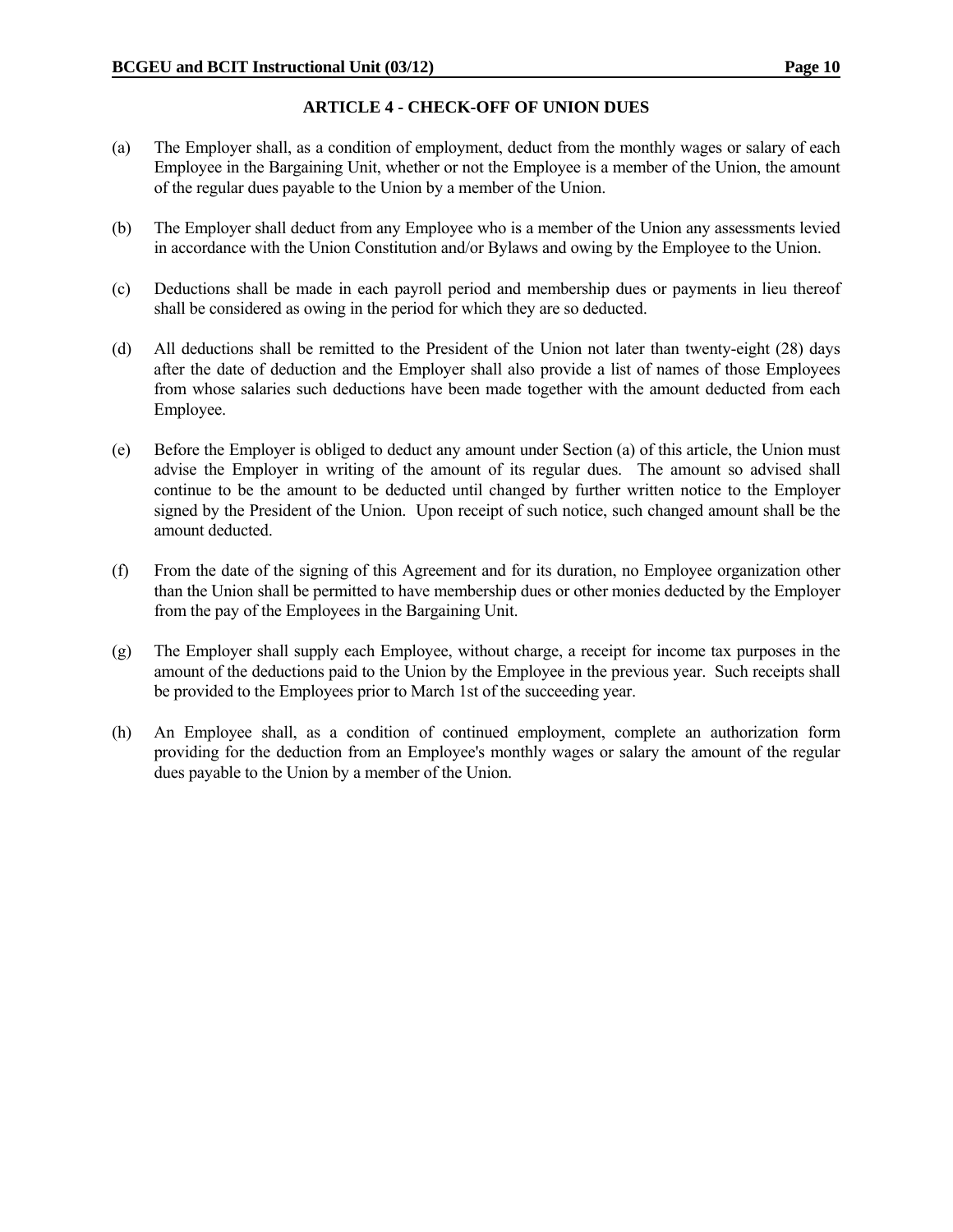## ARTICLE 4 - CHECK-OFF OF UNION DUES

(a) The Employer shall, as a condition of employment, deduct from the monthly wages or salary of each Employee in the Bargaining Unit, whether or not the Employee is a member of the Union, the amount of the regular dues payable to the Union by a member of the Union.

(b) The Employer shall deduct from any Employee who is a member of the Union any assessments levied in accordance with the Union Constitution and/or Bylaws and owing by the Employee to the Union.

(c) Deductions shall be made in each payroll period and membership dues or payments in lieu thereof shall be considered as owing in the period for which they are so deducted.

(d) All deductions shall be remitted to the President of the Union not later than twenty-eight (28) days after the date of deduction and the Employer shall also provide a list of names of those Employees from whose salaries such deductions have been made together with the amount deducted from each Employee.

(e) Before the Employer is obliged to deduct any amount under Section (a) of this article, the Union must advise the Employer in writing of the amount of its regular dues. The amount so advised shall continue to be the amount to be deducted until changed by further written notice to the Employer signed by the President of the Union. Upon receipt of such notice, such changed amount shall be the amount deducted.

(f) From the date of the signing of this Agreement and for its duration, no Employee organization other than the Union shall be permitted to have membership dues or other monies deducted by the Employer from the pay of the Employees in the Bargaining Unit.

(g) The Employer shall supply each Employee, without charge, a receipt for income tax purposes in the amount of the deductions paid to the Union by the Employee in the previous year. Such receipts shall be provided to the Employees prior to March 1st of the succeeding year.

(h) An Employee shall, as a condition of continued employment, complete an authorization form providing for the deduction from an Employee's monthly wages or salary the amount of the regular dues payable to the Union by a member of the Union.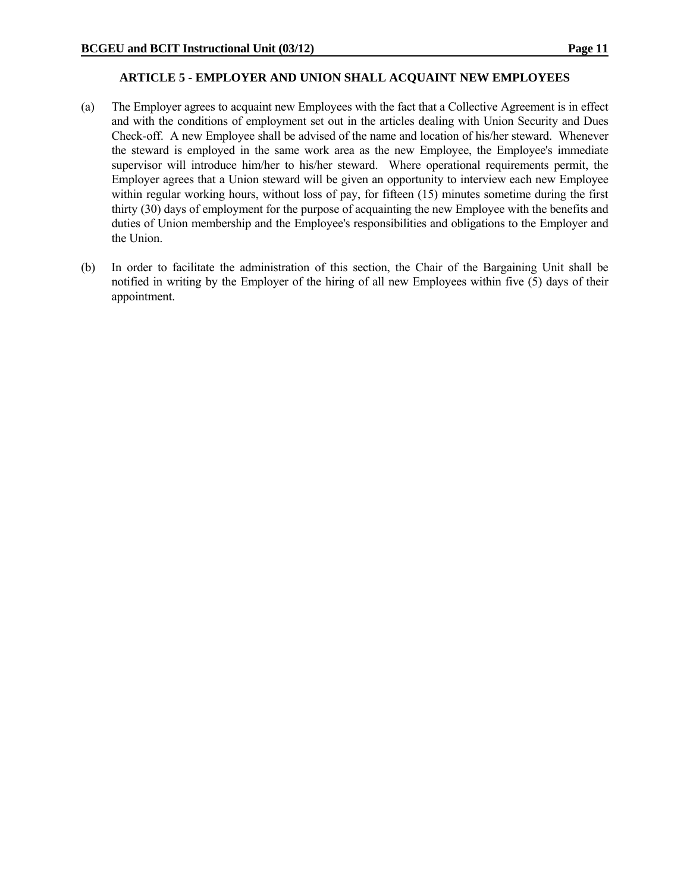## ARTICLE 5 - EMPLOYER AND UNION SHALL ACQUAINT NEW EMPLOYEES

(a) The Employer agrees to acquaint new Employees with the fact that a Collective Agreement is in effect and with the conditions of employment set out in the articles dealing with Union Security and Dues Check-off. A new Employee shall be advised of the name and location of his/her steward. Whenever the steward is employed in the same work area as the new Employee, the Employee's immediate supervisor will introduce him/her to his/her steward. Where operational requirements permit, the Employer agrees that a Union steward will be given an opportunity to interview each new Employee within regular working hours, without loss of pay, for fifteen (15) minutes sometime during the first thirty (30) days of employment for the purpose of acquainting the new Employee with the benefits and duties of Union membership and the Employee's responsibilities and obligations to the Employer and the Union.

(b) In order to facilitate the administration of this section, the Chair of the Bargaining Unit shall be notified in writing by the Employer of the hiring of all new Employees within five (5) days of their appointment.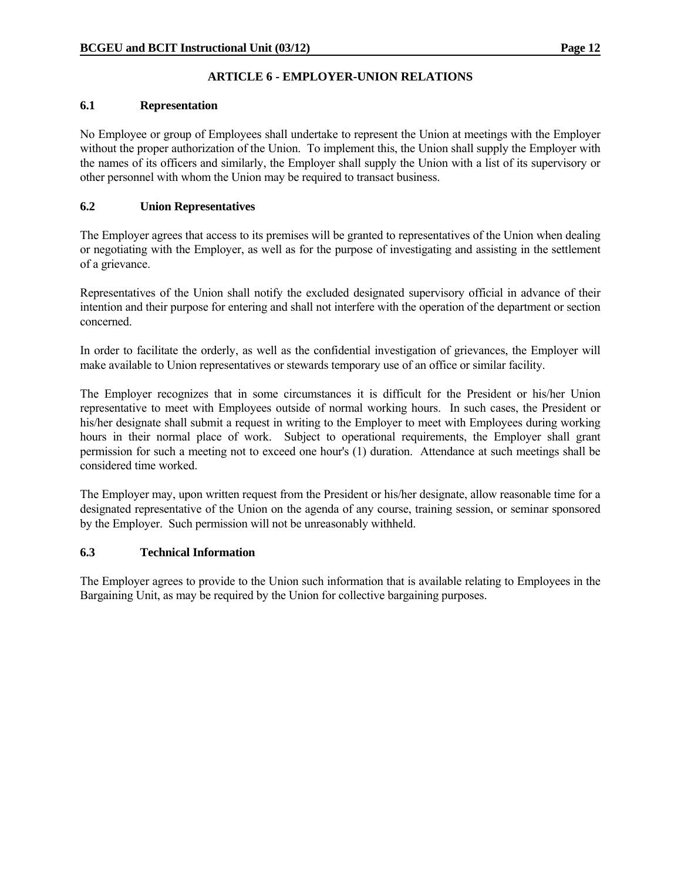# ARTICLE 6 - EMPLOYER-UNION RELATIONS

## 6.1 Representation

No Employee or group of Employees shall undertake to represent the Union at meetings with the Employer without the proper authorization of the Union. To implement this, the Union shall supply the Employer with the names of its officers and similarly, the Employer shall supply the Union with a list of its supervisory or other personnel with whom the Union may be required to transact business.

## 6.2 Union Representatives

The Employer agrees that access to its premises will be granted to representatives of the Union when dealing or negotiating with the Employer, as well as for the purpose of investigating and assisting in the settlement of a grievance.

Representatives of the Union shall notify the excluded designated supervisory official in advance of their intention and their purpose for entering and shall not interfere with the operation of the department or section concerned.

In order to facilitate the orderly, as well as the confidential investigation of grievances, the Employer will make available to Union representatives or stewards temporary use of an office or similar facility.

The Employer recognizes that in some circumstances it is difficult for the President or his/her Union representative to meet with Employees outside of normal working hours. In such cases, the President or his/her designate shall submit a request in writing to the Employer to meet with Employees during working hours in their normal place of work. Subject to operational requirements, the Employer shall grant permission for such a meeting not to exceed one hour's (1) duration. Attendance at such meetings shall be considered time worked.

The Employer may, upon written request from the President or his/her designate, allow reasonable time for a designated representative of the Union on the agenda of any course, training session, or seminar sponsored by the Employer. Such permission will not be unreasonably withheld.

## 6.3 Technical Information

The Employer agrees to provide to the Union such information that is available relating to Employees in the Bargaining Unit, as may be required by the Union for collective bargaining purposes.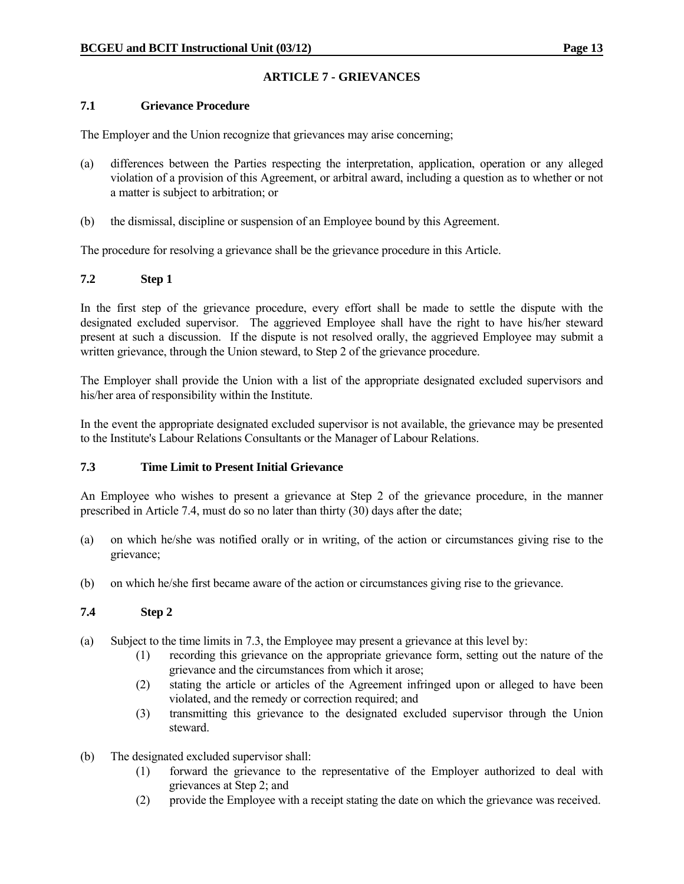## ARTICLE 7 - GRIEVANCES

### 7.1 Grievance Procedure

The Employer and the Union recognize that grievances may arise concerning;

(a) differences between the Parties respecting the interpretation, application, operation or any alleged violation of a provision of this Agreement, or arbitral award, including a question as to whether or not a matter is subject to arbitration; or

(b) the dismissal, discipline or suspension of an Employee bound by this Agreement.

The procedure for resolving a grievance shall be the grievance procedure in this Article.

### 7.2 Step 1

In the first step of the grievance procedure, every effort shall be made to settle the dispute with the designated excluded supervisor. The aggrieved Employee shall have the right to have his/her steward present at such a discussion. If the dispute is not resolved orally, the aggrieved Employee may submit a written grievance, through the Union steward, to Step 2 of the grievance procedure.

The Employer shall provide the Union with a list of the appropriate designated excluded supervisors and his/her area of responsibility within the Institute.

In the event the appropriate designated excluded supervisor is not available, the grievance may be presented to the Institute's Labour Relations Consultants or the Manager of Labour Relations.

### 7.3 Time Limit to Present Initial Grievance

An Employee who wishes to present a grievance at Step 2 of the grievance procedure, in the manner prescribed in Article 7.4, must do so no later than thirty (30) days after the date;

(a) on which he/she was notified orally or in writing, of the action or circumstances giving rise to the grievance;

(b) on which he/she first became aware of the action or circumstances giving rise to the grievance.

### 7.4 Step 2

(a) Subject to the time limits in 7.3, the Employee may present a grievance at this level by:
    (1) recording this grievance on the appropriate grievance form, setting out the nature of the grievance and the circumstances from which it arose;
    (2) stating the article or articles of the Agreement infringed upon or alleged to have been violated, and the remedy or correction required; and
    (3) transmitting this grievance to the designated excluded supervisor through the Union steward.

(b) The designated excluded supervisor shall:
    (1) forward the grievance to the representative of the Employer authorized to deal with grievances at Step 2; and
    (2) provide the Employee with a receipt stating the date on which the grievance was received.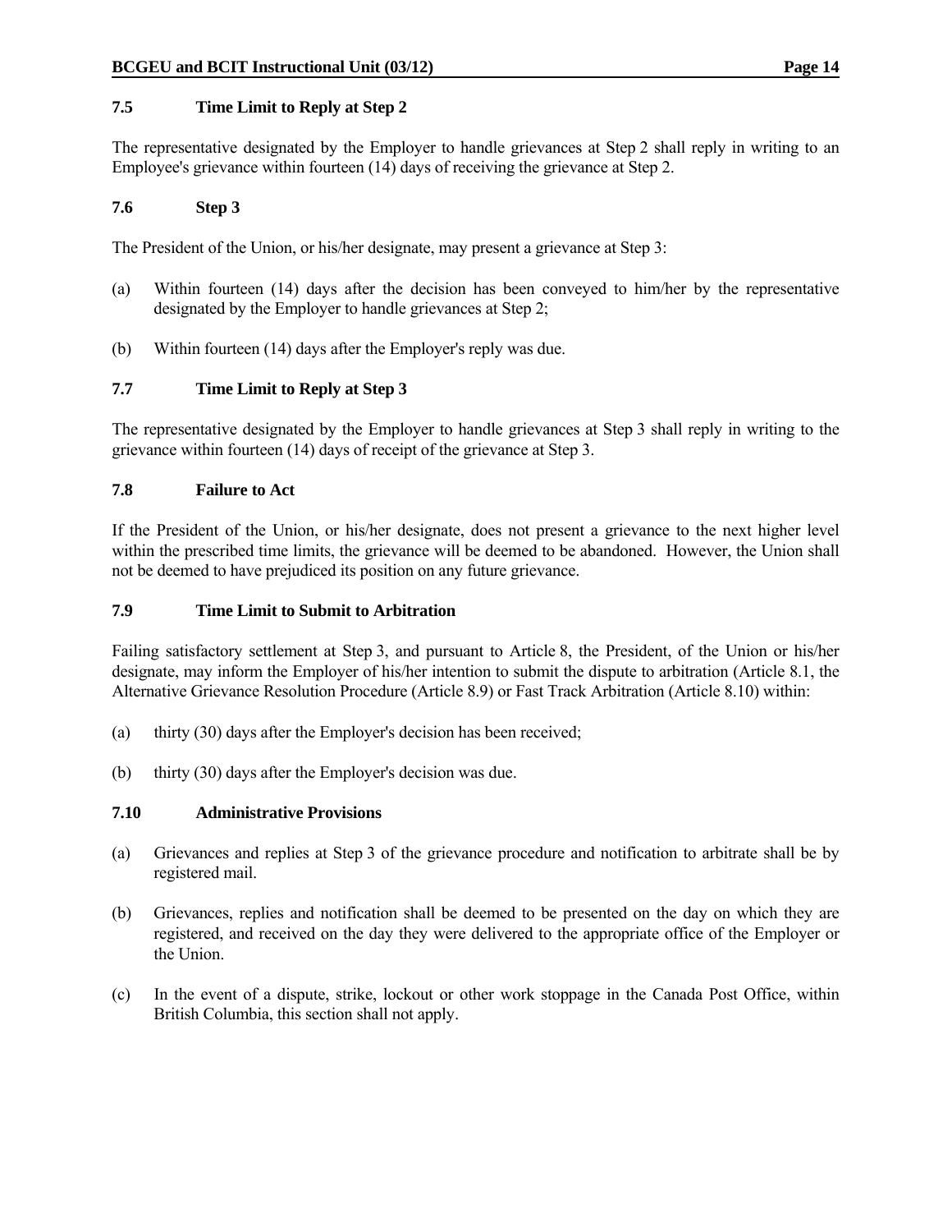### 7.5 Time Limit to Reply at Step 2

The representative designated by the Employer to handle grievances at Step 2 shall reply in writing to an Employee's grievance within fourteen (14) days of receiving the grievance at Step 2.

### 7.6 Step 3

The President of the Union, or his/her designate, may present a grievance at Step 3:

(a) Within fourteen (14) days after the decision has been conveyed to him/her by the representative designated by the Employer to handle grievances at Step 2;

(b) Within fourteen (14) days after the Employer's reply was due.

### 7.7 Time Limit to Reply at Step 3

The representative designated by the Employer to handle grievances at Step 3 shall reply in writing to the grievance within fourteen (14) days of receipt of the grievance at Step 3.

### 7.8 Failure to Act

If the President of the Union, or his/her designate, does not present a grievance to the next higher level within the prescribed time limits, the grievance will be deemed to be abandoned. However, the Union shall not be deemed to have prejudiced its position on any future grievance.

### 7.9 Time Limit to Submit to Arbitration

Failing satisfactory settlement at Step 3, and pursuant to Article 8, the President, of the Union or his/her designate, may inform the Employer of his/her intention to submit the dispute to arbitration (Article 8.1, the Alternative Grievance Resolution Procedure (Article 8.9) or Fast Track Arbitration (Article 8.10) within:

(a) thirty (30) days after the Employer's decision has been received;

(b) thirty (30) days after the Employer's decision was due.

### 7.10 Administrative Provisions

(a) Grievances and replies at Step 3 of the grievance procedure and notification to arbitrate shall be by registered mail.

(b) Grievances, replies and notification shall be deemed to be presented on the day on which they are registered, and received on the day they were delivered to the appropriate office of the Employer or the Union.

(c) In the event of a dispute, strike, lockout or other work stoppage in the Canada Post Office, within British Columbia, this section shall not apply.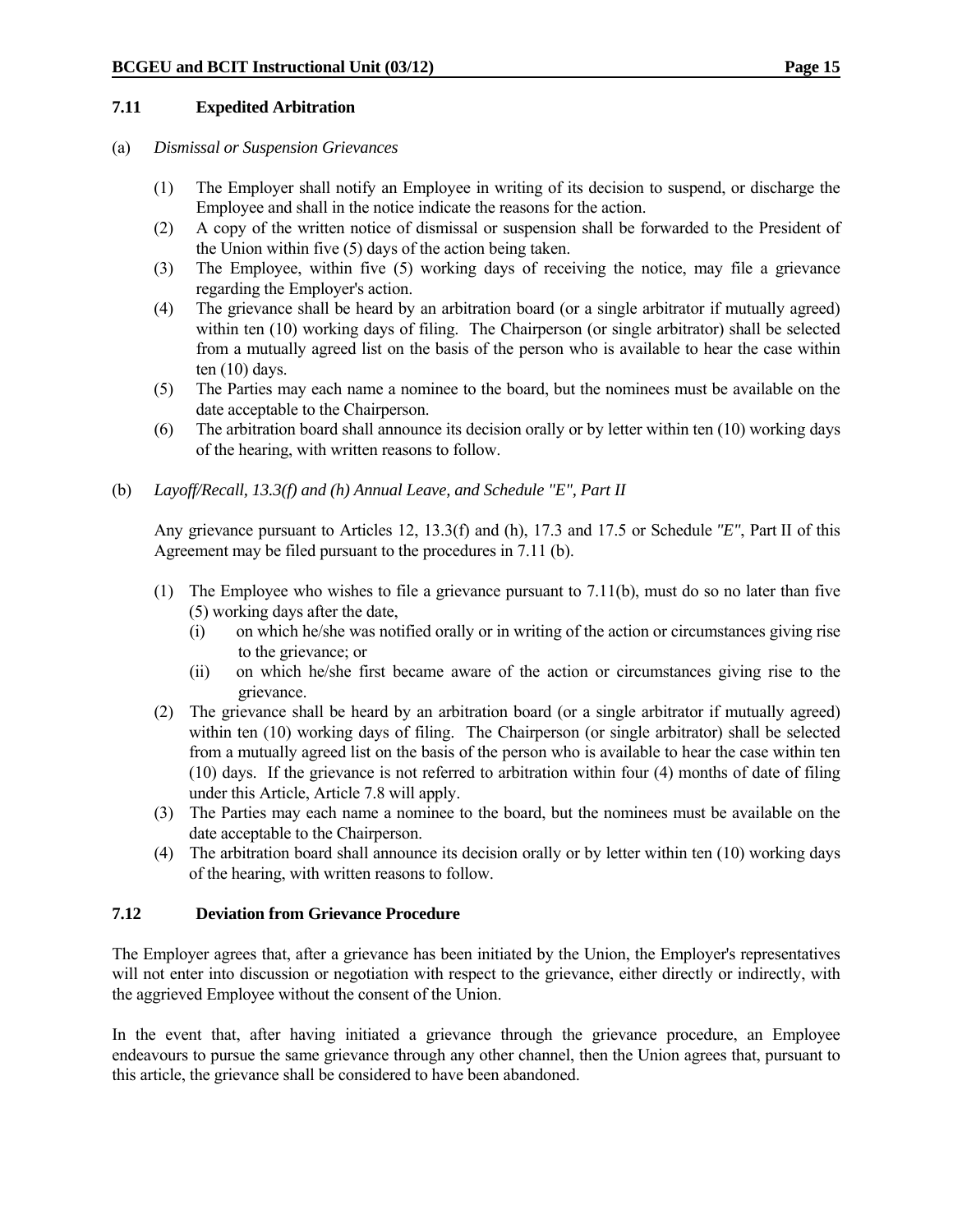### 7.11 Expedited Arbitration

(a) *Dismissal or Suspension Grievances*

(1) The Employer shall notify an Employee in writing of its decision to suspend, or discharge the Employee and shall in the notice indicate the reasons for the action.

(2) A copy of the written notice of dismissal or suspension shall be forwarded to the President of the Union within five (5) days of the action being taken.

(3) The Employee, within five (5) working days of receiving the notice, may file a grievance regarding the Employer's action.

(4) The grievance shall be heard by an arbitration board (or a single arbitrator if mutually agreed) within ten (10) working days of filing. The Chairperson (or single arbitrator) shall be selected from a mutually agreed list on the basis of the person who is available to hear the case within ten (10) days.

(5) The Parties may each name a nominee to the board, but the nominees must be available on the date acceptable to the Chairperson.

(6) The arbitration board shall announce its decision orally or by letter within ten (10) working days of the hearing, with written reasons to follow.

(b) *Layoff/Recall, 13.3(f) and (h) Annual Leave, and Schedule "E", Part II*

Any grievance pursuant to Articles 12, 13.3(f) and (h), 17.3 and 17.5 or Schedule *"E"*, Part II of this Agreement may be filed pursuant to the procedures in 7.11 (b).

(1) The Employee who wishes to file a grievance pursuant to 7.11(b), must do so no later than five (5) working days after the date,

   (i) on which he/she was notified orally or in writing of the action or circumstances giving rise to the grievance; or

   (ii) on which he/she first became aware of the action or circumstances giving rise to the grievance.

(2) The grievance shall be heard by an arbitration board (or a single arbitrator if mutually agreed) within ten (10) working days of filing. The Chairperson (or single arbitrator) shall be selected from a mutually agreed list on the basis of the person who is available to hear the case within ten (10) days. If the grievance is not referred to arbitration within four (4) months of date of filing under this Article, Article 7.8 will apply.

(3) The Parties may each name a nominee to the board, but the nominees must be available on the date acceptable to the Chairperson.

(4) The arbitration board shall announce its decision orally or by letter within ten (10) working days of the hearing, with written reasons to follow.

### 7.12 Deviation from Grievance Procedure

The Employer agrees that, after a grievance has been initiated by the Union, the Employer's representatives will not enter into discussion or negotiation with respect to the grievance, either directly or indirectly, with the aggrieved Employee without the consent of the Union.

In the event that, after having initiated a grievance through the grievance procedure, an Employee endeavours to pursue the same grievance through any other channel, then the Union agrees that, pursuant to this article, the grievance shall be considered to have been abandoned.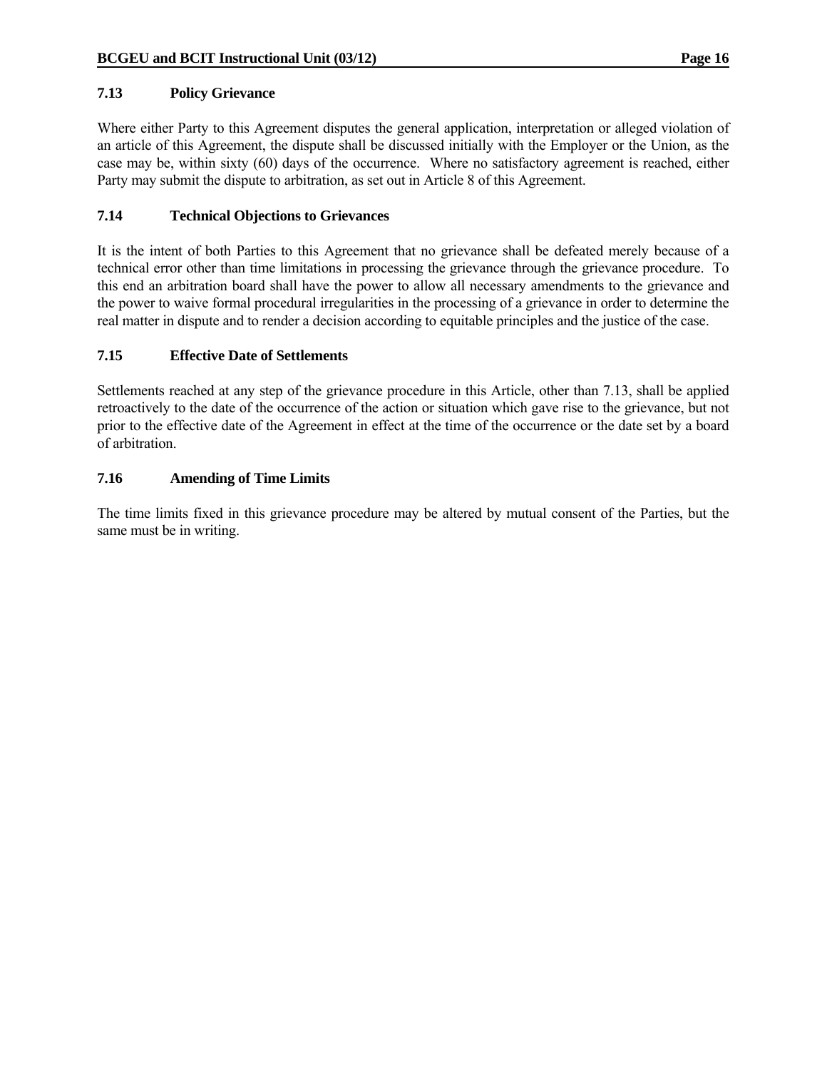### 7.13 Policy Grievance

Where either Party to this Agreement disputes the general application, interpretation or alleged violation of an article of this Agreement, the dispute shall be discussed initially with the Employer or the Union, as the case may be, within sixty (60) days of the occurrence. Where no satisfactory agreement is reached, either Party may submit the dispute to arbitration, as set out in Article 8 of this Agreement.

### 7.14 Technical Objections to Grievances

It is the intent of both Parties to this Agreement that no grievance shall be defeated merely because of a technical error other than time limitations in processing the grievance through the grievance procedure. To this end an arbitration board shall have the power to allow all necessary amendments to the grievance and the power to waive formal procedural irregularities in the processing of a grievance in order to determine the real matter in dispute and to render a decision according to equitable principles and the justice of the case.

### 7.15 Effective Date of Settlements

Settlements reached at any step of the grievance procedure in this Article, other than 7.13, shall be applied retroactively to the date of the occurrence of the action or situation which gave rise to the grievance, but not prior to the effective date of the Agreement in effect at the time of the occurrence or the date set by a board of arbitration.

### 7.16 Amending of Time Limits

The time limits fixed in this grievance procedure may be altered by mutual consent of the Parties, but the same must be in writing.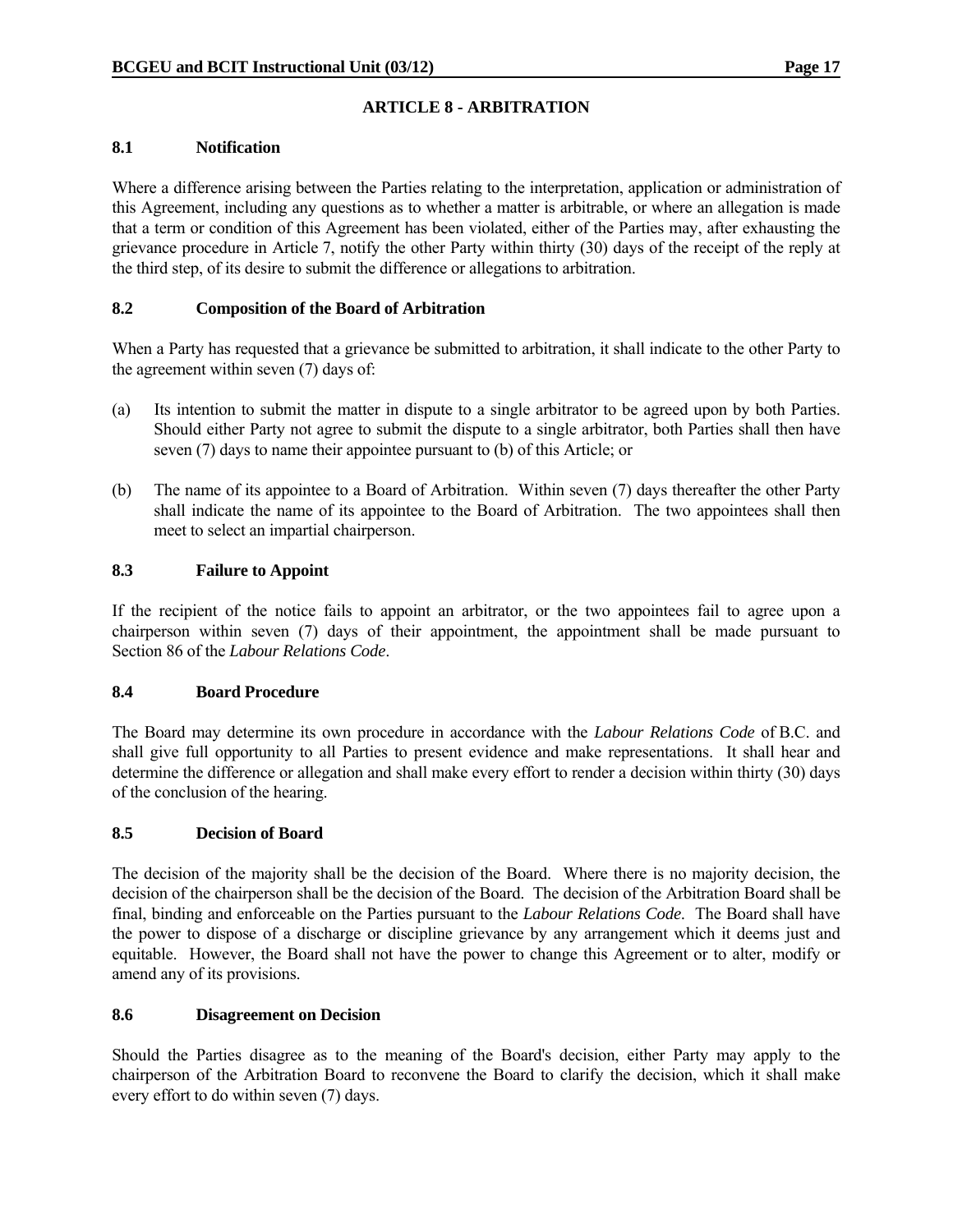## ARTICLE 8 - ARBITRATION

### 8.1 Notification

Where a difference arising between the Parties relating to the interpretation, application or administration of this Agreement, including any questions as to whether a matter is arbitrable, or where an allegation is made that a term or condition of this Agreement has been violated, either of the Parties may, after exhausting the grievance procedure in Article 7, notify the other Party within thirty (30) days of the receipt of the reply at the third step, of its desire to submit the difference or allegations to arbitration.

### 8.2 Composition of the Board of Arbitration

When a Party has requested that a grievance be submitted to arbitration, it shall indicate to the other Party to the agreement within seven (7) days of:

(a) Its intention to submit the matter in dispute to a single arbitrator to be agreed upon by both Parties. Should either Party not agree to submit the dispute to a single arbitrator, both Parties shall then have seven (7) days to name their appointee pursuant to (b) of this Article; or

(b) The name of its appointee to a Board of Arbitration. Within seven (7) days thereafter the other Party shall indicate the name of its appointee to the Board of Arbitration. The two appointees shall then meet to select an impartial chairperson.

### 8.3 Failure to Appoint

If the recipient of the notice fails to appoint an arbitrator, or the two appointees fail to agree upon a chairperson within seven (7) days of their appointment, the appointment shall be made pursuant to Section 86 of the *Labour Relations Code*.

### 8.4 Board Procedure

The Board may determine its own procedure in accordance with the *Labour Relations Code* of B.C. and shall give full opportunity to all Parties to present evidence and make representations. It shall hear and determine the difference or allegation and shall make every effort to render a decision within thirty (30) days of the conclusion of the hearing.

### 8.5 Decision of Board

The decision of the majority shall be the decision of the Board. Where there is no majority decision, the decision of the chairperson shall be the decision of the Board. The decision of the Arbitration Board shall be final, binding and enforceable on the Parties pursuant to the *Labour Relations Code*. The Board shall have the power to dispose of a discharge or discipline grievance by any arrangement which it deems just and equitable. However, the Board shall not have the power to change this Agreement or to alter, modify or amend any of its provisions.

### 8.6 Disagreement on Decision

Should the Parties disagree as to the meaning of the Board's decision, either Party may apply to the chairperson of the Arbitration Board to reconvene the Board to clarify the decision, which it shall make every effort to do within seven (7) days.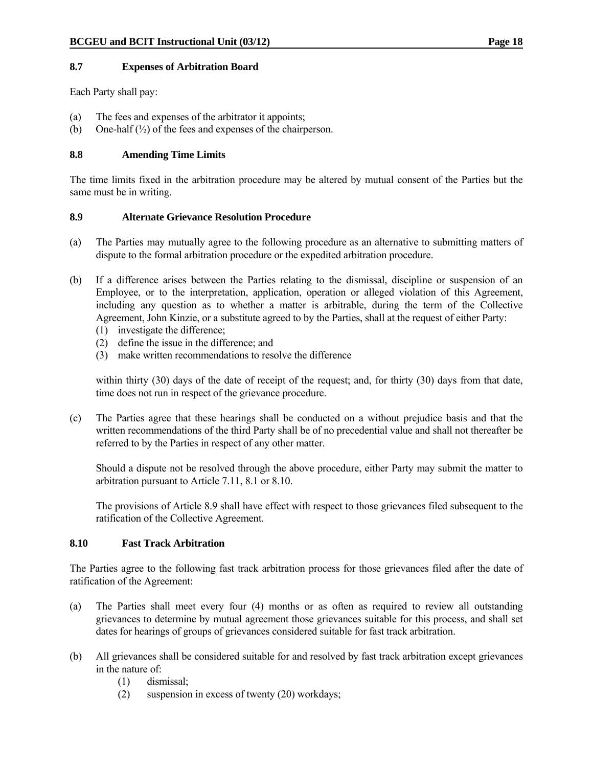### 8.7 Expenses of Arbitration Board

Each Party shall pay:

(a) The fees and expenses of the arbitrator it appoints;
(b) One-half (½) of the fees and expenses of the chairperson.

### 8.8 Amending Time Limits

The time limits fixed in the arbitration procedure may be altered by mutual consent of the Parties but the same must be in writing.

### 8.9 Alternate Grievance Resolution Procedure

(a) The Parties may mutually agree to the following procedure as an alternative to submitting matters of dispute to the formal arbitration procedure or the expedited arbitration procedure.

(b) If a difference arises between the Parties relating to the dismissal, discipline or suspension of an Employee, or to the interpretation, application, operation or alleged violation of this Agreement, including any question as to whether a matter is arbitrable, during the term of the Collective Agreement, John Kinzie, or a substitute agreed to by the Parties, shall at the request of either Party:
   (1) investigate the difference;
   (2) define the issue in the difference; and
   (3) make written recommendations to resolve the difference

   within thirty (30) days of the date of receipt of the request; and, for thirty (30) days from that date, time does not run in respect of the grievance procedure.

(c) The Parties agree that these hearings shall be conducted on a without prejudice basis and that the written recommendations of the third Party shall be of no precedential value and shall not thereafter be referred to by the Parties in respect of any other matter.

   Should a dispute not be resolved through the above procedure, either Party may submit the matter to arbitration pursuant to Article 7.11, 8.1 or 8.10.

   The provisions of Article 8.9 shall have effect with respect to those grievances filed subsequent to the ratification of the Collective Agreement.

### 8.10 Fast Track Arbitration

The Parties agree to the following fast track arbitration process for those grievances filed after the date of ratification of the Agreement:

(a) The Parties shall meet every four (4) months or as often as required to review all outstanding grievances to determine by mutual agreement those grievances suitable for this process, and shall set dates for hearings of groups of grievances considered suitable for fast track arbitration.

(b) All grievances shall be considered suitable for and resolved by fast track arbitration except grievances in the nature of:
   (1) dismissal;
   (2) suspension in excess of twenty (20) workdays;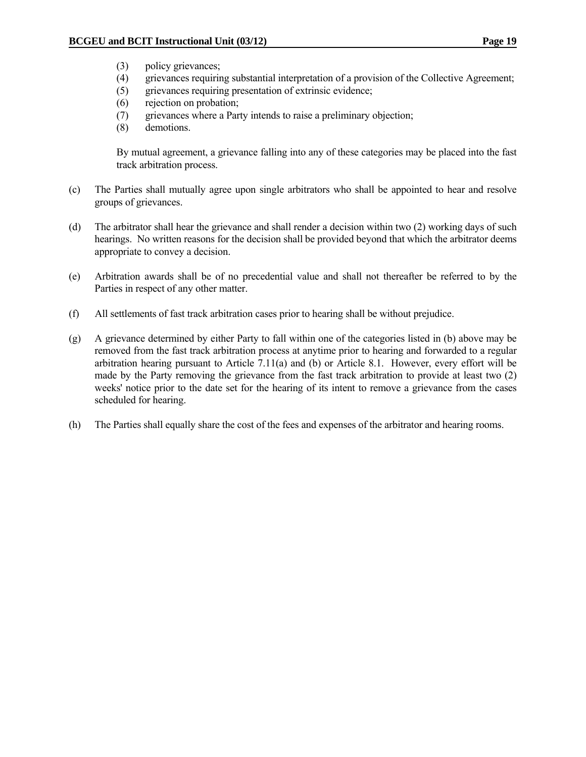(3) policy grievances;
(4) grievances requiring substantial interpretation of a provision of the Collective Agreement;
(5) grievances requiring presentation of extrinsic evidence;
(6) rejection on probation;
(7) grievances where a Party intends to raise a preliminary objection;
(8) demotions.

By mutual agreement, a grievance falling into any of these categories may be placed into the fast track arbitration process.

(c) The Parties shall mutually agree upon single arbitrators who shall be appointed to hear and resolve groups of grievances.

(d) The arbitrator shall hear the grievance and shall render a decision within two (2) working days of such hearings. No written reasons for the decision shall be provided beyond that which the arbitrator deems appropriate to convey a decision.

(e) Arbitration awards shall be of no precedential value and shall not thereafter be referred to by the Parties in respect of any other matter.

(f) All settlements of fast track arbitration cases prior to hearing shall be without prejudice.

(g) A grievance determined by either Party to fall within one of the categories listed in (b) above may be removed from the fast track arbitration process at anytime prior to hearing and forwarded to a regular arbitration hearing pursuant to Article 7.11(a) and (b) or Article 8.1. However, every effort will be made by the Party removing the grievance from the fast track arbitration to provide at least two (2) weeks' notice prior to the date set for the hearing of its intent to remove a grievance from the cases scheduled for hearing.

(h) The Parties shall equally share the cost of the fees and expenses of the arbitrator and hearing rooms.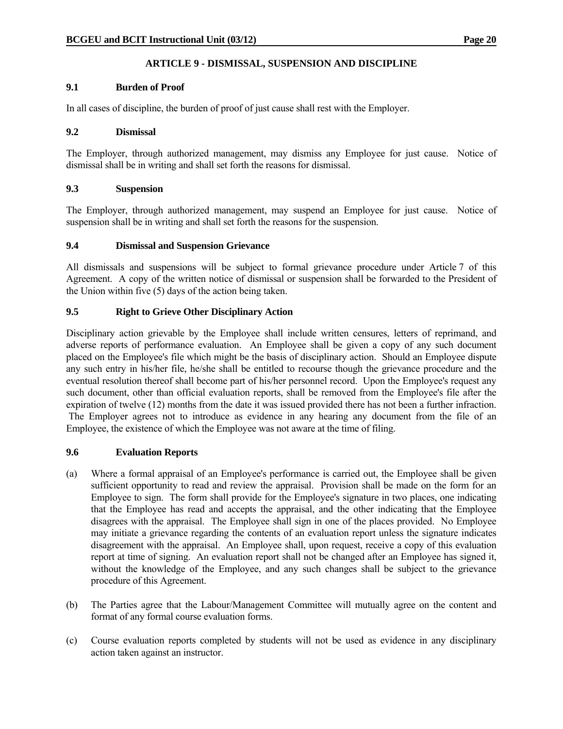## ARTICLE 9 - DISMISSAL, SUSPENSION AND DISCIPLINE

### 9.1 Burden of Proof

In all cases of discipline, the burden of proof of just cause shall rest with the Employer.

### 9.2 Dismissal

The Employer, through authorized management, may dismiss any Employee for just cause. Notice of dismissal shall be in writing and shall set forth the reasons for dismissal.

### 9.3 Suspension

The Employer, through authorized management, may suspend an Employee for just cause. Notice of suspension shall be in writing and shall set forth the reasons for the suspension.

### 9.4 Dismissal and Suspension Grievance

All dismissals and suspensions will be subject to formal grievance procedure under Article 7 of this Agreement. A copy of the written notice of dismissal or suspension shall be forwarded to the President of the Union within five (5) days of the action being taken.

### 9.5 Right to Grieve Other Disciplinary Action

Disciplinary action grievable by the Employee shall include written censures, letters of reprimand, and adverse reports of performance evaluation. An Employee shall be given a copy of any such document placed on the Employee's file which might be the basis of disciplinary action. Should an Employee dispute any such entry in his/her file, he/she shall be entitled to recourse though the grievance procedure and the eventual resolution thereof shall become part of his/her personnel record. Upon the Employee's request any such document, other than official evaluation reports, shall be removed from the Employee's file after the expiration of twelve (12) months from the date it was issued provided there has not been a further infraction. The Employer agrees not to introduce as evidence in any hearing any document from the file of an Employee, the existence of which the Employee was not aware at the time of filing.

### 9.6 Evaluation Reports

(a) Where a formal appraisal of an Employee's performance is carried out, the Employee shall be given sufficient opportunity to read and review the appraisal. Provision shall be made on the form for an Employee to sign. The form shall provide for the Employee's signature in two places, one indicating that the Employee has read and accepts the appraisal, and the other indicating that the Employee disagrees with the appraisal. The Employee shall sign in one of the places provided. No Employee may initiate a grievance regarding the contents of an evaluation report unless the signature indicates disagreement with the appraisal. An Employee shall, upon request, receive a copy of this evaluation report at time of signing. An evaluation report shall not be changed after an Employee has signed it, without the knowledge of the Employee, and any such changes shall be subject to the grievance procedure of this Agreement.

(b) The Parties agree that the Labour/Management Committee will mutually agree on the content and format of any formal course evaluation forms.

(c) Course evaluation reports completed by students will not be used as evidence in any disciplinary action taken against an instructor.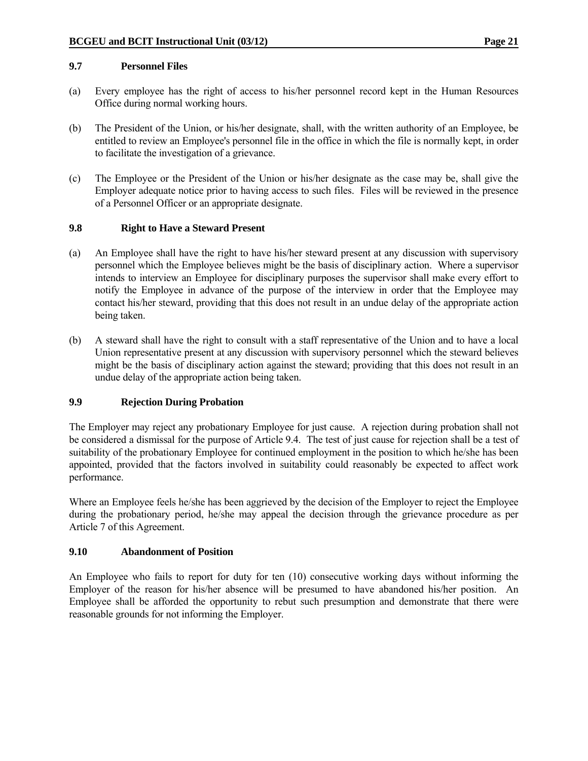### 9.7 Personnel Files

(a) Every employee has the right of access to his/her personnel record kept in the Human Resources Office during normal working hours.

(b) The President of the Union, or his/her designate, shall, with the written authority of an Employee, be entitled to review an Employee's personnel file in the office in which the file is normally kept, in order to facilitate the investigation of a grievance.

(c) The Employee or the President of the Union or his/her designate as the case may be, shall give the Employer adequate notice prior to having access to such files. Files will be reviewed in the presence of a Personnel Officer or an appropriate designate.

### 9.8 Right to Have a Steward Present

(a) An Employee shall have the right to have his/her steward present at any discussion with supervisory personnel which the Employee believes might be the basis of disciplinary action. Where a supervisor intends to interview an Employee for disciplinary purposes the supervisor shall make every effort to notify the Employee in advance of the purpose of the interview in order that the Employee may contact his/her steward, providing that this does not result in an undue delay of the appropriate action being taken.

(b) A steward shall have the right to consult with a staff representative of the Union and to have a local Union representative present at any discussion with supervisory personnel which the steward believes might be the basis of disciplinary action against the steward; providing that this does not result in an undue delay of the appropriate action being taken.

### 9.9 Rejection During Probation

The Employer may reject any probationary Employee for just cause. A rejection during probation shall not be considered a dismissal for the purpose of Article 9.4. The test of just cause for rejection shall be a test of suitability of the probationary Employee for continued employment in the position to which he/she has been appointed, provided that the factors involved in suitability could reasonably be expected to affect work performance.

Where an Employee feels he/she has been aggrieved by the decision of the Employer to reject the Employee during the probationary period, he/she may appeal the decision through the grievance procedure as per Article 7 of this Agreement.

### 9.10 Abandonment of Position

An Employee who fails to report for duty for ten (10) consecutive working days without informing the Employer of the reason for his/her absence will be presumed to have abandoned his/her position. An Employee shall be afforded the opportunity to rebut such presumption and demonstrate that there were reasonable grounds for not informing the Employer.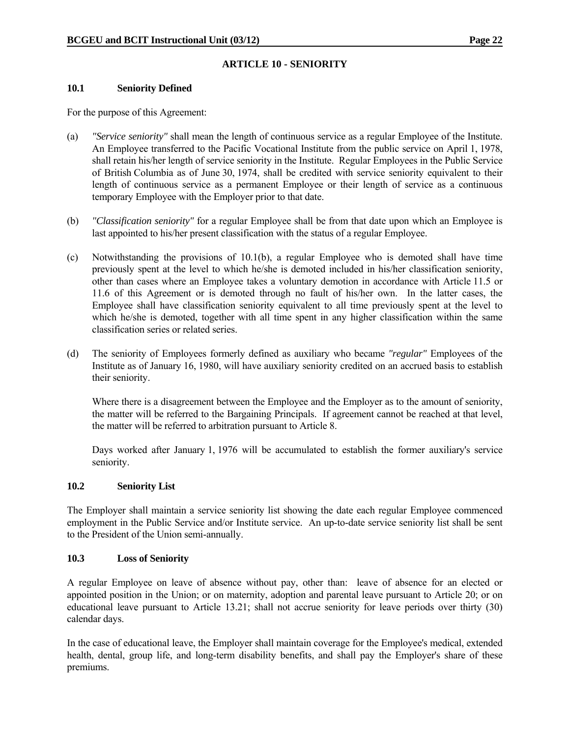## ARTICLE 10 - SENIORITY

### 10.1 Seniority Defined

For the purpose of this Agreement:

(a) *"Service seniority"* shall mean the length of continuous service as a regular Employee of the Institute. An Employee transferred to the Pacific Vocational Institute from the public service on April 1, 1978, shall retain his/her length of service seniority in the Institute. Regular Employees in the Public Service of British Columbia as of June 30, 1974, shall be credited with service seniority equivalent to their length of continuous service as a permanent Employee or their length of service as a continuous temporary Employee with the Employer prior to that date.

(b) *"Classification seniority"* for a regular Employee shall be from that date upon which an Employee is last appointed to his/her present classification with the status of a regular Employee.

(c) Notwithstanding the provisions of 10.1(b), a regular Employee who is demoted shall have time previously spent at the level to which he/she is demoted included in his/her classification seniority, other than cases where an Employee takes a voluntary demotion in accordance with Article 11.5 or 11.6 of this Agreement or is demoted through no fault of his/her own. In the latter cases, the Employee shall have classification seniority equivalent to all time previously spent at the level to which he/she is demoted, together with all time spent in any higher classification within the same classification series or related series.

(d) The seniority of Employees formerly defined as auxiliary who became *"regular"* Employees of the Institute as of January 16, 1980, will have auxiliary seniority credited on an accrued basis to establish their seniority.

    Where there is a disagreement between the Employee and the Employer as to the amount of seniority, the matter will be referred to the Bargaining Principals. If agreement cannot be reached at that level, the matter will be referred to arbitration pursuant to Article 8.

    Days worked after January 1, 1976 will be accumulated to establish the former auxiliary's service seniority.

### 10.2 Seniority List

The Employer shall maintain a service seniority list showing the date each regular Employee commenced employment in the Public Service and/or Institute service. An up-to-date service seniority list shall be sent to the President of the Union semi-annually.

### 10.3 Loss of Seniority

A regular Employee on leave of absence without pay, other than: leave of absence for an elected or appointed position in the Union; or on maternity, adoption and parental leave pursuant to Article 20; or on educational leave pursuant to Article 13.21; shall not accrue seniority for leave periods over thirty (30) calendar days.

In the case of educational leave, the Employer shall maintain coverage for the Employee's medical, extended health, dental, group life, and long-term disability benefits, and shall pay the Employer's share of these premiums.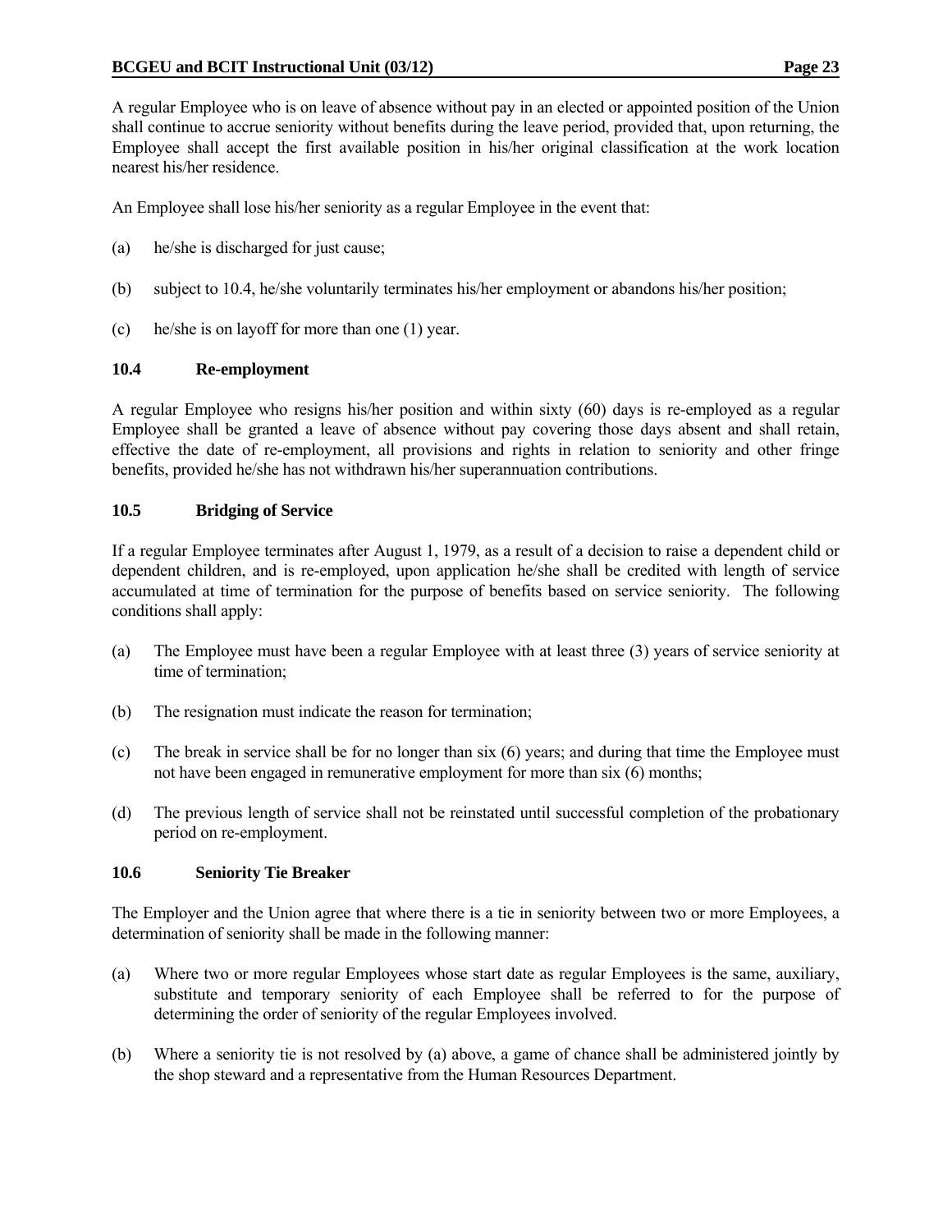A regular Employee who is on leave of absence without pay in an elected or appointed position of the Union shall continue to accrue seniority without benefits during the leave period, provided that, upon returning, the Employee shall accept the first available position in his/her original classification at the work location nearest his/her residence.

An Employee shall lose his/her seniority as a regular Employee in the event that:

(a) he/she is discharged for just cause;

(b) subject to 10.4, he/she voluntarily terminates his/her employment or abandons his/her position;

(c) he/she is on layoff for more than one (1) year.

### 10.4 Re-employment

A regular Employee who resigns his/her position and within sixty (60) days is re-employed as a regular Employee shall be granted a leave of absence without pay covering those days absent and shall retain, effective the date of re-employment, all provisions and rights in relation to seniority and other fringe benefits, provided he/she has not withdrawn his/her superannuation contributions.

### 10.5 Bridging of Service

If a regular Employee terminates after August 1, 1979, as a result of a decision to raise a dependent child or dependent children, and is re-employed, upon application he/she shall be credited with length of service accumulated at time of termination for the purpose of benefits based on service seniority. The following conditions shall apply:

(a) The Employee must have been a regular Employee with at least three (3) years of service seniority at time of termination;

(b) The resignation must indicate the reason for termination;

(c) The break in service shall be for no longer than six (6) years; and during that time the Employee must not have been engaged in remunerative employment for more than six (6) months;

(d) The previous length of service shall not be reinstated until successful completion of the probationary period on re-employment.

### 10.6 Seniority Tie Breaker

The Employer and the Union agree that where there is a tie in seniority between two or more Employees, a determination of seniority shall be made in the following manner:

(a) Where two or more regular Employees whose start date as regular Employees is the same, auxiliary, substitute and temporary seniority of each Employee shall be referred to for the purpose of determining the order of seniority of the regular Employees involved.

(b) Where a seniority tie is not resolved by (a) above, a game of chance shall be administered jointly by the shop steward and a representative from the Human Resources Department.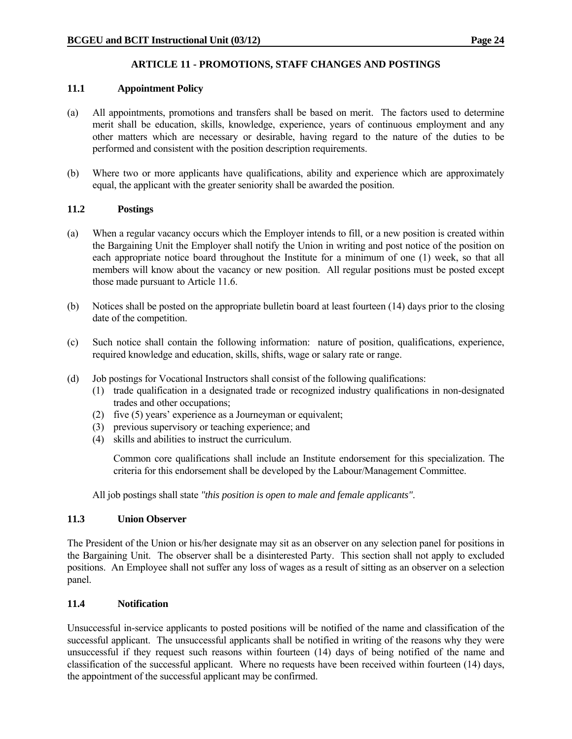## ARTICLE 11 - PROMOTIONS, STAFF CHANGES AND POSTINGS

### 11.1 Appointment Policy

(a) All appointments, promotions and transfers shall be based on merit. The factors used to determine merit shall be education, skills, knowledge, experience, years of continuous employment and any other matters which are necessary or desirable, having regard to the nature of the duties to be performed and consistent with the position description requirements.

(b) Where two or more applicants have qualifications, ability and experience which are approximately equal, the applicant with the greater seniority shall be awarded the position.

### 11.2 Postings

(a) When a regular vacancy occurs which the Employer intends to fill, or a new position is created within the Bargaining Unit the Employer shall notify the Union in writing and post notice of the position on each appropriate notice board throughout the Institute for a minimum of one (1) week, so that all members will know about the vacancy or new position. All regular positions must be posted except those made pursuant to Article 11.6.

(b) Notices shall be posted on the appropriate bulletin board at least fourteen (14) days prior to the closing date of the competition.

(c) Such notice shall contain the following information: nature of position, qualifications, experience, required knowledge and education, skills, shifts, wage or salary rate or range.

(d) Job postings for Vocational Instructors shall consist of the following qualifications:
   (1) trade qualification in a designated trade or recognized industry qualifications in non-designated trades and other occupations;
   (2) five (5) years' experience as a Journeyman or equivalent;
   (3) previous supervisory or teaching experience; and
   (4) skills and abilities to instruct the curriculum.

   Common core qualifications shall include an Institute endorsement for this specialization. The criteria for this endorsement shall be developed by the Labour/Management Committee.

All job postings shall state *"this position is open to male and female applicants"*.

### 11.3 Union Observer

The President of the Union or his/her designate may sit as an observer on any selection panel for positions in the Bargaining Unit. The observer shall be a disinterested Party. This section shall not apply to excluded positions. An Employee shall not suffer any loss of wages as a result of sitting as an observer on a selection panel.

### 11.4 Notification

Unsuccessful in-service applicants to posted positions will be notified of the name and classification of the successful applicant. The unsuccessful applicants shall be notified in writing of the reasons why they were unsuccessful if they request such reasons within fourteen (14) days of being notified of the name and classification of the successful applicant. Where no requests have been received within fourteen (14) days, the appointment of the successful applicant may be confirmed.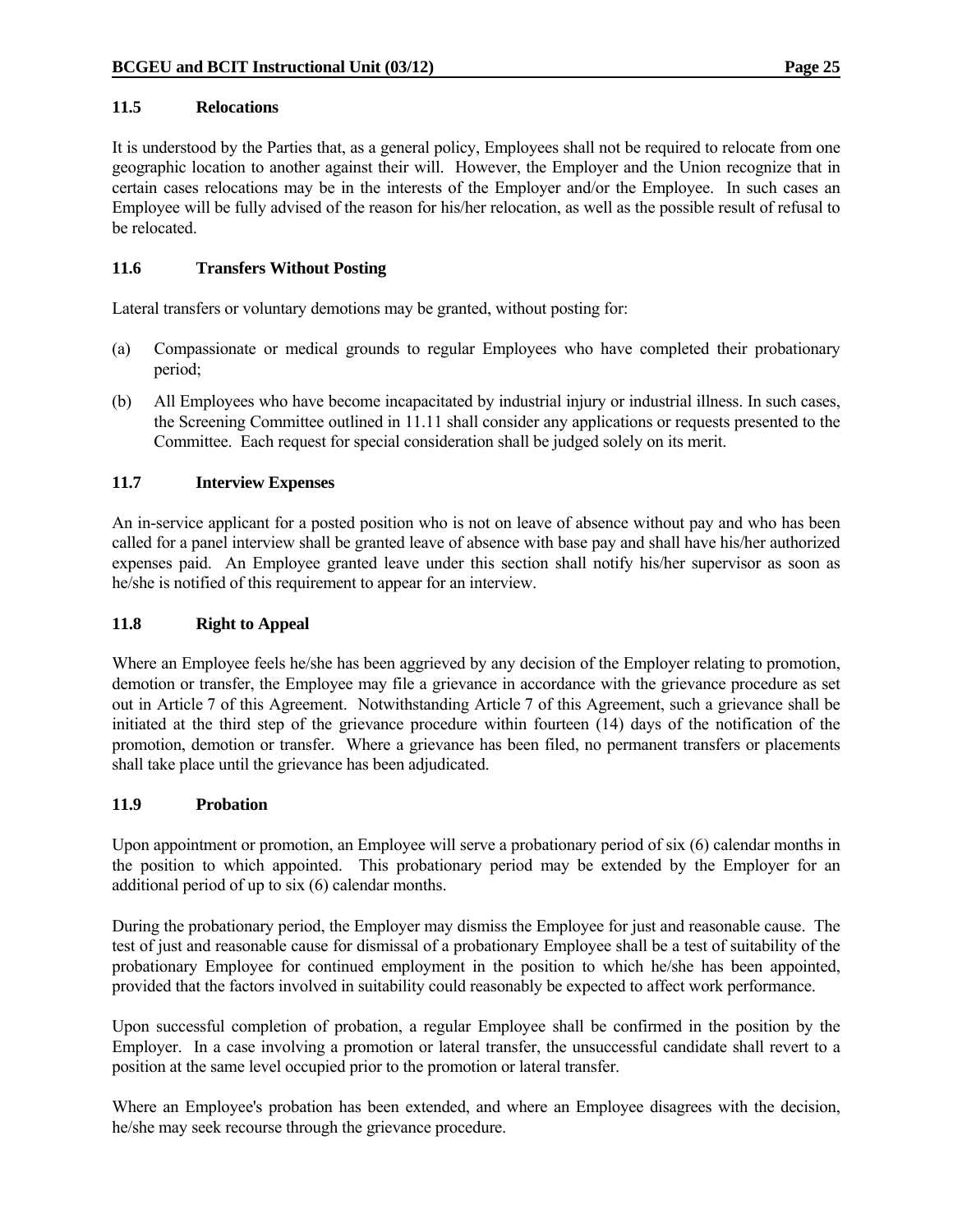### 11.5 Relocations

It is understood by the Parties that, as a general policy, Employees shall not be required to relocate from one geographic location to another against their will. However, the Employer and the Union recognize that in certain cases relocations may be in the interests of the Employer and/or the Employee. In such cases an Employee will be fully advised of the reason for his/her relocation, as well as the possible result of refusal to be relocated.

### 11.6 Transfers Without Posting

Lateral transfers or voluntary demotions may be granted, without posting for:

(a) Compassionate or medical grounds to regular Employees who have completed their probationary period;

(b) All Employees who have become incapacitated by industrial injury or industrial illness. In such cases, the Screening Committee outlined in 11.11 shall consider any applications or requests presented to the Committee. Each request for special consideration shall be judged solely on its merit.

### 11.7 Interview Expenses

An in-service applicant for a posted position who is not on leave of absence without pay and who has been called for a panel interview shall be granted leave of absence with base pay and shall have his/her authorized expenses paid. An Employee granted leave under this section shall notify his/her supervisor as soon as he/she is notified of this requirement to appear for an interview.

### 11.8 Right to Appeal

Where an Employee feels he/she has been aggrieved by any decision of the Employer relating to promotion, demotion or transfer, the Employee may file a grievance in accordance with the grievance procedure as set out in Article 7 of this Agreement. Notwithstanding Article 7 of this Agreement, such a grievance shall be initiated at the third step of the grievance procedure within fourteen (14) days of the notification of the promotion, demotion or transfer. Where a grievance has been filed, no permanent transfers or placements shall take place until the grievance has been adjudicated.

### 11.9 Probation

Upon appointment or promotion, an Employee will serve a probationary period of six (6) calendar months in the position to which appointed. This probationary period may be extended by the Employer for an additional period of up to six (6) calendar months.

During the probationary period, the Employer may dismiss the Employee for just and reasonable cause. The test of just and reasonable cause for dismissal of a probationary Employee shall be a test of suitability of the probationary Employee for continued employment in the position to which he/she has been appointed, provided that the factors involved in suitability could reasonably be expected to affect work performance.

Upon successful completion of probation, a regular Employee shall be confirmed in the position by the Employer. In a case involving a promotion or lateral transfer, the unsuccessful candidate shall revert to a position at the same level occupied prior to the promotion or lateral transfer.

Where an Employee's probation has been extended, and where an Employee disagrees with the decision, he/she may seek recourse through the grievance procedure.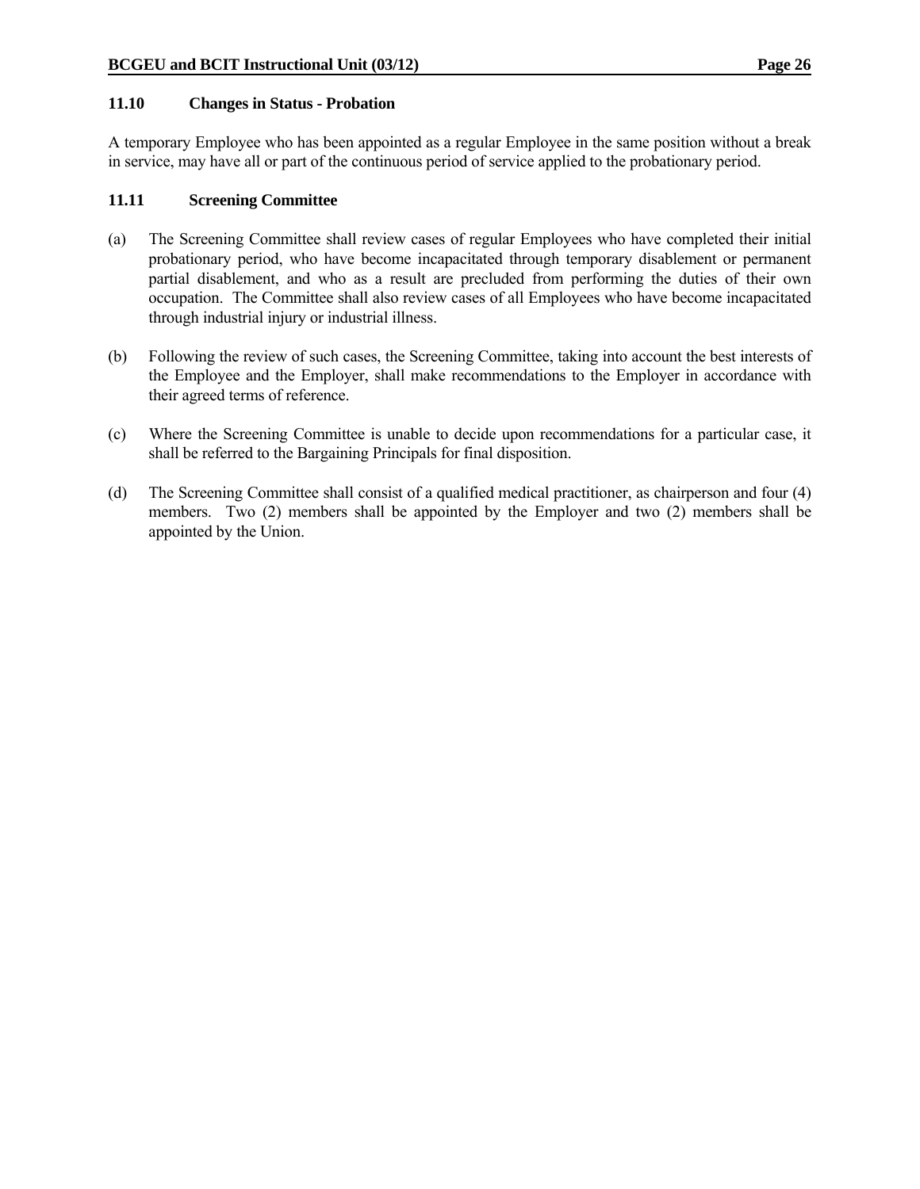### 11.10 Changes in Status - Probation

A temporary Employee who has been appointed as a regular Employee in the same position without a break in service, may have all or part of the continuous period of service applied to the probationary period.

### 11.11 Screening Committee

(a) The Screening Committee shall review cases of regular Employees who have completed their initial probationary period, who have become incapacitated through temporary disablement or permanent partial disablement, and who as a result are precluded from performing the duties of their own occupation. The Committee shall also review cases of all Employees who have become incapacitated through industrial injury or industrial illness.

(b) Following the review of such cases, the Screening Committee, taking into account the best interests of the Employee and the Employer, shall make recommendations to the Employer in accordance with their agreed terms of reference.

(c) Where the Screening Committee is unable to decide upon recommendations for a particular case, it shall be referred to the Bargaining Principals for final disposition.

(d) The Screening Committee shall consist of a qualified medical practitioner, as chairperson and four (4) members. Two (2) members shall be appointed by the Employer and two (2) members shall be appointed by the Union.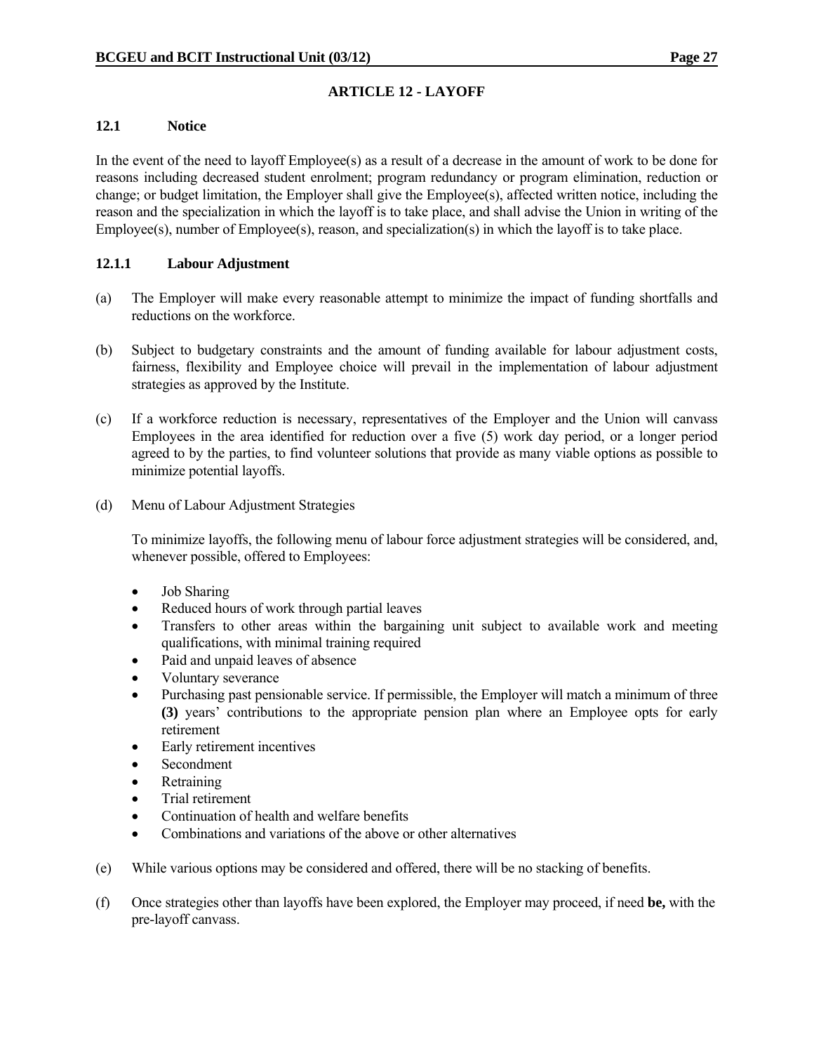# ARTICLE 12 - LAYOFF

## 12.1 Notice

In the event of the need to layoff Employee(s) as a result of a decrease in the amount of work to be done for reasons including decreased student enrolment; program redundancy or program elimination, reduction or change; or budget limitation, the Employer shall give the Employee(s), affected written notice, including the reason and the specialization in which the layoff is to take place, and shall advise the Union in writing of the Employee(s), number of Employee(s), reason, and specialization(s) in which the layoff is to take place.

### 12.1.1 Labour Adjustment

(a) The Employer will make every reasonable attempt to minimize the impact of funding shortfalls and reductions on the workforce.

(b) Subject to budgetary constraints and the amount of funding available for labour adjustment costs, fairness, flexibility and Employee choice will prevail in the implementation of labour adjustment strategies as approved by the Institute.

(c) If a workforce reduction is necessary, representatives of the Employer and the Union will canvass Employees in the area identified for reduction over a five (5) work day period, or a longer period agreed to by the parties, to find volunteer solutions that provide as many viable options as possible to minimize potential layoffs.

(d) Menu of Labour Adjustment Strategies

To minimize layoffs, the following menu of labour force adjustment strategies will be considered, and, whenever possible, offered to Employees:

- Job Sharing
- Reduced hours of work through partial leaves
- Transfers to other areas within the bargaining unit subject to available work and meeting qualifications, with minimal training required
- Paid and unpaid leaves of absence
- Voluntary severance
- Purchasing past pensionable service. If permissible, the Employer will match a minimum of three **(3)** years' contributions to the appropriate pension plan where an Employee opts for early retirement
- Early retirement incentives
- Secondment
- Retraining
- Trial retirement
- Continuation of health and welfare benefits
- Combinations and variations of the above or other alternatives

(e) While various options may be considered and offered, there will be no stacking of benefits.

(f) Once strategies other than layoffs have been explored, the Employer may proceed, if need **be,** with the pre-layoff canvass.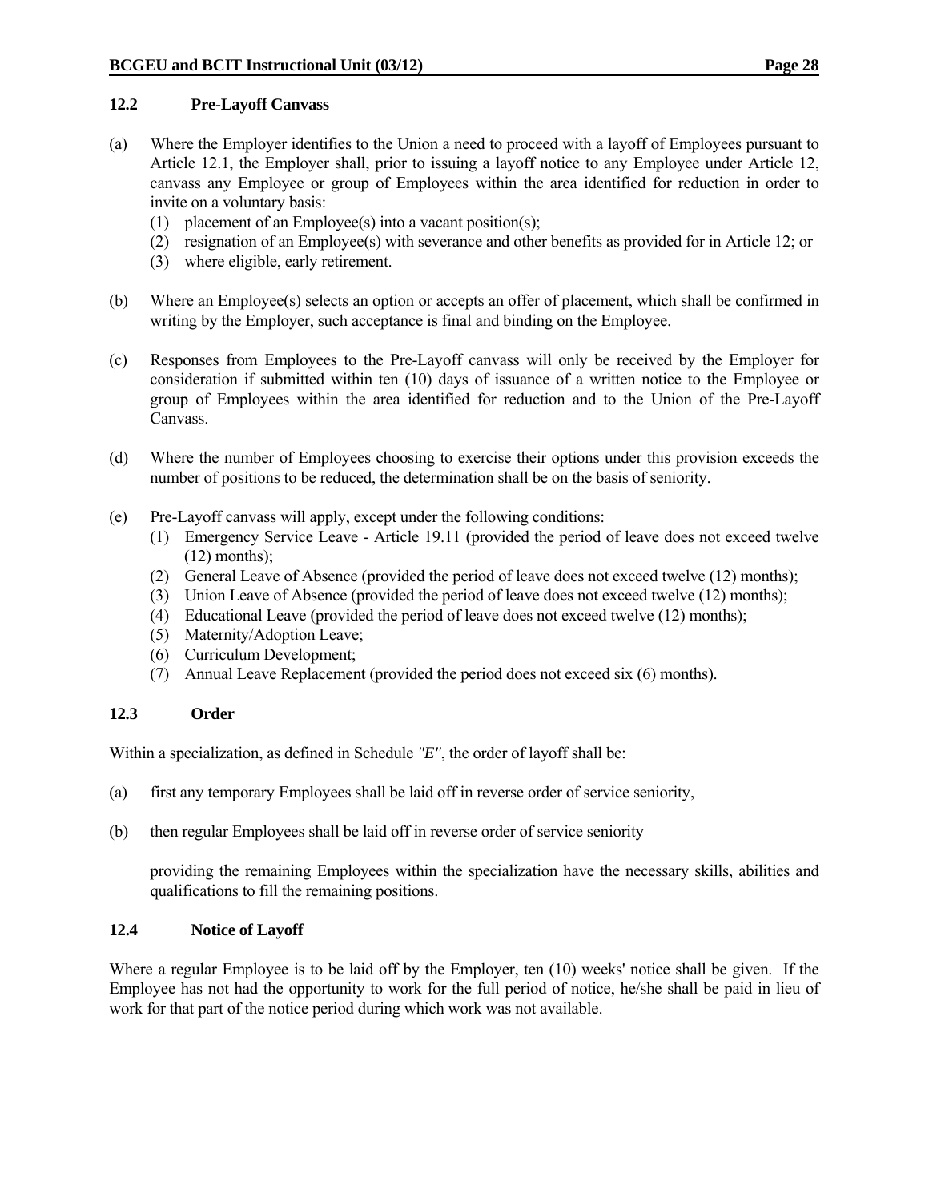### 12.2 Pre-Layoff Canvass

(a) Where the Employer identifies to the Union a need to proceed with a layoff of Employees pursuant to Article 12.1, the Employer shall, prior to issuing a layoff notice to any Employee under Article 12, canvass any Employee or group of Employees within the area identified for reduction in order to invite on a voluntary basis:
  (1) placement of an Employee(s) into a vacant position(s);
  (2) resignation of an Employee(s) with severance and other benefits as provided for in Article 12; or
  (3) where eligible, early retirement.

(b) Where an Employee(s) selects an option or accepts an offer of placement, which shall be confirmed in writing by the Employer, such acceptance is final and binding on the Employee.

(c) Responses from Employees to the Pre-Layoff canvass will only be received by the Employer for consideration if submitted within ten (10) days of issuance of a written notice to the Employee or group of Employees within the area identified for reduction and to the Union of the Pre-Layoff Canvass.

(d) Where the number of Employees choosing to exercise their options under this provision exceeds the number of positions to be reduced, the determination shall be on the basis of seniority.

(e) Pre-Layoff canvass will apply, except under the following conditions:
  (1) Emergency Service Leave - Article 19.11 (provided the period of leave does not exceed twelve (12) months);
  (2) General Leave of Absence (provided the period of leave does not exceed twelve (12) months);
  (3) Union Leave of Absence (provided the period of leave does not exceed twelve (12) months);
  (4) Educational Leave (provided the period of leave does not exceed twelve (12) months);
  (5) Maternity/Adoption Leave;
  (6) Curriculum Development;
  (7) Annual Leave Replacement (provided the period does not exceed six (6) months).

### 12.3 Order

Within a specialization, as defined in Schedule *"E"*, the order of layoff shall be:

(a) first any temporary Employees shall be laid off in reverse order of service seniority,

(b) then regular Employees shall be laid off in reverse order of service seniority

providing the remaining Employees within the specialization have the necessary skills, abilities and qualifications to fill the remaining positions.

### 12.4 Notice of Layoff

Where a regular Employee is to be laid off by the Employer, ten (10) weeks' notice shall be given. If the Employee has not had the opportunity to work for the full period of notice, he/she shall be paid in lieu of work for that part of the notice period during which work was not available.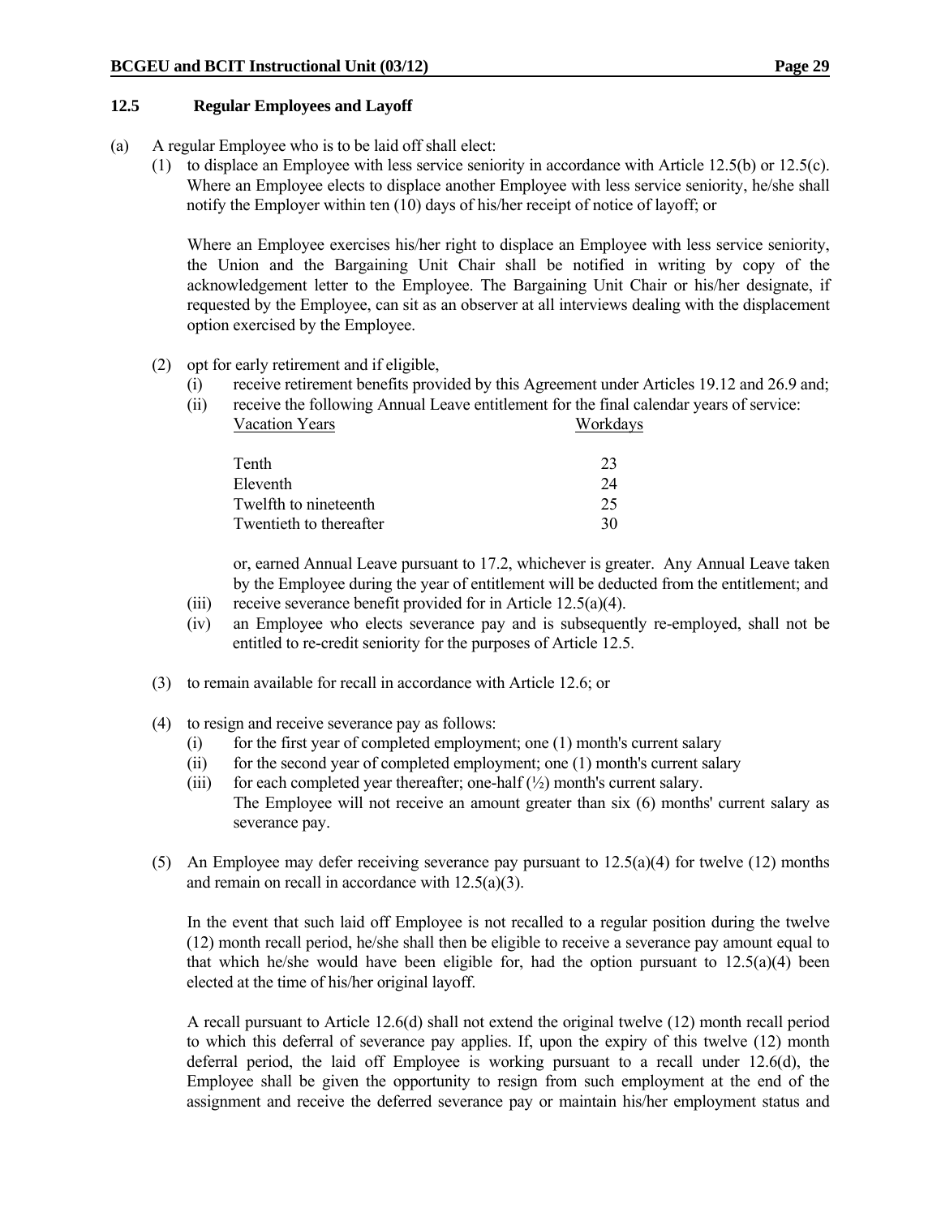### 12.5 Regular Employees and Layoff

(a) A regular Employee who is to be laid off shall elect:

(1) to displace an Employee with less service seniority in accordance with Article 12.5(b) or 12.5(c). Where an Employee elects to displace another Employee with less service seniority, he/she shall notify the Employer within ten (10) days of his/her receipt of notice of layoff; or

Where an Employee exercises his/her right to displace an Employee with less service seniority, the Union and the Bargaining Unit Chair shall be notified in writing by copy of the acknowledgement letter to the Employee. The Bargaining Unit Chair or his/her designate, if requested by the Employee, can sit as an observer at all interviews dealing with the displacement option exercised by the Employee.

(2) opt for early retirement and if eligible,

(i) receive retirement benefits provided by this Agreement under Articles 19.12 and 26.9 and;

(ii) receive the following Annual Leave entitlement for the final calendar years of service:

| Vacation Years | Workdays |
|---|---|
| Tenth | 23 |
| Eleventh | 24 |
| Twelfth to nineteenth | 25 |
| Twentieth to thereafter | 30 |

or, earned Annual Leave pursuant to 17.2, whichever is greater. Any Annual Leave taken by the Employee during the year of entitlement will be deducted from the entitlement; and

(iii) receive severance benefit provided for in Article 12.5(a)(4).

(iv) an Employee who elects severance pay and is subsequently re-employed, shall not be entitled to re-credit seniority for the purposes of Article 12.5.

(3) to remain available for recall in accordance with Article 12.6; or

(4) to resign and receive severance pay as follows:

(i) for the first year of completed employment; one (1) month's current salary

(ii) for the second year of completed employment; one (1) month's current salary

(iii) for each completed year thereafter; one-half (½) month's current salary.
The Employee will not receive an amount greater than six (6) months' current salary as severance pay.

(5) An Employee may defer receiving severance pay pursuant to 12.5(a)(4) for twelve (12) months and remain on recall in accordance with 12.5(a)(3).

In the event that such laid off Employee is not recalled to a regular position during the twelve (12) month recall period, he/she shall then be eligible to receive a severance pay amount equal to that which he/she would have been eligible for, had the option pursuant to 12.5(a)(4) been elected at the time of his/her original layoff.

A recall pursuant to Article 12.6(d) shall not extend the original twelve (12) month recall period to which this deferral of severance pay applies. If, upon the expiry of this twelve (12) month deferral period, the laid off Employee is working pursuant to a recall under 12.6(d), the Employee shall be given the opportunity to resign from such employment at the end of the assignment and receive the deferred severance pay or maintain his/her employment status and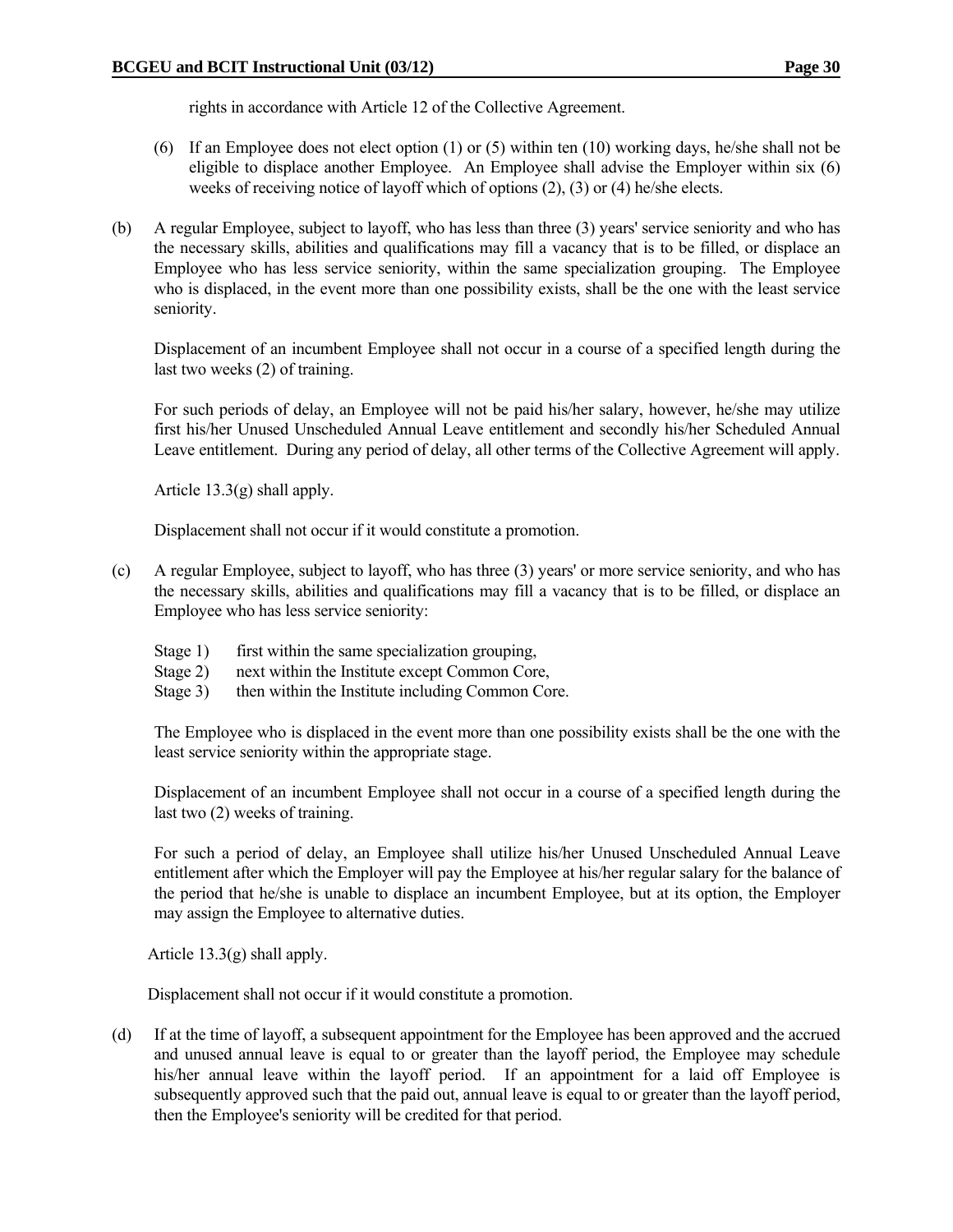rights in accordance with Article 12 of the Collective Agreement.

(6) If an Employee does not elect option (1) or (5) within ten (10) working days, he/she shall not be eligible to displace another Employee. An Employee shall advise the Employer within six (6) weeks of receiving notice of layoff which of options (2), (3) or (4) he/she elects.

(b) A regular Employee, subject to layoff, who has less than three (3) years' service seniority and who has the necessary skills, abilities and qualifications may fill a vacancy that is to be filled, or displace an Employee who has less service seniority, within the same specialization grouping. The Employee who is displaced, in the event more than one possibility exists, shall be the one with the least service seniority.

Displacement of an incumbent Employee shall not occur in a course of a specified length during the last two weeks (2) of training.

For such periods of delay, an Employee will not be paid his/her salary, however, he/she may utilize first his/her Unused Unscheduled Annual Leave entitlement and secondly his/her Scheduled Annual Leave entitlement. During any period of delay, all other terms of the Collective Agreement will apply.

Article 13.3(g) shall apply.

Displacement shall not occur if it would constitute a promotion.

(c) A regular Employee, subject to layoff, who has three (3) years' or more service seniority, and who has the necessary skills, abilities and qualifications may fill a vacancy that is to be filled, or displace an Employee who has less service seniority:

Stage 1) first within the same specialization grouping,
Stage 2) next within the Institute except Common Core,
Stage 3) then within the Institute including Common Core.

The Employee who is displaced in the event more than one possibility exists shall be the one with the least service seniority within the appropriate stage.

Displacement of an incumbent Employee shall not occur in a course of a specified length during the last two (2) weeks of training.

For such a period of delay, an Employee shall utilize his/her Unused Unscheduled Annual Leave entitlement after which the Employer will pay the Employee at his/her regular salary for the balance of the period that he/she is unable to displace an incumbent Employee, but at its option, the Employer may assign the Employee to alternative duties.

Article 13.3(g) shall apply.

Displacement shall not occur if it would constitute a promotion.

(d) If at the time of layoff, a subsequent appointment for the Employee has been approved and the accrued and unused annual leave is equal to or greater than the layoff period, the Employee may schedule his/her annual leave within the layoff period. If an appointment for a laid off Employee is subsequently approved such that the paid out, annual leave is equal to or greater than the layoff period, then the Employee's seniority will be credited for that period.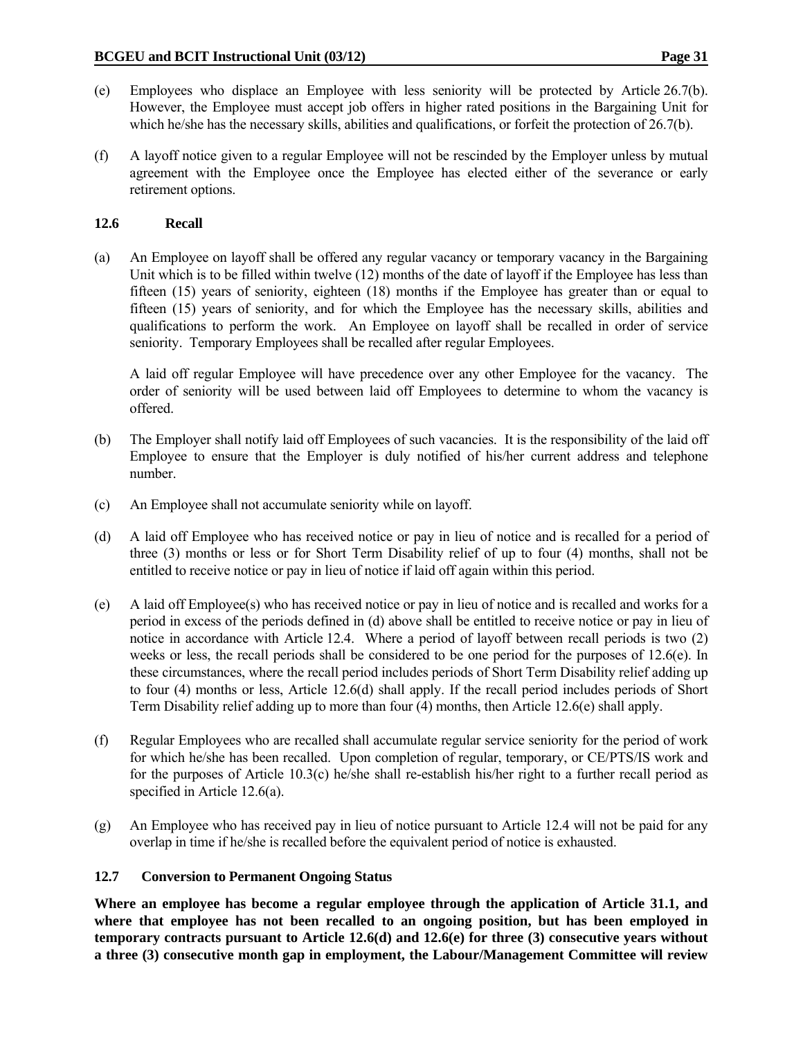(e) Employees who displace an Employee with less seniority will be protected by Article 26.7(b). However, the Employee must accept job offers in higher rated positions in the Bargaining Unit for which he/she has the necessary skills, abilities and qualifications, or forfeit the protection of 26.7(b).

(f) A layoff notice given to a regular Employee will not be rescinded by the Employer unless by mutual agreement with the Employee once the Employee has elected either of the severance or early retirement options.

### 12.6 Recall

(a) An Employee on layoff shall be offered any regular vacancy or temporary vacancy in the Bargaining Unit which is to be filled within twelve (12) months of the date of layoff if the Employee has less than fifteen (15) years of seniority, eighteen (18) months if the Employee has greater than or equal to fifteen (15) years of seniority, and for which the Employee has the necessary skills, abilities and qualifications to perform the work. An Employee on layoff shall be recalled in order of service seniority. Temporary Employees shall be recalled after regular Employees.

A laid off regular Employee will have precedence over any other Employee for the vacancy. The order of seniority will be used between laid off Employees to determine to whom the vacancy is offered.

(b) The Employer shall notify laid off Employees of such vacancies. It is the responsibility of the laid off Employee to ensure that the Employer is duly notified of his/her current address and telephone number.

(c) An Employee shall not accumulate seniority while on layoff.

(d) A laid off Employee who has received notice or pay in lieu of notice and is recalled for a period of three (3) months or less or for Short Term Disability relief of up to four (4) months, shall not be entitled to receive notice or pay in lieu of notice if laid off again within this period.

(e) A laid off Employee(s) who has received notice or pay in lieu of notice and is recalled and works for a period in excess of the periods defined in (d) above shall be entitled to receive notice or pay in lieu of notice in accordance with Article 12.4. Where a period of layoff between recall periods is two (2) weeks or less, the recall periods shall be considered to be one period for the purposes of 12.6(e). In these circumstances, where the recall period includes periods of Short Term Disability relief adding up to four (4) months or less, Article 12.6(d) shall apply. If the recall period includes periods of Short Term Disability relief adding up to more than four (4) months, then Article 12.6(e) shall apply.

(f) Regular Employees who are recalled shall accumulate regular service seniority for the period of work for which he/she has been recalled. Upon completion of regular, temporary, or CE/PTS/IS work and for the purposes of Article 10.3(c) he/she shall re-establish his/her right to a further recall period as specified in Article 12.6(a).

(g) An Employee who has received pay in lieu of notice pursuant to Article 12.4 will not be paid for any overlap in time if he/she is recalled before the equivalent period of notice is exhausted.

### 12.7 Conversion to Permanent Ongoing Status

**Where an employee has become a regular employee through the application of Article 31.1, and where that employee has not been recalled to an ongoing position, but has been employed in temporary contracts pursuant to Article 12.6(d) and 12.6(e) for three (3) consecutive years without a three (3) consecutive month gap in employment, the Labour/Management Committee will review**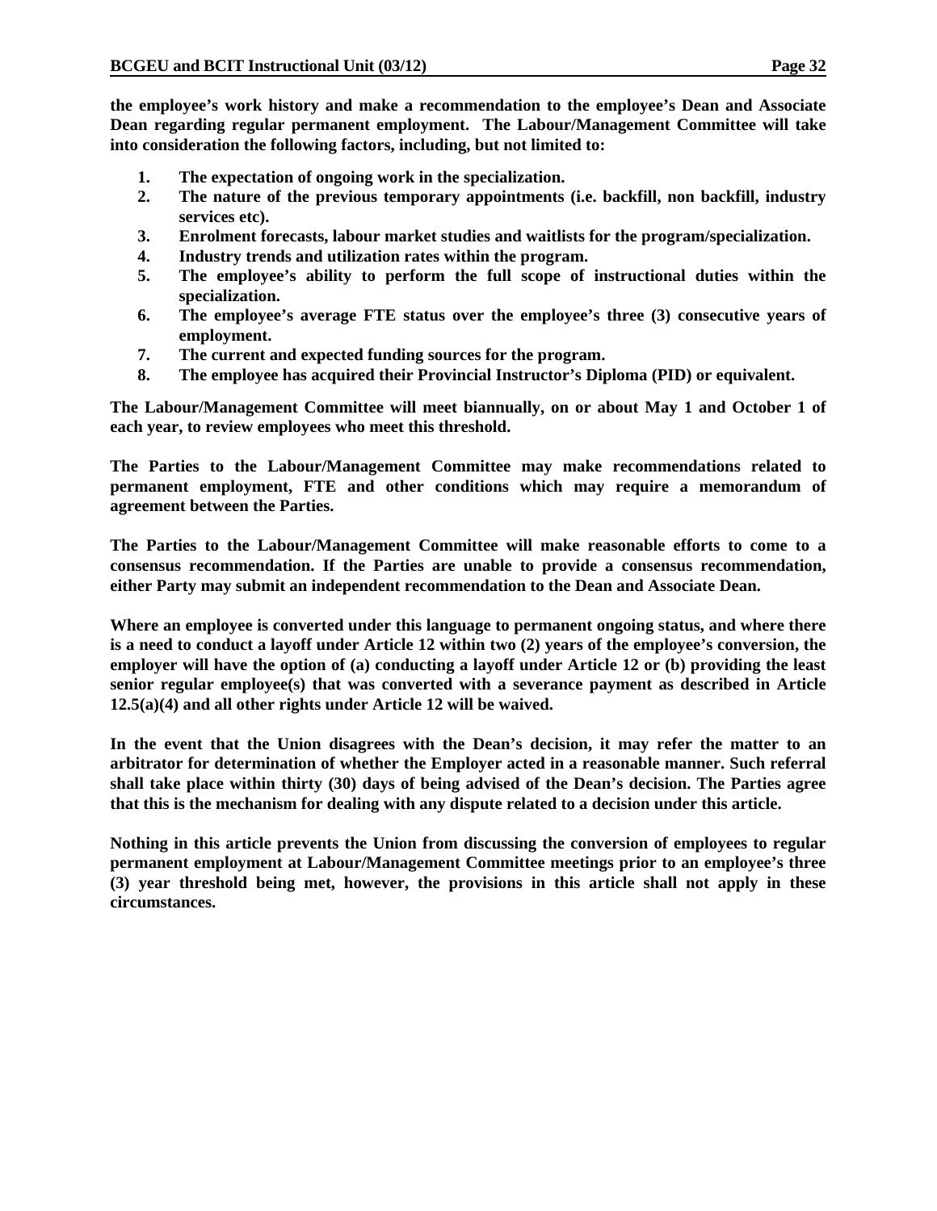**the employee's work history and make a recommendation to the employee's Dean and Associate Dean regarding regular permanent employment. The Labour/Management Committee will take into consideration the following factors, including, but not limited to:**

1. **The expectation of ongoing work in the specialization.**
2. **The nature of the previous temporary appointments (i.e. backfill, non backfill, industry services etc).**
3. **Enrolment forecasts, labour market studies and waitlists for the program/specialization.**
4. **Industry trends and utilization rates within the program.**
5. **The employee's ability to perform the full scope of instructional duties within the specialization.**
6. **The employee's average FTE status over the employee's three (3) consecutive years of employment.**
7. **The current and expected funding sources for the program.**
8. **The employee has acquired their Provincial Instructor's Diploma (PID) or equivalent.**

**The Labour/Management Committee will meet biannually, on or about May 1 and October 1 of each year, to review employees who meet this threshold.**

**The Parties to the Labour/Management Committee may make recommendations related to permanent employment, FTE and other conditions which may require a memorandum of agreement between the Parties.**

**The Parties to the Labour/Management Committee will make reasonable efforts to come to a consensus recommendation. If the Parties are unable to provide a consensus recommendation, either Party may submit an independent recommendation to the Dean and Associate Dean.**

**Where an employee is converted under this language to permanent ongoing status, and where there is a need to conduct a layoff under Article 12 within two (2) years of the employee's conversion, the employer will have the option of (a) conducting a layoff under Article 12 or (b) providing the least senior regular employee(s) that was converted with a severance payment as described in Article 12.5(a)(4) and all other rights under Article 12 will be waived.**

**In the event that the Union disagrees with the Dean's decision, it may refer the matter to an arbitrator for determination of whether the Employer acted in a reasonable manner. Such referral shall take place within thirty (30) days of being advised of the Dean's decision. The Parties agree that this is the mechanism for dealing with any dispute related to a decision under this article.**

**Nothing in this article prevents the Union from discussing the conversion of employees to regular permanent employment at Labour/Management Committee meetings prior to an employee's three (3) year threshold being met, however, the provisions in this article shall not apply in these circumstances.**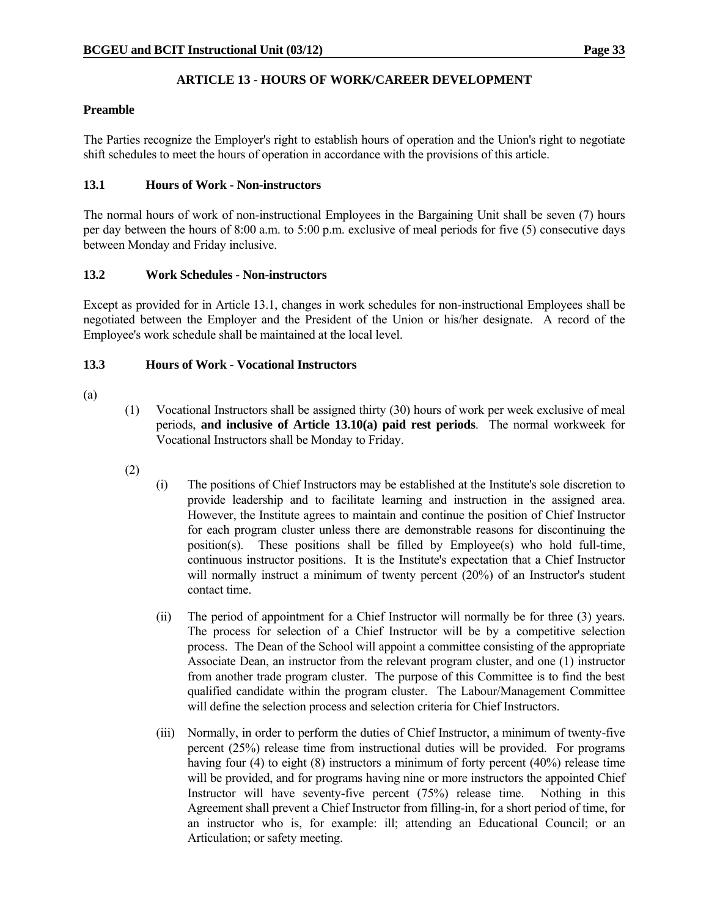## ARTICLE 13 - HOURS OF WORK/CAREER DEVELOPMENT

### Preamble

The Parties recognize the Employer's right to establish hours of operation and the Union's right to negotiate shift schedules to meet the hours of operation in accordance with the provisions of this article.

### 13.1 Hours of Work - Non-instructors

The normal hours of work of non-instructional Employees in the Bargaining Unit shall be seven (7) hours per day between the hours of 8:00 a.m. to 5:00 p.m. exclusive of meal periods for five (5) consecutive days between Monday and Friday inclusive.

### 13.2 Work Schedules - Non-instructors

Except as provided for in Article 13.1, changes in work schedules for non-instructional Employees shall be negotiated between the Employer and the President of the Union or his/her designate. A record of the Employee's work schedule shall be maintained at the local level.

### 13.3 Hours of Work - Vocational Instructors

(a)

(1) Vocational Instructors shall be assigned thirty (30) hours of work per week exclusive of meal periods, **and inclusive of Article 13.10(a) paid rest periods**. The normal workweek for Vocational Instructors shall be Monday to Friday.

(2)

(i) The positions of Chief Instructors may be established at the Institute's sole discretion to provide leadership and to facilitate learning and instruction in the assigned area. However, the Institute agrees to maintain and continue the position of Chief Instructor for each program cluster unless there are demonstrable reasons for discontinuing the position(s). These positions shall be filled by Employee(s) who hold full-time, continuous instructor positions. It is the Institute's expectation that a Chief Instructor will normally instruct a minimum of twenty percent (20%) of an Instructor's student contact time.

(ii) The period of appointment for a Chief Instructor will normally be for three (3) years. The process for selection of a Chief Instructor will be by a competitive selection process. The Dean of the School will appoint a committee consisting of the appropriate Associate Dean, an instructor from the relevant program cluster, and one (1) instructor from another trade program cluster. The purpose of this Committee is to find the best qualified candidate within the program cluster. The Labour/Management Committee will define the selection process and selection criteria for Chief Instructors.

(iii) Normally, in order to perform the duties of Chief Instructor, a minimum of twenty-five percent (25%) release time from instructional duties will be provided. For programs having four (4) to eight (8) instructors a minimum of forty percent (40%) release time will be provided, and for programs having nine or more instructors the appointed Chief Instructor will have seventy-five percent (75%) release time. Nothing in this Agreement shall prevent a Chief Instructor from filling-in, for a short period of time, for an instructor who is, for example: ill; attending an Educational Council; or an Articulation; or safety meeting.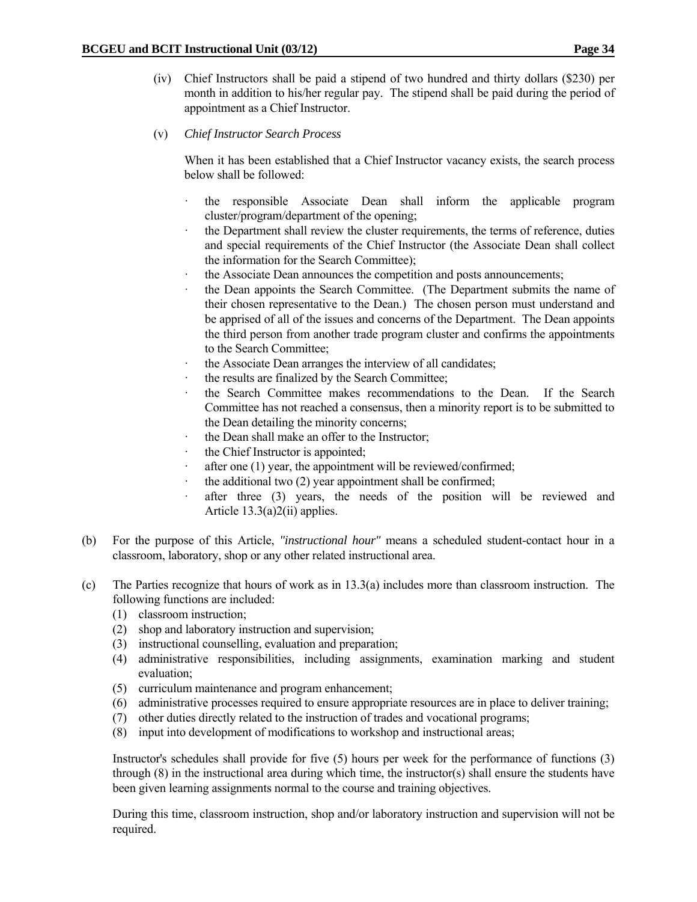(iv) Chief Instructors shall be paid a stipend of two hundred and thirty dollars ($230) per month in addition to his/her regular pay. The stipend shall be paid during the period of appointment as a Chief Instructor.

(v) *Chief Instructor Search Process*

When it has been established that a Chief Instructor vacancy exists, the search process below shall be followed:

- the responsible Associate Dean shall inform the applicable program cluster/program/department of the opening;
- the Department shall review the cluster requirements, the terms of reference, duties and special requirements of the Chief Instructor (the Associate Dean shall collect the information for the Search Committee);
- the Associate Dean announces the competition and posts announcements;
- the Dean appoints the Search Committee. (The Department submits the name of their chosen representative to the Dean.) The chosen person must understand and be apprised of all of the issues and concerns of the Department. The Dean appoints the third person from another trade program cluster and confirms the appointments to the Search Committee;
- the Associate Dean arranges the interview of all candidates;
- the results are finalized by the Search Committee;
- the Search Committee makes recommendations to the Dean. If the Search Committee has not reached a consensus, then a minority report is to be submitted to the Dean detailing the minority concerns;
- the Dean shall make an offer to the Instructor;
- the Chief Instructor is appointed;
- after one (1) year, the appointment will be reviewed/confirmed;
- the additional two (2) year appointment shall be confirmed;
- after three (3) years, the needs of the position will be reviewed and Article 13.3(a)2(ii) applies.

(b) For the purpose of this Article, *"instructional hour"* means a scheduled student-contact hour in a classroom, laboratory, shop or any other related instructional area.

(c) The Parties recognize that hours of work as in 13.3(a) includes more than classroom instruction. The following functions are included:

(1) classroom instruction;
(2) shop and laboratory instruction and supervision;
(3) instructional counselling, evaluation and preparation;
(4) administrative responsibilities, including assignments, examination marking and student evaluation;
(5) curriculum maintenance and program enhancement;
(6) administrative processes required to ensure appropriate resources are in place to deliver training;
(7) other duties directly related to the instruction of trades and vocational programs;
(8) input into development of modifications to workshop and instructional areas;

Instructor's schedules shall provide for five (5) hours per week for the performance of functions (3) through (8) in the instructional area during which time, the instructor(s) shall ensure the students have been given learning assignments normal to the course and training objectives.

During this time, classroom instruction, shop and/or laboratory instruction and supervision will not be required.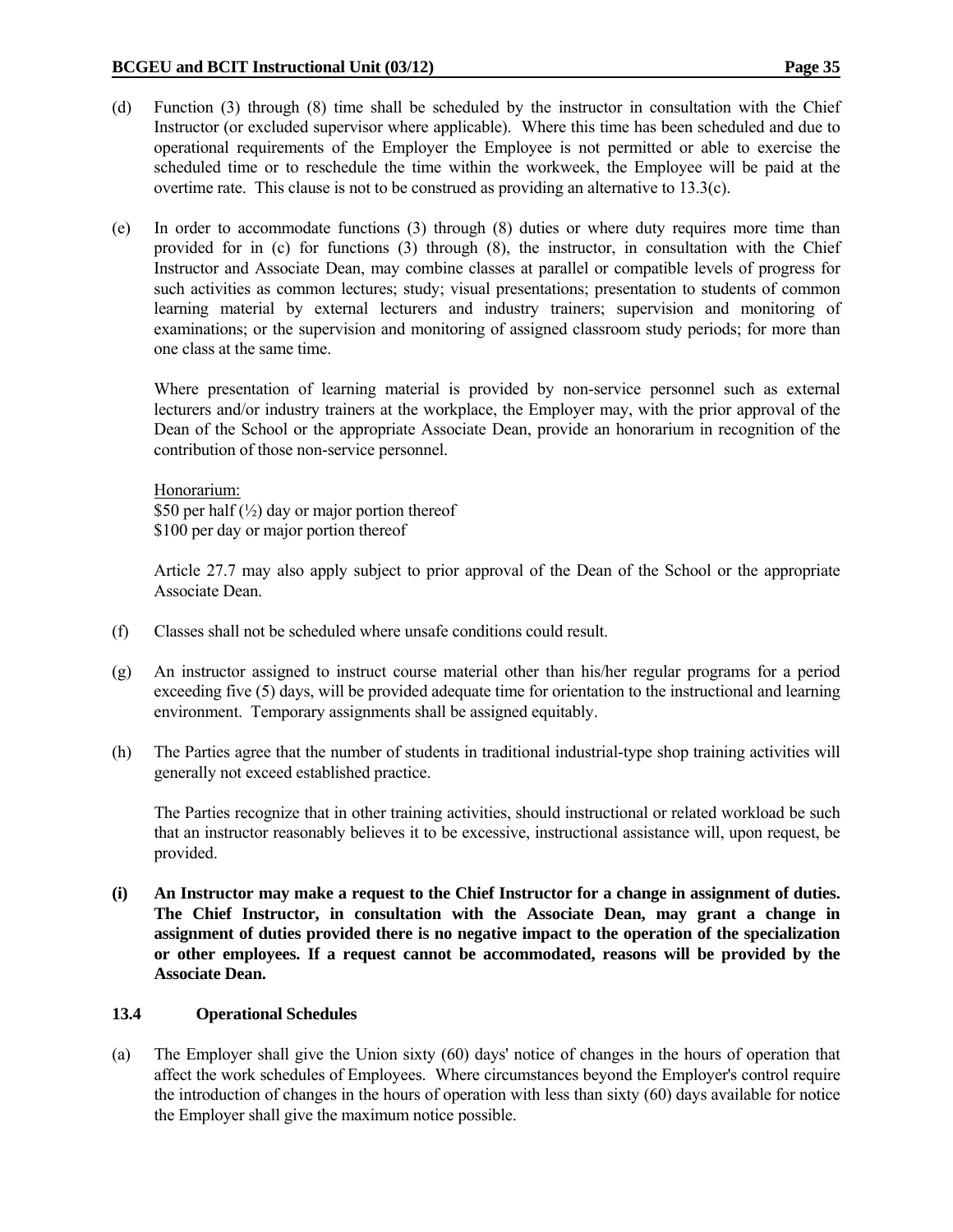(d) Function (3) through (8) time shall be scheduled by the instructor in consultation with the Chief Instructor (or excluded supervisor where applicable). Where this time has been scheduled and due to operational requirements of the Employer the Employee is not permitted or able to exercise the scheduled time or to reschedule the time within the workweek, the Employee will be paid at the overtime rate. This clause is not to be construed as providing an alternative to 13.3(c).

(e) In order to accommodate functions (3) through (8) duties or where duty requires more time than provided for in (c) for functions (3) through (8), the instructor, in consultation with the Chief Instructor and Associate Dean, may combine classes at parallel or compatible levels of progress for such activities as common lectures; study; visual presentations; presentation to students of common learning material by external lecturers and industry trainers; supervision and monitoring of examinations; or the supervision and monitoring of assigned classroom study periods; for more than one class at the same time.

Where presentation of learning material is provided by non-service personnel such as external lecturers and/or industry trainers at the workplace, the Employer may, with the prior approval of the Dean of the School or the appropriate Associate Dean, provide an honorarium in recognition of the contribution of those non-service personnel.

Honorarium:
$50 per half (½) day or major portion thereof
$100 per day or major portion thereof

Article 27.7 may also apply subject to prior approval of the Dean of the School or the appropriate Associate Dean.

(f) Classes shall not be scheduled where unsafe conditions could result.

(g) An instructor assigned to instruct course material other than his/her regular programs for a period exceeding five (5) days, will be provided adequate time for orientation to the instructional and learning environment. Temporary assignments shall be assigned equitably.

(h) The Parties agree that the number of students in traditional industrial-type shop training activities will generally not exceed established practice.

The Parties recognize that in other training activities, should instructional or related workload be such that an instructor reasonably believes it to be excessive, instructional assistance will, upon request, be provided.

**(i) An Instructor may make a request to the Chief Instructor for a change in assignment of duties. The Chief Instructor, in consultation with the Associate Dean, may grant a change in assignment of duties provided there is no negative impact to the operation of the specialization or other employees. If a request cannot be accommodated, reasons will be provided by the Associate Dean.**

### 13.4 Operational Schedules

(a) The Employer shall give the Union sixty (60) days' notice of changes in the hours of operation that affect the work schedules of Employees. Where circumstances beyond the Employer's control require the introduction of changes in the hours of operation with less than sixty (60) days available for notice the Employer shall give the maximum notice possible.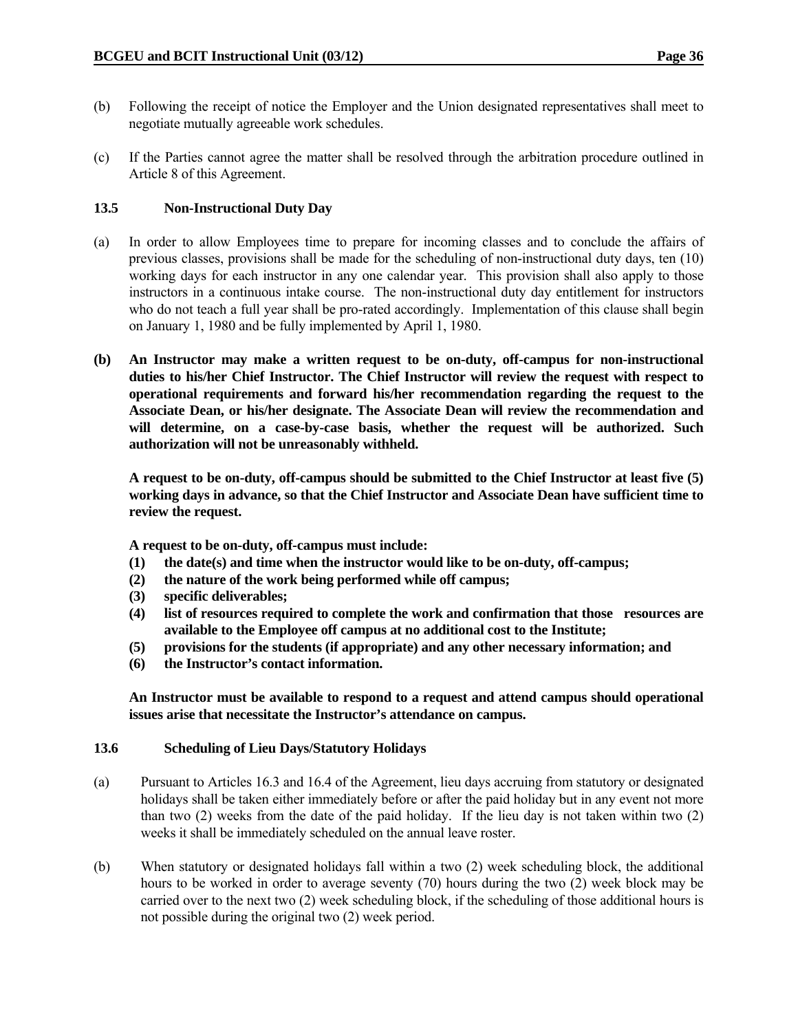(b) Following the receipt of notice the Employer and the Union designated representatives shall meet to negotiate mutually agreeable work schedules.

(c) If the Parties cannot agree the matter shall be resolved through the arbitration procedure outlined in Article 8 of this Agreement.

### 13.5 Non-Instructional Duty Day

(a) In order to allow Employees time to prepare for incoming classes and to conclude the affairs of previous classes, provisions shall be made for the scheduling of non-instructional duty days, ten (10) working days for each instructor in any one calendar year. This provision shall also apply to those instructors in a continuous intake course. The non-instructional duty day entitlement for instructors who do not teach a full year shall be pro-rated accordingly. Implementation of this clause shall begin on January 1, 1980 and be fully implemented by April 1, 1980.

**(b) An Instructor may make a written request to be on-duty, off-campus for non-instructional duties to his/her Chief Instructor. The Chief Instructor will review the request with respect to operational requirements and forward his/her recommendation regarding the request to the Associate Dean, or his/her designate. The Associate Dean will review the recommendation and will determine, on a case-by-case basis, whether the request will be authorized. Such authorization will not be unreasonably withheld.**

**A request to be on-duty, off-campus should be submitted to the Chief Instructor at least five (5) working days in advance, so that the Chief Instructor and Associate Dean have sufficient time to review the request.**

**A request to be on-duty, off-campus must include:**

**(1) the date(s) and time when the instructor would like to be on-duty, off-campus;**

**(2) the nature of the work being performed while off campus;**

**(3) specific deliverables;**

**(4) list of resources required to complete the work and confirmation that those resources are available to the Employee off campus at no additional cost to the Institute;**

**(5) provisions for the students (if appropriate) and any other necessary information; and**

**(6) the Instructor's contact information.**

**An Instructor must be available to respond to a request and attend campus should operational issues arise that necessitate the Instructor's attendance on campus.**

### 13.6 Scheduling of Lieu Days/Statutory Holidays

(a) Pursuant to Articles 16.3 and 16.4 of the Agreement, lieu days accruing from statutory or designated holidays shall be taken either immediately before or after the paid holiday but in any event not more than two (2) weeks from the date of the paid holiday. If the lieu day is not taken within two (2) weeks it shall be immediately scheduled on the annual leave roster.

(b) When statutory or designated holidays fall within a two (2) week scheduling block, the additional hours to be worked in order to average seventy (70) hours during the two (2) week block may be carried over to the next two (2) week scheduling block, if the scheduling of those additional hours is not possible during the original two (2) week period.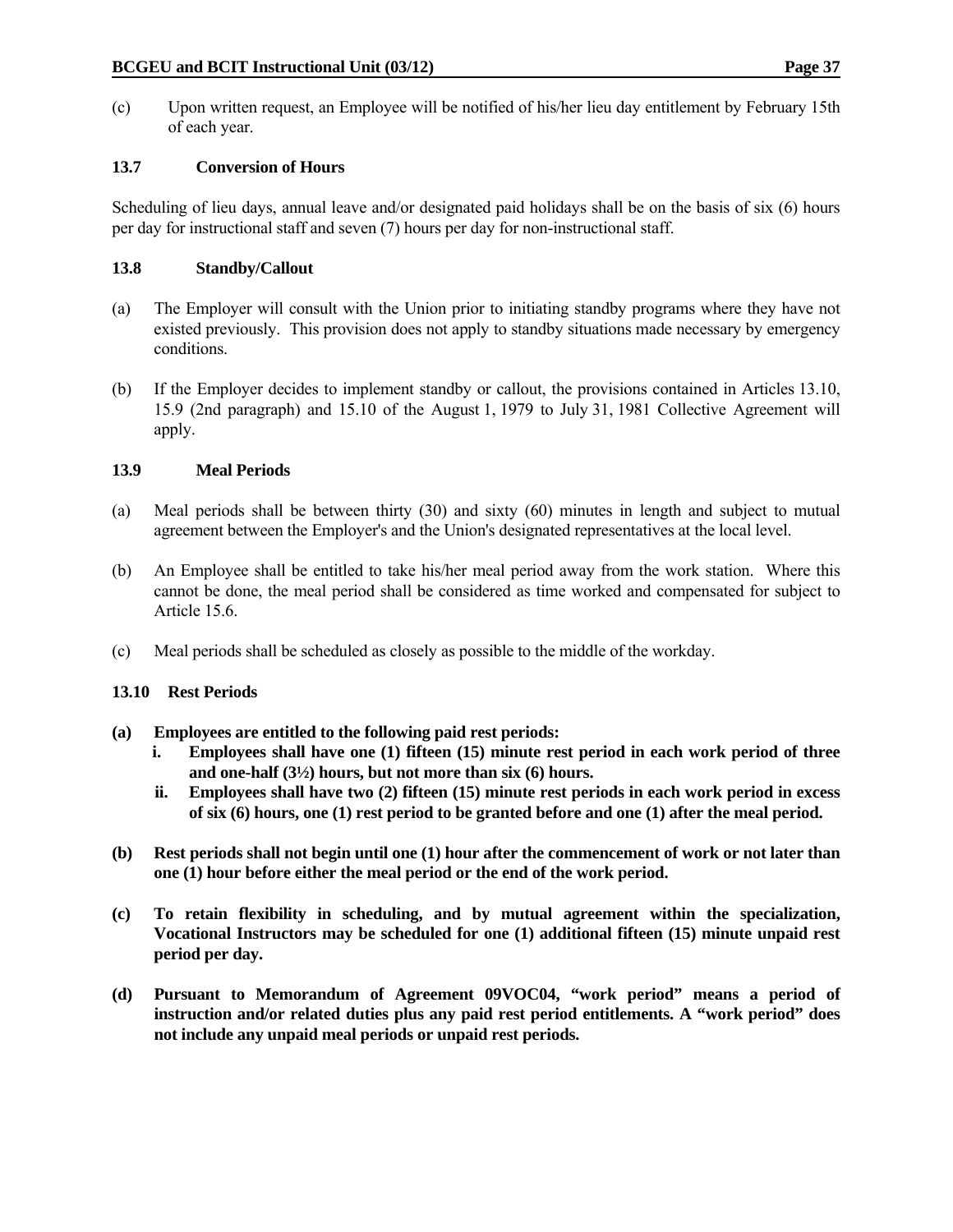(c) Upon written request, an Employee will be notified of his/her lieu day entitlement by February 15th of each year.

### 13.7 Conversion of Hours

Scheduling of lieu days, annual leave and/or designated paid holidays shall be on the basis of six (6) hours per day for instructional staff and seven (7) hours per day for non-instructional staff.

### 13.8 Standby/Callout

(a) The Employer will consult with the Union prior to initiating standby programs where they have not existed previously. This provision does not apply to standby situations made necessary by emergency conditions.

(b) If the Employer decides to implement standby or callout, the provisions contained in Articles 13.10, 15.9 (2nd paragraph) and 15.10 of the August 1, 1979 to July 31, 1981 Collective Agreement will apply.

### 13.9 Meal Periods

(a) Meal periods shall be between thirty (30) and sixty (60) minutes in length and subject to mutual agreement between the Employer's and the Union's designated representatives at the local level.

(b) An Employee shall be entitled to take his/her meal period away from the work station. Where this cannot be done, the meal period shall be considered as time worked and compensated for subject to Article 15.6.

(c) Meal periods shall be scheduled as closely as possible to the middle of the workday.

### 13.10 Rest Periods

**(a) Employees are entitled to the following paid rest periods:**

**i. Employees shall have one (1) fifteen (15) minute rest period in each work period of three and one-half (3½) hours, but not more than six (6) hours.**

**ii. Employees shall have two (2) fifteen (15) minute rest periods in each work period in excess of six (6) hours, one (1) rest period to be granted before and one (1) after the meal period.**

**(b) Rest periods shall not begin until one (1) hour after the commencement of work or not later than one (1) hour before either the meal period or the end of the work period.**

**(c) To retain flexibility in scheduling, and by mutual agreement within the specialization, Vocational Instructors may be scheduled for one (1) additional fifteen (15) minute unpaid rest period per day.**

**(d) Pursuant to Memorandum of Agreement 09VOC04, "work period" means a period of instruction and/or related duties plus any paid rest period entitlements. A "work period" does not include any unpaid meal periods or unpaid rest periods.**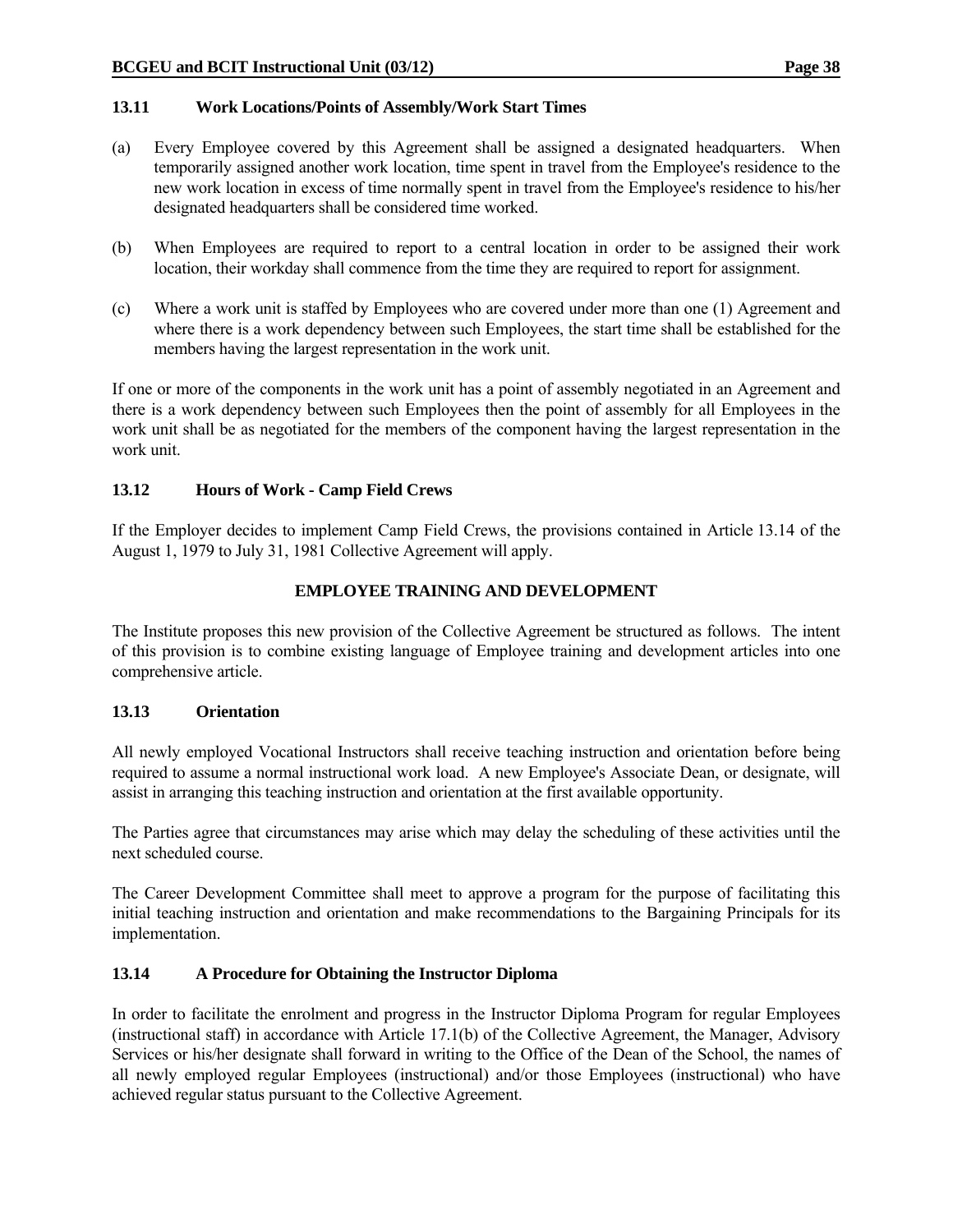### 13.11 Work Locations/Points of Assembly/Work Start Times

(a) Every Employee covered by this Agreement shall be assigned a designated headquarters. When temporarily assigned another work location, time spent in travel from the Employee's residence to the new work location in excess of time normally spent in travel from the Employee's residence to his/her designated headquarters shall be considered time worked.

(b) When Employees are required to report to a central location in order to be assigned their work location, their workday shall commence from the time they are required to report for assignment.

(c) Where a work unit is staffed by Employees who are covered under more than one (1) Agreement and where there is a work dependency between such Employees, the start time shall be established for the members having the largest representation in the work unit.

If one or more of the components in the work unit has a point of assembly negotiated in an Agreement and there is a work dependency between such Employees then the point of assembly for all Employees in the work unit shall be as negotiated for the members of the component having the largest representation in the work unit.

### 13.12 Hours of Work - Camp Field Crews

If the Employer decides to implement Camp Field Crews, the provisions contained in Article 13.14 of the August 1, 1979 to July 31, 1981 Collective Agreement will apply.

## EMPLOYEE TRAINING AND DEVELOPMENT

The Institute proposes this new provision of the Collective Agreement be structured as follows. The intent of this provision is to combine existing language of Employee training and development articles into one comprehensive article.

### 13.13 Orientation

All newly employed Vocational Instructors shall receive teaching instruction and orientation before being required to assume a normal instructional work load. A new Employee's Associate Dean, or designate, will assist in arranging this teaching instruction and orientation at the first available opportunity.

The Parties agree that circumstances may arise which may delay the scheduling of these activities until the next scheduled course.

The Career Development Committee shall meet to approve a program for the purpose of facilitating this initial teaching instruction and orientation and make recommendations to the Bargaining Principals for its implementation.

### 13.14 A Procedure for Obtaining the Instructor Diploma

In order to facilitate the enrolment and progress in the Instructor Diploma Program for regular Employees (instructional staff) in accordance with Article 17.1(b) of the Collective Agreement, the Manager, Advisory Services or his/her designate shall forward in writing to the Office of the Dean of the School, the names of all newly employed regular Employees (instructional) and/or those Employees (instructional) who have achieved regular status pursuant to the Collective Agreement.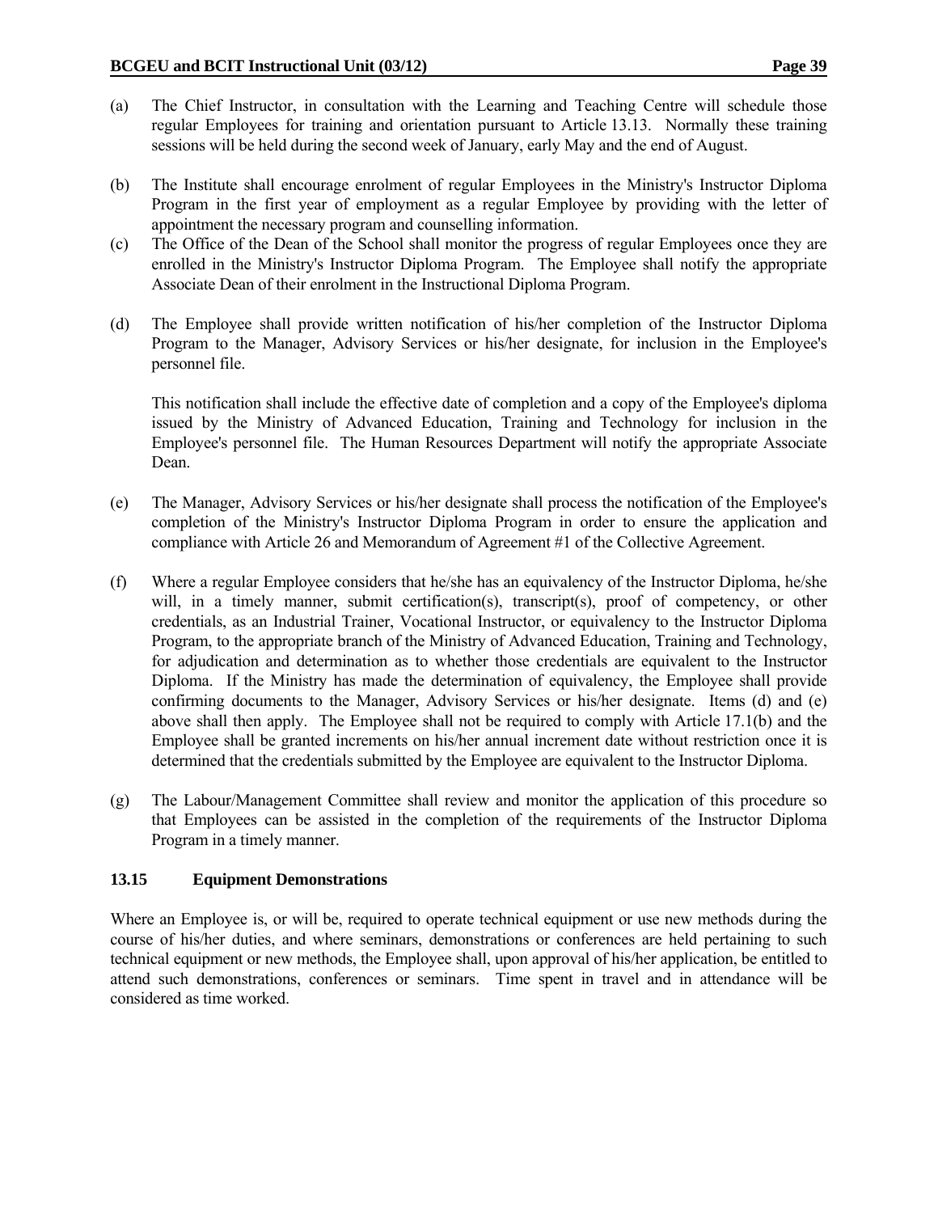(a) The Chief Instructor, in consultation with the Learning and Teaching Centre will schedule those regular Employees for training and orientation pursuant to Article 13.13. Normally these training sessions will be held during the second week of January, early May and the end of August.

(b) The Institute shall encourage enrolment of regular Employees in the Ministry's Instructor Diploma Program in the first year of employment as a regular Employee by providing with the letter of appointment the necessary program and counselling information.

(c) The Office of the Dean of the School shall monitor the progress of regular Employees once they are enrolled in the Ministry's Instructor Diploma Program. The Employee shall notify the appropriate Associate Dean of their enrolment in the Instructional Diploma Program.

(d) The Employee shall provide written notification of his/her completion of the Instructor Diploma Program to the Manager, Advisory Services or his/her designate, for inclusion in the Employee's personnel file.

   This notification shall include the effective date of completion and a copy of the Employee's diploma issued by the Ministry of Advanced Education, Training and Technology for inclusion in the Employee's personnel file. The Human Resources Department will notify the appropriate Associate Dean.

(e) The Manager, Advisory Services or his/her designate shall process the notification of the Employee's completion of the Ministry's Instructor Diploma Program in order to ensure the application and compliance with Article 26 and Memorandum of Agreement #1 of the Collective Agreement.

(f) Where a regular Employee considers that he/she has an equivalency of the Instructor Diploma, he/she will, in a timely manner, submit certification(s), transcript(s), proof of competency, or other credentials, as an Industrial Trainer, Vocational Instructor, or equivalency to the Instructor Diploma Program, to the appropriate branch of the Ministry of Advanced Education, Training and Technology, for adjudication and determination as to whether those credentials are equivalent to the Instructor Diploma. If the Ministry has made the determination of equivalency, the Employee shall provide confirming documents to the Manager, Advisory Services or his/her designate. Items (d) and (e) above shall then apply. The Employee shall not be required to comply with Article 17.1(b) and the Employee shall be granted increments on his/her annual increment date without restriction once it is determined that the credentials submitted by the Employee are equivalent to the Instructor Diploma.

(g) The Labour/Management Committee shall review and monitor the application of this procedure so that Employees can be assisted in the completion of the requirements of the Instructor Diploma Program in a timely manner.

### 13.15 Equipment Demonstrations

Where an Employee is, or will be, required to operate technical equipment or use new methods during the course of his/her duties, and where seminars, demonstrations or conferences are held pertaining to such technical equipment or new methods, the Employee shall, upon approval of his/her application, be entitled to attend such demonstrations, conferences or seminars. Time spent in travel and in attendance will be considered as time worked.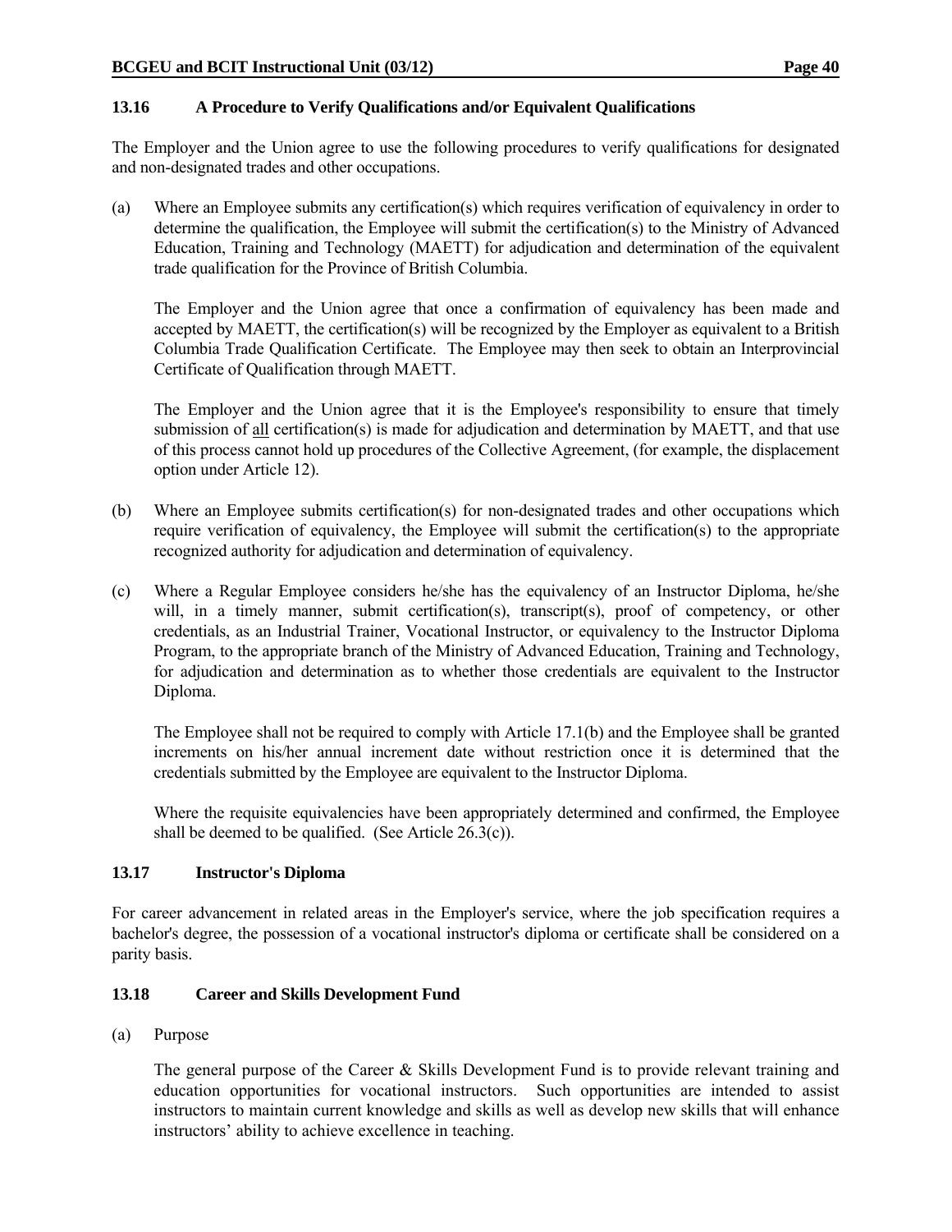### 13.16 A Procedure to Verify Qualifications and/or Equivalent Qualifications

The Employer and the Union agree to use the following procedures to verify qualifications for designated and non-designated trades and other occupations.

(a) Where an Employee submits any certification(s) which requires verification of equivalency in order to determine the qualification, the Employee will submit the certification(s) to the Ministry of Advanced Education, Training and Technology (MAETT) for adjudication and determination of the equivalent trade qualification for the Province of British Columbia.

The Employer and the Union agree that once a confirmation of equivalency has been made and accepted by MAETT, the certification(s) will be recognized by the Employer as equivalent to a British Columbia Trade Qualification Certificate. The Employee may then seek to obtain an Interprovincial Certificate of Qualification through MAETT.

The Employer and the Union agree that it is the Employee's responsibility to ensure that timely submission of all certification(s) is made for adjudication and determination by MAETT, and that use of this process cannot hold up procedures of the Collective Agreement, (for example, the displacement option under Article 12).

(b) Where an Employee submits certification(s) for non-designated trades and other occupations which require verification of equivalency, the Employee will submit the certification(s) to the appropriate recognized authority for adjudication and determination of equivalency.

(c) Where a Regular Employee considers he/she has the equivalency of an Instructor Diploma, he/she will, in a timely manner, submit certification(s), transcript(s), proof of competency, or other credentials, as an Industrial Trainer, Vocational Instructor, or equivalency to the Instructor Diploma Program, to the appropriate branch of the Ministry of Advanced Education, Training and Technology, for adjudication and determination as to whether those credentials are equivalent to the Instructor Diploma.

The Employee shall not be required to comply with Article 17.1(b) and the Employee shall be granted increments on his/her annual increment date without restriction once it is determined that the credentials submitted by the Employee are equivalent to the Instructor Diploma.

Where the requisite equivalencies have been appropriately determined and confirmed, the Employee shall be deemed to be qualified. (See Article 26.3(c)).

### 13.17 Instructor's Diploma

For career advancement in related areas in the Employer's service, where the job specification requires a bachelor's degree, the possession of a vocational instructor's diploma or certificate shall be considered on a parity basis.

### 13.18 Career and Skills Development Fund

(a) Purpose

The general purpose of the Career & Skills Development Fund is to provide relevant training and education opportunities for vocational instructors. Such opportunities are intended to assist instructors to maintain current knowledge and skills as well as develop new skills that will enhance instructors' ability to achieve excellence in teaching.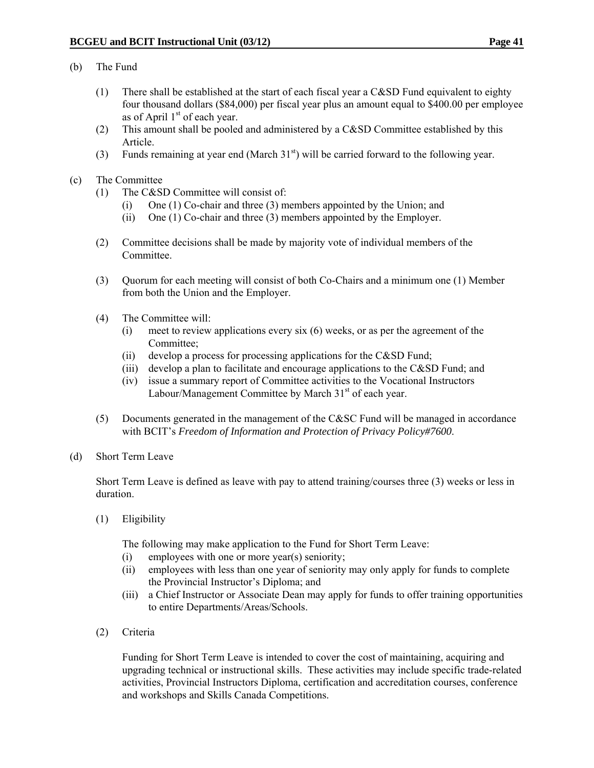(b) The Fund

(1) There shall be established at the start of each fiscal year a C&SD Fund equivalent to eighty four thousand dollars ($84,000) per fiscal year plus an amount equal to $400.00 per employee as of April 1st of each year.

(2) This amount shall be pooled and administered by a C&SD Committee established by this Article.

(3) Funds remaining at year end (March 31st) will be carried forward to the following year.

(c) The Committee

(1) The C&SD Committee will consist of:

(i) One (1) Co-chair and three (3) members appointed by the Union; and

(ii) One (1) Co-chair and three (3) members appointed by the Employer.

(2) Committee decisions shall be made by majority vote of individual members of the Committee.

(3) Quorum for each meeting will consist of both Co-Chairs and a minimum one (1) Member from both the Union and the Employer.

(4) The Committee will:

(i) meet to review applications every six (6) weeks, or as per the agreement of the Committee;

(ii) develop a process for processing applications for the C&SD Fund;

(iii) develop a plan to facilitate and encourage applications to the C&SD Fund; and

(iv) issue a summary report of Committee activities to the Vocational Instructors Labour/Management Committee by March 31st of each year.

(5) Documents generated in the management of the C&SC Fund will be managed in accordance with BCIT's *Freedom of Information and Protection of Privacy Policy#7600*.

(d) Short Term Leave

Short Term Leave is defined as leave with pay to attend training/courses three (3) weeks or less in duration.

(1) Eligibility

The following may make application to the Fund for Short Term Leave:

(i) employees with one or more year(s) seniority;

(ii) employees with less than one year of seniority may only apply for funds to complete the Provincial Instructor's Diploma; and

(iii) a Chief Instructor or Associate Dean may apply for funds to offer training opportunities to entire Departments/Areas/Schools.

(2) Criteria

Funding for Short Term Leave is intended to cover the cost of maintaining, acquiring and upgrading technical or instructional skills. These activities may include specific trade-related activities, Provincial Instructors Diploma, certification and accreditation courses, conference and workshops and Skills Canada Competitions.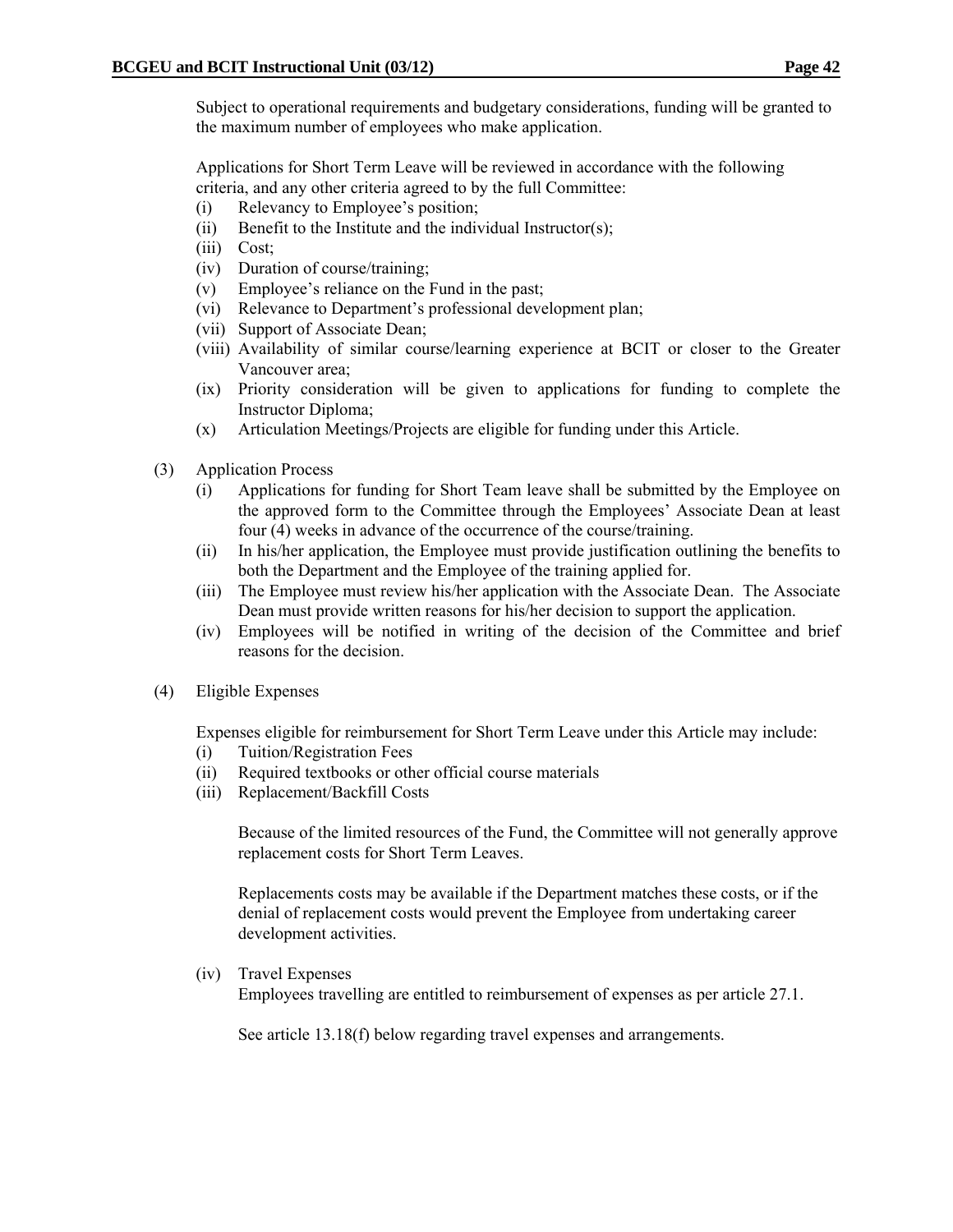Subject to operational requirements and budgetary considerations, funding will be granted to the maximum number of employees who make application.

Applications for Short Term Leave will be reviewed in accordance with the following criteria, and any other criteria agreed to by the full Committee:

- (i) Relevancy to Employee's position;
- (ii) Benefit to the Institute and the individual Instructor(s);
- (iii) Cost;
- (iv) Duration of course/training;
- (v) Employee's reliance on the Fund in the past;
- (vi) Relevance to Department's professional development plan;
- (vii) Support of Associate Dean;
- (viii) Availability of similar course/learning experience at BCIT or closer to the Greater Vancouver area;
- (ix) Priority consideration will be given to applications for funding to complete the Instructor Diploma;
- (x) Articulation Meetings/Projects are eligible for funding under this Article.

(3) Application Process

- (i) Applications for funding for Short Team leave shall be submitted by the Employee on the approved form to the Committee through the Employees' Associate Dean at least four (4) weeks in advance of the occurrence of the course/training.
- (ii) In his/her application, the Employee must provide justification outlining the benefits to both the Department and the Employee of the training applied for.
- (iii) The Employee must review his/her application with the Associate Dean. The Associate Dean must provide written reasons for his/her decision to support the application.
- (iv) Employees will be notified in writing of the decision of the Committee and brief reasons for the decision.

(4) Eligible Expenses

Expenses eligible for reimbursement for Short Term Leave under this Article may include:

- (i) Tuition/Registration Fees
- (ii) Required textbooks or other official course materials
- (iii) Replacement/Backfill Costs

  Because of the limited resources of the Fund, the Committee will not generally approve replacement costs for Short Term Leaves.

  Replacements costs may be available if the Department matches these costs, or if the denial of replacement costs would prevent the Employee from undertaking career development activities.

- (iv) Travel Expenses

  Employees travelling are entitled to reimbursement of expenses as per article 27.1.

  See article 13.18(f) below regarding travel expenses and arrangements.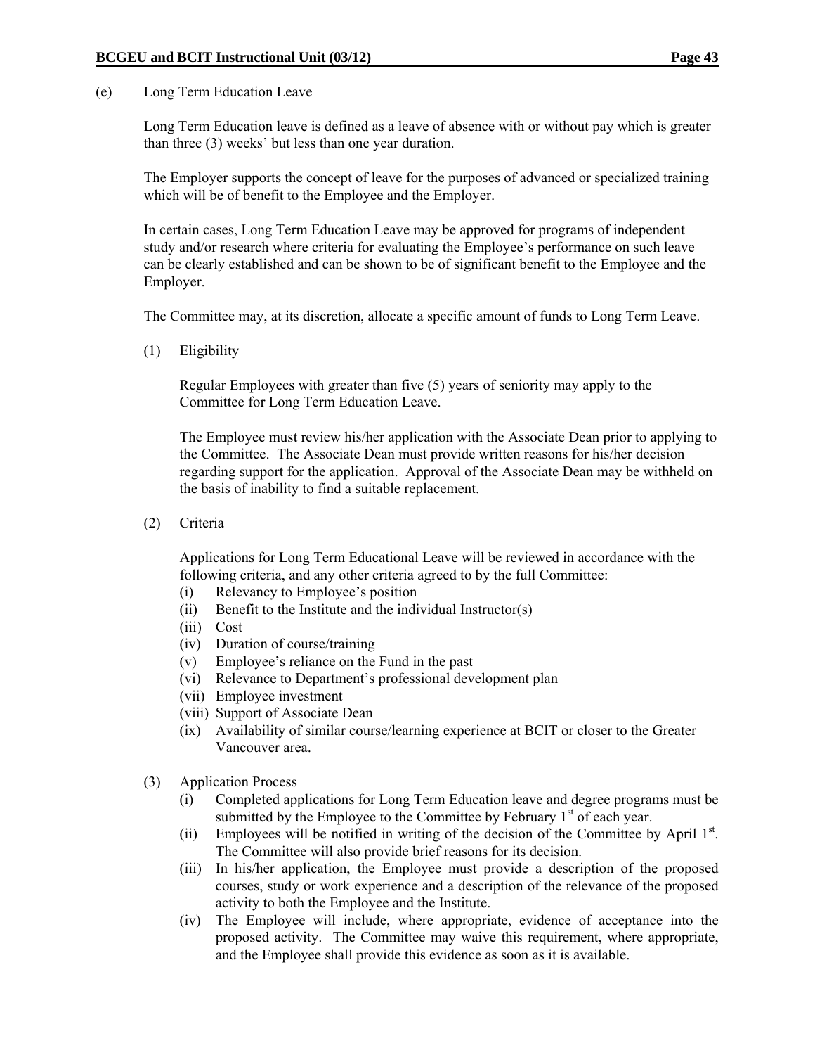(e) Long Term Education Leave

Long Term Education leave is defined as a leave of absence with or without pay which is greater than three (3) weeks' but less than one year duration.

The Employer supports the concept of leave for the purposes of advanced or specialized training which will be of benefit to the Employee and the Employer.

In certain cases, Long Term Education Leave may be approved for programs of independent study and/or research where criteria for evaluating the Employee's performance on such leave can be clearly established and can be shown to be of significant benefit to the Employee and the Employer.

The Committee may, at its discretion, allocate a specific amount of funds to Long Term Leave.

(1) Eligibility

Regular Employees with greater than five (5) years of seniority may apply to the Committee for Long Term Education Leave.

The Employee must review his/her application with the Associate Dean prior to applying to the Committee. The Associate Dean must provide written reasons for his/her decision regarding support for the application. Approval of the Associate Dean may be withheld on the basis of inability to find a suitable replacement.

(2) Criteria

Applications for Long Term Educational Leave will be reviewed in accordance with the following criteria, and any other criteria agreed to by the full Committee:

(i) Relevancy to Employee's position
(ii) Benefit to the Institute and the individual Instructor(s)
(iii) Cost
(iv) Duration of course/training
(v) Employee's reliance on the Fund in the past
(vi) Relevance to Department's professional development plan
(vii) Employee investment
(viii) Support of Associate Dean
(ix) Availability of similar course/learning experience at BCIT or closer to the Greater Vancouver area.

(3) Application Process

(i) Completed applications for Long Term Education leave and degree programs must be submitted by the Employee to the Committee by February 1st of each year.
(ii) Employees will be notified in writing of the decision of the Committee by April 1st. The Committee will also provide brief reasons for its decision.
(iii) In his/her application, the Employee must provide a description of the proposed courses, study or work experience and a description of the relevance of the proposed activity to both the Employee and the Institute.
(iv) The Employee will include, where appropriate, evidence of acceptance into the proposed activity. The Committee may waive this requirement, where appropriate, and the Employee shall provide this evidence as soon as it is available.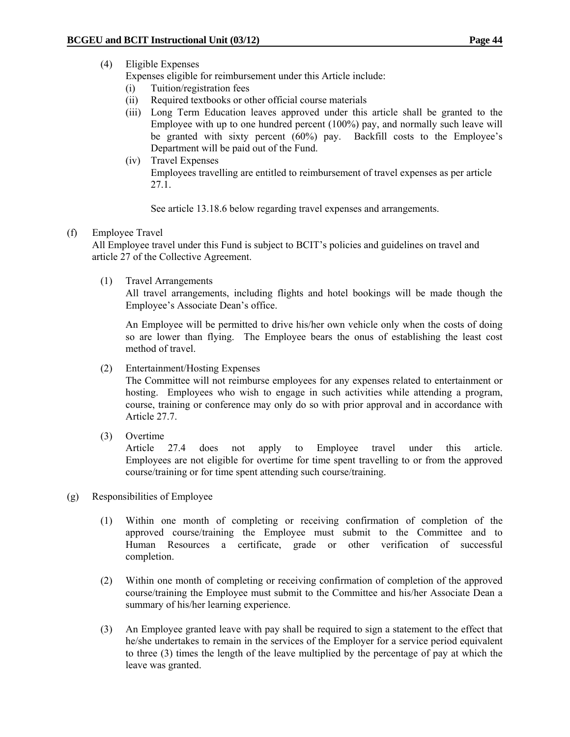(4) Eligible Expenses

Expenses eligible for reimbursement under this Article include:

(i) Tuition/registration fees

(ii) Required textbooks or other official course materials

(iii) Long Term Education leaves approved under this article shall be granted to the Employee with up to one hundred percent (100%) pay, and normally such leave will be granted with sixty percent (60%) pay. Backfill costs to the Employee's Department will be paid out of the Fund.

(iv) Travel Expenses

Employees travelling are entitled to reimbursement of travel expenses as per article 27.1.

See article 13.18.6 below regarding travel expenses and arrangements.

(f) Employee Travel

All Employee travel under this Fund is subject to BCIT's policies and guidelines on travel and article 27 of the Collective Agreement.

(1) Travel Arrangements

All travel arrangements, including flights and hotel bookings will be made though the Employee's Associate Dean's office.

An Employee will be permitted to drive his/her own vehicle only when the costs of doing so are lower than flying. The Employee bears the onus of establishing the least cost method of travel.

(2) Entertainment/Hosting Expenses

The Committee will not reimburse employees for any expenses related to entertainment or hosting. Employees who wish to engage in such activities while attending a program, course, training or conference may only do so with prior approval and in accordance with Article 27.7.

(3) Overtime

Article 27.4 does not apply to Employee travel under this article. Employees are not eligible for overtime for time spent travelling to or from the approved course/training or for time spent attending such course/training.

(g) Responsibilities of Employee

(1) Within one month of completing or receiving confirmation of completion of the approved course/training the Employee must submit to the Committee and to Human Resources a certificate, grade or other verification of successful completion.

(2) Within one month of completing or receiving confirmation of completion of the approved course/training the Employee must submit to the Committee and his/her Associate Dean a summary of his/her learning experience.

(3) An Employee granted leave with pay shall be required to sign a statement to the effect that he/she undertakes to remain in the services of the Employer for a service period equivalent to three (3) times the length of the leave multiplied by the percentage of pay at which the leave was granted.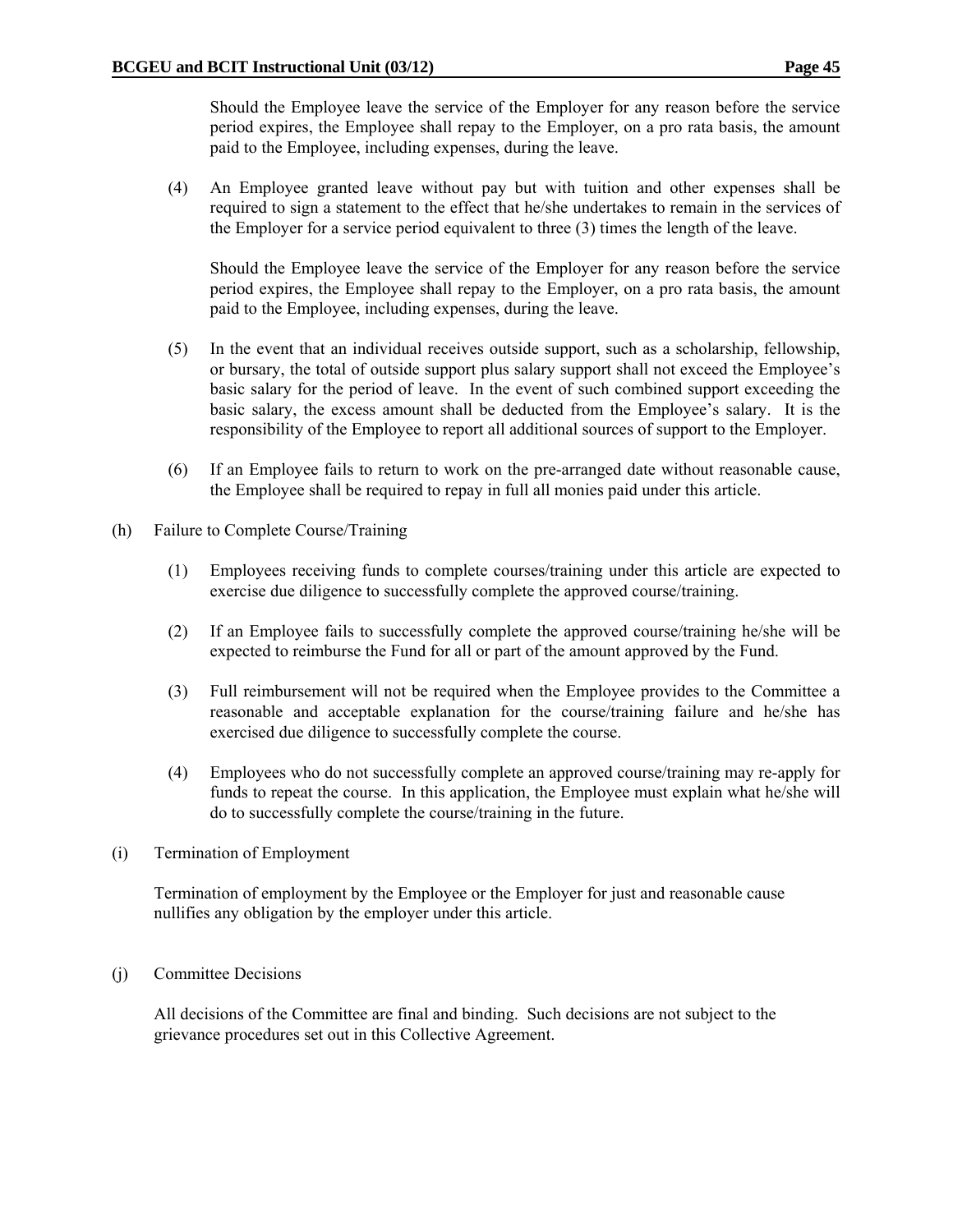Should the Employee leave the service of the Employer for any reason before the service period expires, the Employee shall repay to the Employer, on a pro rata basis, the amount paid to the Employee, including expenses, during the leave.

(4) An Employee granted leave without pay but with tuition and other expenses shall be required to sign a statement to the effect that he/she undertakes to remain in the services of the Employer for a service period equivalent to three (3) times the length of the leave.

Should the Employee leave the service of the Employer for any reason before the service period expires, the Employee shall repay to the Employer, on a pro rata basis, the amount paid to the Employee, including expenses, during the leave.

(5) In the event that an individual receives outside support, such as a scholarship, fellowship, or bursary, the total of outside support plus salary support shall not exceed the Employee's basic salary for the period of leave. In the event of such combined support exceeding the basic salary, the excess amount shall be deducted from the Employee's salary. It is the responsibility of the Employee to report all additional sources of support to the Employer.

(6) If an Employee fails to return to work on the pre-arranged date without reasonable cause, the Employee shall be required to repay in full all monies paid under this article.

(h) Failure to Complete Course/Training

(1) Employees receiving funds to complete courses/training under this article are expected to exercise due diligence to successfully complete the approved course/training.

(2) If an Employee fails to successfully complete the approved course/training he/she will be expected to reimburse the Fund for all or part of the amount approved by the Fund.

(3) Full reimbursement will not be required when the Employee provides to the Committee a reasonable and acceptable explanation for the course/training failure and he/she has exercised due diligence to successfully complete the course.

(4) Employees who do not successfully complete an approved course/training may re-apply for funds to repeat the course. In this application, the Employee must explain what he/she will do to successfully complete the course/training in the future.

(i) Termination of Employment

Termination of employment by the Employee or the Employer for just and reasonable cause nullifies any obligation by the employer under this article.

(j) Committee Decisions

All decisions of the Committee are final and binding. Such decisions are not subject to the grievance procedures set out in this Collective Agreement.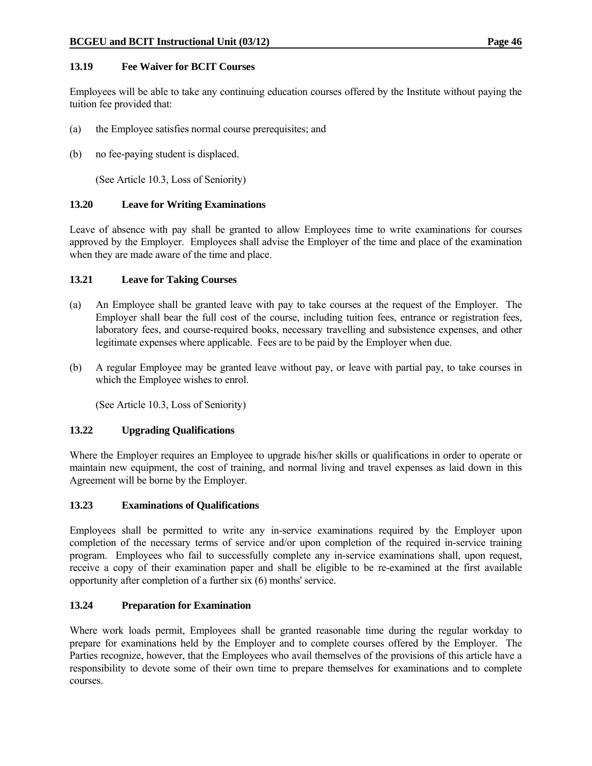### 13.19 Fee Waiver for BCIT Courses

Employees will be able to take any continuing education courses offered by the Institute without paying the tuition fee provided that:

(a) the Employee satisfies normal course prerequisites; and

(b) no fee-paying student is displaced.

(See Article 10.3, Loss of Seniority)

### 13.20 Leave for Writing Examinations

Leave of absence with pay shall be granted to allow Employees time to write examinations for courses approved by the Employer. Employees shall advise the Employer of the time and place of the examination when they are made aware of the time and place.

### 13.21 Leave for Taking Courses

(a) An Employee shall be granted leave with pay to take courses at the request of the Employer. The Employer shall bear the full cost of the course, including tuition fees, entrance or registration fees, laboratory fees, and course-required books, necessary travelling and subsistence expenses, and other legitimate expenses where applicable. Fees are to be paid by the Employer when due.

(b) A regular Employee may be granted leave without pay, or leave with partial pay, to take courses in which the Employee wishes to enrol.

(See Article 10.3, Loss of Seniority)

### 13.22 Upgrading Qualifications

Where the Employer requires an Employee to upgrade his/her skills or qualifications in order to operate or maintain new equipment, the cost of training, and normal living and travel expenses as laid down in this Agreement will be borne by the Employer.

### 13.23 Examinations of Qualifications

Employees shall be permitted to write any in-service examinations required by the Employer upon completion of the necessary terms of service and/or upon completion of the required in-service training program. Employees who fail to successfully complete any in-service examinations shall, upon request, receive a copy of their examination paper and shall be eligible to be re-examined at the first available opportunity after completion of a further six (6) months' service.

### 13.24 Preparation for Examination

Where work loads permit, Employees shall be granted reasonable time during the regular workday to prepare for examinations held by the Employer and to complete courses offered by the Employer. The Parties recognize, however, that the Employees who avail themselves of the provisions of this article have a responsibility to devote some of their own time to prepare themselves for examinations and to complete courses.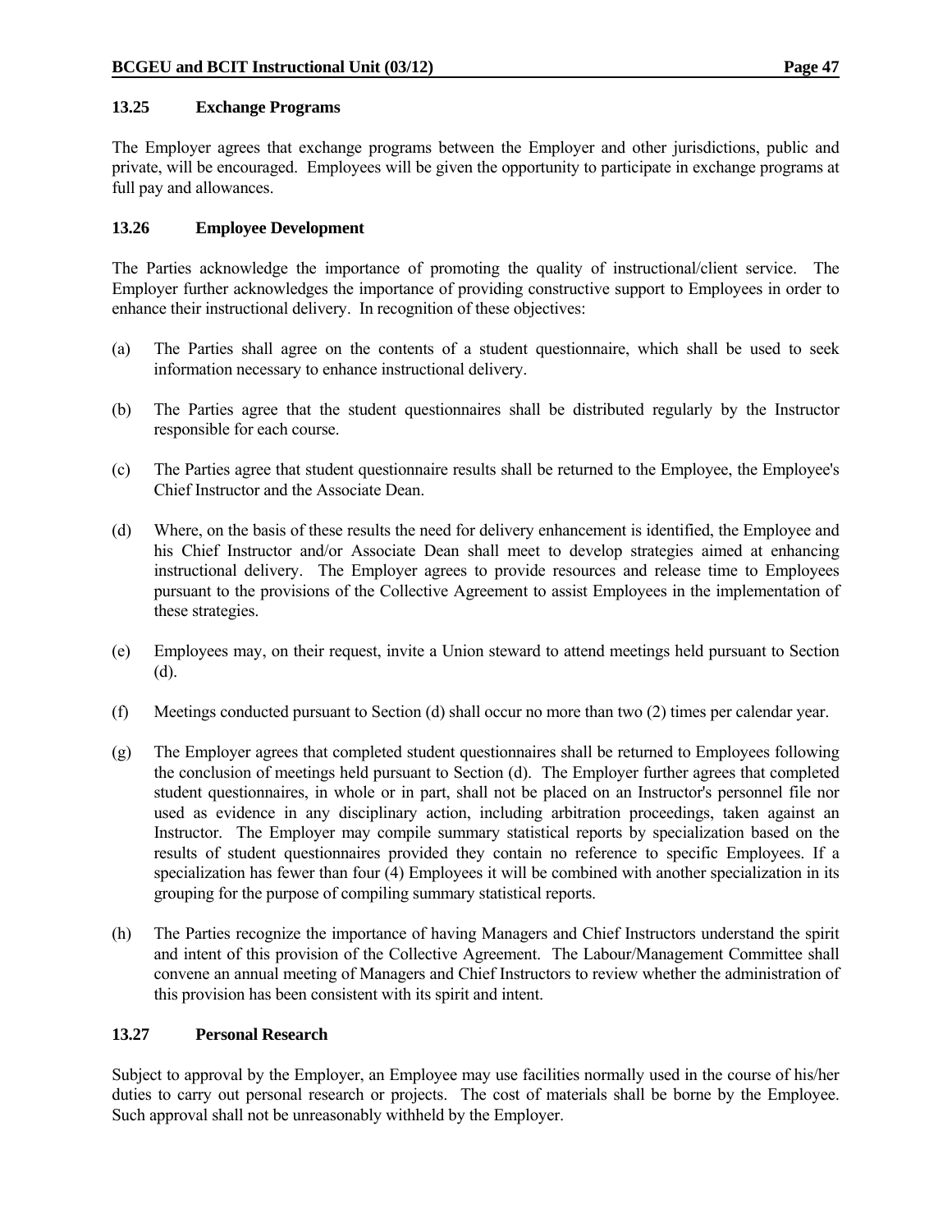### 13.25 Exchange Programs

The Employer agrees that exchange programs between the Employer and other jurisdictions, public and private, will be encouraged. Employees will be given the opportunity to participate in exchange programs at full pay and allowances.

### 13.26 Employee Development

The Parties acknowledge the importance of promoting the quality of instructional/client service. The Employer further acknowledges the importance of providing constructive support to Employees in order to enhance their instructional delivery. In recognition of these objectives:

(a) The Parties shall agree on the contents of a student questionnaire, which shall be used to seek information necessary to enhance instructional delivery.

(b) The Parties agree that the student questionnaires shall be distributed regularly by the Instructor responsible for each course.

(c) The Parties agree that student questionnaire results shall be returned to the Employee, the Employee's Chief Instructor and the Associate Dean.

(d) Where, on the basis of these results the need for delivery enhancement is identified, the Employee and his Chief Instructor and/or Associate Dean shall meet to develop strategies aimed at enhancing instructional delivery. The Employer agrees to provide resources and release time to Employees pursuant to the provisions of the Collective Agreement to assist Employees in the implementation of these strategies.

(e) Employees may, on their request, invite a Union steward to attend meetings held pursuant to Section (d).

(f) Meetings conducted pursuant to Section (d) shall occur no more than two (2) times per calendar year.

(g) The Employer agrees that completed student questionnaires shall be returned to Employees following the conclusion of meetings held pursuant to Section (d). The Employer further agrees that completed student questionnaires, in whole or in part, shall not be placed on an Instructor's personnel file nor used as evidence in any disciplinary action, including arbitration proceedings, taken against an Instructor. The Employer may compile summary statistical reports by specialization based on the results of student questionnaires provided they contain no reference to specific Employees. If a specialization has fewer than four (4) Employees it will be combined with another specialization in its grouping for the purpose of compiling summary statistical reports.

(h) The Parties recognize the importance of having Managers and Chief Instructors understand the spirit and intent of this provision of the Collective Agreement. The Labour/Management Committee shall convene an annual meeting of Managers and Chief Instructors to review whether the administration of this provision has been consistent with its spirit and intent.

### 13.27 Personal Research

Subject to approval by the Employer, an Employee may use facilities normally used in the course of his/her duties to carry out personal research or projects. The cost of materials shall be borne by the Employee. Such approval shall not be unreasonably withheld by the Employer.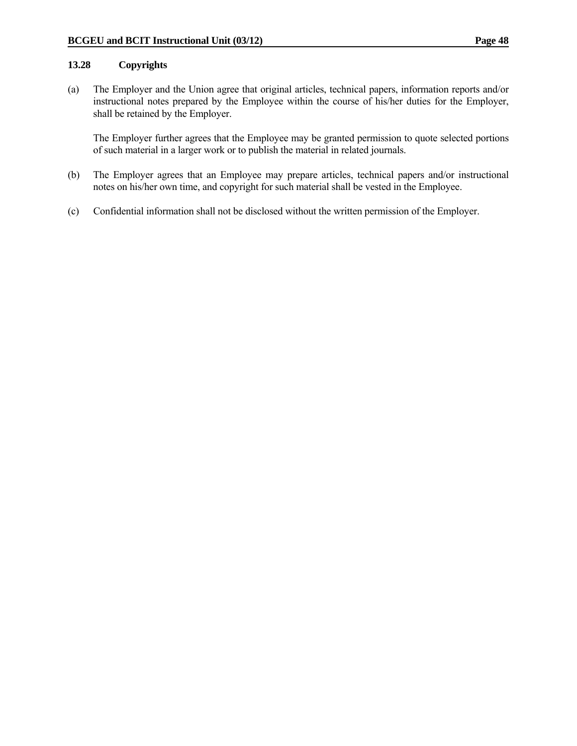### 13.28 Copyrights

(a) The Employer and the Union agree that original articles, technical papers, information reports and/or instructional notes prepared by the Employee within the course of his/her duties for the Employer, shall be retained by the Employer.

The Employer further agrees that the Employee may be granted permission to quote selected portions of such material in a larger work or to publish the material in related journals.

(b) The Employer agrees that an Employee may prepare articles, technical papers and/or instructional notes on his/her own time, and copyright for such material shall be vested in the Employee.

(c) Confidential information shall not be disclosed without the written permission of the Employer.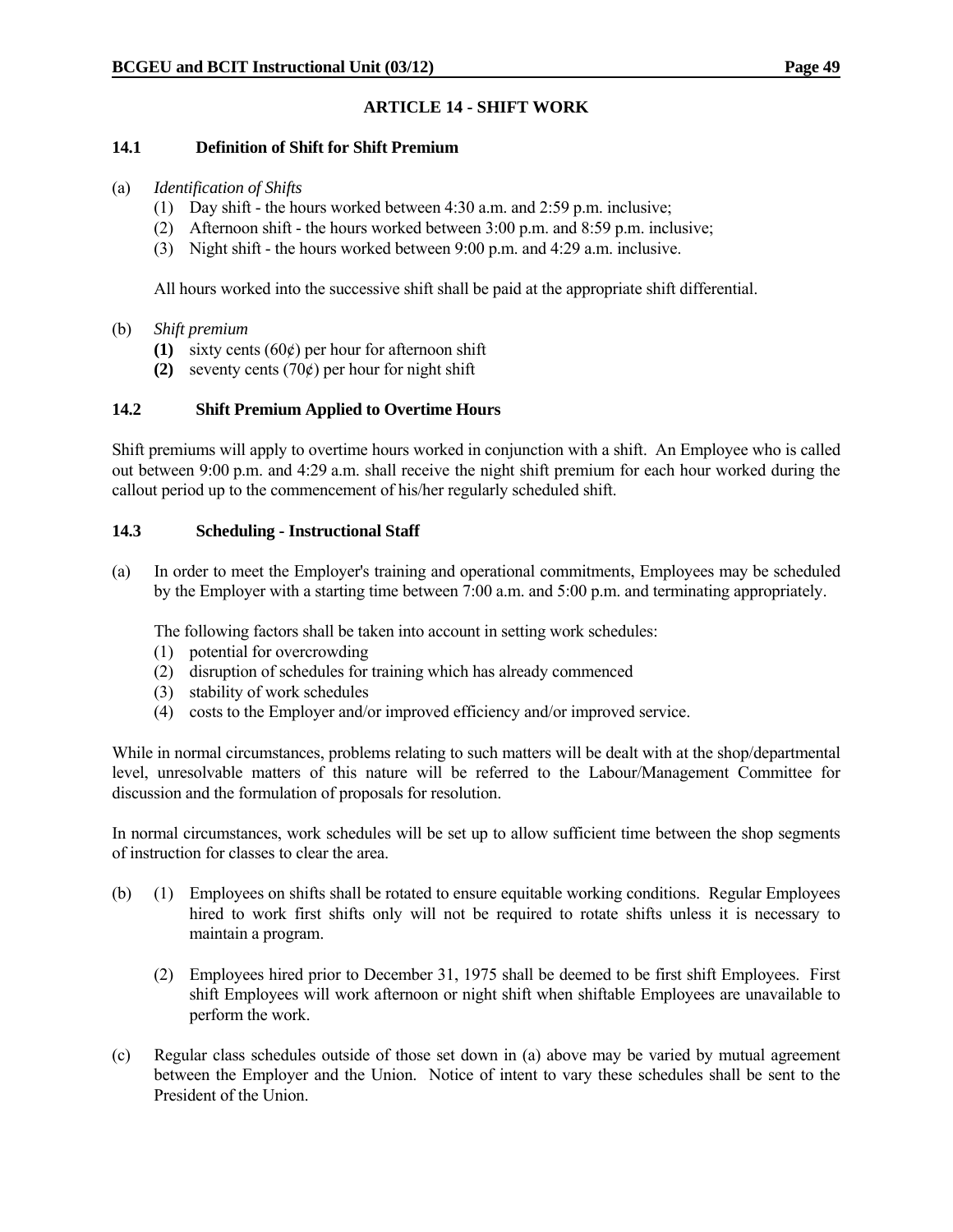## ARTICLE 14 - SHIFT WORK

### 14.1 Definition of Shift for Shift Premium

(a) *Identification of Shifts*

(1) Day shift - the hours worked between 4:30 a.m. and 2:59 p.m. inclusive;
(2) Afternoon shift - the hours worked between 3:00 p.m. and 8:59 p.m. inclusive;
(3) Night shift - the hours worked between 9:00 p.m. and 4:29 a.m. inclusive.

All hours worked into the successive shift shall be paid at the appropriate shift differential.

(b) *Shift premium*

**(1)** sixty cents (60¢) per hour for afternoon shift
**(2)** seventy cents (70¢) per hour for night shift

### 14.2 Shift Premium Applied to Overtime Hours

Shift premiums will apply to overtime hours worked in conjunction with a shift. An Employee who is called out between 9:00 p.m. and 4:29 a.m. shall receive the night shift premium for each hour worked during the callout period up to the commencement of his/her regularly scheduled shift.

### 14.3 Scheduling - Instructional Staff

(a) In order to meet the Employer's training and operational commitments, Employees may be scheduled by the Employer with a starting time between 7:00 a.m. and 5:00 p.m. and terminating appropriately.

The following factors shall be taken into account in setting work schedules:

(1) potential for overcrowding
(2) disruption of schedules for training which has already commenced
(3) stability of work schedules
(4) costs to the Employer and/or improved efficiency and/or improved service.

While in normal circumstances, problems relating to such matters will be dealt with at the shop/departmental level, unresolvable matters of this nature will be referred to the Labour/Management Committee for discussion and the formulation of proposals for resolution.

In normal circumstances, work schedules will be set up to allow sufficient time between the shop segments of instruction for classes to clear the area.

(b) (1) Employees on shifts shall be rotated to ensure equitable working conditions. Regular Employees hired to work first shifts only will not be required to rotate shifts unless it is necessary to maintain a program.

(2) Employees hired prior to December 31, 1975 shall be deemed to be first shift Employees. First shift Employees will work afternoon or night shift when shiftable Employees are unavailable to perform the work.

(c) Regular class schedules outside of those set down in (a) above may be varied by mutual agreement between the Employer and the Union. Notice of intent to vary these schedules shall be sent to the President of the Union.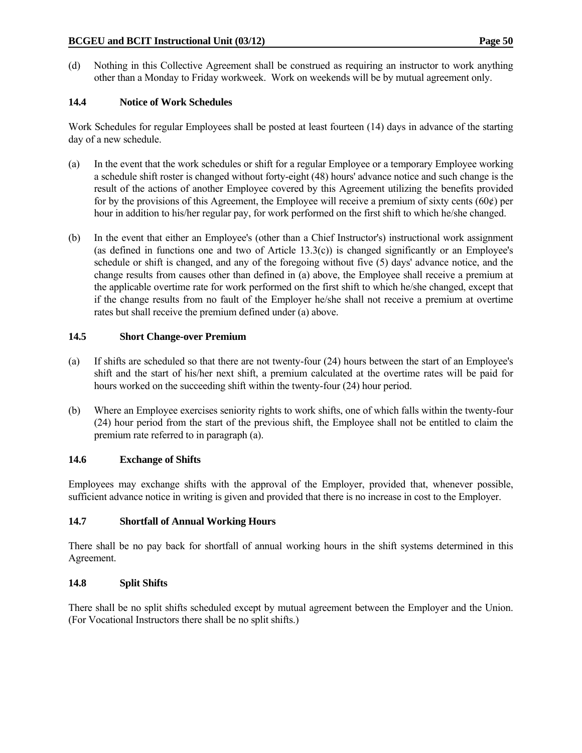(d) Nothing in this Collective Agreement shall be construed as requiring an instructor to work anything other than a Monday to Friday workweek. Work on weekends will be by mutual agreement only.

### 14.4 Notice of Work Schedules

Work Schedules for regular Employees shall be posted at least fourteen (14) days in advance of the starting day of a new schedule.

(a) In the event that the work schedules or shift for a regular Employee or a temporary Employee working a schedule shift roster is changed without forty-eight (48) hours' advance notice and such change is the result of the actions of another Employee covered by this Agreement utilizing the benefits provided for by the provisions of this Agreement, the Employee will receive a premium of sixty cents (60¢) per hour in addition to his/her regular pay, for work performed on the first shift to which he/she changed.

(b) In the event that either an Employee's (other than a Chief Instructor's) instructional work assignment (as defined in functions one and two of Article 13.3(c)) is changed significantly or an Employee's schedule or shift is changed, and any of the foregoing without five (5) days' advance notice, and the change results from causes other than defined in (a) above, the Employee shall receive a premium at the applicable overtime rate for work performed on the first shift to which he/she changed, except that if the change results from no fault of the Employer he/she shall not receive a premium at overtime rates but shall receive the premium defined under (a) above.

### 14.5 Short Change-over Premium

(a) If shifts are scheduled so that there are not twenty-four (24) hours between the start of an Employee's shift and the start of his/her next shift, a premium calculated at the overtime rates will be paid for hours worked on the succeeding shift within the twenty-four (24) hour period.

(b) Where an Employee exercises seniority rights to work shifts, one of which falls within the twenty-four (24) hour period from the start of the previous shift, the Employee shall not be entitled to claim the premium rate referred to in paragraph (a).

### 14.6 Exchange of Shifts

Employees may exchange shifts with the approval of the Employer, provided that, whenever possible, sufficient advance notice in writing is given and provided that there is no increase in cost to the Employer.

### 14.7 Shortfall of Annual Working Hours

There shall be no pay back for shortfall of annual working hours in the shift systems determined in this Agreement.

### 14.8 Split Shifts

There shall be no split shifts scheduled except by mutual agreement between the Employer and the Union. (For Vocational Instructors there shall be no split shifts.)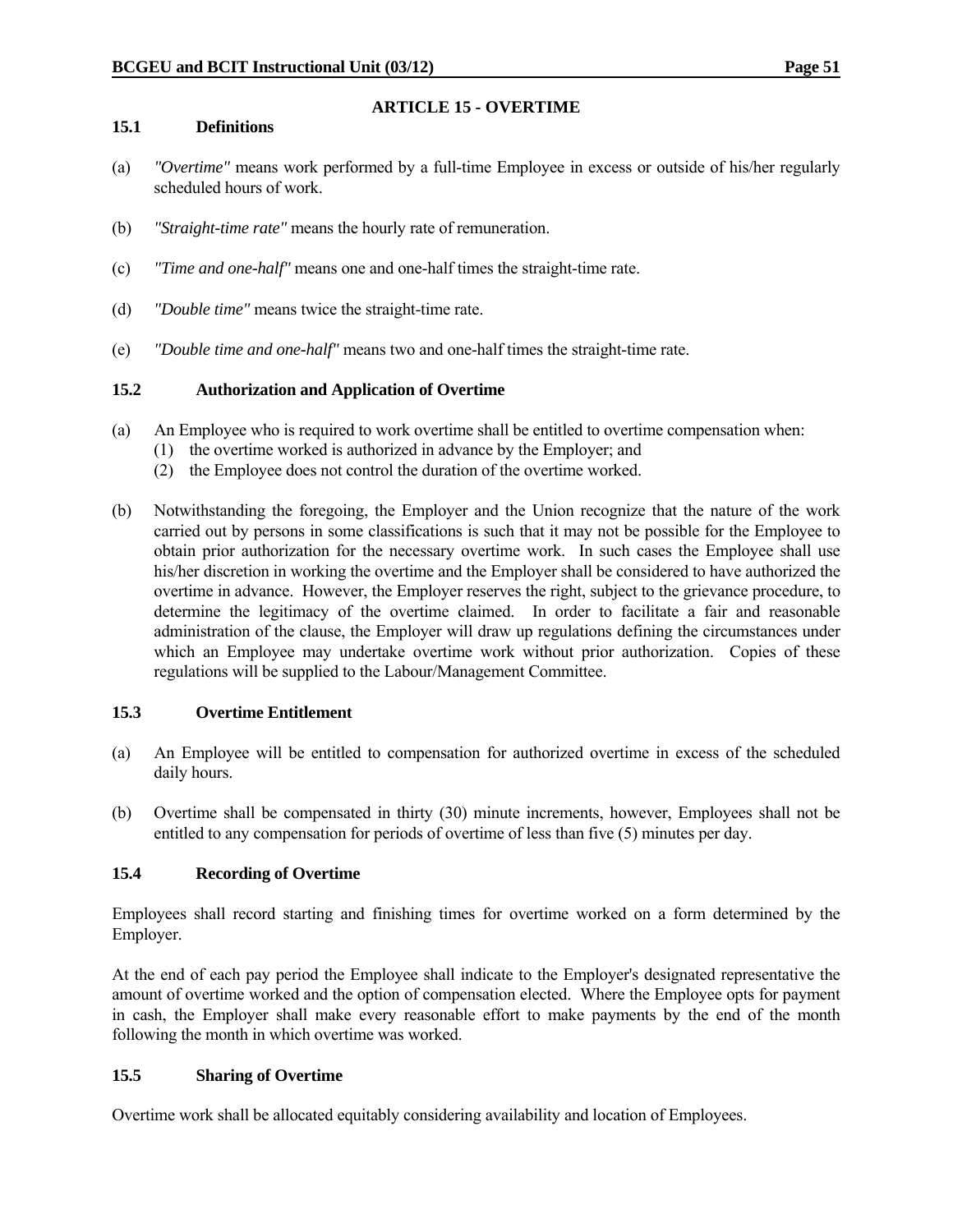## ARTICLE 15 - OVERTIME

### 15.1 Definitions

(a) *"Overtime"* means work performed by a full-time Employee in excess or outside of his/her regularly scheduled hours of work.

(b) *"Straight-time rate"* means the hourly rate of remuneration.

(c) *"Time and one-half"* means one and one-half times the straight-time rate.

(d) *"Double time"* means twice the straight-time rate.

(e) *"Double time and one-half"* means two and one-half times the straight-time rate.

### 15.2 Authorization and Application of Overtime

(a) An Employee who is required to work overtime shall be entitled to overtime compensation when:
   (1) the overtime worked is authorized in advance by the Employer; and
   (2) the Employee does not control the duration of the overtime worked.

(b) Notwithstanding the foregoing, the Employer and the Union recognize that the nature of the work carried out by persons in some classifications is such that it may not be possible for the Employee to obtain prior authorization for the necessary overtime work. In such cases the Employee shall use his/her discretion in working the overtime and the Employer shall be considered to have authorized the overtime in advance. However, the Employer reserves the right, subject to the grievance procedure, to determine the legitimacy of the overtime claimed. In order to facilitate a fair and reasonable administration of the clause, the Employer will draw up regulations defining the circumstances under which an Employee may undertake overtime work without prior authorization. Copies of these regulations will be supplied to the Labour/Management Committee.

### 15.3 Overtime Entitlement

(a) An Employee will be entitled to compensation for authorized overtime in excess of the scheduled daily hours.

(b) Overtime shall be compensated in thirty (30) minute increments, however, Employees shall not be entitled to any compensation for periods of overtime of less than five (5) minutes per day.

### 15.4 Recording of Overtime

Employees shall record starting and finishing times for overtime worked on a form determined by the Employer.

At the end of each pay period the Employee shall indicate to the Employer's designated representative the amount of overtime worked and the option of compensation elected. Where the Employee opts for payment in cash, the Employer shall make every reasonable effort to make payments by the end of the month following the month in which overtime was worked.

### 15.5 Sharing of Overtime

Overtime work shall be allocated equitably considering availability and location of Employees.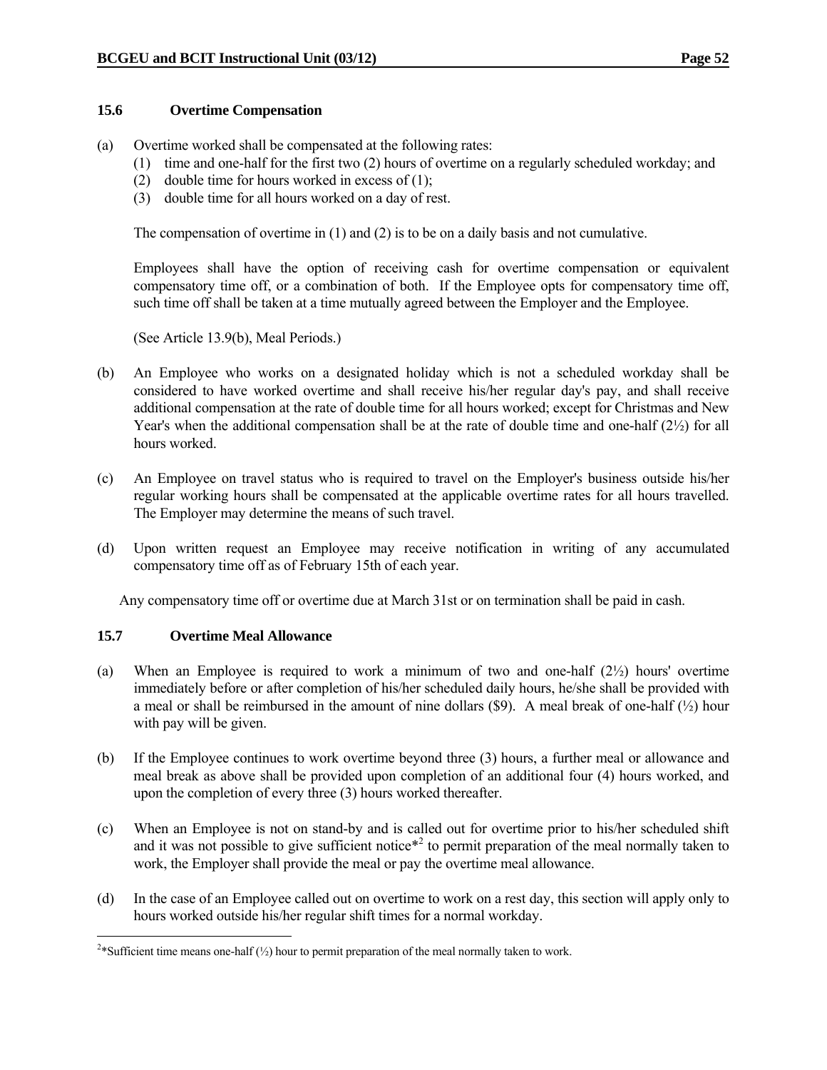### 15.6 Overtime Compensation

(a) Overtime worked shall be compensated at the following rates:
   (1) time and one-half for the first two (2) hours of overtime on a regularly scheduled workday; and
   (2) double time for hours worked in excess of (1);
   (3) double time for all hours worked on a day of rest.

   The compensation of overtime in (1) and (2) is to be on a daily basis and not cumulative.

   Employees shall have the option of receiving cash for overtime compensation or equivalent compensatory time off, or a combination of both. If the Employee opts for compensatory time off, such time off shall be taken at a time mutually agreed between the Employer and the Employee.

   (See Article 13.9(b), Meal Periods.)

(b) An Employee who works on a designated holiday which is not a scheduled workday shall be considered to have worked overtime and shall receive his/her regular day's pay, and shall receive additional compensation at the rate of double time for all hours worked; except for Christmas and New Year's when the additional compensation shall be at the rate of double time and one-half (2½) for all hours worked.

(c) An Employee on travel status who is required to travel on the Employer's business outside his/her regular working hours shall be compensated at the applicable overtime rates for all hours travelled. The Employer may determine the means of such travel.

(d) Upon written request an Employee may receive notification in writing of any accumulated compensatory time off as of February 15th of each year.

Any compensatory time off or overtime due at March 31st or on termination shall be paid in cash.

### 15.7 Overtime Meal Allowance

(a) When an Employee is required to work a minimum of two and one-half (2½) hours' overtime immediately before or after completion of his/her scheduled daily hours, he/she shall be provided with a meal or shall be reimbursed in the amount of nine dollars ($9). A meal break of one-half (½) hour with pay will be given.

(b) If the Employee continues to work overtime beyond three (3) hours, a further meal or allowance and meal break as above shall be provided upon completion of an additional four (4) hours worked, and upon the completion of every three (3) hours worked thereafter.

(c) When an Employee is not on stand-by and is called out for overtime prior to his/her scheduled shift and it was not possible to give sufficient notice*[2] to permit preparation of the meal normally taken to work, the Employer shall provide the meal or pay the overtime meal allowance.

(d) In the case of an Employee called out on overtime to work on a rest day, this section will apply only to hours worked outside his/her regular shift times for a normal workday.

---

[2]*Sufficient time means one-half (½) hour to permit preparation of the meal normally taken to work.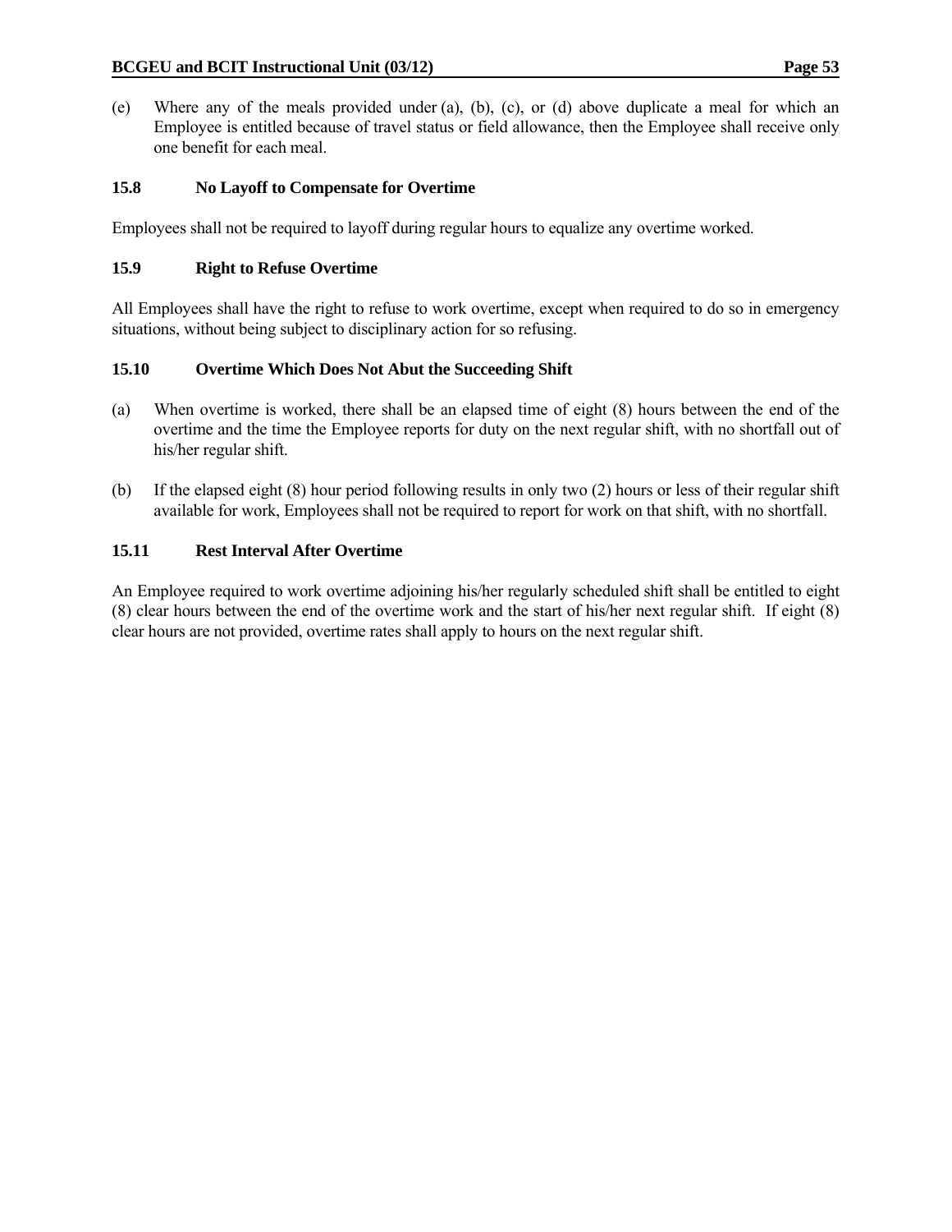(e) Where any of the meals provided under (a), (b), (c), or (d) above duplicate a meal for which an Employee is entitled because of travel status or field allowance, then the Employee shall receive only one benefit for each meal.

### 15.8 No Layoff to Compensate for Overtime

Employees shall not be required to layoff during regular hours to equalize any overtime worked.

### 15.9 Right to Refuse Overtime

All Employees shall have the right to refuse to work overtime, except when required to do so in emergency situations, without being subject to disciplinary action for so refusing.

### 15.10 Overtime Which Does Not Abut the Succeeding Shift

(a) When overtime is worked, there shall be an elapsed time of eight (8) hours between the end of the overtime and the time the Employee reports for duty on the next regular shift, with no shortfall out of his/her regular shift.

(b) If the elapsed eight (8) hour period following results in only two (2) hours or less of their regular shift available for work, Employees shall not be required to report for work on that shift, with no shortfall.

### 15.11 Rest Interval After Overtime

An Employee required to work overtime adjoining his/her regularly scheduled shift shall be entitled to eight (8) clear hours between the end of the overtime work and the start of his/her next regular shift. If eight (8) clear hours are not provided, overtime rates shall apply to hours on the next regular shift.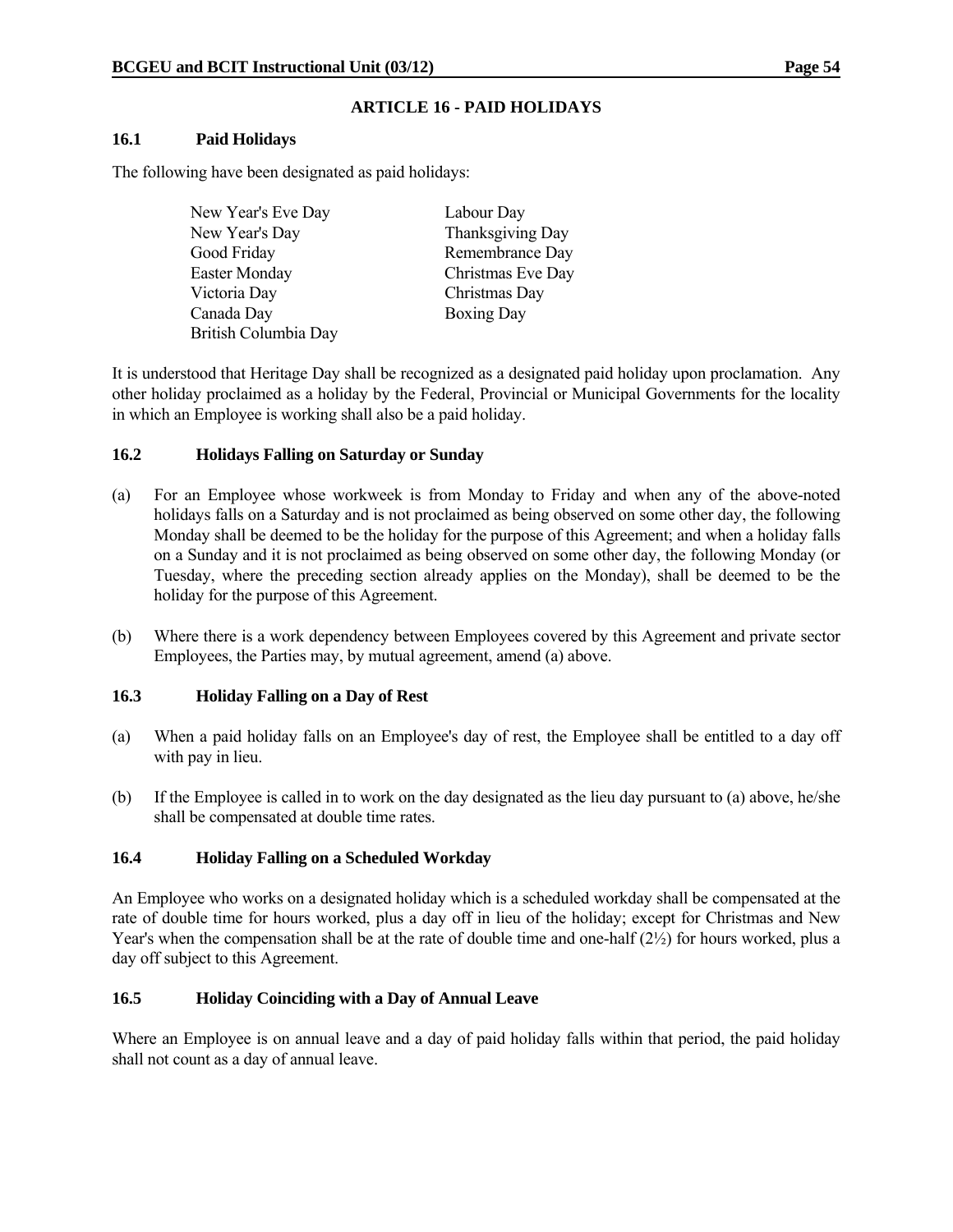## ARTICLE 16 - PAID HOLIDAYS

### 16.1 Paid Holidays

The following have been designated as paid holidays:

| | |
|---|---|
| New Year's Eve Day | Labour Day |
| New Year's Day | Thanksgiving Day |
| Good Friday | Remembrance Day |
| Easter Monday | Christmas Eve Day |
| Victoria Day | Christmas Day |
| Canada Day | Boxing Day |
| British Columbia Day | |

It is understood that Heritage Day shall be recognized as a designated paid holiday upon proclamation. Any other holiday proclaimed as a holiday by the Federal, Provincial or Municipal Governments for the locality in which an Employee is working shall also be a paid holiday.

### 16.2 Holidays Falling on Saturday or Sunday

(a) For an Employee whose workweek is from Monday to Friday and when any of the above-noted holidays falls on a Saturday and is not proclaimed as being observed on some other day, the following Monday shall be deemed to be the holiday for the purpose of this Agreement; and when a holiday falls on a Sunday and it is not proclaimed as being observed on some other day, the following Monday (or Tuesday, where the preceding section already applies on the Monday), shall be deemed to be the holiday for the purpose of this Agreement.

(b) Where there is a work dependency between Employees covered by this Agreement and private sector Employees, the Parties may, by mutual agreement, amend (a) above.

### 16.3 Holiday Falling on a Day of Rest

(a) When a paid holiday falls on an Employee's day of rest, the Employee shall be entitled to a day off with pay in lieu.

(b) If the Employee is called in to work on the day designated as the lieu day pursuant to (a) above, he/she shall be compensated at double time rates.

### 16.4 Holiday Falling on a Scheduled Workday

An Employee who works on a designated holiday which is a scheduled workday shall be compensated at the rate of double time for hours worked, plus a day off in lieu of the holiday; except for Christmas and New Year's when the compensation shall be at the rate of double time and one-half (2½) for hours worked, plus a day off subject to this Agreement.

### 16.5 Holiday Coinciding with a Day of Annual Leave

Where an Employee is on annual leave and a day of paid holiday falls within that period, the paid holiday shall not count as a day of annual leave.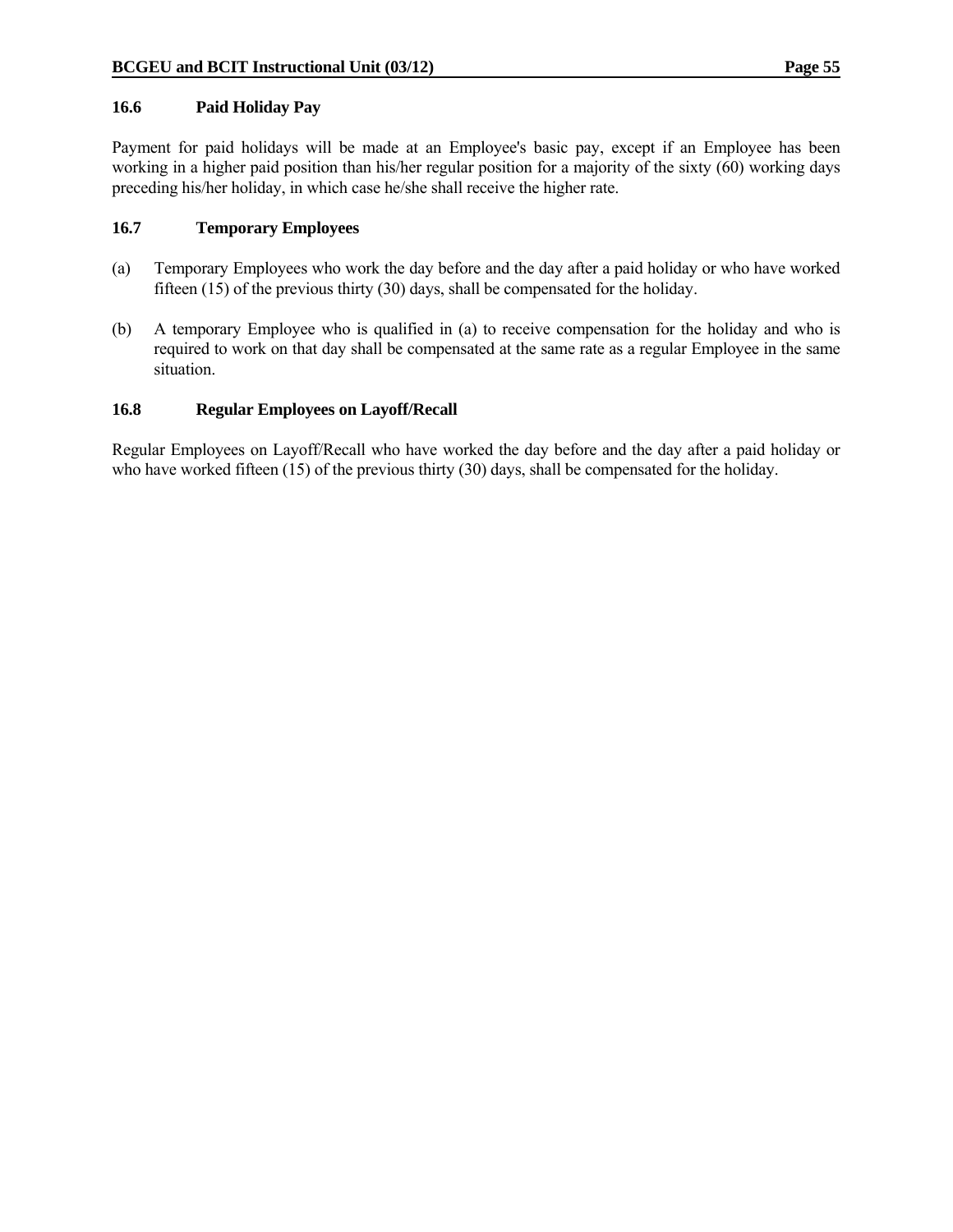### 16.6 Paid Holiday Pay

Payment for paid holidays will be made at an Employee's basic pay, except if an Employee has been working in a higher paid position than his/her regular position for a majority of the sixty (60) working days preceding his/her holiday, in which case he/she shall receive the higher rate.

### 16.7 Temporary Employees

(a) Temporary Employees who work the day before and the day after a paid holiday or who have worked fifteen (15) of the previous thirty (30) days, shall be compensated for the holiday.

(b) A temporary Employee who is qualified in (a) to receive compensation for the holiday and who is required to work on that day shall be compensated at the same rate as a regular Employee in the same situation.

### 16.8 Regular Employees on Layoff/Recall

Regular Employees on Layoff/Recall who have worked the day before and the day after a paid holiday or who have worked fifteen (15) of the previous thirty (30) days, shall be compensated for the holiday.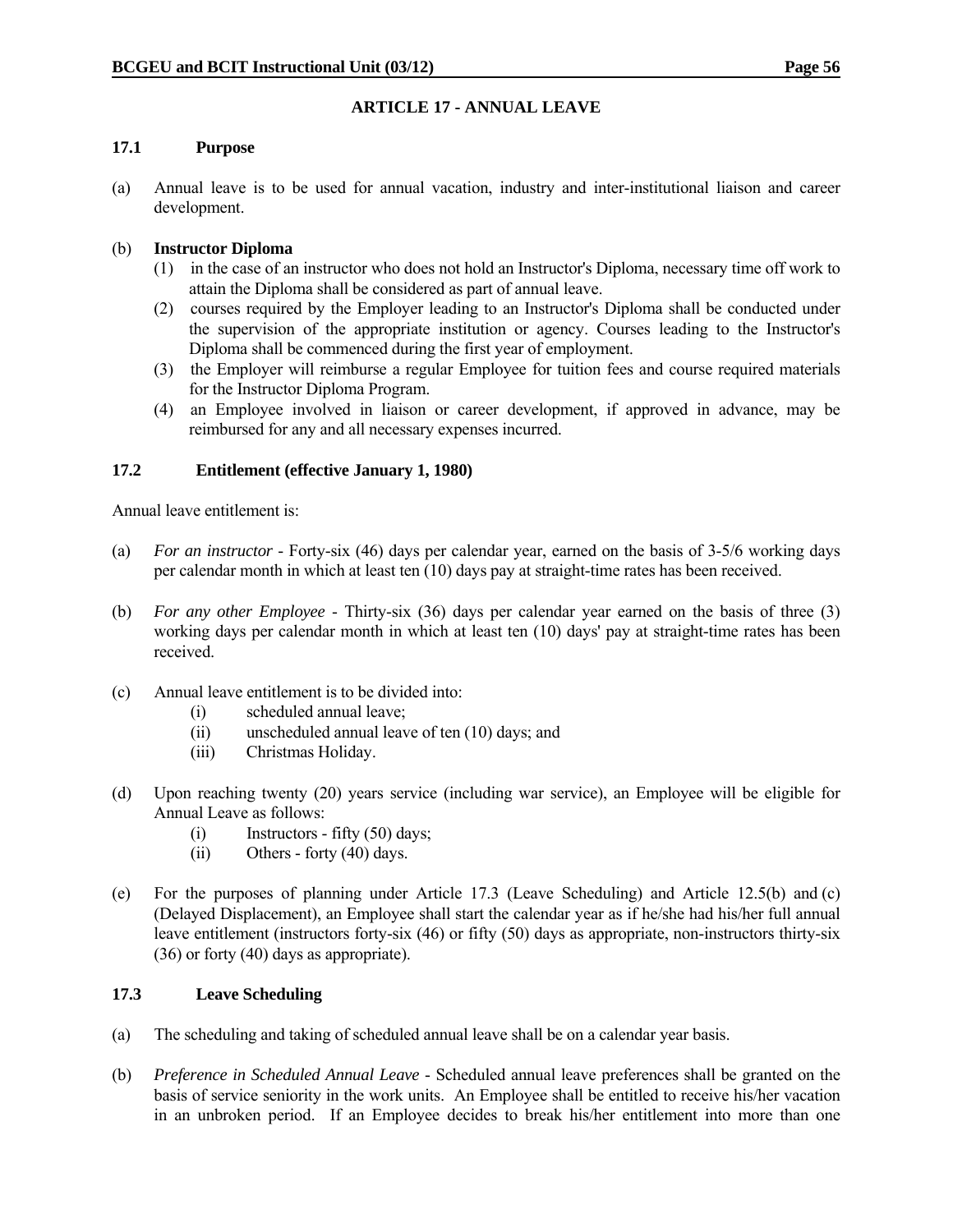## ARTICLE 17 - ANNUAL LEAVE

### 17.1 Purpose

(a) Annual leave is to be used for annual vacation, industry and inter-institutional liaison and career development.

(b) **Instructor Diploma**

(1) in the case of an instructor who does not hold an Instructor's Diploma, necessary time off work to attain the Diploma shall be considered as part of annual leave.

(2) courses required by the Employer leading to an Instructor's Diploma shall be conducted under the supervision of the appropriate institution or agency. Courses leading to the Instructor's Diploma shall be commenced during the first year of employment.

(3) the Employer will reimburse a regular Employee for tuition fees and course required materials for the Instructor Diploma Program.

(4) an Employee involved in liaison or career development, if approved in advance, may be reimbursed for any and all necessary expenses incurred.

### 17.2 Entitlement (effective January 1, 1980)

Annual leave entitlement is:

(a) *For an instructor* - Forty-six (46) days per calendar year, earned on the basis of 3-5/6 working days per calendar month in which at least ten (10) days pay at straight-time rates has been received.

(b) *For any other Employee* - Thirty-six (36) days per calendar year earned on the basis of three (3) working days per calendar month in which at least ten (10) days' pay at straight-time rates has been received.

(c) Annual leave entitlement is to be divided into:

(i) scheduled annual leave;

(ii) unscheduled annual leave of ten (10) days; and

(iii) Christmas Holiday.

(d) Upon reaching twenty (20) years service (including war service), an Employee will be eligible for Annual Leave as follows:

(i) Instructors - fifty (50) days;

(ii) Others - forty (40) days.

(e) For the purposes of planning under Article 17.3 (Leave Scheduling) and Article 12.5(b) and (c) (Delayed Displacement), an Employee shall start the calendar year as if he/she had his/her full annual leave entitlement (instructors forty-six (46) or fifty (50) days as appropriate, non-instructors thirty-six (36) or forty (40) days as appropriate).

### 17.3 Leave Scheduling

(a) The scheduling and taking of scheduled annual leave shall be on a calendar year basis.

(b) *Preference in Scheduled Annual Leave* - Scheduled annual leave preferences shall be granted on the basis of service seniority in the work units. An Employee shall be entitled to receive his/her vacation in an unbroken period. If an Employee decides to break his/her entitlement into more than one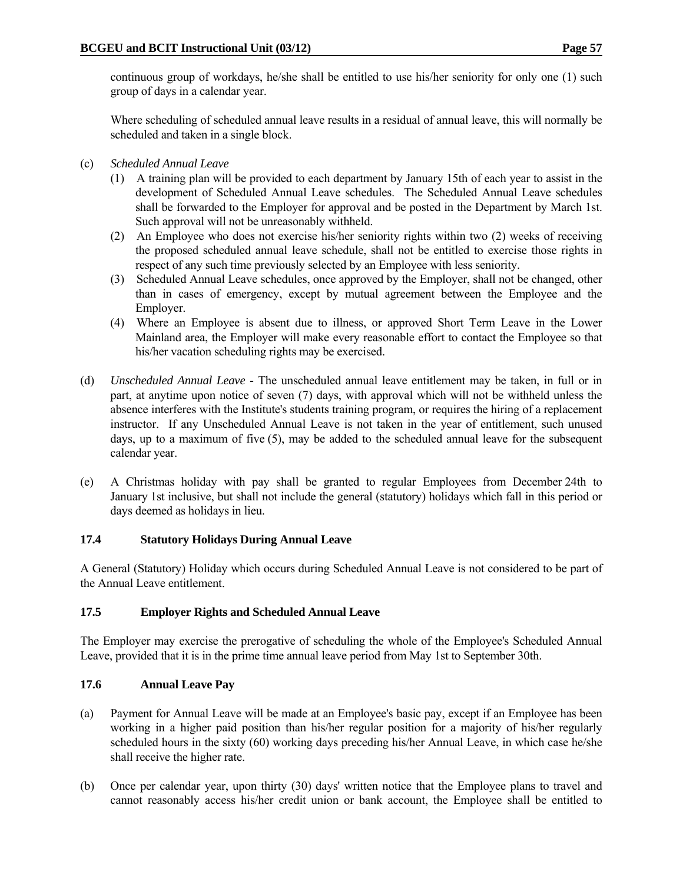continuous group of workdays, he/she shall be entitled to use his/her seniority for only one (1) such group of days in a calendar year.

Where scheduling of scheduled annual leave results in a residual of annual leave, this will normally be scheduled and taken in a single block.

(c) *Scheduled Annual Leave*

(1) A training plan will be provided to each department by January 15th of each year to assist in the development of Scheduled Annual Leave schedules. The Scheduled Annual Leave schedules shall be forwarded to the Employer for approval and be posted in the Department by March 1st. Such approval will not be unreasonably withheld.

(2) An Employee who does not exercise his/her seniority rights within two (2) weeks of receiving the proposed scheduled annual leave schedule, shall not be entitled to exercise those rights in respect of any such time previously selected by an Employee with less seniority.

(3) Scheduled Annual Leave schedules, once approved by the Employer, shall not be changed, other than in cases of emergency, except by mutual agreement between the Employee and the Employer.

(4) Where an Employee is absent due to illness, or approved Short Term Leave in the Lower Mainland area, the Employer will make every reasonable effort to contact the Employee so that his/her vacation scheduling rights may be exercised.

(d) *Unscheduled Annual Leave* - The unscheduled annual leave entitlement may be taken, in full or in part, at anytime upon notice of seven (7) days, with approval which will not be withheld unless the absence interferes with the Institute's students training program, or requires the hiring of a replacement instructor. If any Unscheduled Annual Leave is not taken in the year of entitlement, such unused days, up to a maximum of five (5), may be added to the scheduled annual leave for the subsequent calendar year.

(e) A Christmas holiday with pay shall be granted to regular Employees from December 24th to January 1st inclusive, but shall not include the general (statutory) holidays which fall in this period or days deemed as holidays in lieu.

### 17.4 Statutory Holidays During Annual Leave

A General (Statutory) Holiday which occurs during Scheduled Annual Leave is not considered to be part of the Annual Leave entitlement.

### 17.5 Employer Rights and Scheduled Annual Leave

The Employer may exercise the prerogative of scheduling the whole of the Employee's Scheduled Annual Leave, provided that it is in the prime time annual leave period from May 1st to September 30th.

### 17.6 Annual Leave Pay

(a) Payment for Annual Leave will be made at an Employee's basic pay, except if an Employee has been working in a higher paid position than his/her regular position for a majority of his/her regularly scheduled hours in the sixty (60) working days preceding his/her Annual Leave, in which case he/she shall receive the higher rate.

(b) Once per calendar year, upon thirty (30) days' written notice that the Employee plans to travel and cannot reasonably access his/her credit union or bank account, the Employee shall be entitled to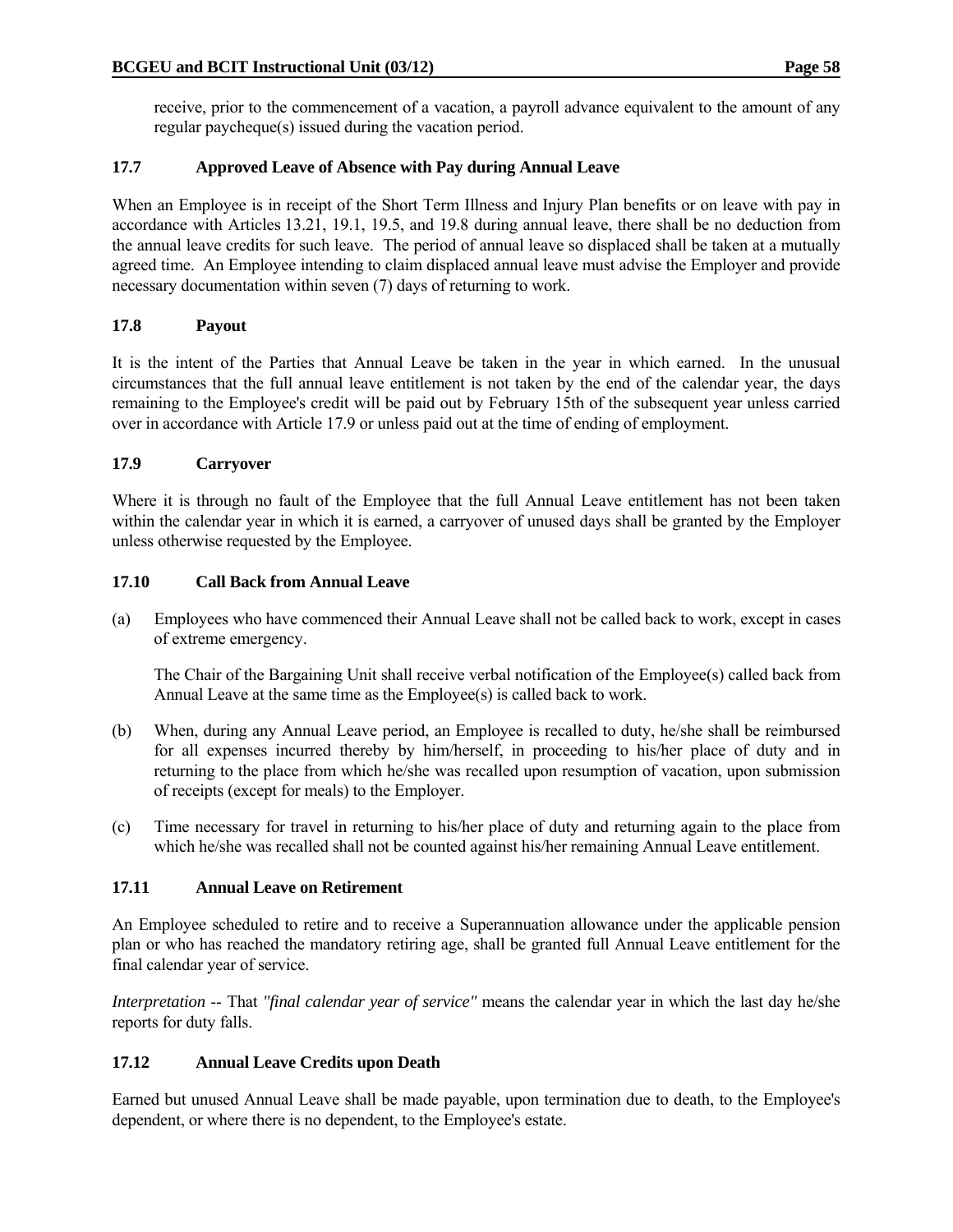receive, prior to the commencement of a vacation, a payroll advance equivalent to the amount of any regular paycheque(s) issued during the vacation period.

### 17.7 Approved Leave of Absence with Pay during Annual Leave

When an Employee is in receipt of the Short Term Illness and Injury Plan benefits or on leave with pay in accordance with Articles 13.21, 19.1, 19.5, and 19.8 during annual leave, there shall be no deduction from the annual leave credits for such leave. The period of annual leave so displaced shall be taken at a mutually agreed time. An Employee intending to claim displaced annual leave must advise the Employer and provide necessary documentation within seven (7) days of returning to work.

### 17.8 Payout

It is the intent of the Parties that Annual Leave be taken in the year in which earned. In the unusual circumstances that the full annual leave entitlement is not taken by the end of the calendar year, the days remaining to the Employee's credit will be paid out by February 15th of the subsequent year unless carried over in accordance with Article 17.9 or unless paid out at the time of ending of employment.

### 17.9 Carryover

Where it is through no fault of the Employee that the full Annual Leave entitlement has not been taken within the calendar year in which it is earned, a carryover of unused days shall be granted by the Employer unless otherwise requested by the Employee.

### 17.10 Call Back from Annual Leave

(a) Employees who have commenced their Annual Leave shall not be called back to work, except in cases of extreme emergency.

The Chair of the Bargaining Unit shall receive verbal notification of the Employee(s) called back from Annual Leave at the same time as the Employee(s) is called back to work.

(b) When, during any Annual Leave period, an Employee is recalled to duty, he/she shall be reimbursed for all expenses incurred thereby by him/herself, in proceeding to his/her place of duty and in returning to the place from which he/she was recalled upon resumption of vacation, upon submission of receipts (except for meals) to the Employer.

(c) Time necessary for travel in returning to his/her place of duty and returning again to the place from which he/she was recalled shall not be counted against his/her remaining Annual Leave entitlement.

### 17.11 Annual Leave on Retirement

An Employee scheduled to retire and to receive a Superannuation allowance under the applicable pension plan or who has reached the mandatory retiring age, shall be granted full Annual Leave entitlement for the final calendar year of service.

*Interpretation* -- That *"final calendar year of service"* means the calendar year in which the last day he/she reports for duty falls.

### 17.12 Annual Leave Credits upon Death

Earned but unused Annual Leave shall be made payable, upon termination due to death, to the Employee's dependent, or where there is no dependent, to the Employee's estate.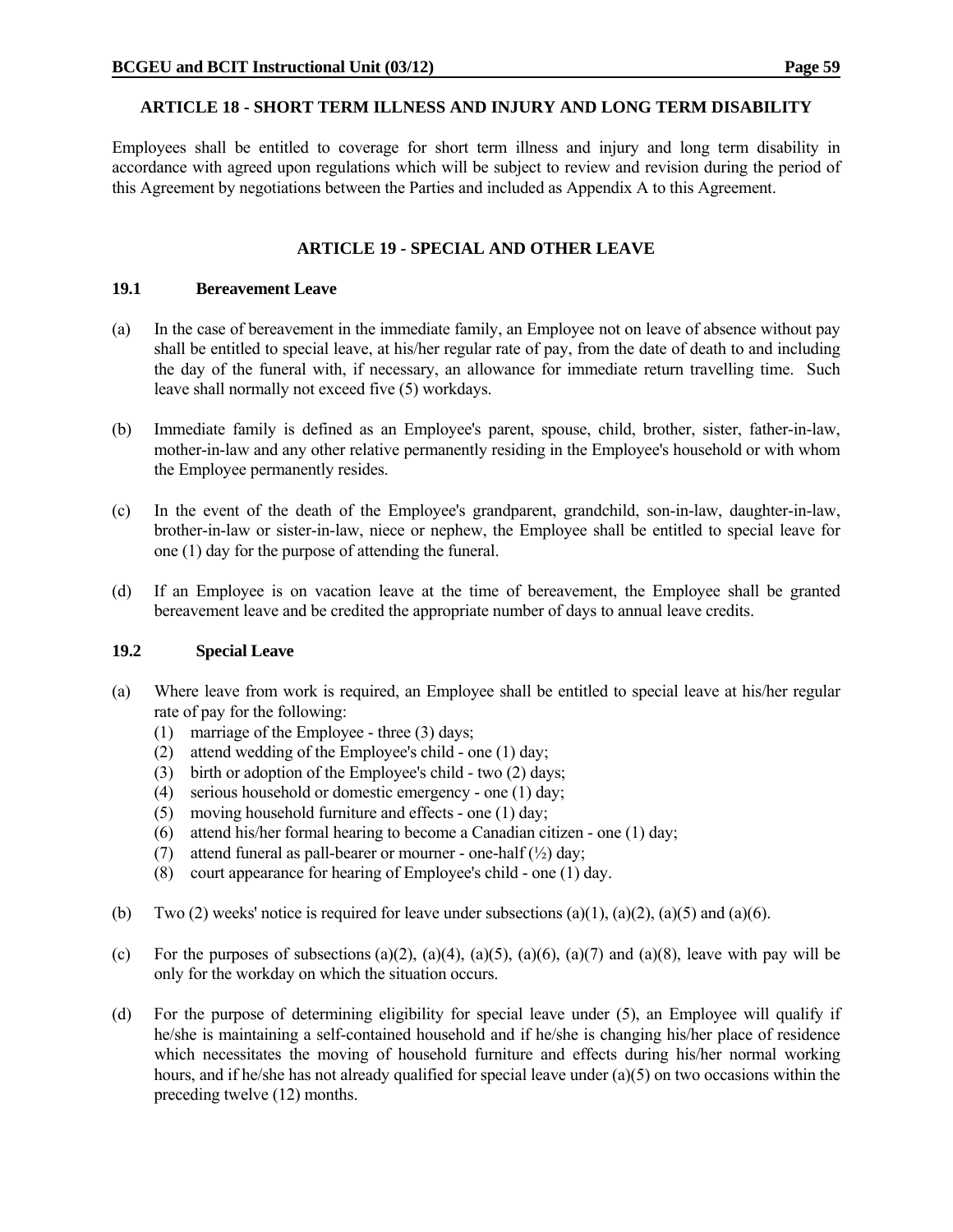## ARTICLE 18 - SHORT TERM ILLNESS AND INJURY AND LONG TERM DISABILITY

Employees shall be entitled to coverage for short term illness and injury and long term disability in accordance with agreed upon regulations which will be subject to review and revision during the period of this Agreement by negotiations between the Parties and included as Appendix A to this Agreement.

## ARTICLE 19 - SPECIAL AND OTHER LEAVE

### 19.1 Bereavement Leave

(a) In the case of bereavement in the immediate family, an Employee not on leave of absence without pay shall be entitled to special leave, at his/her regular rate of pay, from the date of death to and including the day of the funeral with, if necessary, an allowance for immediate return travelling time. Such leave shall normally not exceed five (5) workdays.

(b) Immediate family is defined as an Employee's parent, spouse, child, brother, sister, father-in-law, mother-in-law and any other relative permanently residing in the Employee's household or with whom the Employee permanently resides.

(c) In the event of the death of the Employee's grandparent, grandchild, son-in-law, daughter-in-law, brother-in-law or sister-in-law, niece or nephew, the Employee shall be entitled to special leave for one (1) day for the purpose of attending the funeral.

(d) If an Employee is on vacation leave at the time of bereavement, the Employee shall be granted bereavement leave and be credited the appropriate number of days to annual leave credits.

### 19.2 Special Leave

(a) Where leave from work is required, an Employee shall be entitled to special leave at his/her regular rate of pay for the following:
   (1) marriage of the Employee - three (3) days;
   (2) attend wedding of the Employee's child - one (1) day;
   (3) birth or adoption of the Employee's child - two (2) days;
   (4) serious household or domestic emergency - one (1) day;
   (5) moving household furniture and effects - one (1) day;
   (6) attend his/her formal hearing to become a Canadian citizen - one (1) day;
   (7) attend funeral as pall-bearer or mourner - one-half (½) day;
   (8) court appearance for hearing of Employee's child - one (1) day.

(b) Two (2) weeks' notice is required for leave under subsections (a)(1), (a)(2), (a)(5) and (a)(6).

(c) For the purposes of subsections (a)(2), (a)(4), (a)(5), (a)(6), (a)(7) and (a)(8), leave with pay will be only for the workday on which the situation occurs.

(d) For the purpose of determining eligibility for special leave under (5), an Employee will qualify if he/she is maintaining a self-contained household and if he/she is changing his/her place of residence which necessitates the moving of household furniture and effects during his/her normal working hours, and if he/she has not already qualified for special leave under (a)(5) on two occasions within the preceding twelve (12) months.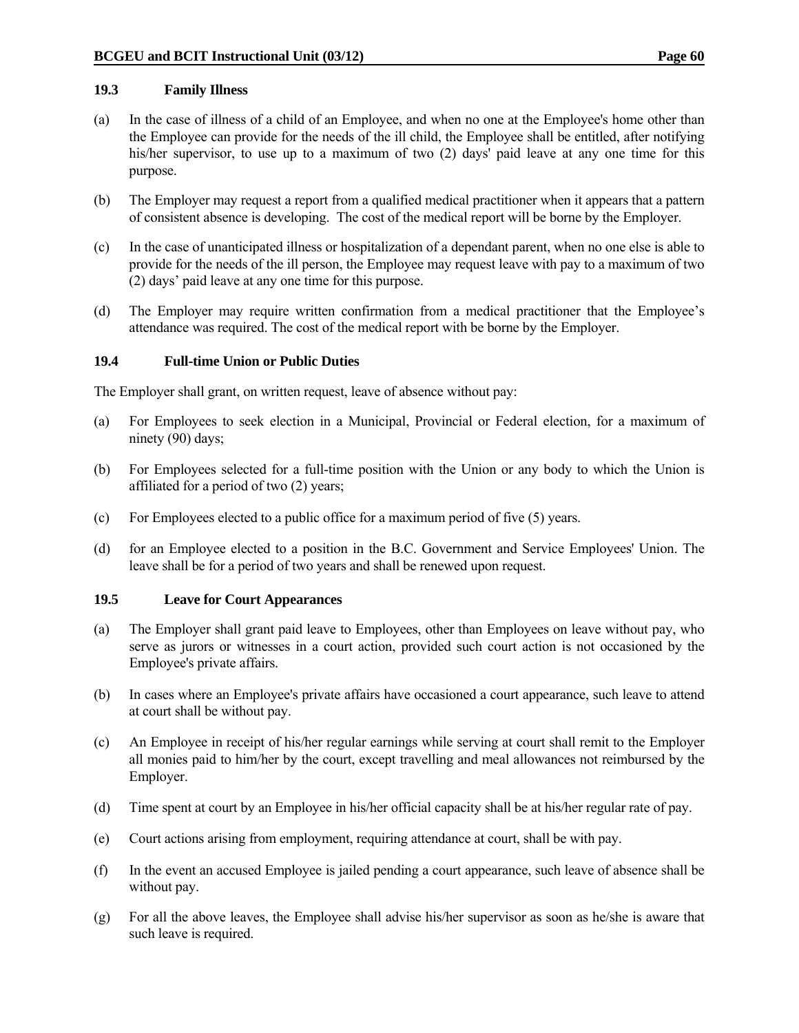### 19.3 Family Illness

(a) In the case of illness of a child of an Employee, and when no one at the Employee's home other than the Employee can provide for the needs of the ill child, the Employee shall be entitled, after notifying his/her supervisor, to use up to a maximum of two (2) days' paid leave at any one time for this purpose.

(b) The Employer may request a report from a qualified medical practitioner when it appears that a pattern of consistent absence is developing. The cost of the medical report will be borne by the Employer.

(c) In the case of unanticipated illness or hospitalization of a dependant parent, when no one else is able to provide for the needs of the ill person, the Employee may request leave with pay to a maximum of two (2) days' paid leave at any one time for this purpose.

(d) The Employer may require written confirmation from a medical practitioner that the Employee's attendance was required. The cost of the medical report with be borne by the Employer.

### 19.4 Full-time Union or Public Duties

The Employer shall grant, on written request, leave of absence without pay:

(a) For Employees to seek election in a Municipal, Provincial or Federal election, for a maximum of ninety (90) days;

(b) For Employees selected for a full-time position with the Union or any body to which the Union is affiliated for a period of two (2) years;

(c) For Employees elected to a public office for a maximum period of five (5) years.

(d) for an Employee elected to a position in the B.C. Government and Service Employees' Union. The leave shall be for a period of two years and shall be renewed upon request.

### 19.5 Leave for Court Appearances

(a) The Employer shall grant paid leave to Employees, other than Employees on leave without pay, who serve as jurors or witnesses in a court action, provided such court action is not occasioned by the Employee's private affairs.

(b) In cases where an Employee's private affairs have occasioned a court appearance, such leave to attend at court shall be without pay.

(c) An Employee in receipt of his/her regular earnings while serving at court shall remit to the Employer all monies paid to him/her by the court, except travelling and meal allowances not reimbursed by the Employer.

(d) Time spent at court by an Employee in his/her official capacity shall be at his/her regular rate of pay.

(e) Court actions arising from employment, requiring attendance at court, shall be with pay.

(f) In the event an accused Employee is jailed pending a court appearance, such leave of absence shall be without pay.

(g) For all the above leaves, the Employee shall advise his/her supervisor as soon as he/she is aware that such leave is required.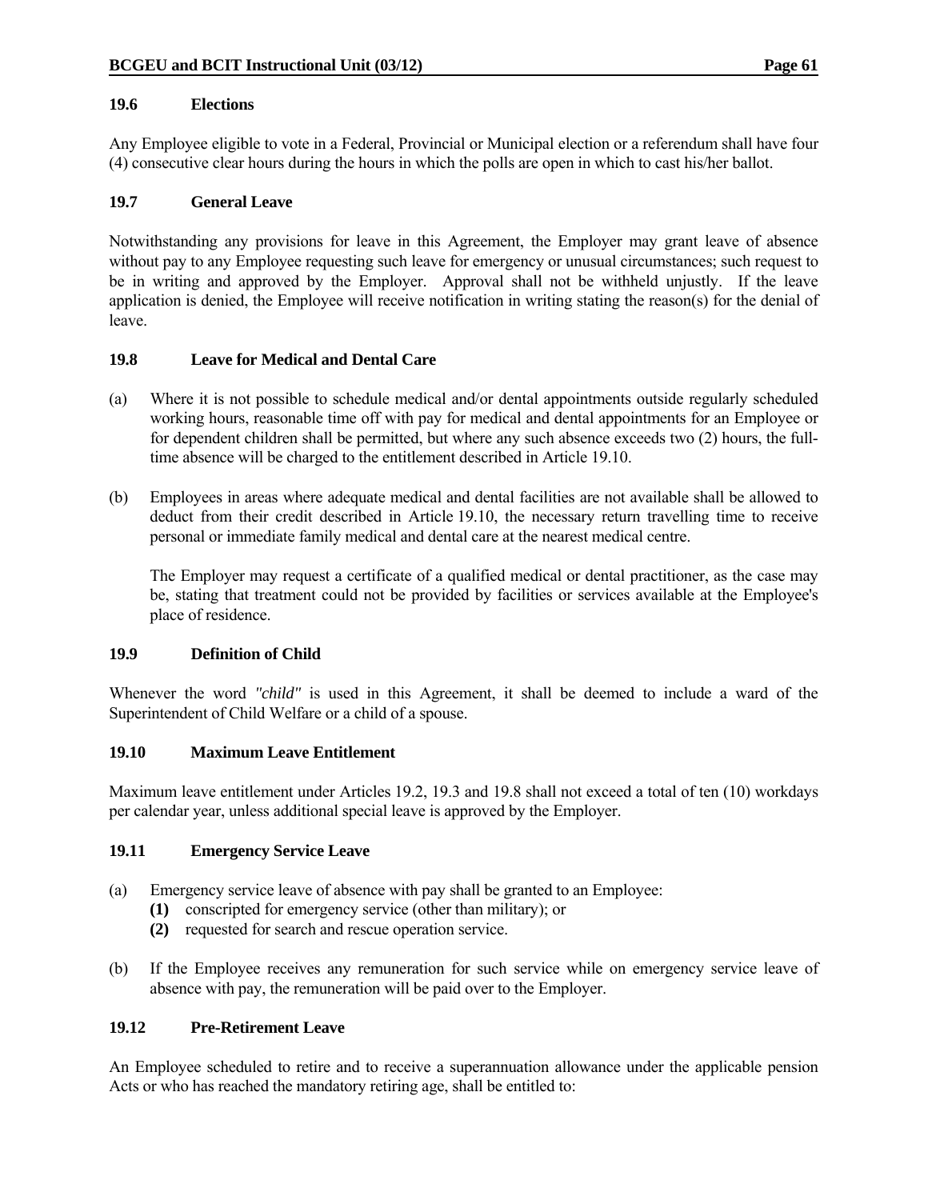### 19.6 Elections

Any Employee eligible to vote in a Federal, Provincial or Municipal election or a referendum shall have four (4) consecutive clear hours during the hours in which the polls are open in which to cast his/her ballot.

### 19.7 General Leave

Notwithstanding any provisions for leave in this Agreement, the Employer may grant leave of absence without pay to any Employee requesting such leave for emergency or unusual circumstances; such request to be in writing and approved by the Employer. Approval shall not be withheld unjustly. If the leave application is denied, the Employee will receive notification in writing stating the reason(s) for the denial of leave.

### 19.8 Leave for Medical and Dental Care

(a) Where it is not possible to schedule medical and/or dental appointments outside regularly scheduled working hours, reasonable time off with pay for medical and dental appointments for an Employee or for dependent children shall be permitted, but where any such absence exceeds two (2) hours, the full-time absence will be charged to the entitlement described in Article 19.10.

(b) Employees in areas where adequate medical and dental facilities are not available shall be allowed to deduct from their credit described in Article 19.10, the necessary return travelling time to receive personal or immediate family medical and dental care at the nearest medical centre.

The Employer may request a certificate of a qualified medical or dental practitioner, as the case may be, stating that treatment could not be provided by facilities or services available at the Employee's place of residence.

### 19.9 Definition of Child

Whenever the word *"child"* is used in this Agreement, it shall be deemed to include a ward of the Superintendent of Child Welfare or a child of a spouse.

### 19.10 Maximum Leave Entitlement

Maximum leave entitlement under Articles 19.2, 19.3 and 19.8 shall not exceed a total of ten (10) workdays per calendar year, unless additional special leave is approved by the Employer.

### 19.11 Emergency Service Leave

(a) Emergency service leave of absence with pay shall be granted to an Employee:
   - **(1)** conscripted for emergency service (other than military); or
   - **(2)** requested for search and rescue operation service.

(b) If the Employee receives any remuneration for such service while on emergency service leave of absence with pay, the remuneration will be paid over to the Employer.

### 19.12 Pre-Retirement Leave

An Employee scheduled to retire and to receive a superannuation allowance under the applicable pension Acts or who has reached the mandatory retiring age, shall be entitled to: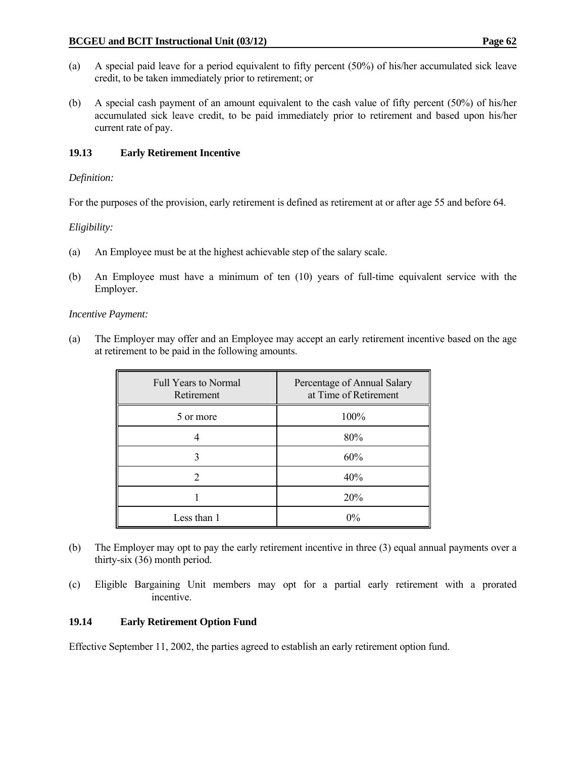(a) A special paid leave for a period equivalent to fifty percent (50%) of his/her accumulated sick leave credit, to be taken immediately prior to retirement; or

(b) A special cash payment of an amount equivalent to the cash value of fifty percent (50%) of his/her accumulated sick leave credit, to be paid immediately prior to retirement and based upon his/her current rate of pay.

### 19.13 Early Retirement Incentive

*Definition:*

For the purposes of the provision, early retirement is defined as retirement at or after age 55 and before 64.

*Eligibility:*

(a) An Employee must be at the highest achievable step of the salary scale.

(b) An Employee must have a minimum of ten (10) years of full-time equivalent service with the Employer.

*Incentive Payment:*

(a) The Employer may offer and an Employee may accept an early retirement incentive based on the age at retirement to be paid in the following amounts.

| Full Years to Normal Retirement | Percentage of Annual Salary at Time of Retirement |
|---|---|
| 5 or more | 100% |
| 4 | 80% |
| 3 | 60% |
| 2 | 40% |
| 1 | 20% |
| Less than 1 | 0% |

(b) The Employer may opt to pay the early retirement incentive in three (3) equal annual payments over a thirty-six (36) month period.

(c) Eligible Bargaining Unit members may opt for a partial early retirement with a prorated incentive.

### 19.14 Early Retirement Option Fund

Effective September 11, 2002, the parties agreed to establish an early retirement option fund.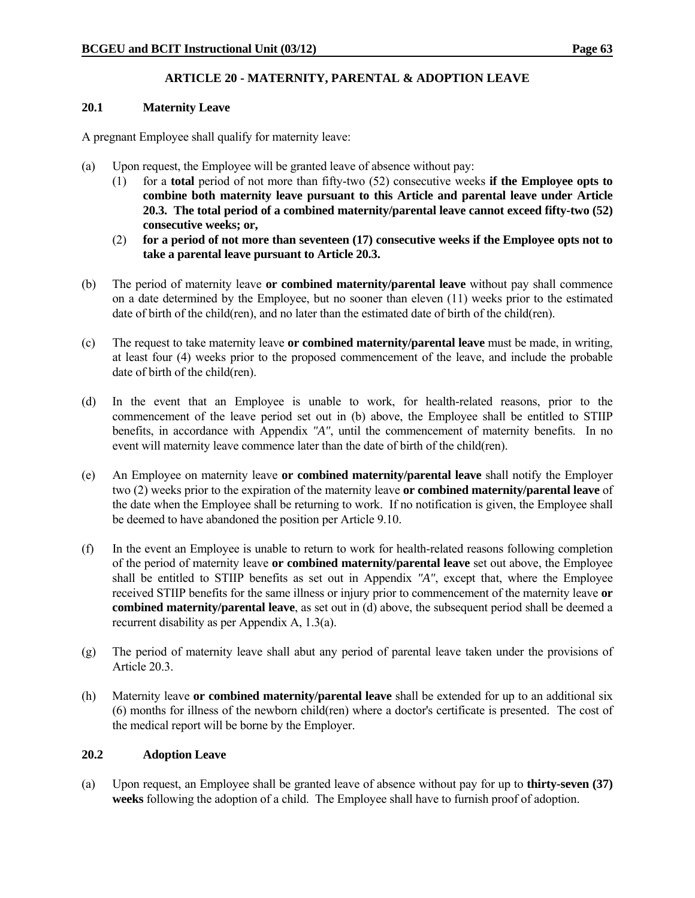## ARTICLE 20 - MATERNITY, PARENTAL & ADOPTION LEAVE

### 20.1 Maternity Leave

A pregnant Employee shall qualify for maternity leave:

(a) Upon request, the Employee will be granted leave of absence without pay:

(1) for a **total** period of not more than fifty-two (52) consecutive weeks **if the Employee opts to combine both maternity leave pursuant to this Article and parental leave under Article 20.3. The total period of a combined maternity/parental leave cannot exceed fifty-two (52) consecutive weeks; or,**

(2) **for a period of not more than seventeen (17) consecutive weeks if the Employee opts not to take a parental leave pursuant to Article 20.3.**

(b) The period of maternity leave **or combined maternity/parental leave** without pay shall commence on a date determined by the Employee, but no sooner than eleven (11) weeks prior to the estimated date of birth of the child(ren), and no later than the estimated date of birth of the child(ren).

(c) The request to take maternity leave **or combined maternity/parental leave** must be made, in writing, at least four (4) weeks prior to the proposed commencement of the leave, and include the probable date of birth of the child(ren).

(d) In the event that an Employee is unable to work, for health-related reasons, prior to the commencement of the leave period set out in (b) above, the Employee shall be entitled to STIIP benefits, in accordance with Appendix *"A"*, until the commencement of maternity benefits. In no event will maternity leave commence later than the date of birth of the child(ren).

(e) An Employee on maternity leave **or combined maternity/parental leave** shall notify the Employer two (2) weeks prior to the expiration of the maternity leave **or combined maternity/parental leave** of the date when the Employee shall be returning to work. If no notification is given, the Employee shall be deemed to have abandoned the position per Article 9.10.

(f) In the event an Employee is unable to return to work for health-related reasons following completion of the period of maternity leave **or combined maternity/parental leave** set out above, the Employee shall be entitled to STIIP benefits as set out in Appendix *"A"*, except that, where the Employee received STIIP benefits for the same illness or injury prior to commencement of the maternity leave **or combined maternity/parental leave**, as set out in (d) above, the subsequent period shall be deemed a recurrent disability as per Appendix A, 1.3(a).

(g) The period of maternity leave shall abut any period of parental leave taken under the provisions of Article 20.3.

(h) Maternity leave **or combined maternity/parental leave** shall be extended for up to an additional six (6) months for illness of the newborn child(ren) where a doctor's certificate is presented. The cost of the medical report will be borne by the Employer.

### 20.2 Adoption Leave

(a) Upon request, an Employee shall be granted leave of absence without pay for up to **thirty-seven (37) weeks** following the adoption of a child. The Employee shall have to furnish proof of adoption.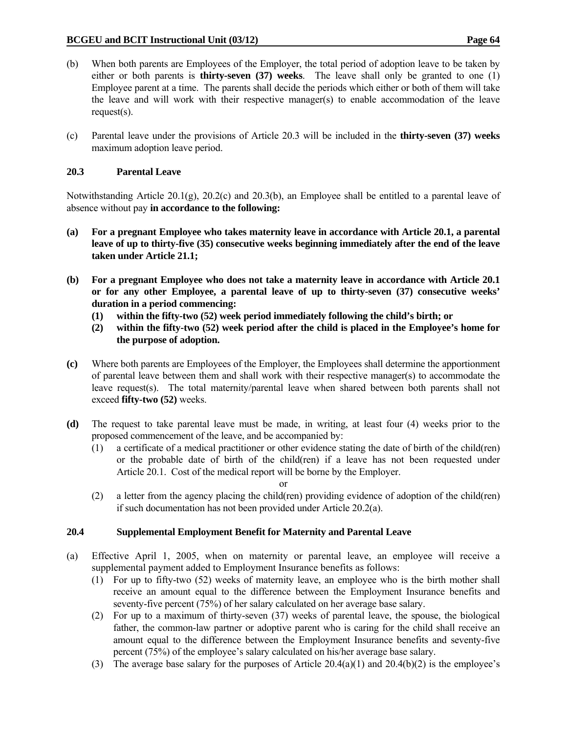(b) When both parents are Employees of the Employer, the total period of adoption leave to be taken by either or both parents is **thirty-seven (37) weeks**. The leave shall only be granted to one (1) Employee parent at a time. The parents shall decide the periods which either or both of them will take the leave and will work with their respective manager(s) to enable accommodation of the leave request(s).

(c) Parental leave under the provisions of Article 20.3 will be included in the **thirty-seven (37) weeks** maximum adoption leave period.

### 20.3 Parental Leave

Notwithstanding Article 20.1(g), 20.2(c) and 20.3(b), an Employee shall be entitled to a parental leave of absence without pay **in accordance to the following:**

**(a) For a pregnant Employee who takes maternity leave in accordance with Article 20.1, a parental leave of up to thirty-five (35) consecutive weeks beginning immediately after the end of the leave taken under Article 21.1;**

**(b) For a pregnant Employee who does not take a maternity leave in accordance with Article 20.1 or for any other Employee, a parental leave of up to thirty-seven (37) consecutive weeks' duration in a period commencing:**

- **(1) within the fifty-two (52) week period immediately following the child's birth; or**
- **(2) within the fifty-two (52) week period after the child is placed in the Employee's home for the purpose of adoption.**

**(c)** Where both parents are Employees of the Employer, the Employees shall determine the apportionment of parental leave between them and shall work with their respective manager(s) to accommodate the leave request(s). The total maternity/parental leave when shared between both parents shall not exceed **fifty-two (52)** weeks.

**(d)** The request to take parental leave must be made, in writing, at least four (4) weeks prior to the proposed commencement of the leave, and be accompanied by:

(1) a certificate of a medical practitioner or other evidence stating the date of birth of the child(ren) or the probable date of birth of the child(ren) if a leave has not been requested under Article 20.1. Cost of the medical report will be borne by the Employer.

or

(2) a letter from the agency placing the child(ren) providing evidence of adoption of the child(ren) if such documentation has not been provided under Article 20.2(a).

### 20.4 Supplemental Employment Benefit for Maternity and Parental Leave

(a) Effective April 1, 2005, when on maternity or parental leave, an employee will receive a supplemental payment added to Employment Insurance benefits as follows:

(1) For up to fifty-two (52) weeks of maternity leave, an employee who is the birth mother shall receive an amount equal to the difference between the Employment Insurance benefits and seventy-five percent (75%) of her salary calculated on her average base salary.

(2) For up to a maximum of thirty-seven (37) weeks of parental leave, the spouse, the biological father, the common-law partner or adoptive parent who is caring for the child shall receive an amount equal to the difference between the Employment Insurance benefits and seventy-five percent (75%) of the employee's salary calculated on his/her average base salary.

(3) The average base salary for the purposes of Article 20.4(a)(1) and 20.4(b)(2) is the employee's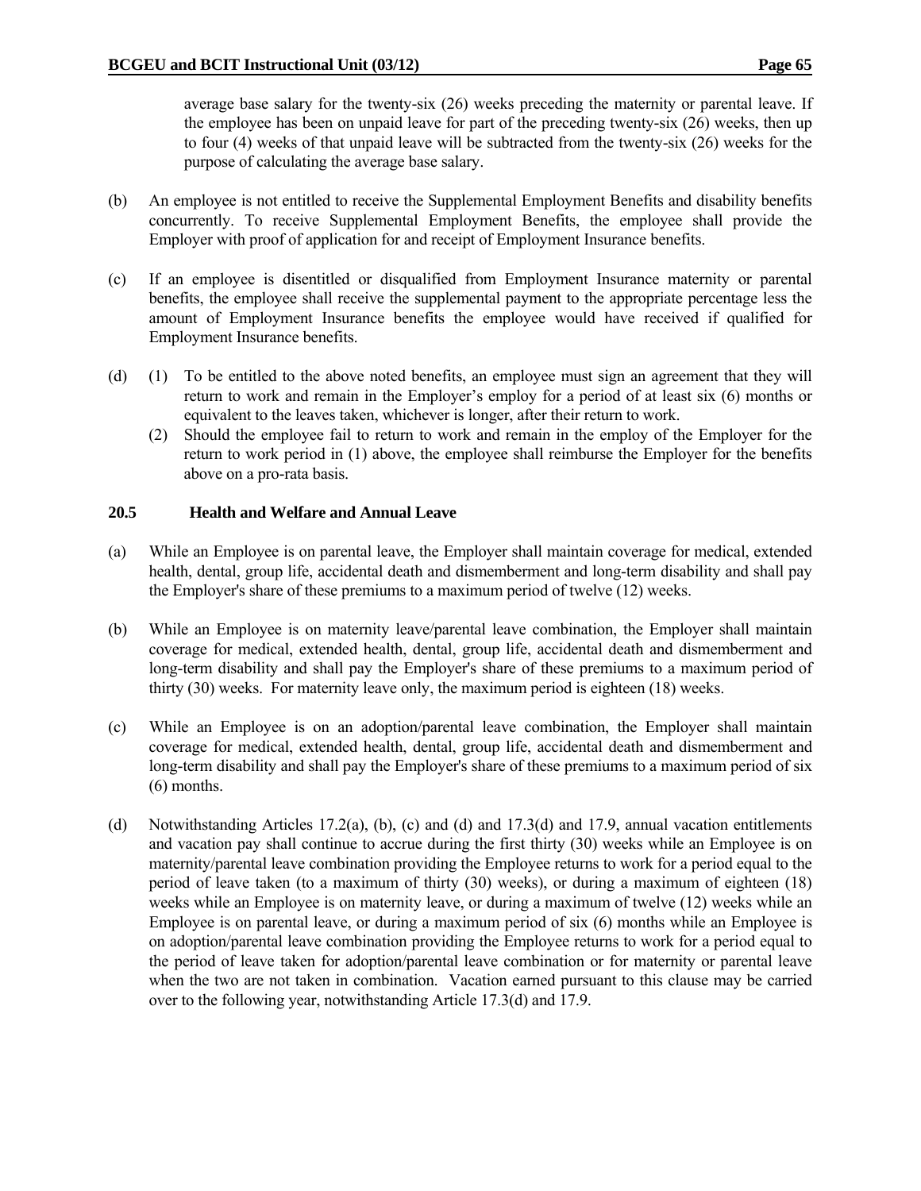average base salary for the twenty-six (26) weeks preceding the maternity or parental leave. If the employee has been on unpaid leave for part of the preceding twenty-six (26) weeks, then up to four (4) weeks of that unpaid leave will be subtracted from the twenty-six (26) weeks for the purpose of calculating the average base salary.

(b) An employee is not entitled to receive the Supplemental Employment Benefits and disability benefits concurrently. To receive Supplemental Employment Benefits, the employee shall provide the Employer with proof of application for and receipt of Employment Insurance benefits.

(c) If an employee is disentitled or disqualified from Employment Insurance maternity or parental benefits, the employee shall receive the supplemental payment to the appropriate percentage less the amount of Employment Insurance benefits the employee would have received if qualified for Employment Insurance benefits.

(d) (1) To be entitled to the above noted benefits, an employee must sign an agreement that they will return to work and remain in the Employer's employ for a period of at least six (6) months or equivalent to the leaves taken, whichever is longer, after their return to work.

(2) Should the employee fail to return to work and remain in the employ of the Employer for the return to work period in (1) above, the employee shall reimburse the Employer for the benefits above on a pro-rata basis.

### 20.5 Health and Welfare and Annual Leave

(a) While an Employee is on parental leave, the Employer shall maintain coverage for medical, extended health, dental, group life, accidental death and dismemberment and long-term disability and shall pay the Employer's share of these premiums to a maximum period of twelve (12) weeks.

(b) While an Employee is on maternity leave/parental leave combination, the Employer shall maintain coverage for medical, extended health, dental, group life, accidental death and dismemberment and long-term disability and shall pay the Employer's share of these premiums to a maximum period of thirty (30) weeks. For maternity leave only, the maximum period is eighteen (18) weeks.

(c) While an Employee is on an adoption/parental leave combination, the Employer shall maintain coverage for medical, extended health, dental, group life, accidental death and dismemberment and long-term disability and shall pay the Employer's share of these premiums to a maximum period of six (6) months.

(d) Notwithstanding Articles 17.2(a), (b), (c) and (d) and 17.3(d) and 17.9, annual vacation entitlements and vacation pay shall continue to accrue during the first thirty (30) weeks while an Employee is on maternity/parental leave combination providing the Employee returns to work for a period equal to the period of leave taken (to a maximum of thirty (30) weeks), or during a maximum of eighteen (18) weeks while an Employee is on maternity leave, or during a maximum of twelve (12) weeks while an Employee is on parental leave, or during a maximum period of six (6) months while an Employee is on adoption/parental leave combination providing the Employee returns to work for a period equal to the period of leave taken for adoption/parental leave combination or for maternity or parental leave when the two are not taken in combination. Vacation earned pursuant to this clause may be carried over to the following year, notwithstanding Article 17.3(d) and 17.9.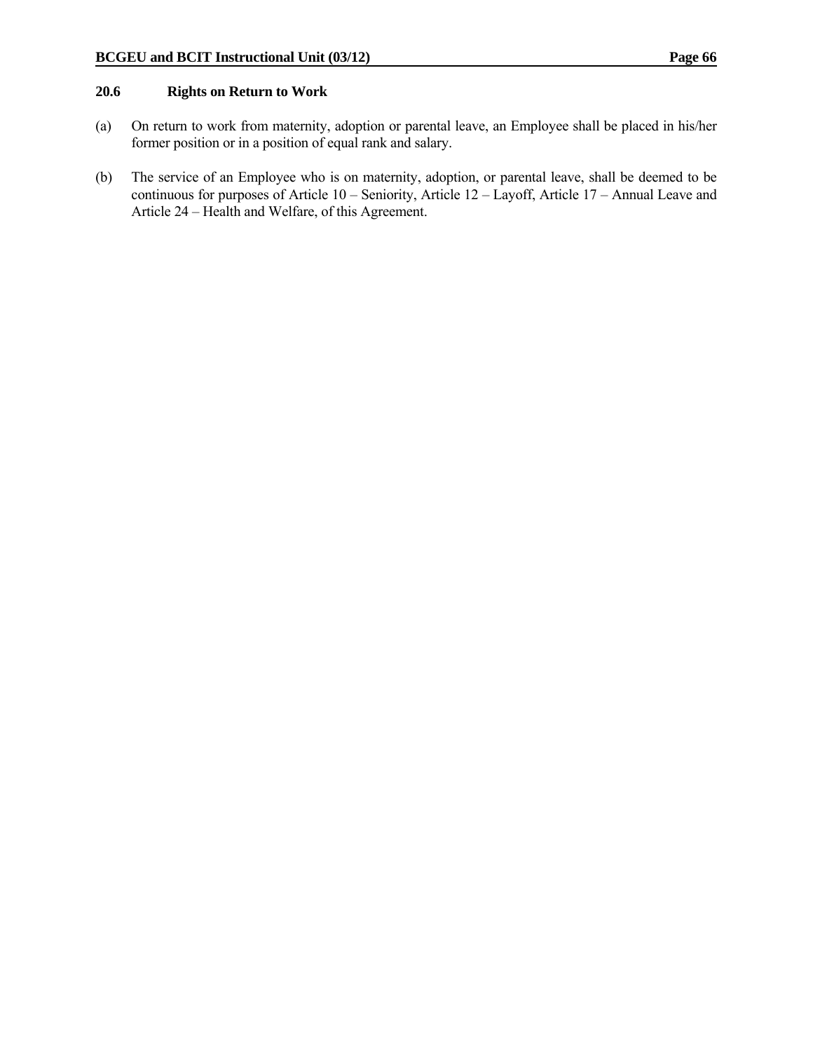### 20.6 Rights on Return to Work

(a) On return to work from maternity, adoption or parental leave, an Employee shall be placed in his/her former position or in a position of equal rank and salary.

(b) The service of an Employee who is on maternity, adoption, or parental leave, shall be deemed to be continuous for purposes of Article 10 – Seniority, Article 12 – Layoff, Article 17 – Annual Leave and Article 24 – Health and Welfare, of this Agreement.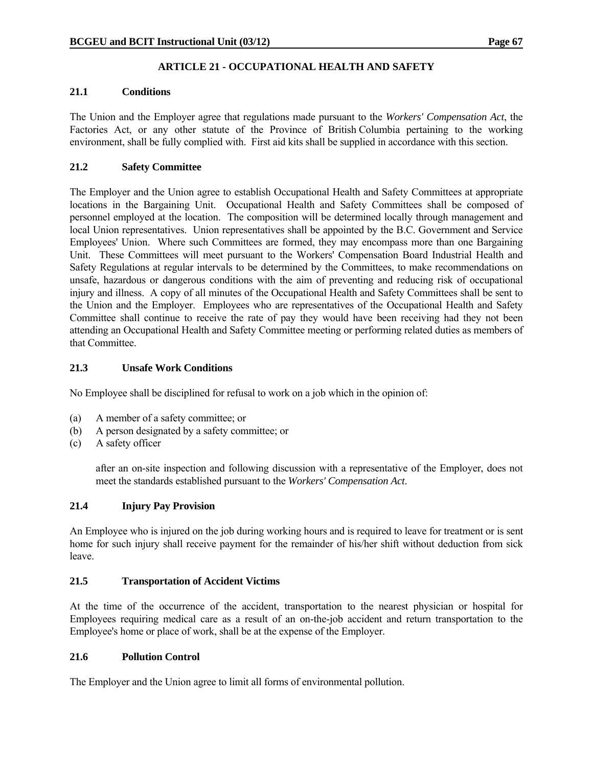## ARTICLE 21 - OCCUPATIONAL HEALTH AND SAFETY

### 21.1 Conditions

The Union and the Employer agree that regulations made pursuant to the *Workers' Compensation Act*, the Factories Act, or any other statute of the Province of British Columbia pertaining to the working environment, shall be fully complied with. First aid kits shall be supplied in accordance with this section.

### 21.2 Safety Committee

The Employer and the Union agree to establish Occupational Health and Safety Committees at appropriate locations in the Bargaining Unit. Occupational Health and Safety Committees shall be composed of personnel employed at the location. The composition will be determined locally through management and local Union representatives. Union representatives shall be appointed by the B.C. Government and Service Employees' Union. Where such Committees are formed, they may encompass more than one Bargaining Unit. These Committees will meet pursuant to the Workers' Compensation Board Industrial Health and Safety Regulations at regular intervals to be determined by the Committees, to make recommendations on unsafe, hazardous or dangerous conditions with the aim of preventing and reducing risk of occupational injury and illness. A copy of all minutes of the Occupational Health and Safety Committees shall be sent to the Union and the Employer. Employees who are representatives of the Occupational Health and Safety Committee shall continue to receive the rate of pay they would have been receiving had they not been attending an Occupational Health and Safety Committee meeting or performing related duties as members of that Committee.

### 21.3 Unsafe Work Conditions

No Employee shall be disciplined for refusal to work on a job which in the opinion of:

(a) A member of a safety committee; or
(b) A person designated by a safety committee; or
(c) A safety officer

after an on-site inspection and following discussion with a representative of the Employer, does not meet the standards established pursuant to the *Workers' Compensation Act*.

### 21.4 Injury Pay Provision

An Employee who is injured on the job during working hours and is required to leave for treatment or is sent home for such injury shall receive payment for the remainder of his/her shift without deduction from sick leave.

### 21.5 Transportation of Accident Victims

At the time of the occurrence of the accident, transportation to the nearest physician or hospital for Employees requiring medical care as a result of an on-the-job accident and return transportation to the Employee's home or place of work, shall be at the expense of the Employer.

### 21.6 Pollution Control

The Employer and the Union agree to limit all forms of environmental pollution.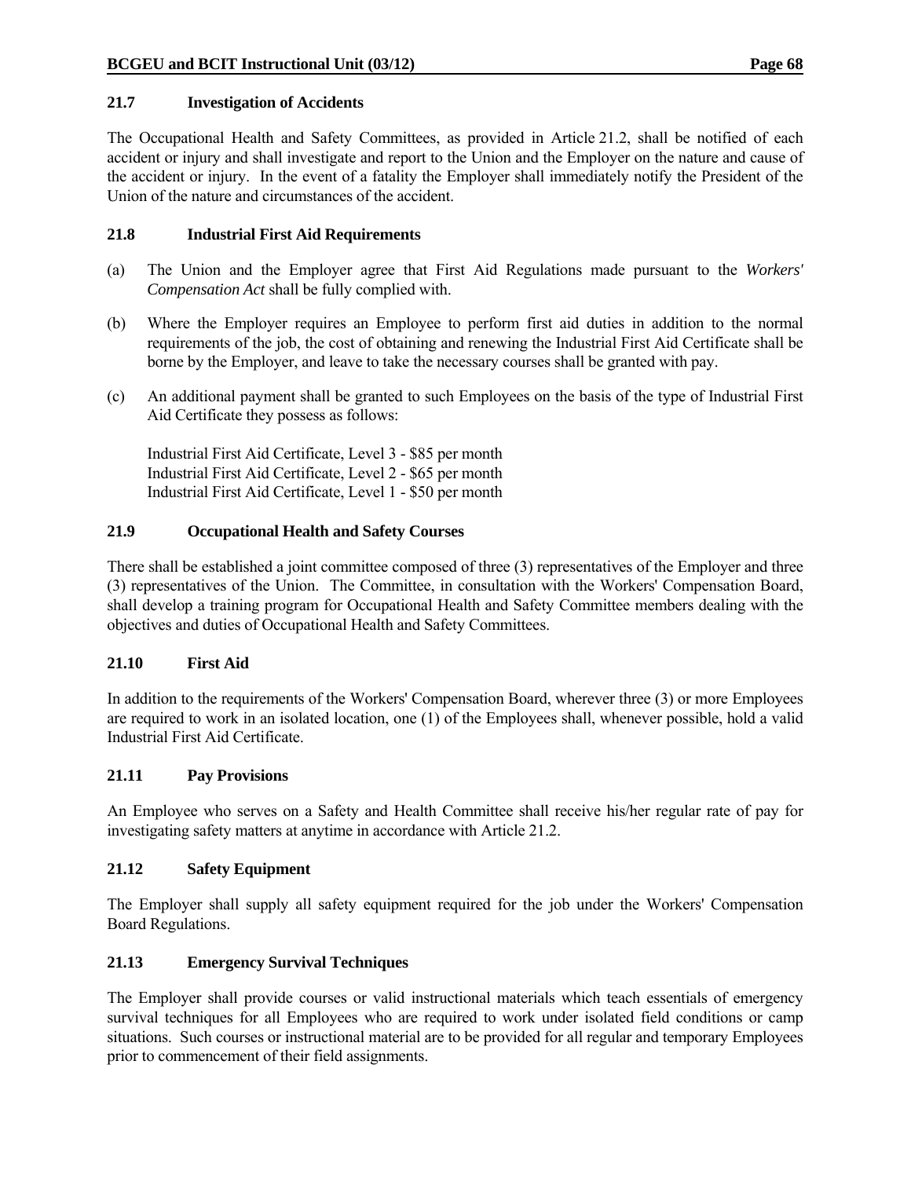### 21.7 Investigation of Accidents

The Occupational Health and Safety Committees, as provided in Article 21.2, shall be notified of each accident or injury and shall investigate and report to the Union and the Employer on the nature and cause of the accident or injury. In the event of a fatality the Employer shall immediately notify the President of the Union of the nature and circumstances of the accident.

### 21.8 Industrial First Aid Requirements

(a) The Union and the Employer agree that First Aid Regulations made pursuant to the *Workers' Compensation Act* shall be fully complied with.

(b) Where the Employer requires an Employee to perform first aid duties in addition to the normal requirements of the job, the cost of obtaining and renewing the Industrial First Aid Certificate shall be borne by the Employer, and leave to take the necessary courses shall be granted with pay.

(c) An additional payment shall be granted to such Employees on the basis of the type of Industrial First Aid Certificate they possess as follows:

Industrial First Aid Certificate, Level 3 - $85 per month
Industrial First Aid Certificate, Level 2 - $65 per month
Industrial First Aid Certificate, Level 1 - $50 per month

### 21.9 Occupational Health and Safety Courses

There shall be established a joint committee composed of three (3) representatives of the Employer and three (3) representatives of the Union. The Committee, in consultation with the Workers' Compensation Board, shall develop a training program for Occupational Health and Safety Committee members dealing with the objectives and duties of Occupational Health and Safety Committees.

### 21.10 First Aid

In addition to the requirements of the Workers' Compensation Board, wherever three (3) or more Employees are required to work in an isolated location, one (1) of the Employees shall, whenever possible, hold a valid Industrial First Aid Certificate.

### 21.11 Pay Provisions

An Employee who serves on a Safety and Health Committee shall receive his/her regular rate of pay for investigating safety matters at anytime in accordance with Article 21.2.

### 21.12 Safety Equipment

The Employer shall supply all safety equipment required for the job under the Workers' Compensation Board Regulations.

### 21.13 Emergency Survival Techniques

The Employer shall provide courses or valid instructional materials which teach essentials of emergency survival techniques for all Employees who are required to work under isolated field conditions or camp situations. Such courses or instructional material are to be provided for all regular and temporary Employees prior to commencement of their field assignments.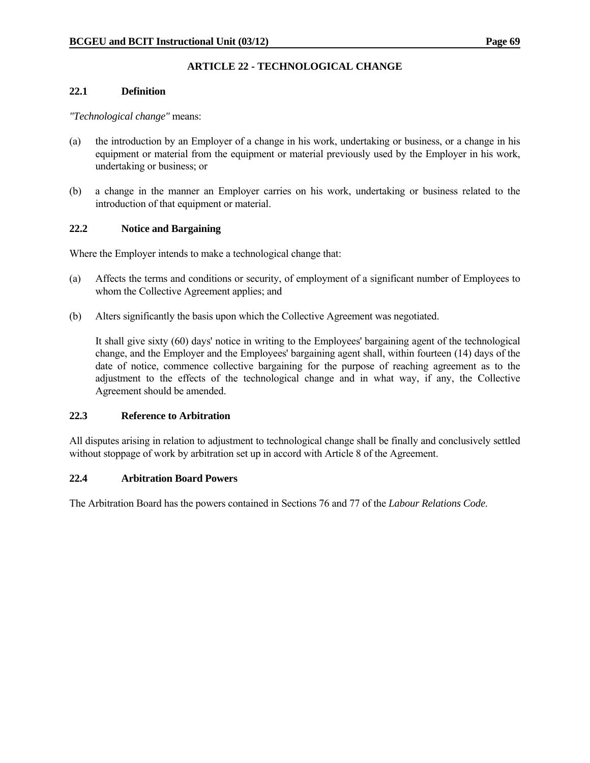## ARTICLE 22 - TECHNOLOGICAL CHANGE

### 22.1 Definition

*"Technological change"* means:

(a) the introduction by an Employer of a change in his work, undertaking or business, or a change in his equipment or material from the equipment or material previously used by the Employer in his work, undertaking or business; or

(b) a change in the manner an Employer carries on his work, undertaking or business related to the introduction of that equipment or material.

### 22.2 Notice and Bargaining

Where the Employer intends to make a technological change that:

(a) Affects the terms and conditions or security, of employment of a significant number of Employees to whom the Collective Agreement applies; and

(b) Alters significantly the basis upon which the Collective Agreement was negotiated.

It shall give sixty (60) days' notice in writing to the Employees' bargaining agent of the technological change, and the Employer and the Employees' bargaining agent shall, within fourteen (14) days of the date of notice, commence collective bargaining for the purpose of reaching agreement as to the adjustment to the effects of the technological change and in what way, if any, the Collective Agreement should be amended.

### 22.3 Reference to Arbitration

All disputes arising in relation to adjustment to technological change shall be finally and conclusively settled without stoppage of work by arbitration set up in accord with Article 8 of the Agreement.

### 22.4 Arbitration Board Powers

The Arbitration Board has the powers contained in Sections 76 and 77 of the *Labour Relations Code*.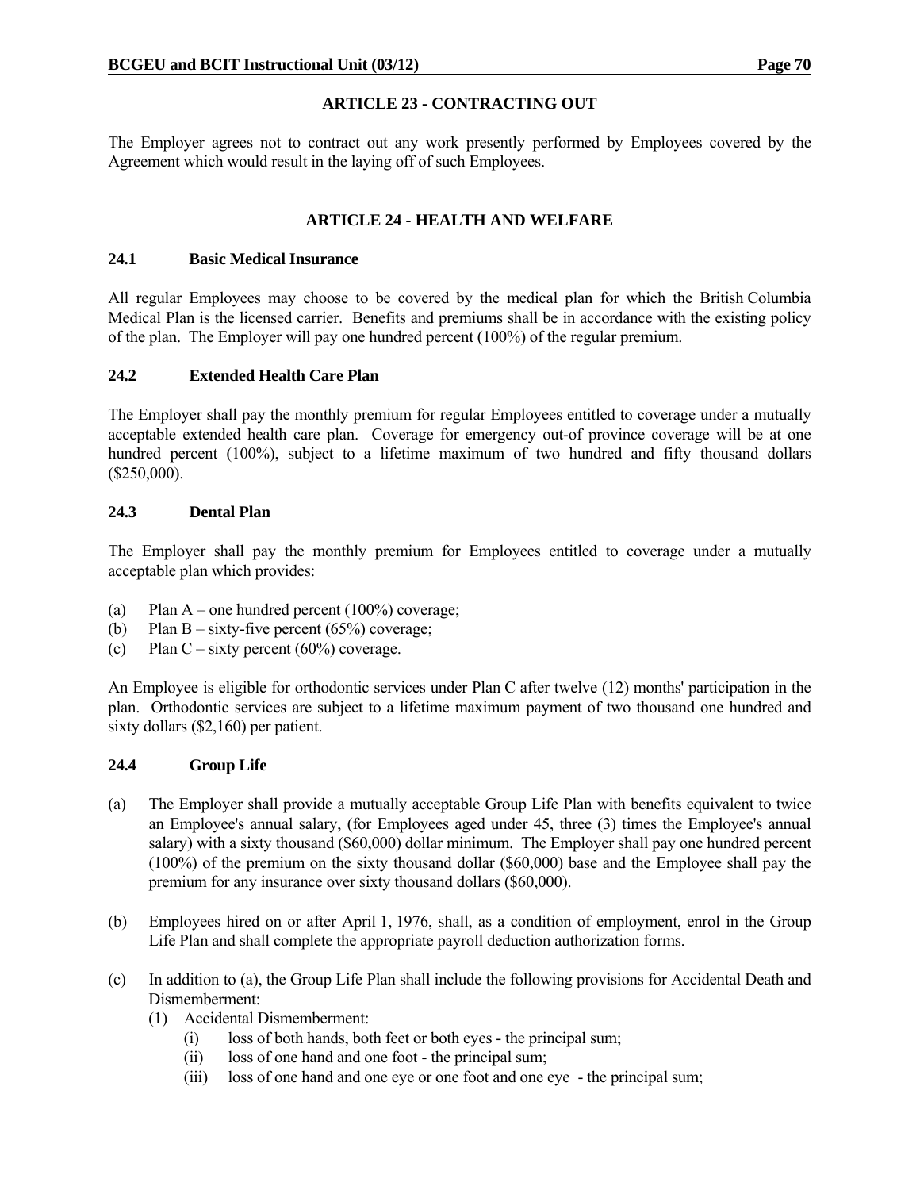## ARTICLE 23 - CONTRACTING OUT

The Employer agrees not to contract out any work presently performed by Employees covered by the Agreement which would result in the laying off of such Employees.

## ARTICLE 24 - HEALTH AND WELFARE

### 24.1 Basic Medical Insurance

All regular Employees may choose to be covered by the medical plan for which the British Columbia Medical Plan is the licensed carrier. Benefits and premiums shall be in accordance with the existing policy of the plan. The Employer will pay one hundred percent (100%) of the regular premium.

### 24.2 Extended Health Care Plan

The Employer shall pay the monthly premium for regular Employees entitled to coverage under a mutually acceptable extended health care plan. Coverage for emergency out-of province coverage will be at one hundred percent (100%), subject to a lifetime maximum of two hundred and fifty thousand dollars ($250,000).

### 24.3 Dental Plan

The Employer shall pay the monthly premium for Employees entitled to coverage under a mutually acceptable plan which provides:

(a) Plan A – one hundred percent (100%) coverage;
(b) Plan B – sixty-five percent (65%) coverage;
(c) Plan C – sixty percent (60%) coverage.

An Employee is eligible for orthodontic services under Plan C after twelve (12) months' participation in the plan. Orthodontic services are subject to a lifetime maximum payment of two thousand one hundred and sixty dollars ($2,160) per patient.

### 24.4 Group Life

(a) The Employer shall provide a mutually acceptable Group Life Plan with benefits equivalent to twice an Employee's annual salary, (for Employees aged under 45, three (3) times the Employee's annual salary) with a sixty thousand ($60,000) dollar minimum. The Employer shall pay one hundred percent (100%) of the premium on the sixty thousand dollar ($60,000) base and the Employee shall pay the premium for any insurance over sixty thousand dollars ($60,000).

(b) Employees hired on or after April 1, 1976, shall, as a condition of employment, enrol in the Group Life Plan and shall complete the appropriate payroll deduction authorization forms.

(c) In addition to (a), the Group Life Plan shall include the following provisions for Accidental Death and Dismemberment:
   (1) Accidental Dismemberment:
      (i) loss of both hands, both feet or both eyes - the principal sum;
      (ii) loss of one hand and one foot - the principal sum;
      (iii) loss of one hand and one eye or one foot and one eye - the principal sum;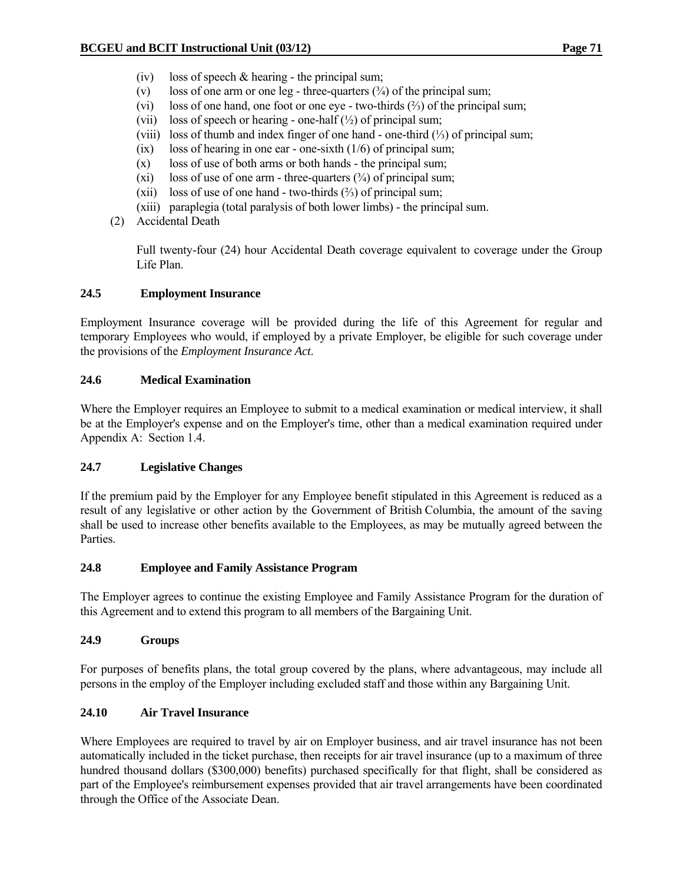- (iv) loss of speech & hearing - the principal sum;
- (v) loss of one arm or one leg - three-quarters (¾) of the principal sum;
- (vi) loss of one hand, one foot or one eye - two-thirds (⅔) of the principal sum;
- (vii) loss of speech or hearing - one-half (½) of principal sum;
- (viii) loss of thumb and index finger of one hand - one-third (⅓) of principal sum;
- (ix) loss of hearing in one ear - one-sixth (1/6) of principal sum;
- (x) loss of use of both arms or both hands - the principal sum;
- (xi) loss of use of one arm - three-quarters (¾) of principal sum;
- (xii) loss of use of one hand - two-thirds (⅔) of principal sum;
- (xiii) paraplegia (total paralysis of both lower limbs) - the principal sum.

(2) Accidental Death

Full twenty-four (24) hour Accidental Death coverage equivalent to coverage under the Group Life Plan.

### 24.5 Employment Insurance

Employment Insurance coverage will be provided during the life of this Agreement for regular and temporary Employees who would, if employed by a private Employer, be eligible for such coverage under the provisions of the *Employment Insurance Act*.

### 24.6 Medical Examination

Where the Employer requires an Employee to submit to a medical examination or medical interview, it shall be at the Employer's expense and on the Employer's time, other than a medical examination required under Appendix A: Section 1.4.

### 24.7 Legislative Changes

If the premium paid by the Employer for any Employee benefit stipulated in this Agreement is reduced as a result of any legislative or other action by the Government of British Columbia, the amount of the saving shall be used to increase other benefits available to the Employees, as may be mutually agreed between the Parties.

### 24.8 Employee and Family Assistance Program

The Employer agrees to continue the existing Employee and Family Assistance Program for the duration of this Agreement and to extend this program to all members of the Bargaining Unit.

### 24.9 Groups

For purposes of benefits plans, the total group covered by the plans, where advantageous, may include all persons in the employ of the Employer including excluded staff and those within any Bargaining Unit.

### 24.10 Air Travel Insurance

Where Employees are required to travel by air on Employer business, and air travel insurance has not been automatically included in the ticket purchase, then receipts for air travel insurance (up to a maximum of three hundred thousand dollars ($300,000) benefits) purchased specifically for that flight, shall be considered as part of the Employee's reimbursement expenses provided that air travel arrangements have been coordinated through the Office of the Associate Dean.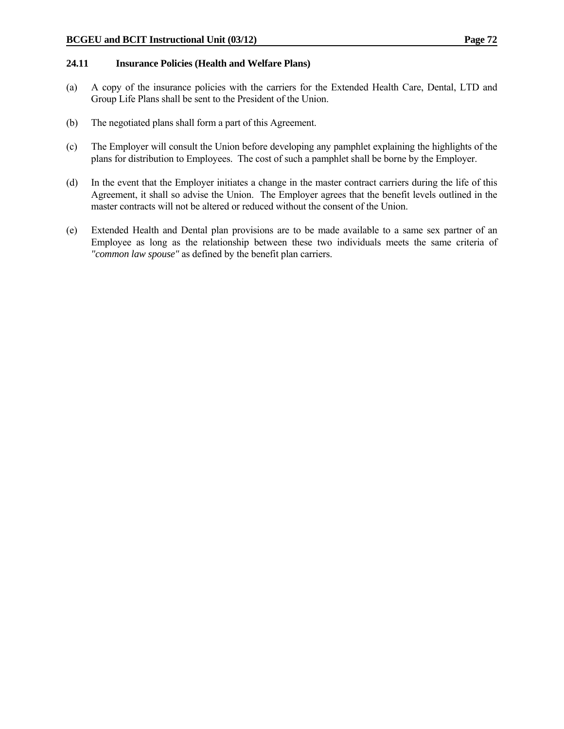### 24.11 Insurance Policies (Health and Welfare Plans)

(a) A copy of the insurance policies with the carriers for the Extended Health Care, Dental, LTD and Group Life Plans shall be sent to the President of the Union.

(b) The negotiated plans shall form a part of this Agreement.

(c) The Employer will consult the Union before developing any pamphlet explaining the highlights of the plans for distribution to Employees. The cost of such a pamphlet shall be borne by the Employer.

(d) In the event that the Employer initiates a change in the master contract carriers during the life of this Agreement, it shall so advise the Union. The Employer agrees that the benefit levels outlined in the master contracts will not be altered or reduced without the consent of the Union.

(e) Extended Health and Dental plan provisions are to be made available to a same sex partner of an Employee as long as the relationship between these two individuals meets the same criteria of *"common law spouse"* as defined by the benefit plan carriers.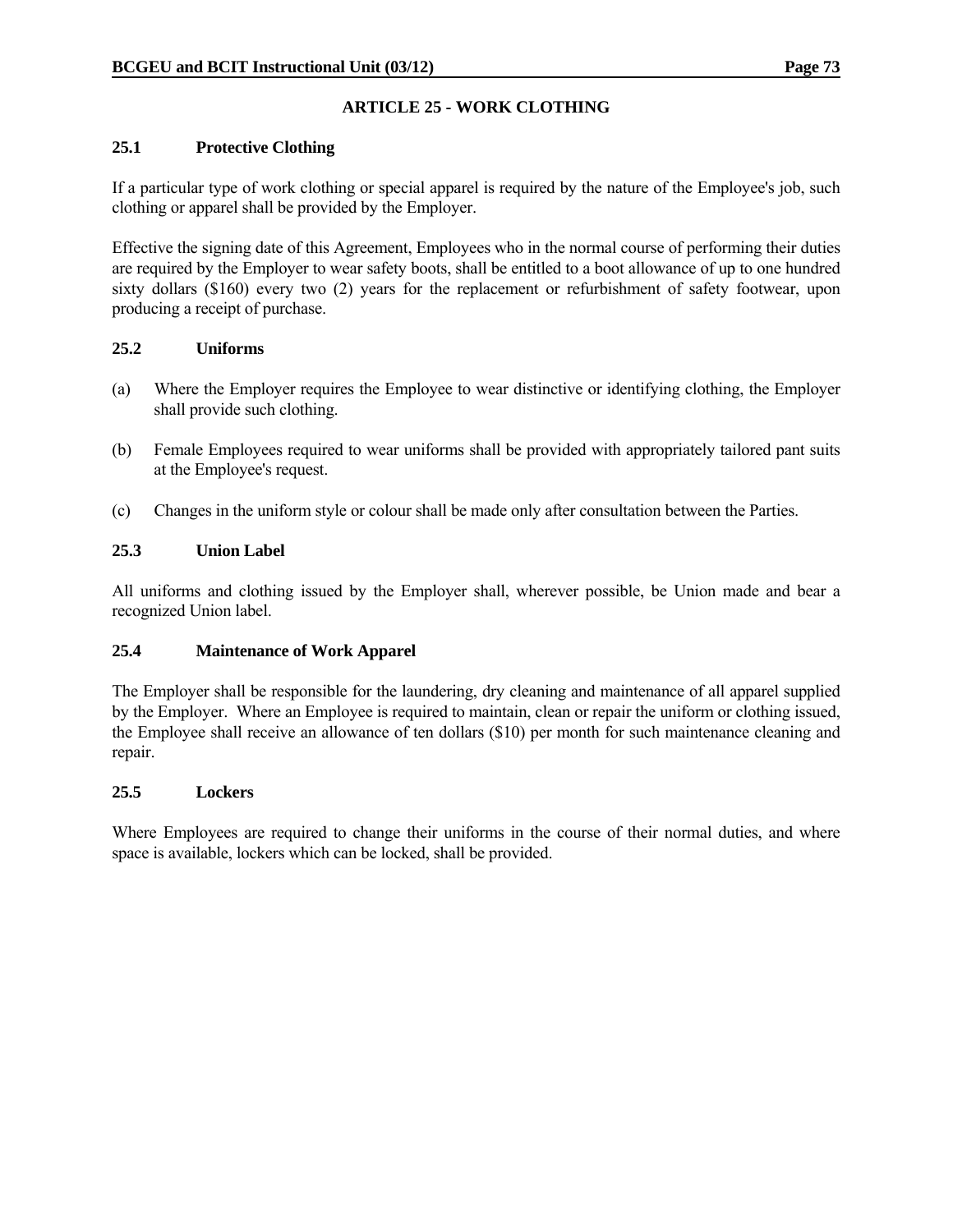## ARTICLE 25 - WORK CLOTHING

### 25.1 Protective Clothing

If a particular type of work clothing or special apparel is required by the nature of the Employee's job, such clothing or apparel shall be provided by the Employer.

Effective the signing date of this Agreement, Employees who in the normal course of performing their duties are required by the Employer to wear safety boots, shall be entitled to a boot allowance of up to one hundred sixty dollars ($160) every two (2) years for the replacement or refurbishment of safety footwear, upon producing a receipt of purchase.

### 25.2 Uniforms

(a) Where the Employer requires the Employee to wear distinctive or identifying clothing, the Employer shall provide such clothing.

(b) Female Employees required to wear uniforms shall be provided with appropriately tailored pant suits at the Employee's request.

(c) Changes in the uniform style or colour shall be made only after consultation between the Parties.

### 25.3 Union Label

All uniforms and clothing issued by the Employer shall, wherever possible, be Union made and bear a recognized Union label.

### 25.4 Maintenance of Work Apparel

The Employer shall be responsible for the laundering, dry cleaning and maintenance of all apparel supplied by the Employer. Where an Employee is required to maintain, clean or repair the uniform or clothing issued, the Employee shall receive an allowance of ten dollars ($10) per month for such maintenance cleaning and repair.

### 25.5 Lockers

Where Employees are required to change their uniforms in the course of their normal duties, and where space is available, lockers which can be locked, shall be provided.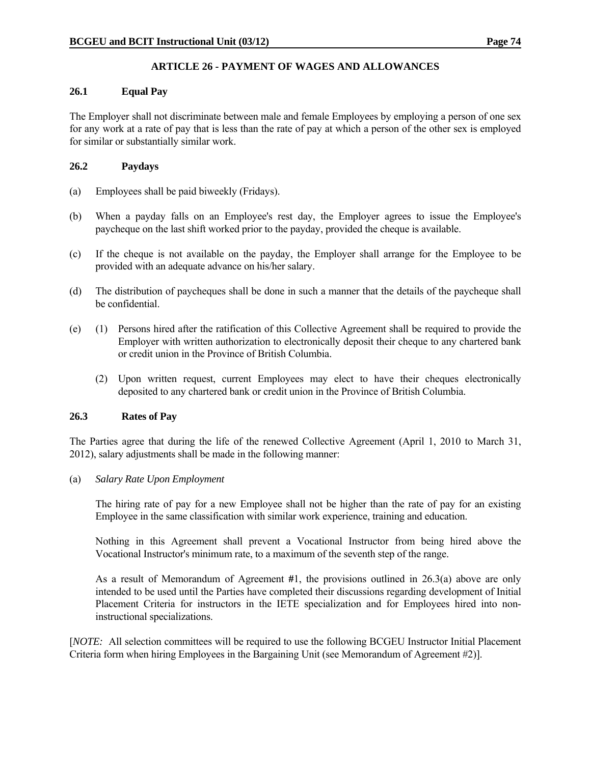## ARTICLE 26 - PAYMENT OF WAGES AND ALLOWANCES

### 26.1 Equal Pay

The Employer shall not discriminate between male and female Employees by employing a person of one sex for any work at a rate of pay that is less than the rate of pay at which a person of the other sex is employed for similar or substantially similar work.

### 26.2 Paydays

(a) Employees shall be paid biweekly (Fridays).

(b) When a payday falls on an Employee's rest day, the Employer agrees to issue the Employee's paycheque on the last shift worked prior to the payday, provided the cheque is available.

(c) If the cheque is not available on the payday, the Employer shall arrange for the Employee to be provided with an adequate advance on his/her salary.

(d) The distribution of paycheques shall be done in such a manner that the details of the paycheque shall be confidential.

(e) (1) Persons hired after the ratification of this Collective Agreement shall be required to provide the Employer with written authorization to electronically deposit their cheque to any chartered bank or credit union in the Province of British Columbia.

(2) Upon written request, current Employees may elect to have their cheques electronically deposited to any chartered bank or credit union in the Province of British Columbia.

### 26.3 Rates of Pay

The Parties agree that during the life of the renewed Collective Agreement (April 1, 2010 to March 31, 2012), salary adjustments shall be made in the following manner:

(a) *Salary Rate Upon Employment*

The hiring rate of pay for a new Employee shall not be higher than the rate of pay for an existing Employee in the same classification with similar work experience, training and education.

Nothing in this Agreement shall prevent a Vocational Instructor from being hired above the Vocational Instructor's minimum rate, to a maximum of the seventh step of the range.

As a result of Memorandum of Agreement #1, the provisions outlined in 26.3(a) above are only intended to be used until the Parties have completed their discussions regarding development of Initial Placement Criteria for instructors in the IETE specialization and for Employees hired into non-instructional specializations.

[*NOTE:* All selection committees will be required to use the following BCGEU Instructor Initial Placement Criteria form when hiring Employees in the Bargaining Unit (see Memorandum of Agreement #2)].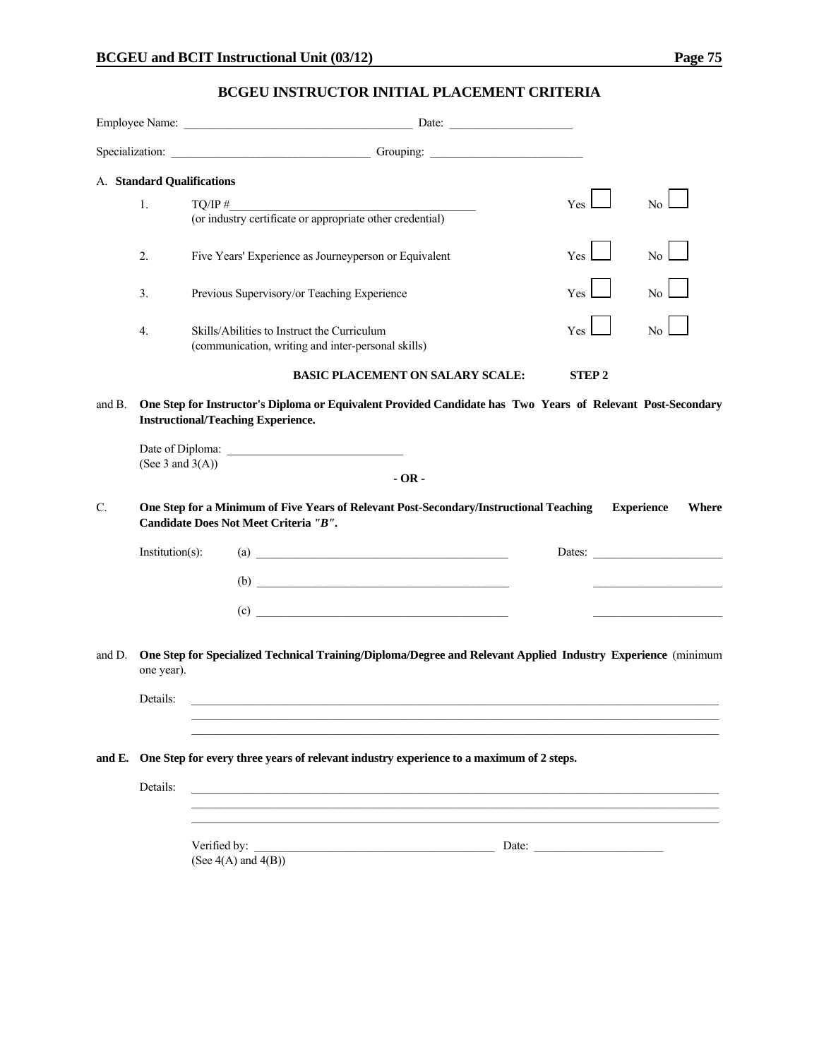## BCGEU INSTRUCTOR INITIAL PLACEMENT CRITERIA

Employee Name: ______________________________________ Date: ____________________

Specialization: ________________________________ Grouping: _________________________

A. **Standard Qualifications**

| | | | |
|---|---|---|---|
| 1. | TQ/IP #_________________________________________<br>(or industry certificate or appropriate other credential) | Yes ☐ | No ☐ |
| 2. | Five Years' Experience as Journeyperson or Equivalent | Yes ☐ | No ☐ |
| 3. | Previous Supervisory/or Teaching Experience | Yes ☐ | No ☐ |
| 4. | Skills/Abilities to Instruct the Curriculum<br>(communication, writing and inter-personal skills) | Yes ☐ | No ☐ |

**BASIC PLACEMENT ON SALARY SCALE: STEP 2**

and B. **One Step for Instructor's Diploma or Equivalent Provided Candidate has Two Years of Relevant Post-Secondary Instructional/Teaching Experience.**

Date of Diploma: _____________________________
(See 3 and 3(A))

**- OR -**

C. **One Step for a Minimum of Five Years of Relevant Post-Secondary/Instructional Teaching Experience Where Candidate Does Not Meet Criteria *"B"*.**

Institution(s): (a) ___________________________________________ Dates: _____________________

(b) ___________________________________________ _____________________

(c) ___________________________________________ _____________________

and D. **One Step for Specialized Technical Training/Diploma/Degree and Relevant Applied Industry Experience** (minimum one year).

Details: ______________________________________________________________________________________
______________________________________________________________________________________
______________________________________________________________________________________

**and E. One Step for every three years of relevant industry experience to a maximum of 2 steps.**

Details: ______________________________________________________________________________________
______________________________________________________________________________________
______________________________________________________________________________________

Verified by: _________________________________________ Date: _____________________
(See 4(A) and 4(B))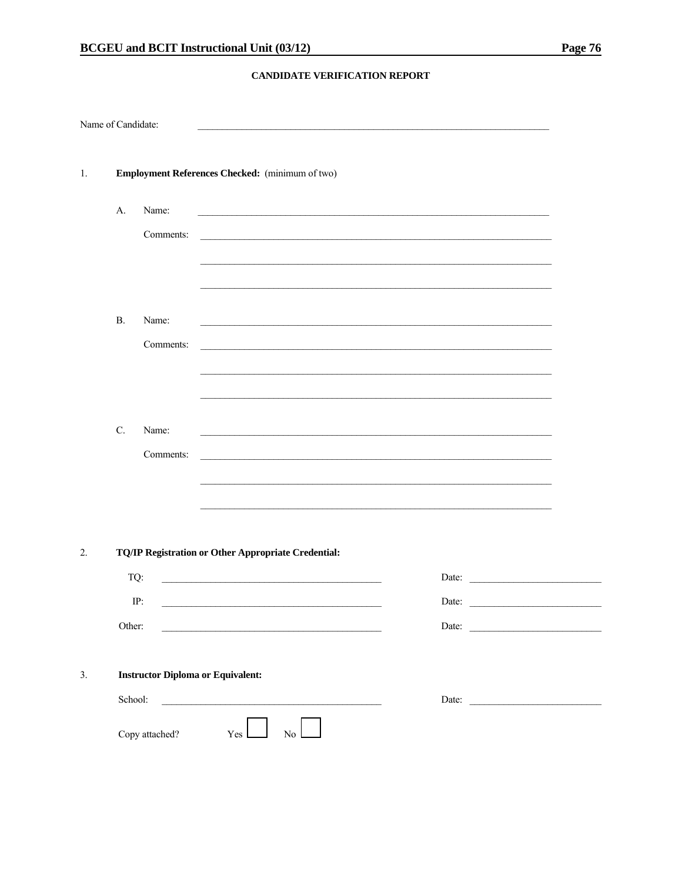## CANDIDATE VERIFICATION REPORT

Name of Candidate: ____________________________________________________________________________

1. **Employment References Checked:** (minimum of two)

   A. Name: ____________________________________________________________________________

      Comments: ____________________________________________________________________________

      ____________________________________________________________________________

      ____________________________________________________________________________

   B. Name: ____________________________________________________________________________

      Comments: ____________________________________________________________________________

      ____________________________________________________________________________

      ____________________________________________________________________________

   C. Name: ____________________________________________________________________________

      Comments: ____________________________________________________________________________

      ____________________________________________________________________________

      ____________________________________________________________________________

2. **TQ/IP Registration or Other Appropriate Credential:**

   TQ: ______________________________________________ Date: ___________________________

   IP: ______________________________________________ Date: ___________________________

   Other: ______________________________________________ Date: ___________________________

3. **Instructor Diploma or Equivalent:**

   School: ______________________________________________ Date: ___________________________

   Copy attached? Yes ☐ No ☐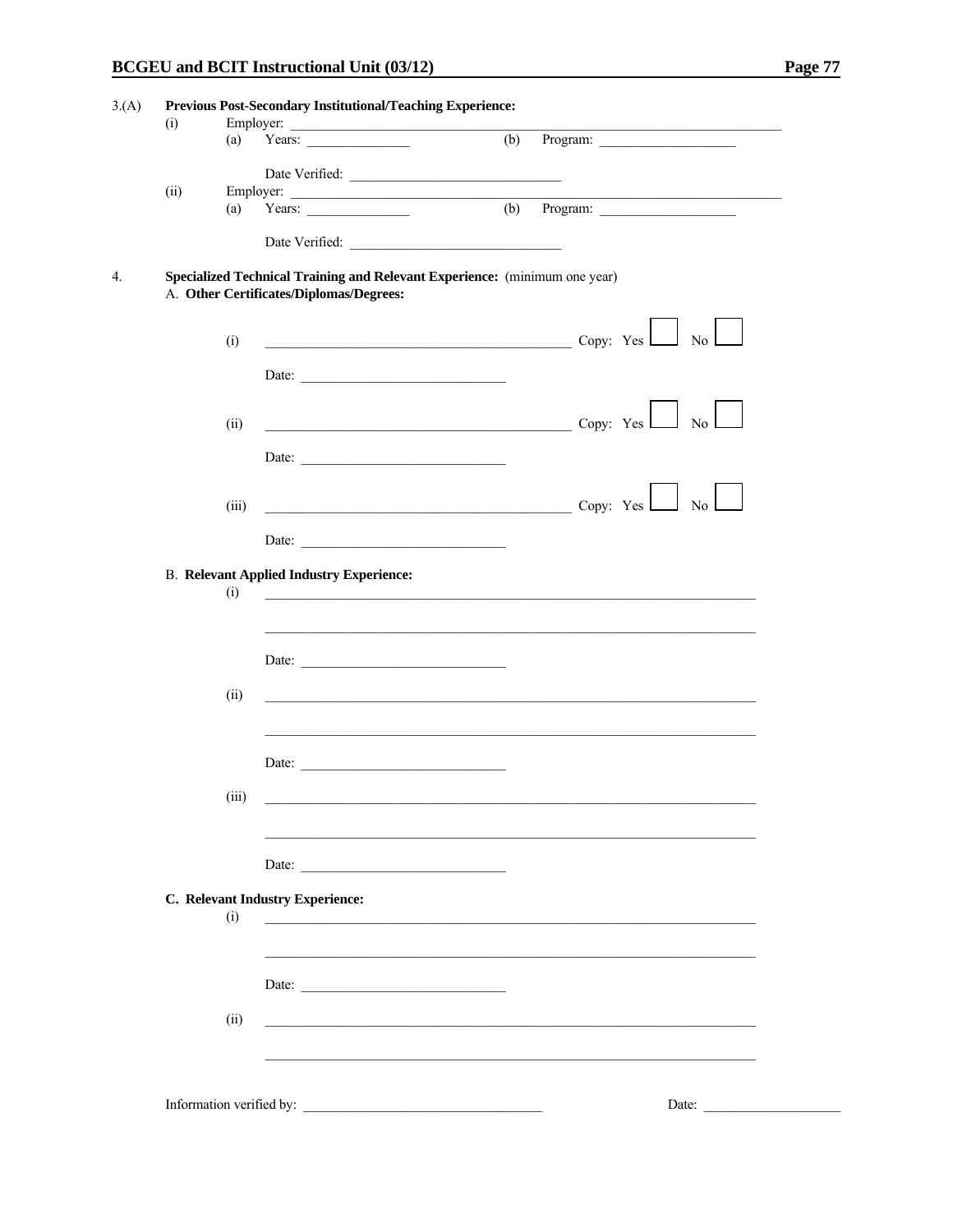3.(A) **Previous Post-Secondary Institutional/Teaching Experience:**

(i) Employer: ______________________________________________

(a) Years: ______________ (b) Program: ____________________

Date Verified: ______________________________

(ii) Employer: ______________________________________________

(a) Years: ______________ (b) Program: ____________________

Date Verified: ______________________________

4. **Specialized Technical Training and Relevant Experience:** (minimum one year)

A. **Other Certificates/Diplomas/Degrees:**

(i) ____________________________________________ Copy: Yes ☐ No ☐

Date: ______________________________

(ii) ____________________________________________ Copy: Yes ☐ No ☐

Date: ______________________________

(iii) ____________________________________________ Copy: Yes ☐ No ☐

Date: ______________________________

B. **Relevant Applied Industry Experience:**

(i) ________________________________________________________________________

________________________________________________________________________

Date: ______________________________

(ii) ________________________________________________________________________

________________________________________________________________________

Date: ______________________________

(iii) ________________________________________________________________________

________________________________________________________________________

Date: ______________________________

**C. Relevant Industry Experience:**

(i) ________________________________________________________________________

________________________________________________________________________

Date: ______________________________

(ii) ________________________________________________________________________

________________________________________________________________________

Information verified by: __________________________________ Date: ____________________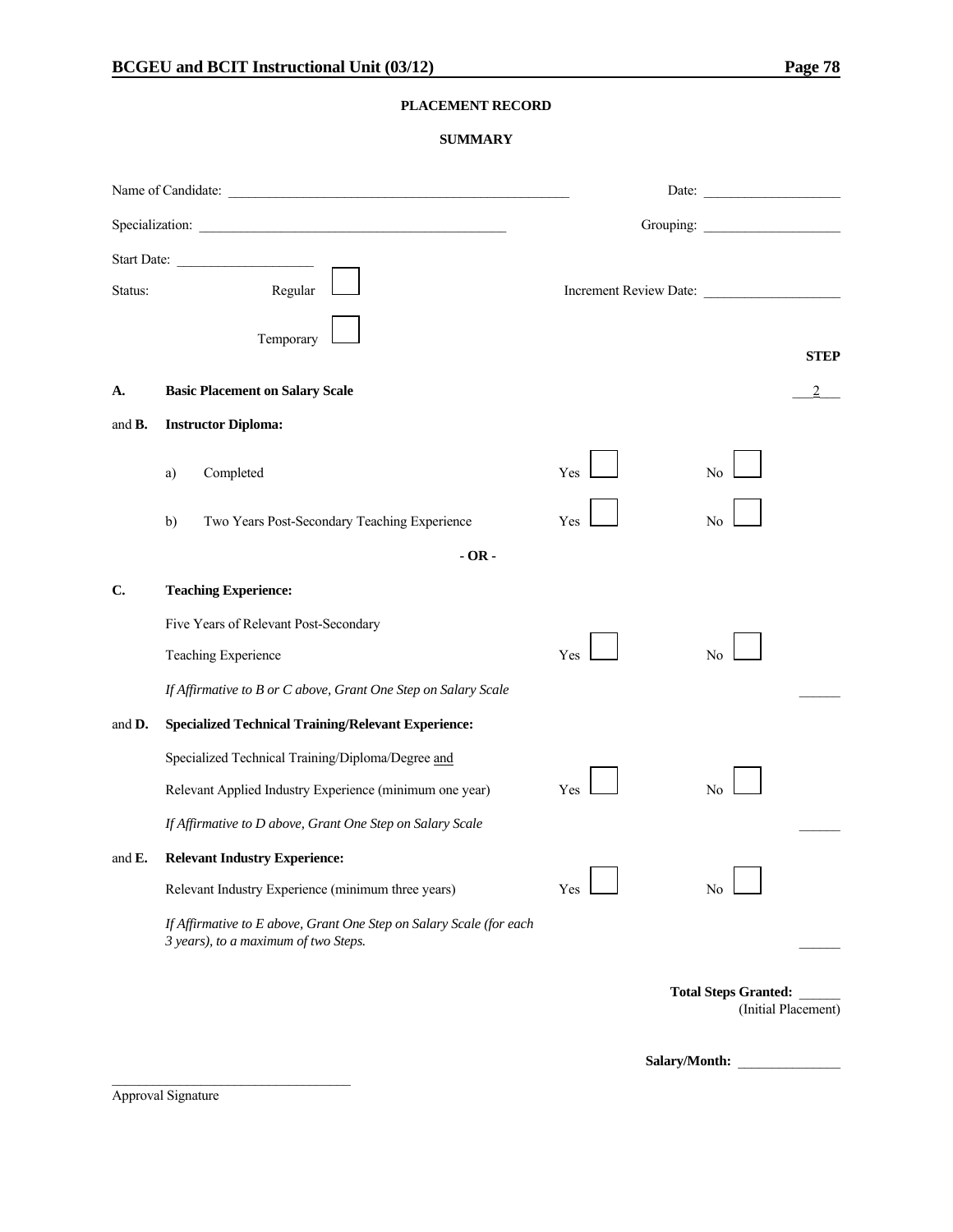## PLACEMENT RECORD

### SUMMARY

Name of Candidate: ______________________________ Date: ____________________

Specialization: ______________________________ Grouping: ____________________

Start Date: ____________________

Status: Regular ☐ Increment Review Date: ____________________

Temporary ☐

| | | | | **STEP** |
|---|---|---|---|---|
| **A.** | **Basic Placement on Salary Scale** | | | 2 |
| and **B.** | **Instructor Diploma:** | | | |
| | a) Completed | Yes ☐ | No ☐ | |
| | b) Two Years Post-Secondary Teaching Experience | Yes ☐ | No ☐ | |
| | **- OR -** | | | |
| **C.** | **Teaching Experience:** | | | |
| | Five Years of Relevant Post-Secondary Teaching Experience | Yes ☐ | No ☐ | |
| | *If Affirmative to B or C above, Grant One Step on Salary Scale* | | | ______ |
| and **D.** | **Specialized Technical Training/Relevant Experience:** | | | |
| | Specialized Technical Training/Diploma/Degree and Relevant Applied Industry Experience (minimum one year) | Yes ☐ | No ☐ | |
| | *If Affirmative to D above, Grant One Step on Salary Scale* | | | ______ |
| and **E.** | **Relevant Industry Experience:** | | | |
| | Relevant Industry Experience (minimum three years) | Yes ☐ | No ☐ | |
| | *If Affirmative to E above, Grant One Step on Salary Scale (for each 3 years), to a maximum of two Steps.* | | | ______ |

**Total Steps Granted:** ______
(Initial Placement)

**Salary/Month:** ______________

______________________________
Approval Signature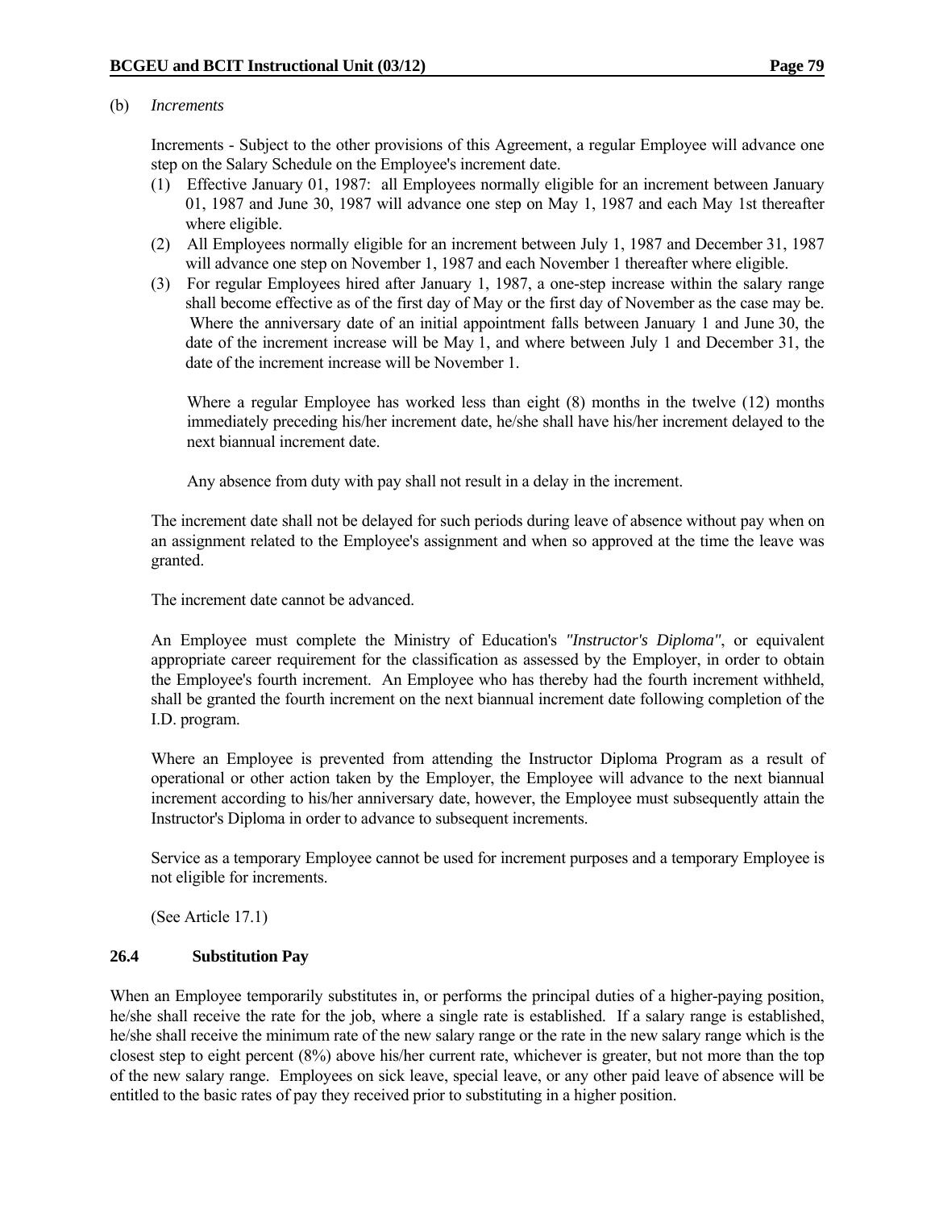(b) *Increments*

Increments - Subject to the other provisions of this Agreement, a regular Employee will advance one step on the Salary Schedule on the Employee's increment date.

(1) Effective January 01, 1987: all Employees normally eligible for an increment between January 01, 1987 and June 30, 1987 will advance one step on May 1, 1987 and each May 1st thereafter where eligible.
(2) All Employees normally eligible for an increment between July 1, 1987 and December 31, 1987 will advance one step on November 1, 1987 and each November 1 thereafter where eligible.
(3) For regular Employees hired after January 1, 1987, a one-step increase within the salary range shall become effective as of the first day of May or the first day of November as the case may be. Where the anniversary date of an initial appointment falls between January 1 and June 30, the date of the increment increase will be May 1, and where between July 1 and December 31, the date of the increment increase will be November 1.

   Where a regular Employee has worked less than eight (8) months in the twelve (12) months immediately preceding his/her increment date, he/she shall have his/her increment delayed to the next biannual increment date.

   Any absence from duty with pay shall not result in a delay in the increment.

The increment date shall not be delayed for such periods during leave of absence without pay when on an assignment related to the Employee's assignment and when so approved at the time the leave was granted.

The increment date cannot be advanced.

An Employee must complete the Ministry of Education's *"Instructor's Diploma"*, or equivalent appropriate career requirement for the classification as assessed by the Employer, in order to obtain the Employee's fourth increment. An Employee who has thereby had the fourth increment withheld, shall be granted the fourth increment on the next biannual increment date following completion of the I.D. program.

Where an Employee is prevented from attending the Instructor Diploma Program as a result of operational or other action taken by the Employer, the Employee will advance to the next biannual increment according to his/her anniversary date, however, the Employee must subsequently attain the Instructor's Diploma in order to advance to subsequent increments.

Service as a temporary Employee cannot be used for increment purposes and a temporary Employee is not eligible for increments.

(See Article 17.1)

### 26.4 Substitution Pay

When an Employee temporarily substitutes in, or performs the principal duties of a higher-paying position, he/she shall receive the rate for the job, where a single rate is established. If a salary range is established, he/she shall receive the minimum rate of the new salary range or the rate in the new salary range which is the closest step to eight percent (8%) above his/her current rate, whichever is greater, but not more than the top of the new salary range. Employees on sick leave, special leave, or any other paid leave of absence will be entitled to the basic rates of pay they received prior to substituting in a higher position.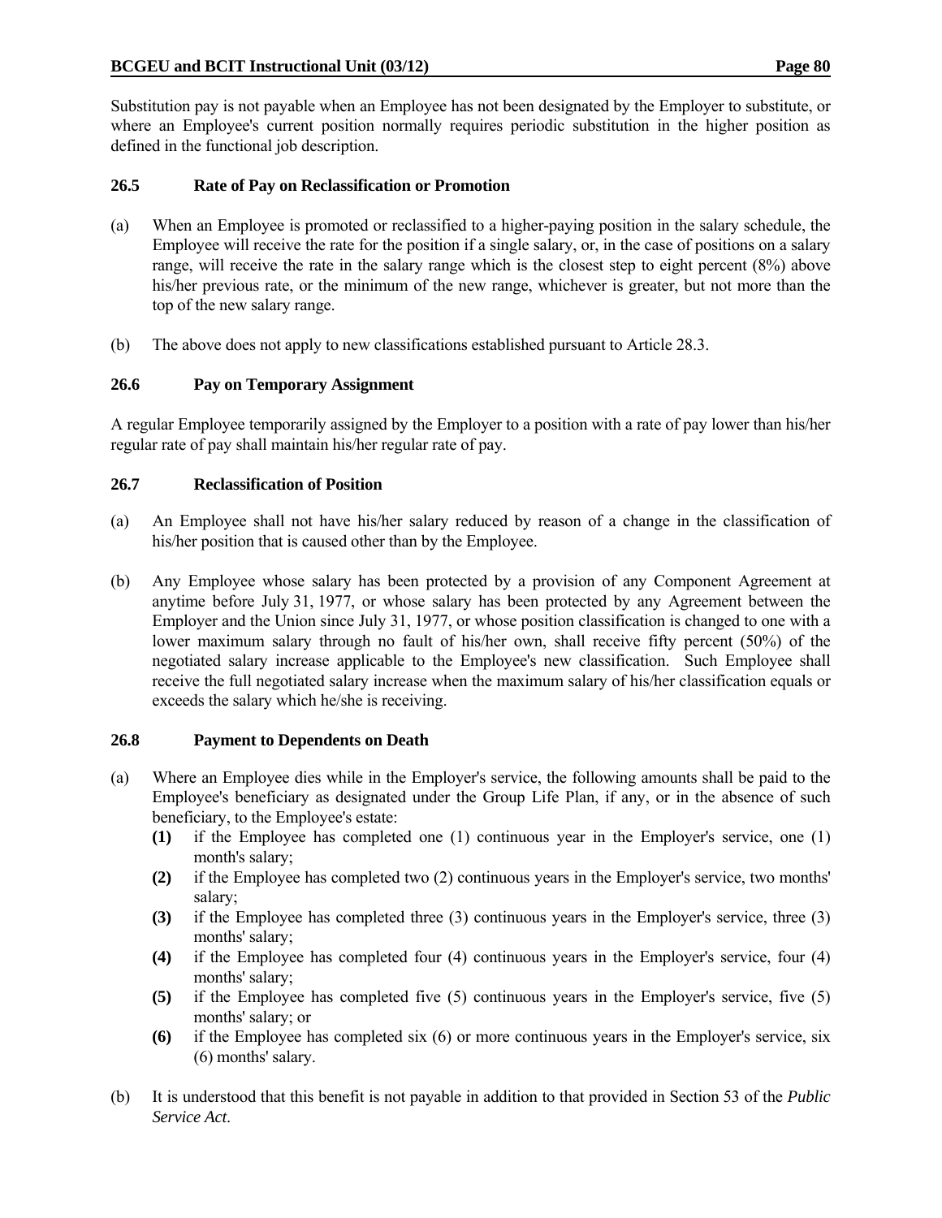Substitution pay is not payable when an Employee has not been designated by the Employer to substitute, or where an Employee's current position normally requires periodic substitution in the higher position as defined in the functional job description.

### 26.5 Rate of Pay on Reclassification or Promotion

(a) When an Employee is promoted or reclassified to a higher-paying position in the salary schedule, the Employee will receive the rate for the position if a single salary, or, in the case of positions on a salary range, will receive the rate in the salary range which is the closest step to eight percent (8%) above his/her previous rate, or the minimum of the new range, whichever is greater, but not more than the top of the new salary range.

(b) The above does not apply to new classifications established pursuant to Article 28.3.

### 26.6 Pay on Temporary Assignment

A regular Employee temporarily assigned by the Employer to a position with a rate of pay lower than his/her regular rate of pay shall maintain his/her regular rate of pay.

### 26.7 Reclassification of Position

(a) An Employee shall not have his/her salary reduced by reason of a change in the classification of his/her position that is caused other than by the Employee.

(b) Any Employee whose salary has been protected by a provision of any Component Agreement at anytime before July 31, 1977, or whose salary has been protected by any Agreement between the Employer and the Union since July 31, 1977, or whose position classification is changed to one with a lower maximum salary through no fault of his/her own, shall receive fifty percent (50%) of the negotiated salary increase applicable to the Employee's new classification. Such Employee shall receive the full negotiated salary increase when the maximum salary of his/her classification equals or exceeds the salary which he/she is receiving.

### 26.8 Payment to Dependents on Death

(a) Where an Employee dies while in the Employer's service, the following amounts shall be paid to the Employee's beneficiary as designated under the Group Life Plan, if any, or in the absence of such beneficiary, to the Employee's estate:

  **(1)** if the Employee has completed one (1) continuous year in the Employer's service, one (1) month's salary;

  **(2)** if the Employee has completed two (2) continuous years in the Employer's service, two months' salary;

  **(3)** if the Employee has completed three (3) continuous years in the Employer's service, three (3) months' salary;

  **(4)** if the Employee has completed four (4) continuous years in the Employer's service, four (4) months' salary;

  **(5)** if the Employee has completed five (5) continuous years in the Employer's service, five (5) months' salary; or

  **(6)** if the Employee has completed six (6) or more continuous years in the Employer's service, six (6) months' salary.

(b) It is understood that this benefit is not payable in addition to that provided in Section 53 of the *Public Service Act*.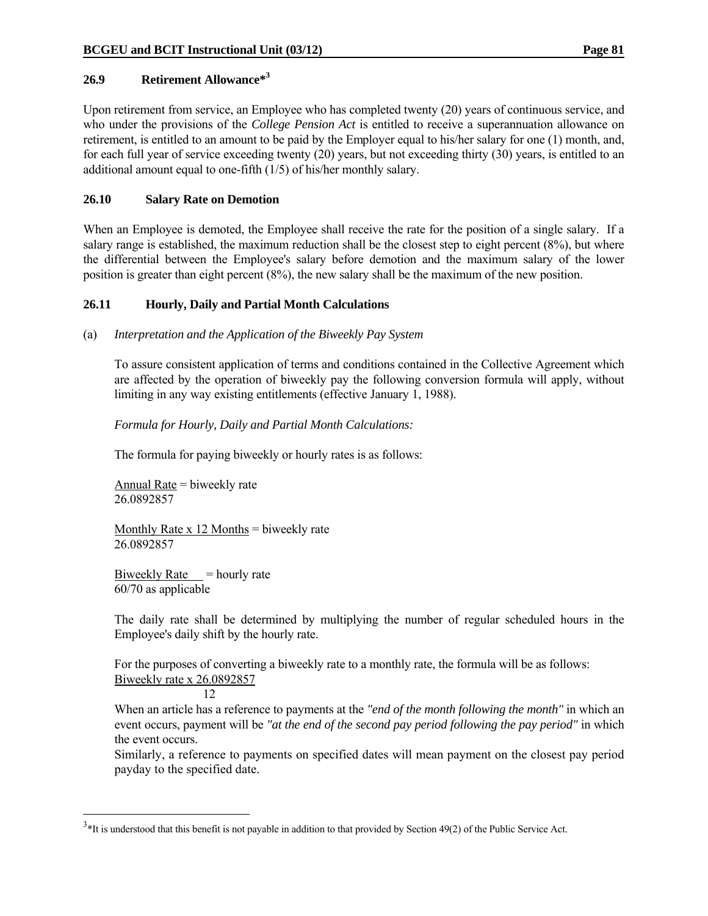### 26.9 Retirement Allowance*[3]

Upon retirement from service, an Employee who has completed twenty (20) years of continuous service, and who under the provisions of the *College Pension Act* is entitled to receive a superannuation allowance on retirement, is entitled to an amount to be paid by the Employer equal to his/her salary for one (1) month, and, for each full year of service exceeding twenty (20) years, but not exceeding thirty (30) years, is entitled to an additional amount equal to one-fifth (1/5) of his/her monthly salary.

### 26.10 Salary Rate on Demotion

When an Employee is demoted, the Employee shall receive the rate for the position of a single salary. If a salary range is established, the maximum reduction shall be the closest step to eight percent (8%), but where the differential between the Employee's salary before demotion and the maximum salary of the lower position is greater than eight percent (8%), the new salary shall be the maximum of the new position.

### 26.11 Hourly, Daily and Partial Month Calculations

(a) *Interpretation and the Application of the Biweekly Pay System*

To assure consistent application of terms and conditions contained in the Collective Agreement which are affected by the operation of biweekly pay the following conversion formula will apply, without limiting in any way existing entitlements (effective January 1, 1988).

*Formula for Hourly, Daily and Partial Month Calculations:*

The formula for paying biweekly or hourly rates is as follows:

$$\frac{\text{Annual Rate}}{26.0892857} = \text{biweekly rate}$$

$$\frac{\text{Monthly Rate x 12 Months}}{26.0892857} = \text{biweekly rate}$$

$$\frac{\text{Biweekly Rate}}{\text{60/70 as applicable}} = \text{hourly rate}$$

The daily rate shall be determined by multiplying the number of regular scheduled hours in the Employee's daily shift by the hourly rate.

For the purposes of converting a biweekly rate to a monthly rate, the formula will be as follows:

$$\frac{\text{Biweekly rate x 26.0892857}}{12}$$

When an article has a reference to payments at the *"end of the month following the month"* in which an event occurs, payment will be *"at the end of the second pay period following the pay period"* in which the event occurs.

Similarly, a reference to payments on specified dates will mean payment on the closest pay period payday to the specified date.

---

[3] *It is understood that this benefit is not payable in addition to that provided by Section 49(2) of the Public Service Act.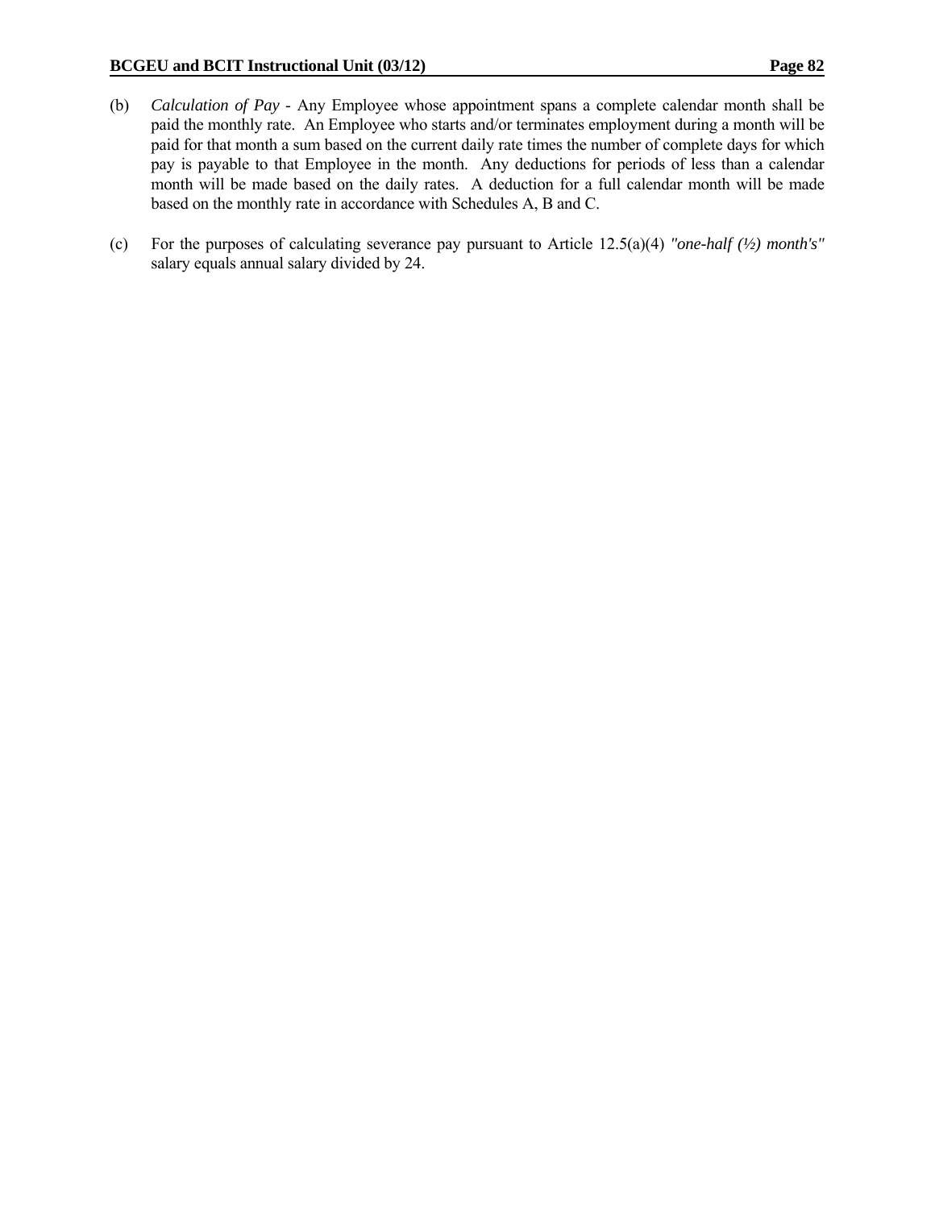(b) *Calculation of Pay* - Any Employee whose appointment spans a complete calendar month shall be paid the monthly rate. An Employee who starts and/or terminates employment during a month will be paid for that month a sum based on the current daily rate times the number of complete days for which pay is payable to that Employee in the month. Any deductions for periods of less than a calendar month will be made based on the daily rates. A deduction for a full calendar month will be made based on the monthly rate in accordance with Schedules A, B and C.

(c) For the purposes of calculating severance pay pursuant to Article 12.5(a)(4) *"one-half (½) month's"* salary equals annual salary divided by 24.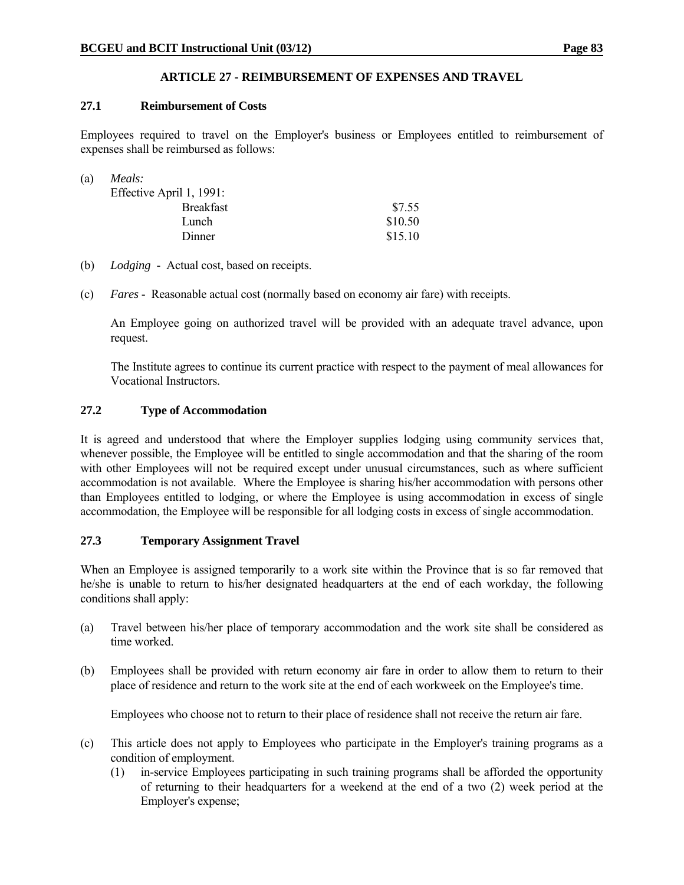## ARTICLE 27 - REIMBURSEMENT OF EXPENSES AND TRAVEL

### 27.1 Reimbursement of Costs

Employees required to travel on the Employer's business or Employees entitled to reimbursement of expenses shall be reimbursed as follows:

(a) *Meals:*

Effective April 1, 1991:

| | |
|---|---|
| Breakfast | $7.55 |
| Lunch | $10.50 |
| Dinner | $15.10 |

(b) *Lodging* - Actual cost, based on receipts.

(c) *Fares* - Reasonable actual cost (normally based on economy air fare) with receipts.

An Employee going on authorized travel will be provided with an adequate travel advance, upon request.

The Institute agrees to continue its current practice with respect to the payment of meal allowances for Vocational Instructors.

### 27.2 Type of Accommodation

It is agreed and understood that where the Employer supplies lodging using community services that, whenever possible, the Employee will be entitled to single accommodation and that the sharing of the room with other Employees will not be required except under unusual circumstances, such as where sufficient accommodation is not available. Where the Employee is sharing his/her accommodation with persons other than Employees entitled to lodging, or where the Employee is using accommodation in excess of single accommodation, the Employee will be responsible for all lodging costs in excess of single accommodation.

### 27.3 Temporary Assignment Travel

When an Employee is assigned temporarily to a work site within the Province that is so far removed that he/she is unable to return to his/her designated headquarters at the end of each workday, the following conditions shall apply:

(a) Travel between his/her place of temporary accommodation and the work site shall be considered as time worked.

(b) Employees shall be provided with return economy air fare in order to allow them to return to their place of residence and return to the work site at the end of each workweek on the Employee's time.

Employees who choose not to return to their place of residence shall not receive the return air fare.

(c) This article does not apply to Employees who participate in the Employer's training programs as a condition of employment.

(1) in-service Employees participating in such training programs shall be afforded the opportunity of returning to their headquarters for a weekend at the end of a two (2) week period at the Employer's expense;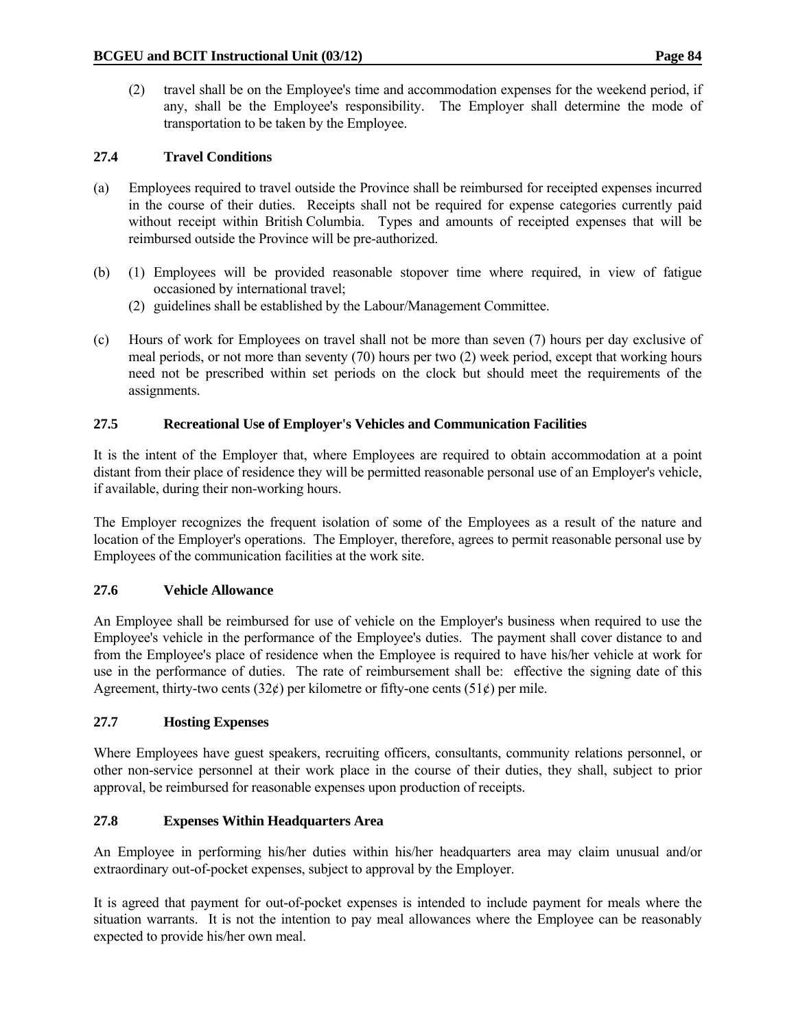(2) travel shall be on the Employee's time and accommodation expenses for the weekend period, if any, shall be the Employee's responsibility. The Employer shall determine the mode of transportation to be taken by the Employee.

### 27.4 Travel Conditions

(a) Employees required to travel outside the Province shall be reimbursed for receipted expenses incurred in the course of their duties. Receipts shall not be required for expense categories currently paid without receipt within British Columbia. Types and amounts of receipted expenses that will be reimbursed outside the Province will be pre-authorized.

(b) (1) Employees will be provided reasonable stopover time where required, in view of fatigue occasioned by international travel;
(2) guidelines shall be established by the Labour/Management Committee.

(c) Hours of work for Employees on travel shall not be more than seven (7) hours per day exclusive of meal periods, or not more than seventy (70) hours per two (2) week period, except that working hours need not be prescribed within set periods on the clock but should meet the requirements of the assignments.

### 27.5 Recreational Use of Employer's Vehicles and Communication Facilities

It is the intent of the Employer that, where Employees are required to obtain accommodation at a point distant from their place of residence they will be permitted reasonable personal use of an Employer's vehicle, if available, during their non-working hours.

The Employer recognizes the frequent isolation of some of the Employees as a result of the nature and location of the Employer's operations. The Employer, therefore, agrees to permit reasonable personal use by Employees of the communication facilities at the work site.

### 27.6 Vehicle Allowance

An Employee shall be reimbursed for use of vehicle on the Employer's business when required to use the Employee's vehicle in the performance of the Employee's duties. The payment shall cover distance to and from the Employee's place of residence when the Employee is required to have his/her vehicle at work for use in the performance of duties. The rate of reimbursement shall be: effective the signing date of this Agreement, thirty-two cents (32¢) per kilometre or fifty-one cents (51¢) per mile.

### 27.7 Hosting Expenses

Where Employees have guest speakers, recruiting officers, consultants, community relations personnel, or other non-service personnel at their work place in the course of their duties, they shall, subject to prior approval, be reimbursed for reasonable expenses upon production of receipts.

### 27.8 Expenses Within Headquarters Area

An Employee in performing his/her duties within his/her headquarters area may claim unusual and/or extraordinary out-of-pocket expenses, subject to approval by the Employer.

It is agreed that payment for out-of-pocket expenses is intended to include payment for meals where the situation warrants. It is not the intention to pay meal allowances where the Employee can be reasonably expected to provide his/her own meal.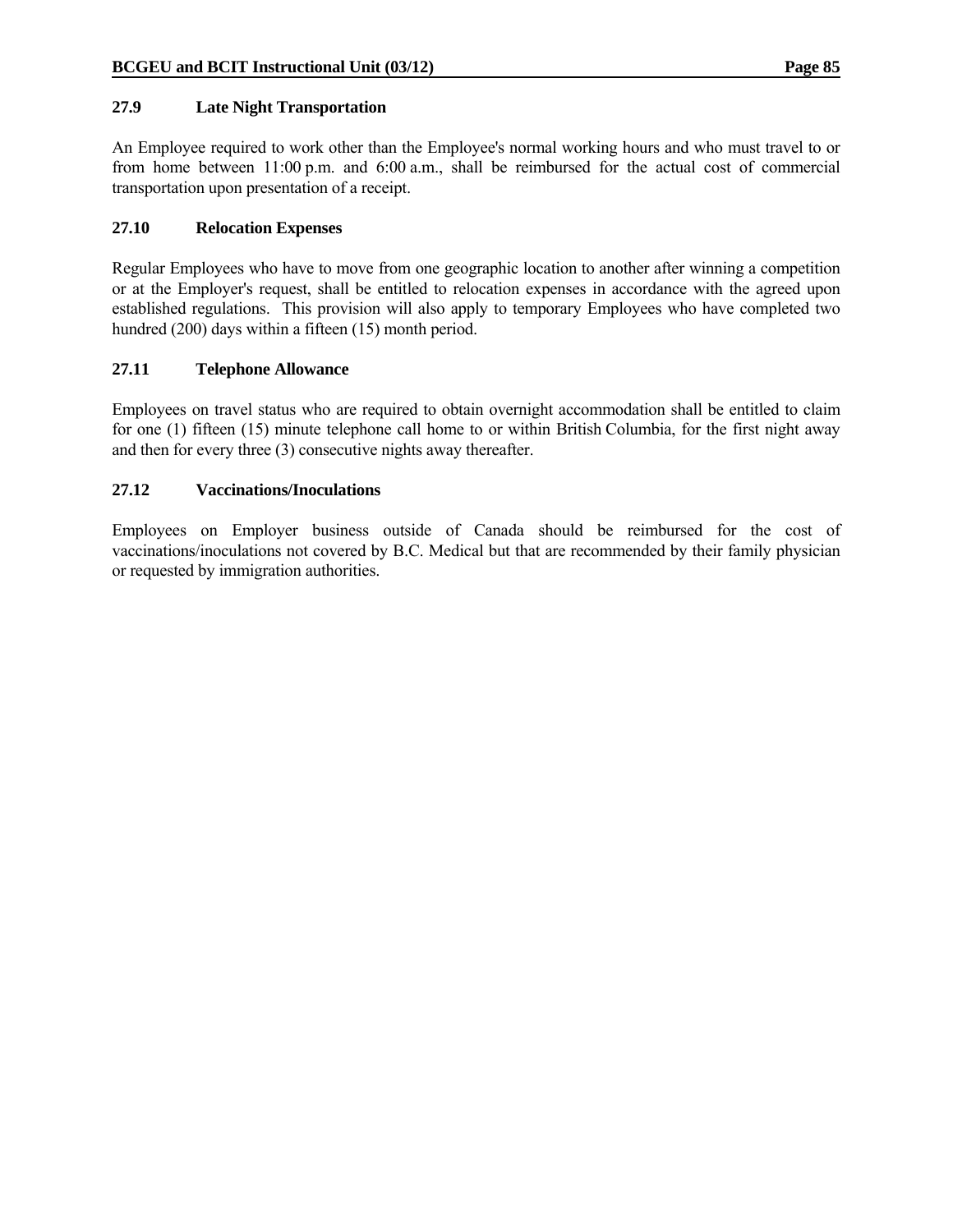### 27.9 Late Night Transportation

An Employee required to work other than the Employee's normal working hours and who must travel to or from home between 11:00 p.m. and 6:00 a.m., shall be reimbursed for the actual cost of commercial transportation upon presentation of a receipt.

### 27.10 Relocation Expenses

Regular Employees who have to move from one geographic location to another after winning a competition or at the Employer's request, shall be entitled to relocation expenses in accordance with the agreed upon established regulations. This provision will also apply to temporary Employees who have completed two hundred (200) days within a fifteen (15) month period.

### 27.11 Telephone Allowance

Employees on travel status who are required to obtain overnight accommodation shall be entitled to claim for one (1) fifteen (15) minute telephone call home to or within British Columbia, for the first night away and then for every three (3) consecutive nights away thereafter.

### 27.12 Vaccinations/Inoculations

Employees on Employer business outside of Canada should be reimbursed for the cost of vaccinations/inoculations not covered by B.C. Medical but that are recommended by their family physician or requested by immigration authorities.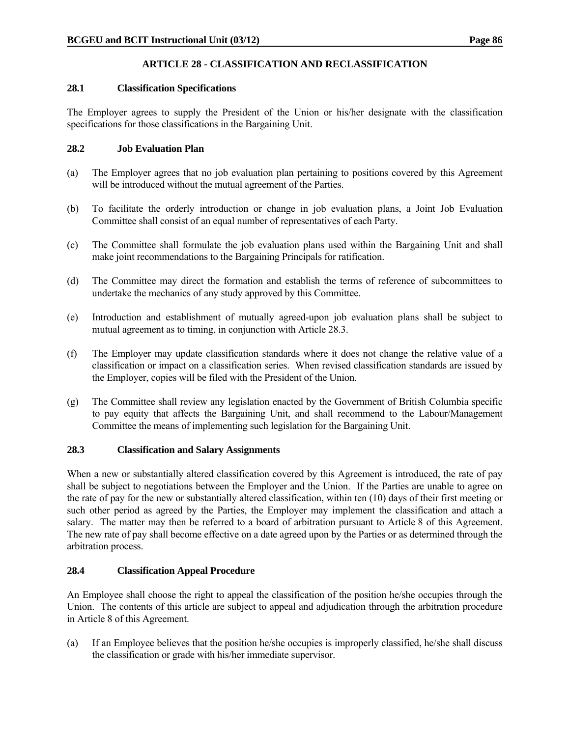## ARTICLE 28 - CLASSIFICATION AND RECLASSIFICATION

### 28.1 Classification Specifications

The Employer agrees to supply the President of the Union or his/her designate with the classification specifications for those classifications in the Bargaining Unit.

### 28.2 Job Evaluation Plan

(a) The Employer agrees that no job evaluation plan pertaining to positions covered by this Agreement will be introduced without the mutual agreement of the Parties.

(b) To facilitate the orderly introduction or change in job evaluation plans, a Joint Job Evaluation Committee shall consist of an equal number of representatives of each Party.

(c) The Committee shall formulate the job evaluation plans used within the Bargaining Unit and shall make joint recommendations to the Bargaining Principals for ratification.

(d) The Committee may direct the formation and establish the terms of reference of subcommittees to undertake the mechanics of any study approved by this Committee.

(e) Introduction and establishment of mutually agreed-upon job evaluation plans shall be subject to mutual agreement as to timing, in conjunction with Article 28.3.

(f) The Employer may update classification standards where it does not change the relative value of a classification or impact on a classification series. When revised classification standards are issued by the Employer, copies will be filed with the President of the Union.

(g) The Committee shall review any legislation enacted by the Government of British Columbia specific to pay equity that affects the Bargaining Unit, and shall recommend to the Labour/Management Committee the means of implementing such legislation for the Bargaining Unit.

### 28.3 Classification and Salary Assignments

When a new or substantially altered classification covered by this Agreement is introduced, the rate of pay shall be subject to negotiations between the Employer and the Union. If the Parties are unable to agree on the rate of pay for the new or substantially altered classification, within ten (10) days of their first meeting or such other period as agreed by the Parties, the Employer may implement the classification and attach a salary. The matter may then be referred to a board of arbitration pursuant to Article 8 of this Agreement. The new rate of pay shall become effective on a date agreed upon by the Parties or as determined through the arbitration process.

### 28.4 Classification Appeal Procedure

An Employee shall choose the right to appeal the classification of the position he/she occupies through the Union. The contents of this article are subject to appeal and adjudication through the arbitration procedure in Article 8 of this Agreement.

(a) If an Employee believes that the position he/she occupies is improperly classified, he/she shall discuss the classification or grade with his/her immediate supervisor.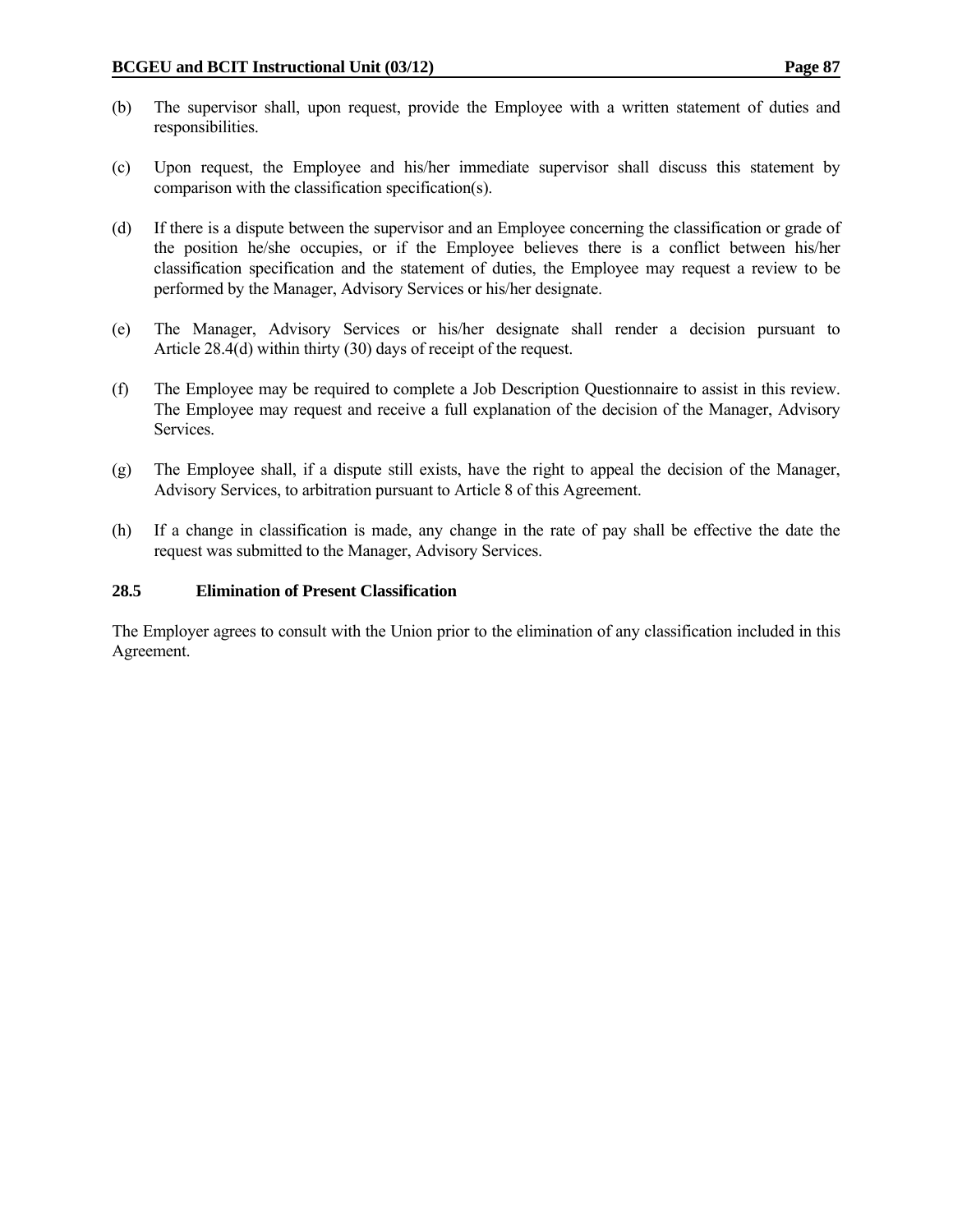(b) The supervisor shall, upon request, provide the Employee with a written statement of duties and responsibilities.

(c) Upon request, the Employee and his/her immediate supervisor shall discuss this statement by comparison with the classification specification(s).

(d) If there is a dispute between the supervisor and an Employee concerning the classification or grade of the position he/she occupies, or if the Employee believes there is a conflict between his/her classification specification and the statement of duties, the Employee may request a review to be performed by the Manager, Advisory Services or his/her designate.

(e) The Manager, Advisory Services or his/her designate shall render a decision pursuant to Article 28.4(d) within thirty (30) days of receipt of the request.

(f) The Employee may be required to complete a Job Description Questionnaire to assist in this review. The Employee may request and receive a full explanation of the decision of the Manager, Advisory Services.

(g) The Employee shall, if a dispute still exists, have the right to appeal the decision of the Manager, Advisory Services, to arbitration pursuant to Article 8 of this Agreement.

(h) If a change in classification is made, any change in the rate of pay shall be effective the date the request was submitted to the Manager, Advisory Services.

### 28.5 Elimination of Present Classification

The Employer agrees to consult with the Union prior to the elimination of any classification included in this Agreement.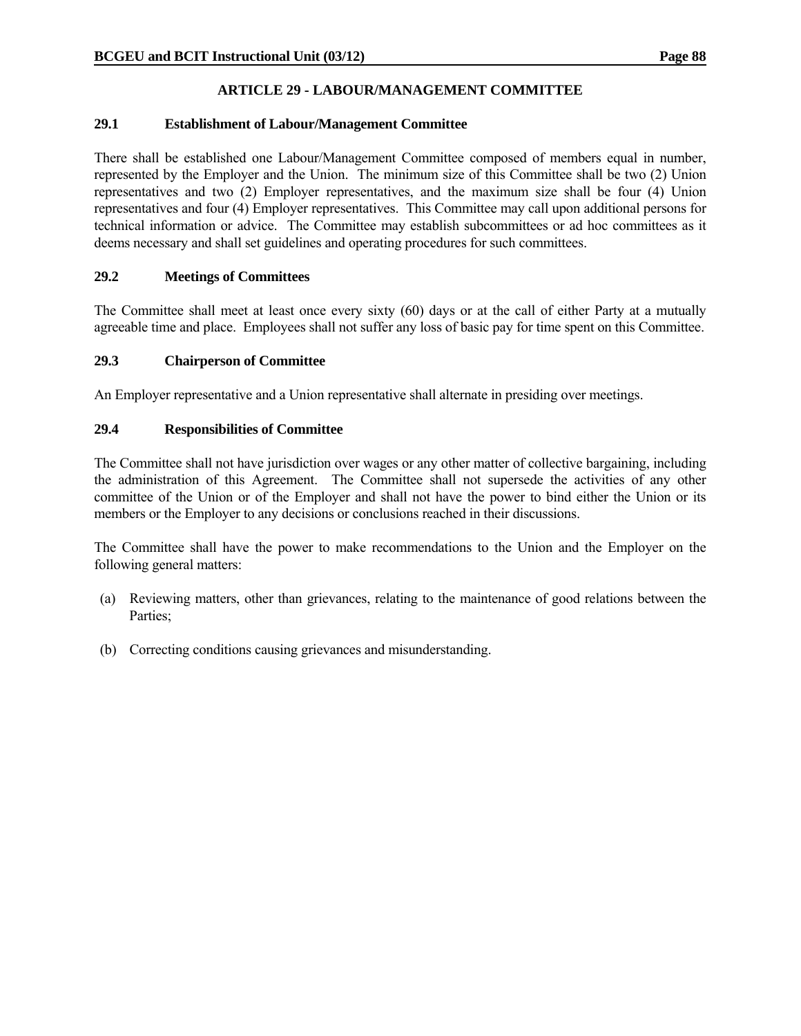# ARTICLE 29 - LABOUR/MANAGEMENT COMMITTEE

## 29.1 Establishment of Labour/Management Committee

There shall be established one Labour/Management Committee composed of members equal in number, represented by the Employer and the Union. The minimum size of this Committee shall be two (2) Union representatives and two (2) Employer representatives, and the maximum size shall be four (4) Union representatives and four (4) Employer representatives. This Committee may call upon additional persons for technical information or advice. The Committee may establish subcommittees or ad hoc committees as it deems necessary and shall set guidelines and operating procedures for such committees.

## 29.2 Meetings of Committees

The Committee shall meet at least once every sixty (60) days or at the call of either Party at a mutually agreeable time and place. Employees shall not suffer any loss of basic pay for time spent on this Committee.

## 29.3 Chairperson of Committee

An Employer representative and a Union representative shall alternate in presiding over meetings.

## 29.4 Responsibilities of Committee

The Committee shall not have jurisdiction over wages or any other matter of collective bargaining, including the administration of this Agreement. The Committee shall not supersede the activities of any other committee of the Union or of the Employer and shall not have the power to bind either the Union or its members or the Employer to any decisions or conclusions reached in their discussions.

The Committee shall have the power to make recommendations to the Union and the Employer on the following general matters:

(a) Reviewing matters, other than grievances, relating to the maintenance of good relations between the Parties;

(b) Correcting conditions causing grievances and misunderstanding.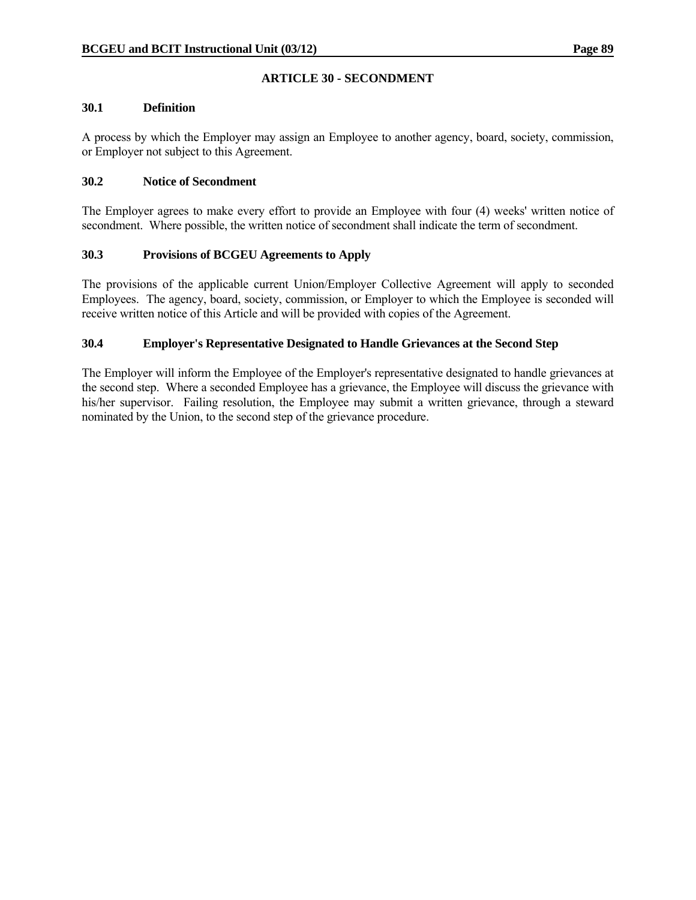## ARTICLE 30 - SECONDMENT

### 30.1 Definition

A process by which the Employer may assign an Employee to another agency, board, society, commission, or Employer not subject to this Agreement.

### 30.2 Notice of Secondment

The Employer agrees to make every effort to provide an Employee with four (4) weeks' written notice of secondment. Where possible, the written notice of secondment shall indicate the term of secondment.

### 30.3 Provisions of BCGEU Agreements to Apply

The provisions of the applicable current Union/Employer Collective Agreement will apply to seconded Employees. The agency, board, society, commission, or Employer to which the Employee is seconded will receive written notice of this Article and will be provided with copies of the Agreement.

### 30.4 Employer's Representative Designated to Handle Grievances at the Second Step

The Employer will inform the Employee of the Employer's representative designated to handle grievances at the second step. Where a seconded Employee has a grievance, the Employee will discuss the grievance with his/her supervisor. Failing resolution, the Employee may submit a written grievance, through a steward nominated by the Union, to the second step of the grievance procedure.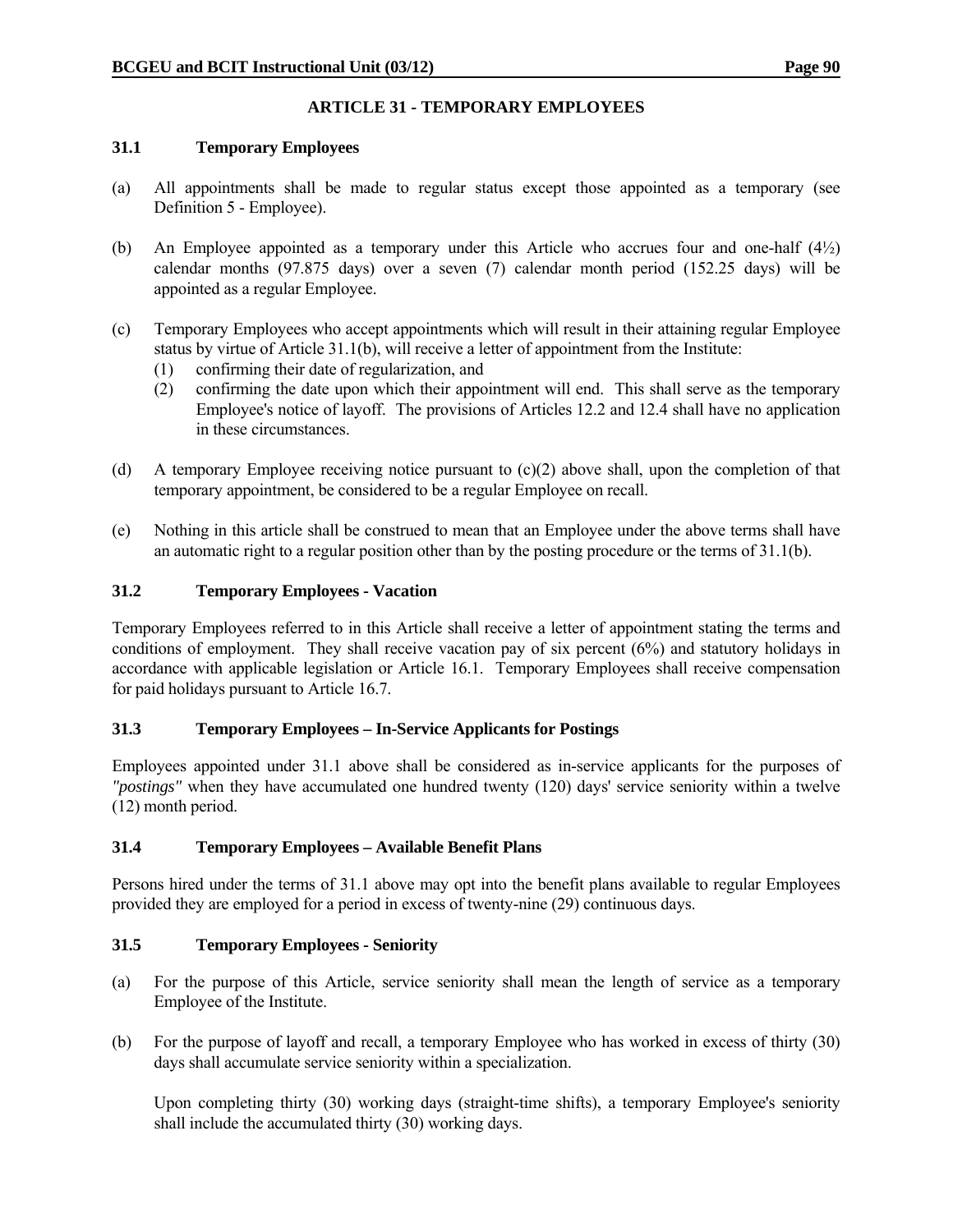## ARTICLE 31 - TEMPORARY EMPLOYEES

### 31.1 Temporary Employees

(a) All appointments shall be made to regular status except those appointed as a temporary (see Definition 5 - Employee).

(b) An Employee appointed as a temporary under this Article who accrues four and one-half (4½) calendar months (97.875 days) over a seven (7) calendar month period (152.25 days) will be appointed as a regular Employee.

(c) Temporary Employees who accept appointments which will result in their attaining regular Employee status by virtue of Article 31.1(b), will receive a letter of appointment from the Institute:
   (1) confirming their date of regularization, and
   (2) confirming the date upon which their appointment will end. This shall serve as the temporary Employee's notice of layoff. The provisions of Articles 12.2 and 12.4 shall have no application in these circumstances.

(d) A temporary Employee receiving notice pursuant to (c)(2) above shall, upon the completion of that temporary appointment, be considered to be a regular Employee on recall.

(e) Nothing in this article shall be construed to mean that an Employee under the above terms shall have an automatic right to a regular position other than by the posting procedure or the terms of 31.1(b).

### 31.2 Temporary Employees - Vacation

Temporary Employees referred to in this Article shall receive a letter of appointment stating the terms and conditions of employment. They shall receive vacation pay of six percent (6%) and statutory holidays in accordance with applicable legislation or Article 16.1. Temporary Employees shall receive compensation for paid holidays pursuant to Article 16.7.

### 31.3 Temporary Employees – In-Service Applicants for Postings

Employees appointed under 31.1 above shall be considered as in-service applicants for the purposes of *"postings"* when they have accumulated one hundred twenty (120) days' service seniority within a twelve (12) month period.

### 31.4 Temporary Employees – Available Benefit Plans

Persons hired under the terms of 31.1 above may opt into the benefit plans available to regular Employees provided they are employed for a period in excess of twenty-nine (29) continuous days.

### 31.5 Temporary Employees - Seniority

(a) For the purpose of this Article, service seniority shall mean the length of service as a temporary Employee of the Institute.

(b) For the purpose of layoff and recall, a temporary Employee who has worked in excess of thirty (30) days shall accumulate service seniority within a specialization.

   Upon completing thirty (30) working days (straight-time shifts), a temporary Employee's seniority shall include the accumulated thirty (30) working days.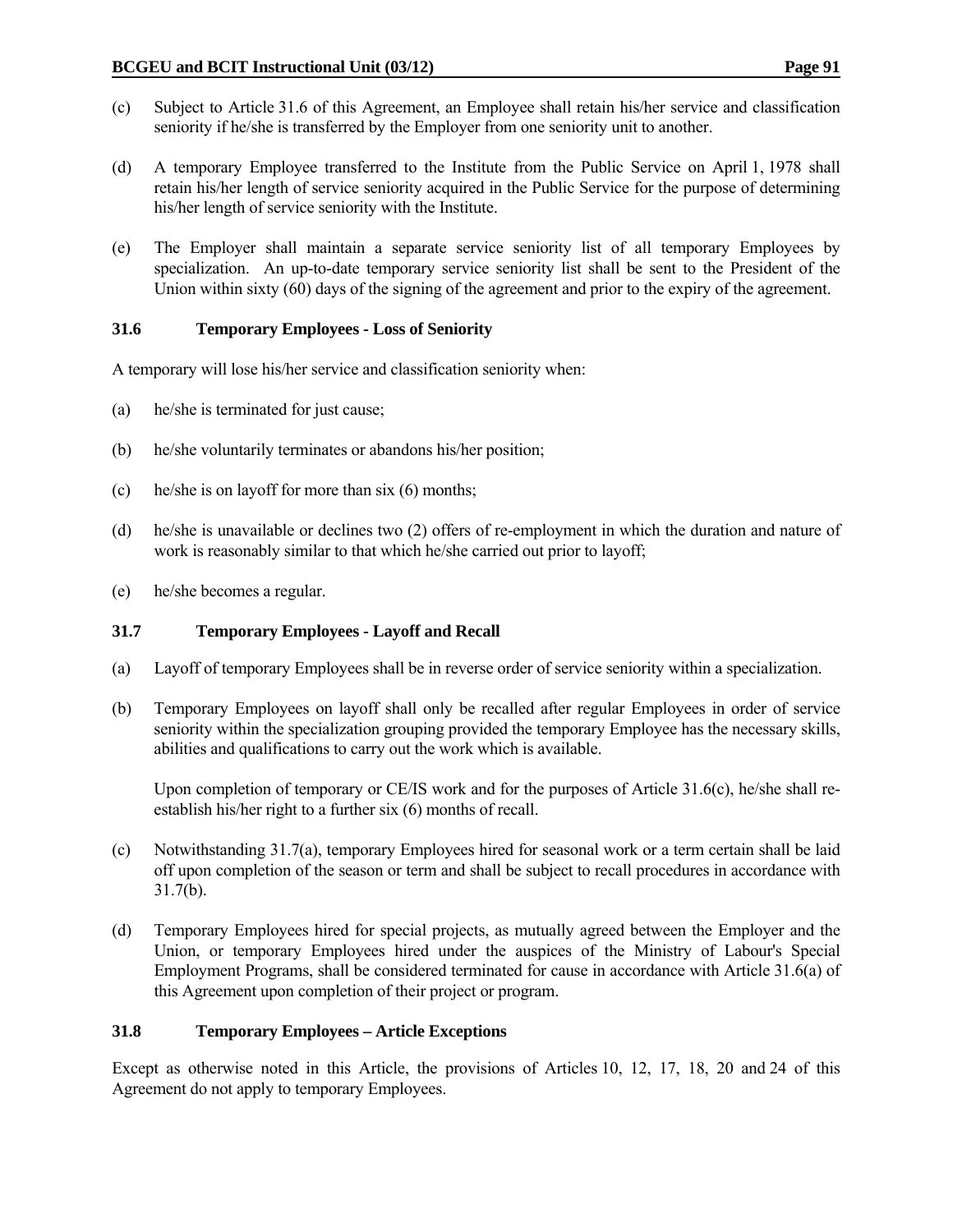(c) Subject to Article 31.6 of this Agreement, an Employee shall retain his/her service and classification seniority if he/she is transferred by the Employer from one seniority unit to another.

(d) A temporary Employee transferred to the Institute from the Public Service on April 1, 1978 shall retain his/her length of service seniority acquired in the Public Service for the purpose of determining his/her length of service seniority with the Institute.

(e) The Employer shall maintain a separate service seniority list of all temporary Employees by specialization. An up-to-date temporary service seniority list shall be sent to the President of the Union within sixty (60) days of the signing of the agreement and prior to the expiry of the agreement.

### 31.6 Temporary Employees - Loss of Seniority

A temporary will lose his/her service and classification seniority when:

(a) he/she is terminated for just cause;

(b) he/she voluntarily terminates or abandons his/her position;

(c) he/she is on layoff for more than six (6) months;

(d) he/she is unavailable or declines two (2) offers of re-employment in which the duration and nature of work is reasonably similar to that which he/she carried out prior to layoff;

(e) he/she becomes a regular.

### 31.7 Temporary Employees - Layoff and Recall

(a) Layoff of temporary Employees shall be in reverse order of service seniority within a specialization.

(b) Temporary Employees on layoff shall only be recalled after regular Employees in order of service seniority within the specialization grouping provided the temporary Employee has the necessary skills, abilities and qualifications to carry out the work which is available.

Upon completion of temporary or CE/IS work and for the purposes of Article 31.6(c), he/she shall re-establish his/her right to a further six (6) months of recall.

(c) Notwithstanding 31.7(a), temporary Employees hired for seasonal work or a term certain shall be laid off upon completion of the season or term and shall be subject to recall procedures in accordance with 31.7(b).

(d) Temporary Employees hired for special projects, as mutually agreed between the Employer and the Union, or temporary Employees hired under the auspices of the Ministry of Labour's Special Employment Programs, shall be considered terminated for cause in accordance with Article 31.6(a) of this Agreement upon completion of their project or program.

### 31.8 Temporary Employees – Article Exceptions

Except as otherwise noted in this Article, the provisions of Articles 10, 12, 17, 18, 20 and 24 of this Agreement do not apply to temporary Employees.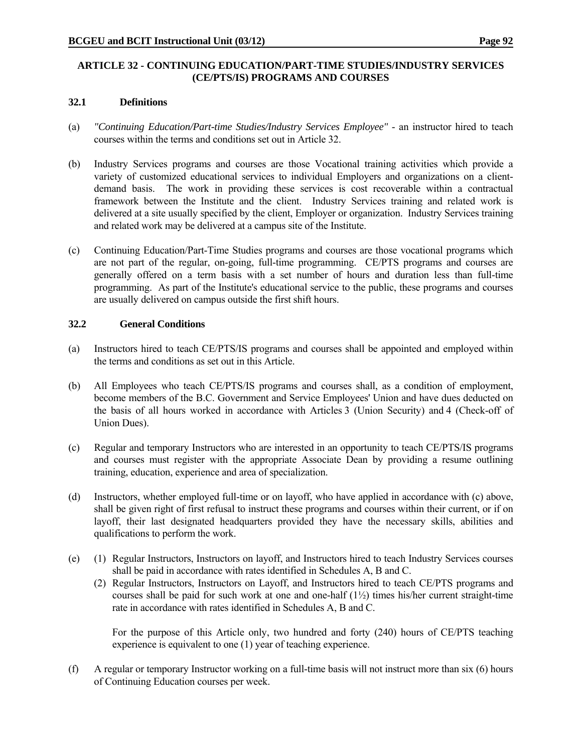## ARTICLE 32 - CONTINUING EDUCATION/PART-TIME STUDIES/INDUSTRY SERVICES (CE/PTS/IS) PROGRAMS AND COURSES

### 32.1 Definitions

(a) *"Continuing Education/Part-time Studies/Industry Services Employee"* - an instructor hired to teach courses within the terms and conditions set out in Article 32.

(b) Industry Services programs and courses are those Vocational training activities which provide a variety of customized educational services to individual Employers and organizations on a client-demand basis. The work in providing these services is cost recoverable within a contractual framework between the Institute and the client. Industry Services training and related work is delivered at a site usually specified by the client, Employer or organization. Industry Services training and related work may be delivered at a campus site of the Institute.

(c) Continuing Education/Part-Time Studies programs and courses are those vocational programs which are not part of the regular, on-going, full-time programming. CE/PTS programs and courses are generally offered on a term basis with a set number of hours and duration less than full-time programming. As part of the Institute's educational service to the public, these programs and courses are usually delivered on campus outside the first shift hours.

### 32.2 General Conditions

(a) Instructors hired to teach CE/PTS/IS programs and courses shall be appointed and employed within the terms and conditions as set out in this Article.

(b) All Employees who teach CE/PTS/IS programs and courses shall, as a condition of employment, become members of the B.C. Government and Service Employees' Union and have dues deducted on the basis of all hours worked in accordance with Articles 3 (Union Security) and 4 (Check-off of Union Dues).

(c) Regular and temporary Instructors who are interested in an opportunity to teach CE/PTS/IS programs and courses must register with the appropriate Associate Dean by providing a resume outlining training, education, experience and area of specialization.

(d) Instructors, whether employed full-time or on layoff, who have applied in accordance with (c) above, shall be given right of first refusal to instruct these programs and courses within their current, or if on layoff, their last designated headquarters provided they have the necessary skills, abilities and qualifications to perform the work.

(e) (1) Regular Instructors, Instructors on layoff, and Instructors hired to teach Industry Services courses shall be paid in accordance with rates identified in Schedules A, B and C.

(2) Regular Instructors, Instructors on Layoff, and Instructors hired to teach CE/PTS programs and courses shall be paid for such work at one and one-half (1½) times his/her current straight-time rate in accordance with rates identified in Schedules A, B and C.

For the purpose of this Article only, two hundred and forty (240) hours of CE/PTS teaching experience is equivalent to one (1) year of teaching experience.

(f) A regular or temporary Instructor working on a full-time basis will not instruct more than six (6) hours of Continuing Education courses per week.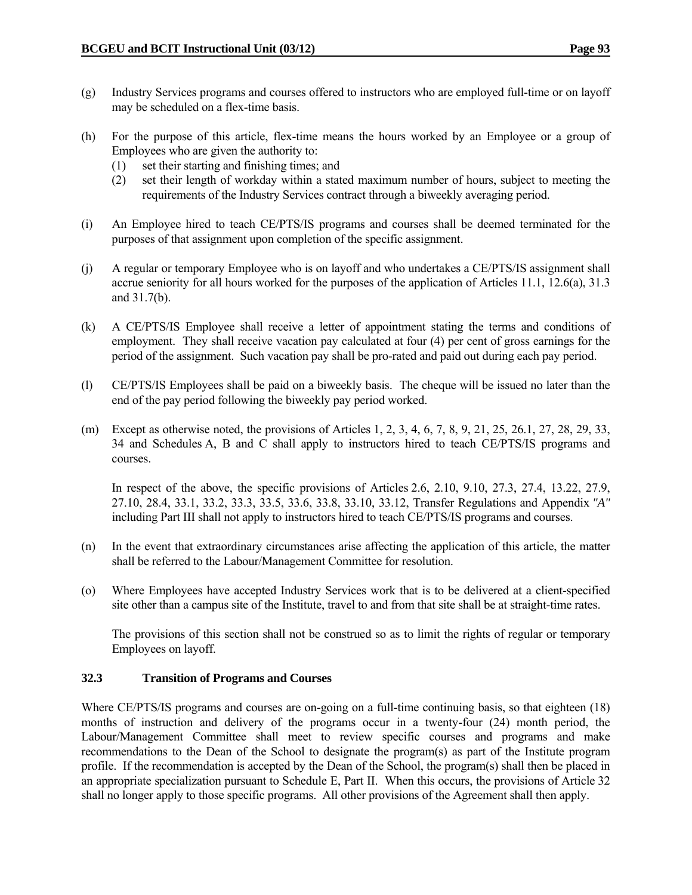(g) Industry Services programs and courses offered to instructors who are employed full-time or on layoff may be scheduled on a flex-time basis.

(h) For the purpose of this article, flex-time means the hours worked by an Employee or a group of Employees who are given the authority to:
   (1) set their starting and finishing times; and
   (2) set their length of workday within a stated maximum number of hours, subject to meeting the requirements of the Industry Services contract through a biweekly averaging period.

(i) An Employee hired to teach CE/PTS/IS programs and courses shall be deemed terminated for the purposes of that assignment upon completion of the specific assignment.

(j) A regular or temporary Employee who is on layoff and who undertakes a CE/PTS/IS assignment shall accrue seniority for all hours worked for the purposes of the application of Articles 11.1, 12.6(a), 31.3 and 31.7(b).

(k) A CE/PTS/IS Employee shall receive a letter of appointment stating the terms and conditions of employment. They shall receive vacation pay calculated at four (4) per cent of gross earnings for the period of the assignment. Such vacation pay shall be pro-rated and paid out during each pay period.

(l) CE/PTS/IS Employees shall be paid on a biweekly basis. The cheque will be issued no later than the end of the pay period following the biweekly pay period worked.

(m) Except as otherwise noted, the provisions of Articles 1, 2, 3, 4, 6, 7, 8, 9, 21, 25, 26.1, 27, 28, 29, 33, 34 and Schedules A, B and C shall apply to instructors hired to teach CE/PTS/IS programs and courses.

   In respect of the above, the specific provisions of Articles 2.6, 2.10, 9.10, 27.3, 27.4, 13.22, 27.9, 27.10, 28.4, 33.1, 33.2, 33.3, 33.5, 33.6, 33.8, 33.10, 33.12, Transfer Regulations and Appendix "A" including Part III shall not apply to instructors hired to teach CE/PTS/IS programs and courses.

(n) In the event that extraordinary circumstances arise affecting the application of this article, the matter shall be referred to the Labour/Management Committee for resolution.

(o) Where Employees have accepted Industry Services work that is to be delivered at a client-specified site other than a campus site of the Institute, travel to and from that site shall be at straight-time rates.

   The provisions of this section shall not be construed so as to limit the rights of regular or temporary Employees on layoff.

### 32.3 Transition of Programs and Courses

Where CE/PTS/IS programs and courses are on-going on a full-time continuing basis, so that eighteen (18) months of instruction and delivery of the programs occur in a twenty-four (24) month period, the Labour/Management Committee shall meet to review specific courses and programs and make recommendations to the Dean of the School to designate the program(s) as part of the Institute program profile. If the recommendation is accepted by the Dean of the School, the program(s) shall then be placed in an appropriate specialization pursuant to Schedule E, Part II. When this occurs, the provisions of Article 32 shall no longer apply to those specific programs. All other provisions of the Agreement shall then apply.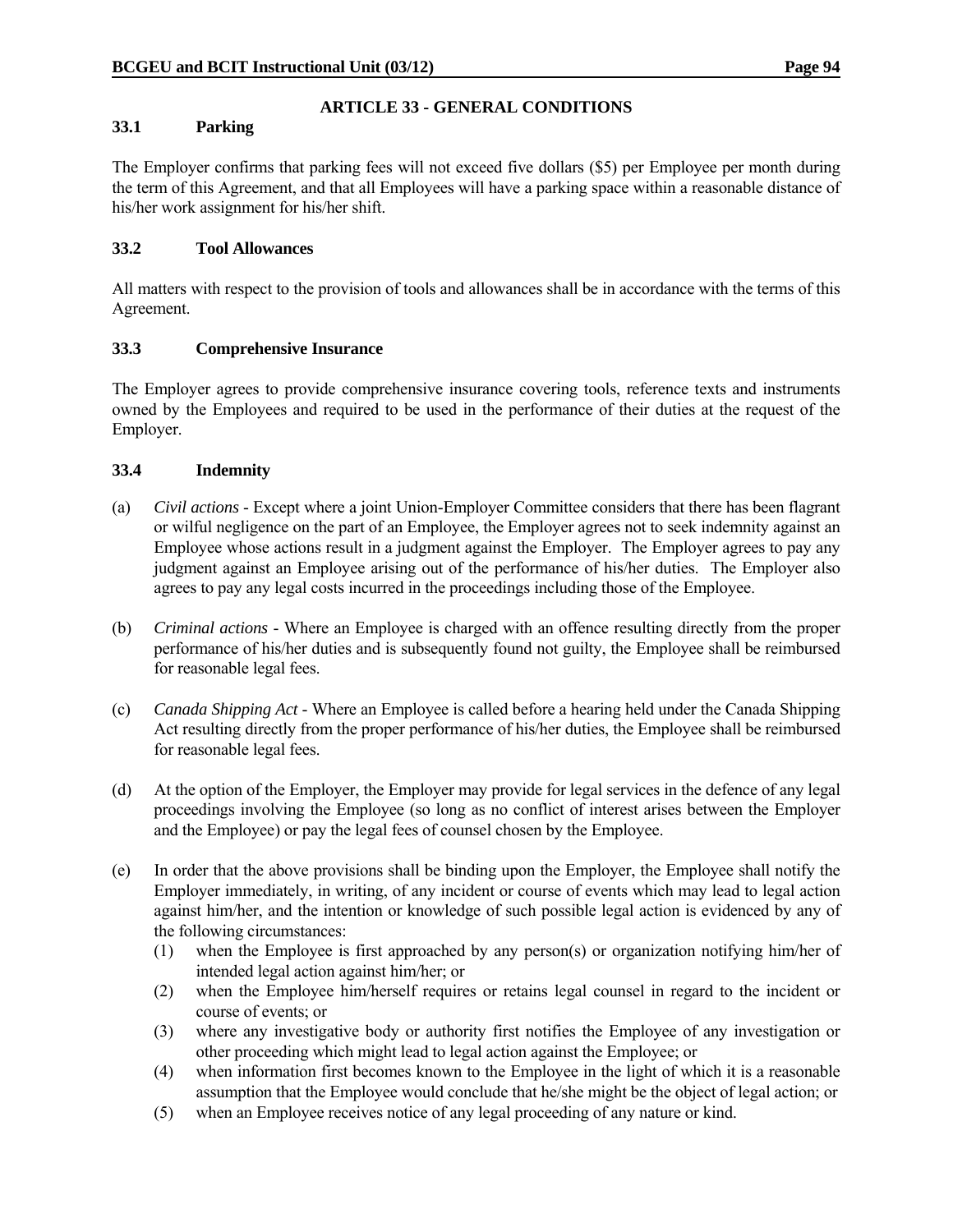## ARTICLE 33 - GENERAL CONDITIONS

### 33.1 Parking

The Employer confirms that parking fees will not exceed five dollars ($5) per Employee per month during the term of this Agreement, and that all Employees will have a parking space within a reasonable distance of his/her work assignment for his/her shift.

### 33.2 Tool Allowances

All matters with respect to the provision of tools and allowances shall be in accordance with the terms of this Agreement.

### 33.3 Comprehensive Insurance

The Employer agrees to provide comprehensive insurance covering tools, reference texts and instruments owned by the Employees and required to be used in the performance of their duties at the request of the Employer.

### 33.4 Indemnity

(a) *Civil actions* - Except where a joint Union-Employer Committee considers that there has been flagrant or wilful negligence on the part of an Employee, the Employer agrees not to seek indemnity against an Employee whose actions result in a judgment against the Employer. The Employer agrees to pay any judgment against an Employee arising out of the performance of his/her duties. The Employer also agrees to pay any legal costs incurred in the proceedings including those of the Employee.

(b) *Criminal actions* - Where an Employee is charged with an offence resulting directly from the proper performance of his/her duties and is subsequently found not guilty, the Employee shall be reimbursed for reasonable legal fees.

(c) *Canada Shipping Act* - Where an Employee is called before a hearing held under the Canada Shipping Act resulting directly from the proper performance of his/her duties, the Employee shall be reimbursed for reasonable legal fees.

(d) At the option of the Employer, the Employer may provide for legal services in the defence of any legal proceedings involving the Employee (so long as no conflict of interest arises between the Employer and the Employee) or pay the legal fees of counsel chosen by the Employee.

(e) In order that the above provisions shall be binding upon the Employer, the Employee shall notify the Employer immediately, in writing, of any incident or course of events which may lead to legal action against him/her, and the intention or knowledge of such possible legal action is evidenced by any of the following circumstances:
   (1) when the Employee is first approached by any person(s) or organization notifying him/her of intended legal action against him/her; or
   (2) when the Employee him/herself requires or retains legal counsel in regard to the incident or course of events; or
   (3) where any investigative body or authority first notifies the Employee of any investigation or other proceeding which might lead to legal action against the Employee; or
   (4) when information first becomes known to the Employee in the light of which it is a reasonable assumption that the Employee would conclude that he/she might be the object of legal action; or
   (5) when an Employee receives notice of any legal proceeding of any nature or kind.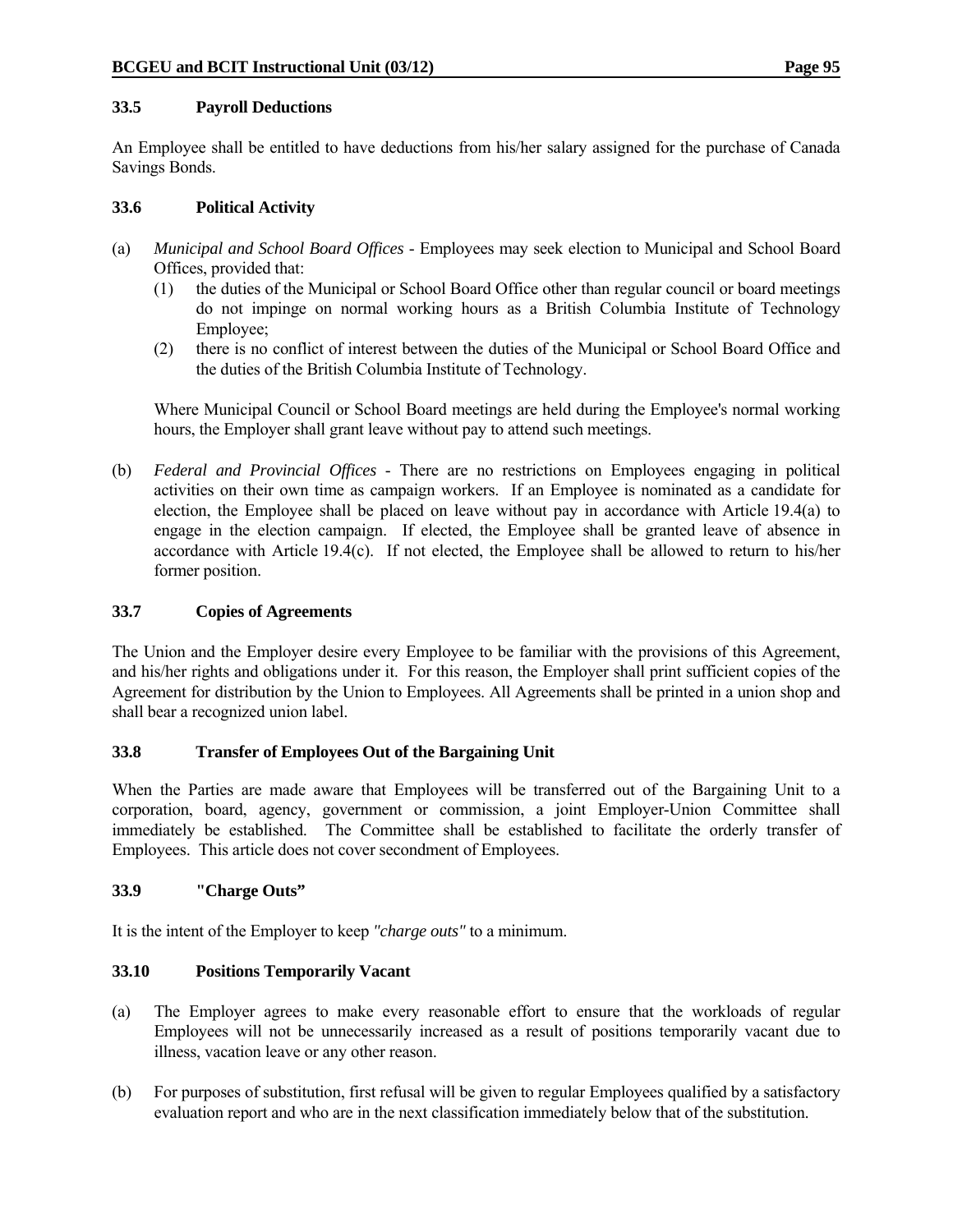### 33.5 Payroll Deductions

An Employee shall be entitled to have deductions from his/her salary assigned for the purchase of Canada Savings Bonds.

### 33.6 Political Activity

(a) *Municipal and School Board Offices* - Employees may seek election to Municipal and School Board Offices, provided that:

  (1) the duties of the Municipal or School Board Office other than regular council or board meetings do not impinge on normal working hours as a British Columbia Institute of Technology Employee;

  (2) there is no conflict of interest between the duties of the Municipal or School Board Office and the duties of the British Columbia Institute of Technology.

  Where Municipal Council or School Board meetings are held during the Employee's normal working hours, the Employer shall grant leave without pay to attend such meetings.

(b) *Federal and Provincial Offices* - There are no restrictions on Employees engaging in political activities on their own time as campaign workers. If an Employee is nominated as a candidate for election, the Employee shall be placed on leave without pay in accordance with Article 19.4(a) to engage in the election campaign. If elected, the Employee shall be granted leave of absence in accordance with Article 19.4(c). If not elected, the Employee shall be allowed to return to his/her former position.

### 33.7 Copies of Agreements

The Union and the Employer desire every Employee to be familiar with the provisions of this Agreement, and his/her rights and obligations under it. For this reason, the Employer shall print sufficient copies of the Agreement for distribution by the Union to Employees. All Agreements shall be printed in a union shop and shall bear a recognized union label.

### 33.8 Transfer of Employees Out of the Bargaining Unit

When the Parties are made aware that Employees will be transferred out of the Bargaining Unit to a corporation, board, agency, government or commission, a joint Employer-Union Committee shall immediately be established. The Committee shall be established to facilitate the orderly transfer of Employees. This article does not cover secondment of Employees.

### 33.9 "Charge Outs"

It is the intent of the Employer to keep *"charge outs"* to a minimum.

### 33.10 Positions Temporarily Vacant

(a) The Employer agrees to make every reasonable effort to ensure that the workloads of regular Employees will not be unnecessarily increased as a result of positions temporarily vacant due to illness, vacation leave or any other reason.

(b) For purposes of substitution, first refusal will be given to regular Employees qualified by a satisfactory evaluation report and who are in the next classification immediately below that of the substitution.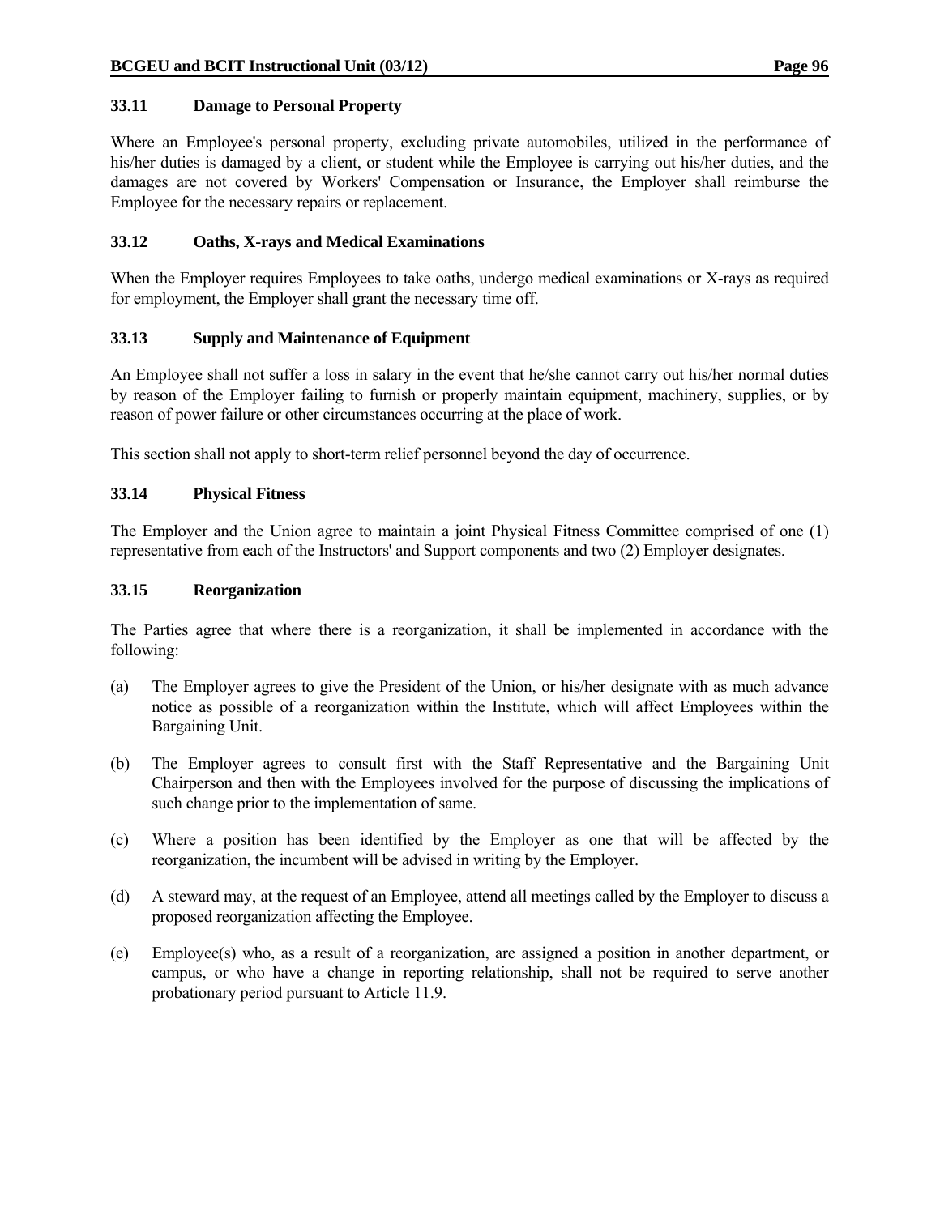### 33.11 Damage to Personal Property

Where an Employee's personal property, excluding private automobiles, utilized in the performance of his/her duties is damaged by a client, or student while the Employee is carrying out his/her duties, and the damages are not covered by Workers' Compensation or Insurance, the Employer shall reimburse the Employee for the necessary repairs or replacement.

### 33.12 Oaths, X-rays and Medical Examinations

When the Employer requires Employees to take oaths, undergo medical examinations or X-rays as required for employment, the Employer shall grant the necessary time off.

### 33.13 Supply and Maintenance of Equipment

An Employee shall not suffer a loss in salary in the event that he/she cannot carry out his/her normal duties by reason of the Employer failing to furnish or properly maintain equipment, machinery, supplies, or by reason of power failure or other circumstances occurring at the place of work.

This section shall not apply to short-term relief personnel beyond the day of occurrence.

### 33.14 Physical Fitness

The Employer and the Union agree to maintain a joint Physical Fitness Committee comprised of one (1) representative from each of the Instructors' and Support components and two (2) Employer designates.

### 33.15 Reorganization

The Parties agree that where there is a reorganization, it shall be implemented in accordance with the following:

(a) The Employer agrees to give the President of the Union, or his/her designate with as much advance notice as possible of a reorganization within the Institute, which will affect Employees within the Bargaining Unit.

(b) The Employer agrees to consult first with the Staff Representative and the Bargaining Unit Chairperson and then with the Employees involved for the purpose of discussing the implications of such change prior to the implementation of same.

(c) Where a position has been identified by the Employer as one that will be affected by the reorganization, the incumbent will be advised in writing by the Employer.

(d) A steward may, at the request of an Employee, attend all meetings called by the Employer to discuss a proposed reorganization affecting the Employee.

(e) Employee(s) who, as a result of a reorganization, are assigned a position in another department, or campus, or who have a change in reporting relationship, shall not be required to serve another probationary period pursuant to Article 11.9.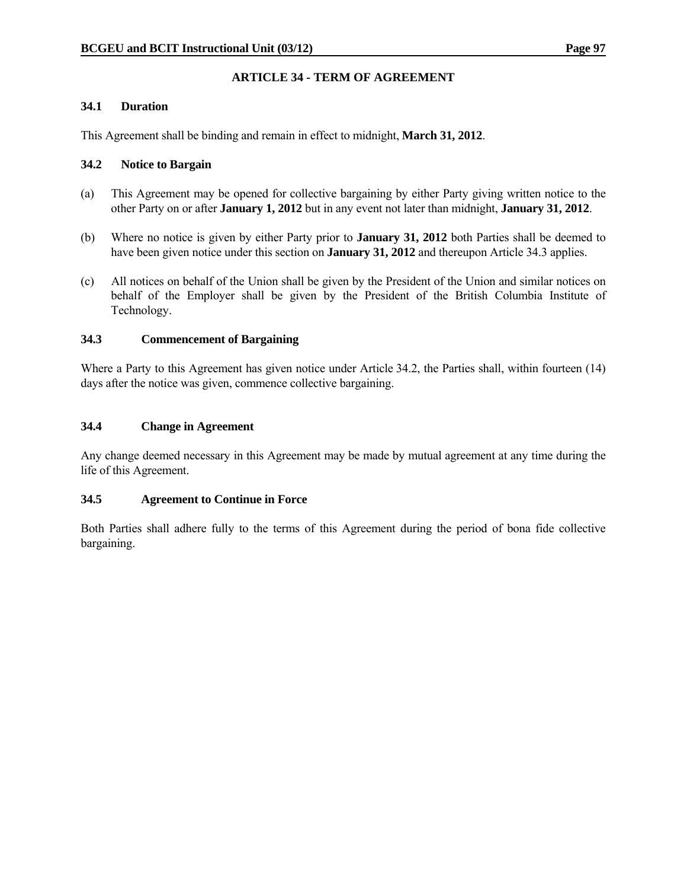## ARTICLE 34 - TERM OF AGREEMENT

### 34.1 Duration

This Agreement shall be binding and remain in effect to midnight, **March 31, 2012**.

### 34.2 Notice to Bargain

(a) This Agreement may be opened for collective bargaining by either Party giving written notice to the other Party on or after **January 1, 2012** but in any event not later than midnight, **January 31, 2012**.

(b) Where no notice is given by either Party prior to **January 31, 2012** both Parties shall be deemed to have been given notice under this section on **January 31, 2012** and thereupon Article 34.3 applies.

(c) All notices on behalf of the Union shall be given by the President of the Union and similar notices on behalf of the Employer shall be given by the President of the British Columbia Institute of Technology.

### 34.3 Commencement of Bargaining

Where a Party to this Agreement has given notice under Article 34.2, the Parties shall, within fourteen (14) days after the notice was given, commence collective bargaining.

### 34.4 Change in Agreement

Any change deemed necessary in this Agreement may be made by mutual agreement at any time during the life of this Agreement.

### 34.5 Agreement to Continue in Force

Both Parties shall adhere fully to the terms of this Agreement during the period of bona fide collective bargaining.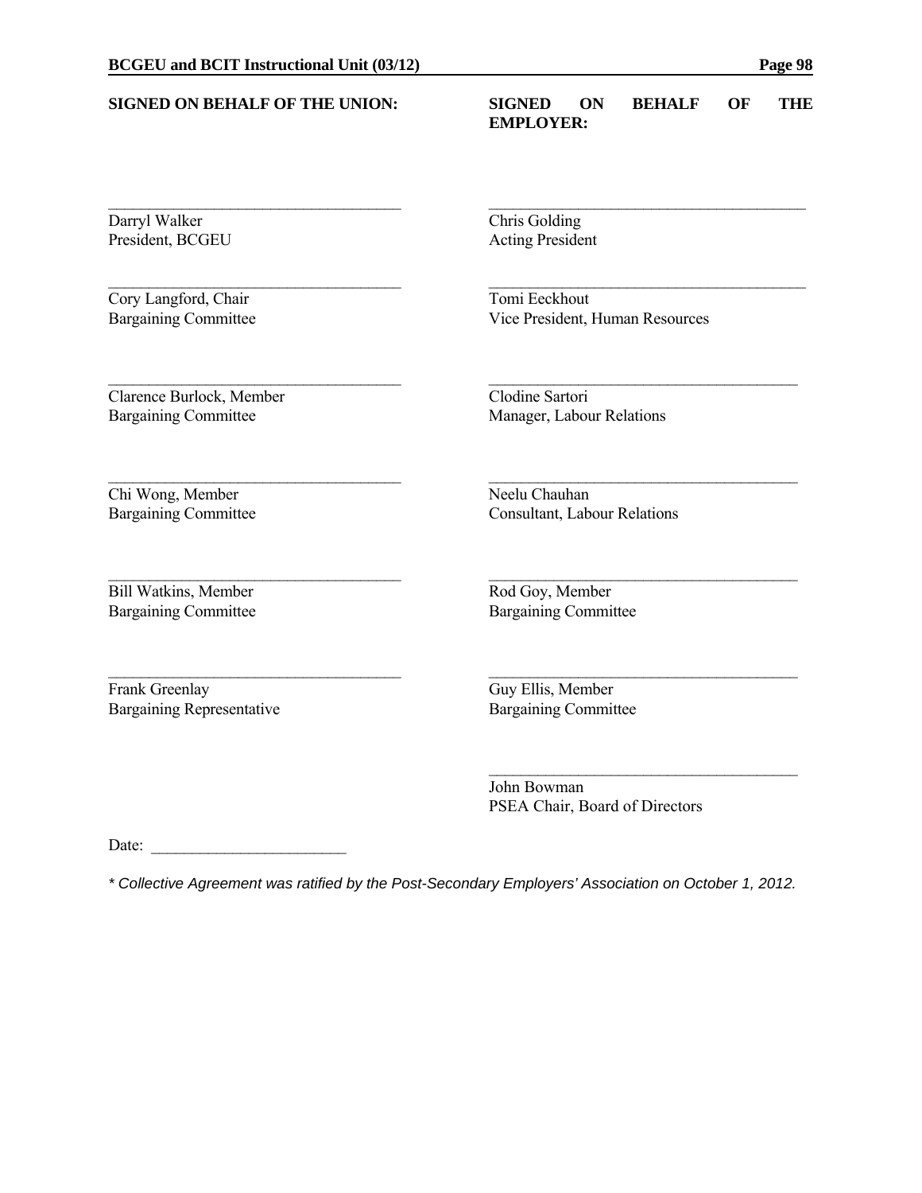| **SIGNED ON BEHALF OF THE UNION:** | **SIGNED ON BEHALF OF THE EMPLOYER:** |
|---|---|
| Darryl Walker<br>President, BCGEU | Chris Golding<br>Acting President |
| Cory Langford, Chair<br>Bargaining Committee | Tomi Eeckhout<br>Vice President, Human Resources |
| Clarence Burlock, Member<br>Bargaining Committee | Clodine Sartori<br>Manager, Labour Relations |
| Chi Wong, Member<br>Bargaining Committee | Neelu Chauhan<br>Consultant, Labour Relations |
| Bill Watkins, Member<br>Bargaining Committee | Rod Goy, Member<br>Bargaining Committee |
| Frank Greenlay<br>Bargaining Representative | Guy Ellis, Member<br>Bargaining Committee |
| | John Bowman<br>PSEA Chair, Board of Directors |

Date: ________________________

*\* Collective Agreement was ratified by the Post-Secondary Employers' Association on October 1, 2012.*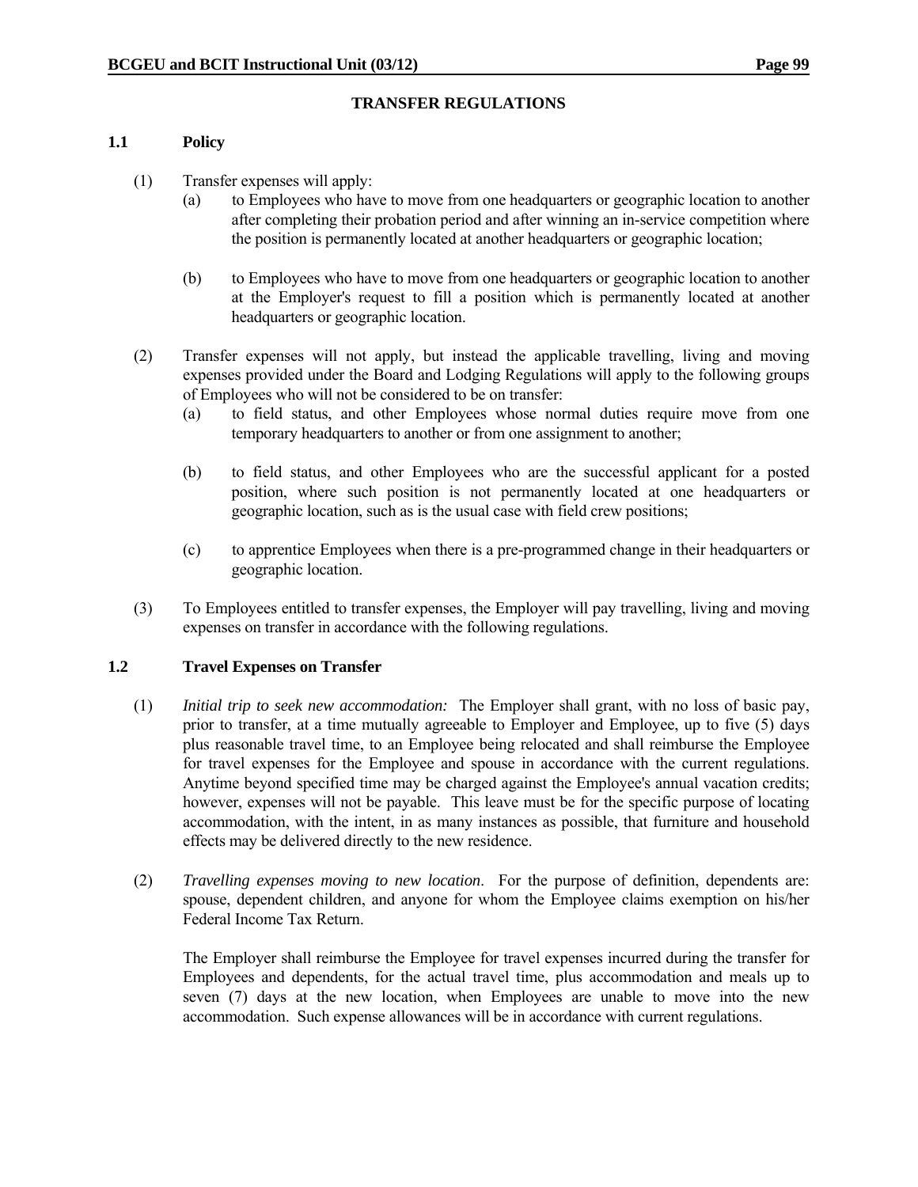## TRANSFER REGULATIONS

### 1.1 Policy

(1) Transfer expenses will apply:

(a) to Employees who have to move from one headquarters or geographic location to another after completing their probation period and after winning an in-service competition where the position is permanently located at another headquarters or geographic location;

(b) to Employees who have to move from one headquarters or geographic location to another at the Employer's request to fill a position which is permanently located at another headquarters or geographic location.

(2) Transfer expenses will not apply, but instead the applicable travelling, living and moving expenses provided under the Board and Lodging Regulations will apply to the following groups of Employees who will not be considered to be on transfer:

(a) to field status, and other Employees whose normal duties require move from one temporary headquarters to another or from one assignment to another;

(b) to field status, and other Employees who are the successful applicant for a posted position, where such position is not permanently located at one headquarters or geographic location, such as is the usual case with field crew positions;

(c) to apprentice Employees when there is a pre-programmed change in their headquarters or geographic location.

(3) To Employees entitled to transfer expenses, the Employer will pay travelling, living and moving expenses on transfer in accordance with the following regulations.

### 1.2 Travel Expenses on Transfer

(1) *Initial trip to seek new accommodation:* The Employer shall grant, with no loss of basic pay, prior to transfer, at a time mutually agreeable to Employer and Employee, up to five (5) days plus reasonable travel time, to an Employee being relocated and shall reimburse the Employee for travel expenses for the Employee and spouse in accordance with the current regulations. Anytime beyond specified time may be charged against the Employee's annual vacation credits; however, expenses will not be payable. This leave must be for the specific purpose of locating accommodation, with the intent, in as many instances as possible, that furniture and household effects may be delivered directly to the new residence.

(2) *Travelling expenses moving to new location*. For the purpose of definition, dependents are: spouse, dependent children, and anyone for whom the Employee claims exemption on his/her Federal Income Tax Return.

The Employer shall reimburse the Employee for travel expenses incurred during the transfer for Employees and dependents, for the actual travel time, plus accommodation and meals up to seven (7) days at the new location, when Employees are unable to move into the new accommodation. Such expense allowances will be in accordance with current regulations.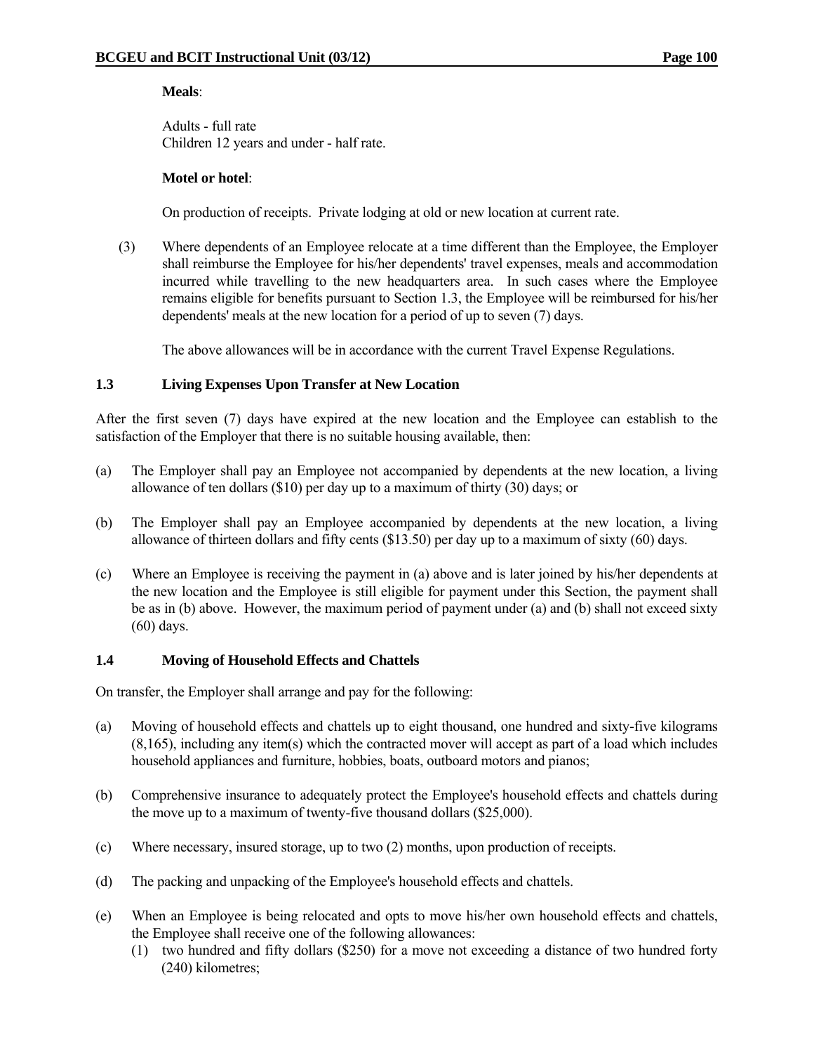**Meals**:

Adults - full rate
Children 12 years and under - half rate.

**Motel or hotel**:

On production of receipts. Private lodging at old or new location at current rate.

(3) Where dependents of an Employee relocate at a time different than the Employee, the Employer shall reimburse the Employee for his/her dependents' travel expenses, meals and accommodation incurred while travelling to the new headquarters area. In such cases where the Employee remains eligible for benefits pursuant to Section 1.3, the Employee will be reimbursed for his/her dependents' meals at the new location for a period of up to seven (7) days.

The above allowances will be in accordance with the current Travel Expense Regulations.

### 1.3 Living Expenses Upon Transfer at New Location

After the first seven (7) days have expired at the new location and the Employee can establish to the satisfaction of the Employer that there is no suitable housing available, then:

(a) The Employer shall pay an Employee not accompanied by dependents at the new location, a living allowance of ten dollars ($10) per day up to a maximum of thirty (30) days; or

(b) The Employer shall pay an Employee accompanied by dependents at the new location, a living allowance of thirteen dollars and fifty cents ($13.50) per day up to a maximum of sixty (60) days.

(c) Where an Employee is receiving the payment in (a) above and is later joined by his/her dependents at the new location and the Employee is still eligible for payment under this Section, the payment shall be as in (b) above. However, the maximum period of payment under (a) and (b) shall not exceed sixty (60) days.

### 1.4 Moving of Household Effects and Chattels

On transfer, the Employer shall arrange and pay for the following:

(a) Moving of household effects and chattels up to eight thousand, one hundred and sixty-five kilograms (8,165), including any item(s) which the contracted mover will accept as part of a load which includes household appliances and furniture, hobbies, boats, outboard motors and pianos;

(b) Comprehensive insurance to adequately protect the Employee's household effects and chattels during the move up to a maximum of twenty-five thousand dollars ($25,000).

(c) Where necessary, insured storage, up to two (2) months, upon production of receipts.

(d) The packing and unpacking of the Employee's household effects and chattels.

(e) When an Employee is being relocated and opts to move his/her own household effects and chattels, the Employee shall receive one of the following allowances:
   (1) two hundred and fifty dollars ($250) for a move not exceeding a distance of two hundred forty (240) kilometres;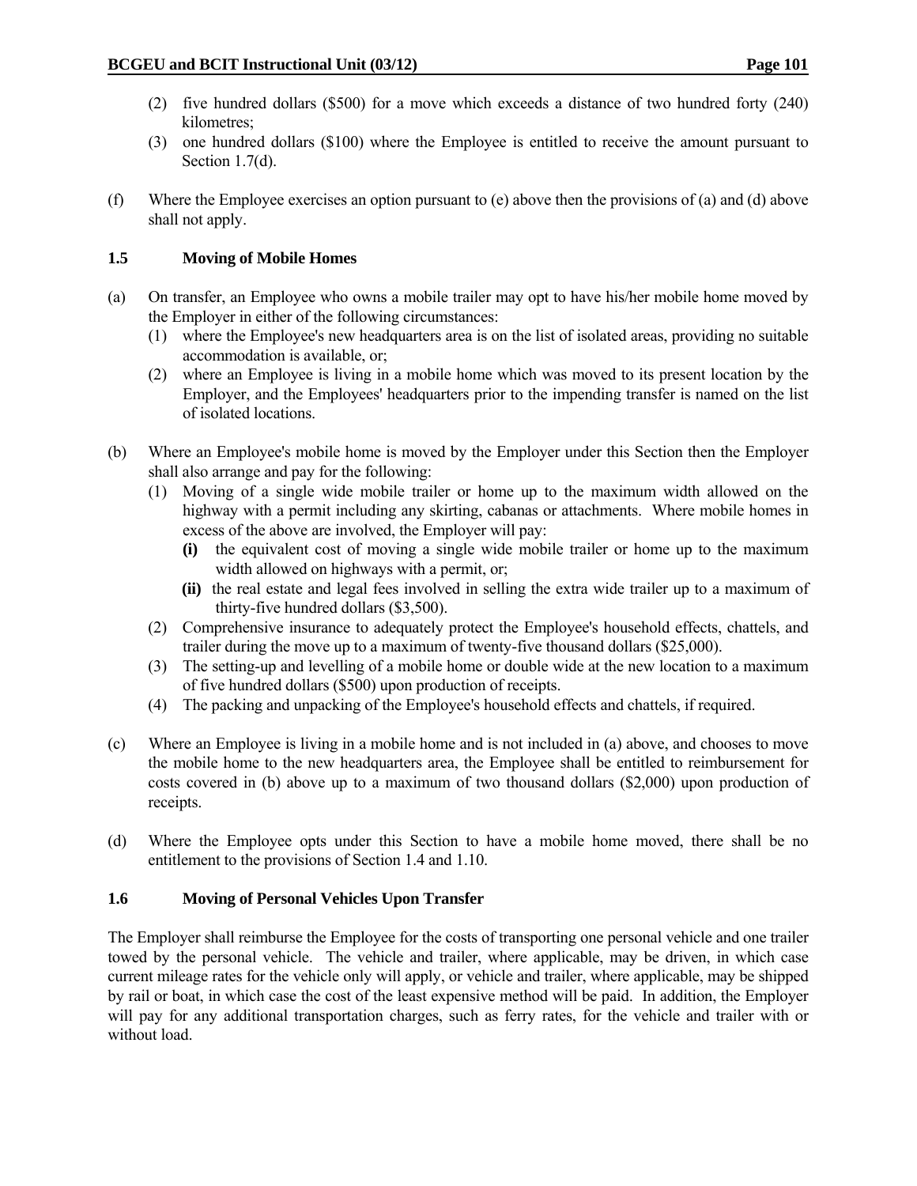(2) five hundred dollars ($500) for a move which exceeds a distance of two hundred forty (240) kilometres;

(3) one hundred dollars ($100) where the Employee is entitled to receive the amount pursuant to Section 1.7(d).

(f) Where the Employee exercises an option pursuant to (e) above then the provisions of (a) and (d) above shall not apply.

### 1.5 Moving of Mobile Homes

(a) On transfer, an Employee who owns a mobile trailer may opt to have his/her mobile home moved by the Employer in either of the following circumstances:

(1) where the Employee's new headquarters area is on the list of isolated areas, providing no suitable accommodation is available, or;

(2) where an Employee is living in a mobile home which was moved to its present location by the Employer, and the Employees' headquarters prior to the impending transfer is named on the list of isolated locations.

(b) Where an Employee's mobile home is moved by the Employer under this Section then the Employer shall also arrange and pay for the following:

(1) Moving of a single wide mobile trailer or home up to the maximum width allowed on the highway with a permit including any skirting, cabanas or attachments. Where mobile homes in excess of the above are involved, the Employer will pay:

**(i)** the equivalent cost of moving a single wide mobile trailer or home up to the maximum width allowed on highways with a permit, or;

**(ii)** the real estate and legal fees involved in selling the extra wide trailer up to a maximum of thirty-five hundred dollars ($3,500).

(2) Comprehensive insurance to adequately protect the Employee's household effects, chattels, and trailer during the move up to a maximum of twenty-five thousand dollars ($25,000).

(3) The setting-up and levelling of a mobile home or double wide at the new location to a maximum of five hundred dollars ($500) upon production of receipts.

(4) The packing and unpacking of the Employee's household effects and chattels, if required.

(c) Where an Employee is living in a mobile home and is not included in (a) above, and chooses to move the mobile home to the new headquarters area, the Employee shall be entitled to reimbursement for costs covered in (b) above up to a maximum of two thousand dollars ($2,000) upon production of receipts.

(d) Where the Employee opts under this Section to have a mobile home moved, there shall be no entitlement to the provisions of Section 1.4 and 1.10.

### 1.6 Moving of Personal Vehicles Upon Transfer

The Employer shall reimburse the Employee for the costs of transporting one personal vehicle and one trailer towed by the personal vehicle. The vehicle and trailer, where applicable, may be driven, in which case current mileage rates for the vehicle only will apply, or vehicle and trailer, where applicable, may be shipped by rail or boat, in which case the cost of the least expensive method will be paid. In addition, the Employer will pay for any additional transportation charges, such as ferry rates, for the vehicle and trailer with or without load.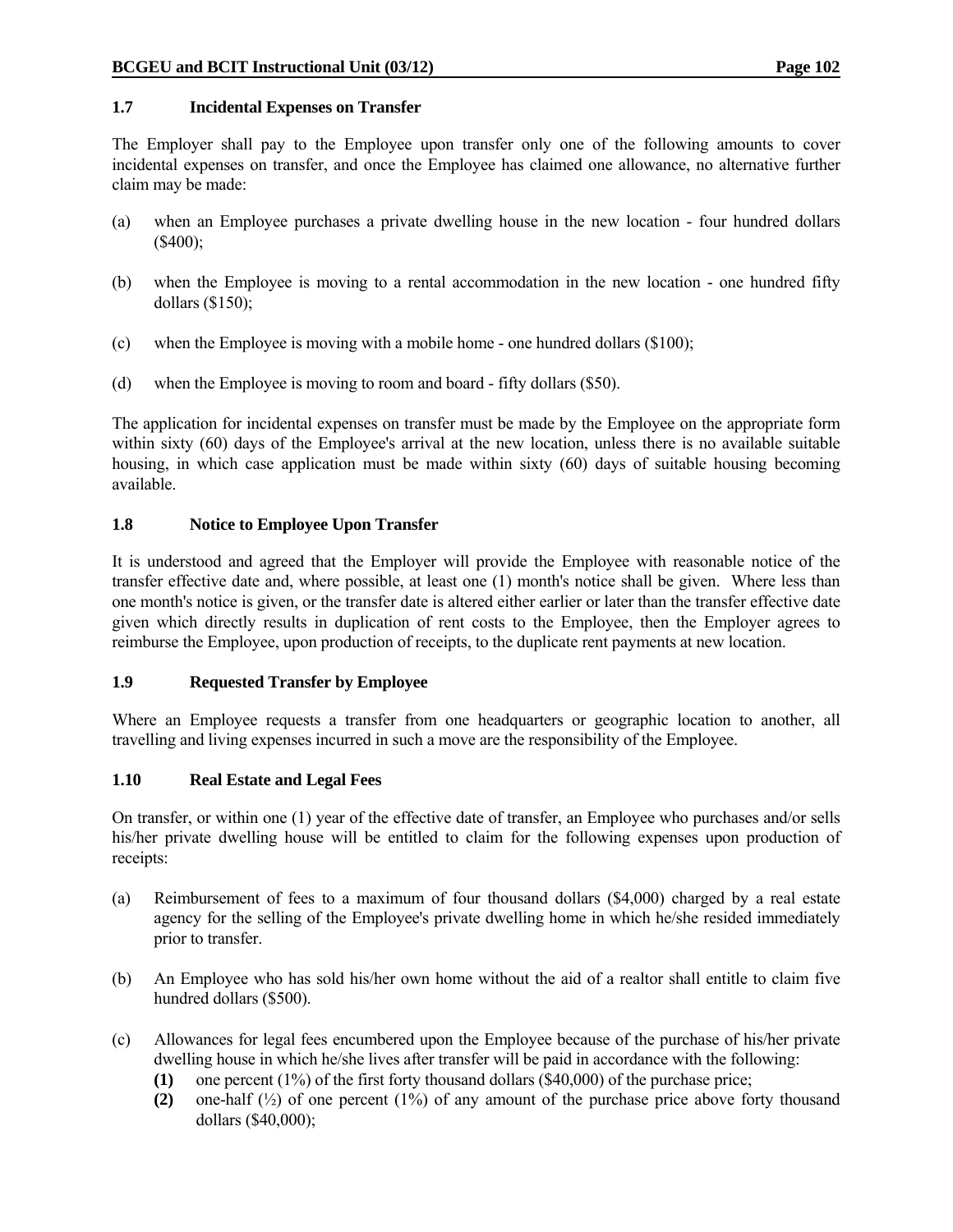### 1.7 Incidental Expenses on Transfer

The Employer shall pay to the Employee upon transfer only one of the following amounts to cover incidental expenses on transfer, and once the Employee has claimed one allowance, no alternative further claim may be made:

(a) when an Employee purchases a private dwelling house in the new location - four hundred dollars ($400);

(b) when the Employee is moving to a rental accommodation in the new location - one hundred fifty dollars ($150);

(c) when the Employee is moving with a mobile home - one hundred dollars ($100);

(d) when the Employee is moving to room and board - fifty dollars ($50).

The application for incidental expenses on transfer must be made by the Employee on the appropriate form within sixty (60) days of the Employee's arrival at the new location, unless there is no available suitable housing, in which case application must be made within sixty (60) days of suitable housing becoming available.

### 1.8 Notice to Employee Upon Transfer

It is understood and agreed that the Employer will provide the Employee with reasonable notice of the transfer effective date and, where possible, at least one (1) month's notice shall be given. Where less than one month's notice is given, or the transfer date is altered either earlier or later than the transfer effective date given which directly results in duplication of rent costs to the Employee, then the Employer agrees to reimburse the Employee, upon production of receipts, to the duplicate rent payments at new location.

### 1.9 Requested Transfer by Employee

Where an Employee requests a transfer from one headquarters or geographic location to another, all travelling and living expenses incurred in such a move are the responsibility of the Employee.

### 1.10 Real Estate and Legal Fees

On transfer, or within one (1) year of the effective date of transfer, an Employee who purchases and/or sells his/her private dwelling house will be entitled to claim for the following expenses upon production of receipts:

(a) Reimbursement of fees to a maximum of four thousand dollars ($4,000) charged by a real estate agency for the selling of the Employee's private dwelling home in which he/she resided immediately prior to transfer.

(b) An Employee who has sold his/her own home without the aid of a realtor shall entitle to claim five hundred dollars ($500).

(c) Allowances for legal fees encumbered upon the Employee because of the purchase of his/her private dwelling house in which he/she lives after transfer will be paid in accordance with the following:

  **(1)** one percent (1%) of the first forty thousand dollars ($40,000) of the purchase price;

  **(2)** one-half (½) of one percent (1%) of any amount of the purchase price above forty thousand dollars ($40,000);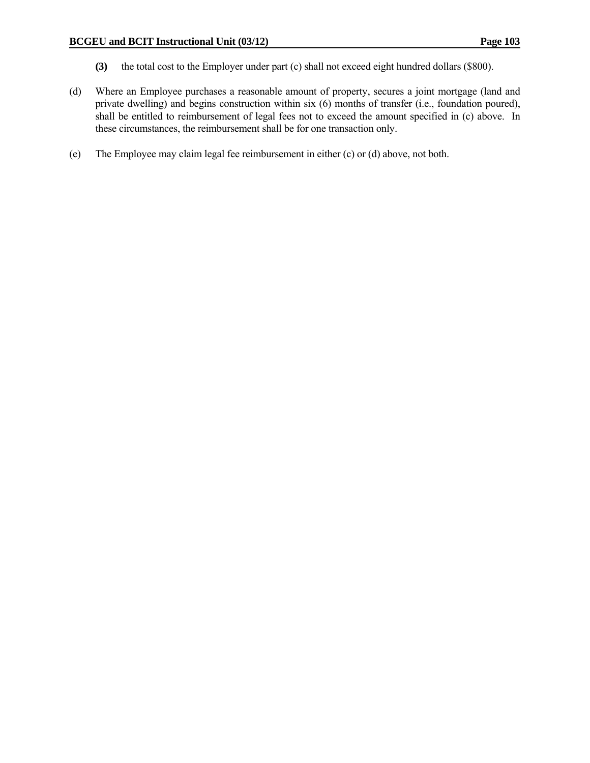**(3)** the total cost to the Employer under part (c) shall not exceed eight hundred dollars ($800).

(d) Where an Employee purchases a reasonable amount of property, secures a joint mortgage (land and private dwelling) and begins construction within six (6) months of transfer (i.e., foundation poured), shall be entitled to reimbursement of legal fees not to exceed the amount specified in (c) above. In these circumstances, the reimbursement shall be for one transaction only.

(e) The Employee may claim legal fee reimbursement in either (c) or (d) above, not both.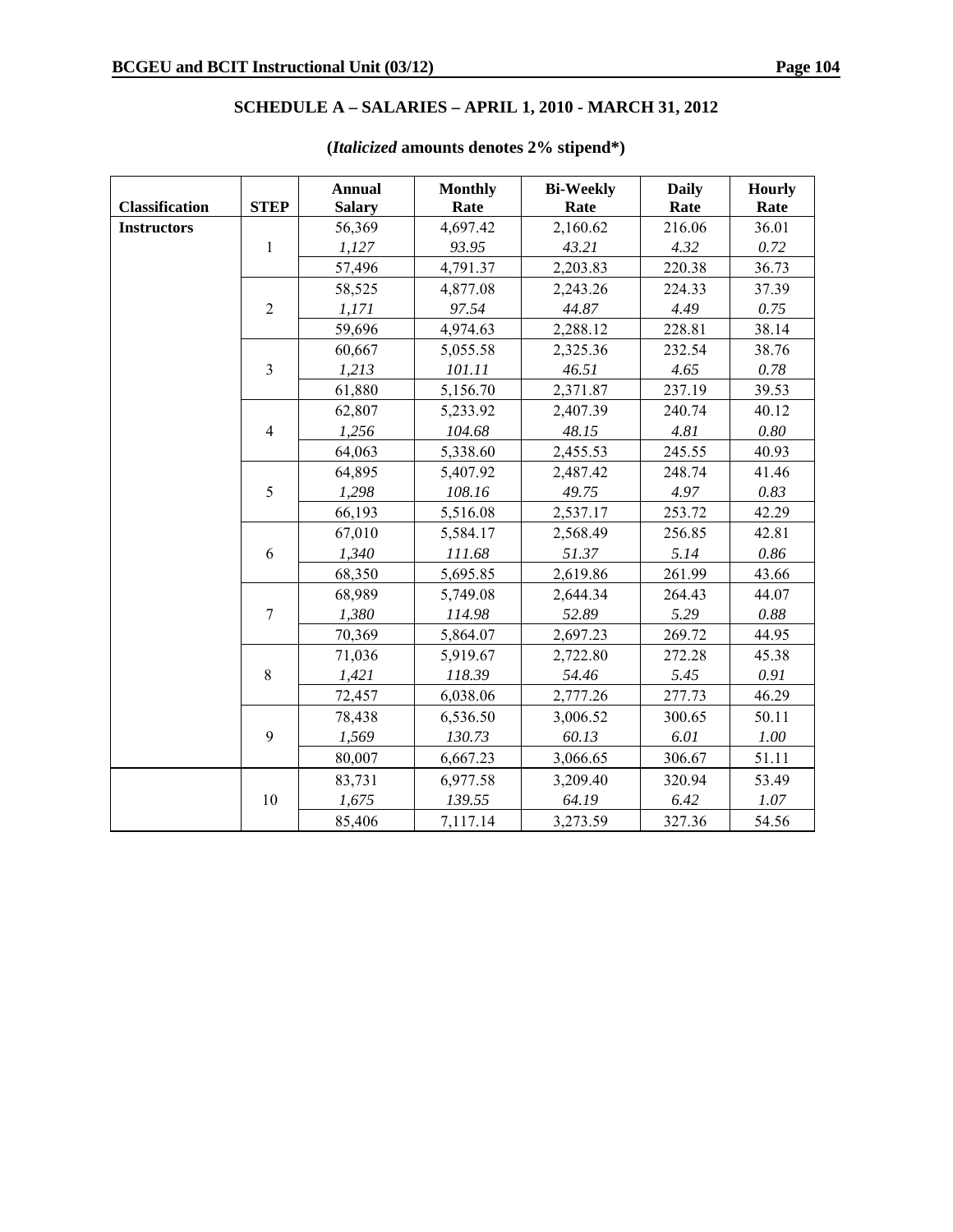## SCHEDULE A – SALARIES – APRIL 1, 2010 - MARCH 31, 2012

**(*Italicized* amounts denotes 2% stipend*)**

| Classification | STEP | Annual Salary | Monthly Rate | Bi-Weekly Rate | Daily Rate | Hourly Rate |
|---|---|---|---|---|---|---|
| **Instructors** | | 56,369 | 4,697.42 | 2,160.62 | 216.06 | 36.01 |
| | 1 | *1,127* | *93.95* | *43.21* | *4.32* | *0.72* |
| | | 57,496 | 4,791.37 | 2,203.83 | 220.38 | 36.73 |
| | | 58,525 | 4,877.08 | 2,243.26 | 224.33 | 37.39 |
| | 2 | *1,171* | *97.54* | *44.87* | *4.49* | *0.75* |
| | | 59,696 | 4,974.63 | 2,288.12 | 228.81 | 38.14 |
| | | 60,667 | 5,055.58 | 2,325.36 | 232.54 | 38.76 |
| | 3 | *1,213* | *101.11* | *46.51* | *4.65* | *0.78* |
| | | 61,880 | 5,156.70 | 2,371.87 | 237.19 | 39.53 |
| | | 62,807 | 5,233.92 | 2,407.39 | 240.74 | 40.12 |
| | 4 | *1,256* | *104.68* | *48.15* | *4.81* | *0.80* |
| | | 64,063 | 5,338.60 | 2,455.53 | 245.55 | 40.93 |
| | | 64,895 | 5,407.92 | 2,487.42 | 248.74 | 41.46 |
| | 5 | *1,298* | *108.16* | *49.75* | *4.97* | *0.83* |
| | | 66,193 | 5,516.08 | 2,537.17 | 253.72 | 42.29 |
| | | 67,010 | 5,584.17 | 2,568.49 | 256.85 | 42.81 |
| | 6 | *1,340* | *111.68* | *51.37* | *5.14* | *0.86* |
| | | 68,350 | 5,695.85 | 2,619.86 | 261.99 | 43.66 |
| | | 68,989 | 5,749.08 | 2,644.34 | 264.43 | 44.07 |
| | 7 | *1,380* | *114.98* | *52.89* | *5.29* | *0.88* |
| | | 70,369 | 5,864.07 | 2,697.23 | 269.72 | 44.95 |
| | | 71,036 | 5,919.67 | 2,722.80 | 272.28 | 45.38 |
| | 8 | *1,421* | *118.39* | *54.46* | *5.45* | *0.91* |
| | | 72,457 | 6,038.06 | 2,777.26 | 277.73 | 46.29 |
| | | 78,438 | 6,536.50 | 3,006.52 | 300.65 | 50.11 |
| | 9 | *1,569* | *130.73* | *60.13* | *6.01* | *1.00* |
| | | 80,007 | 6,667.23 | 3,066.65 | 306.67 | 51.11 |
| | | 83,731 | 6,977.58 | 3,209.40 | 320.94 | 53.49 |
| | 10 | *1,675* | *139.55* | *64.19* | *6.42* | *1.07* |
| | | 85,406 | 7,117.14 | 3,273.59 | 327.36 | 54.56 |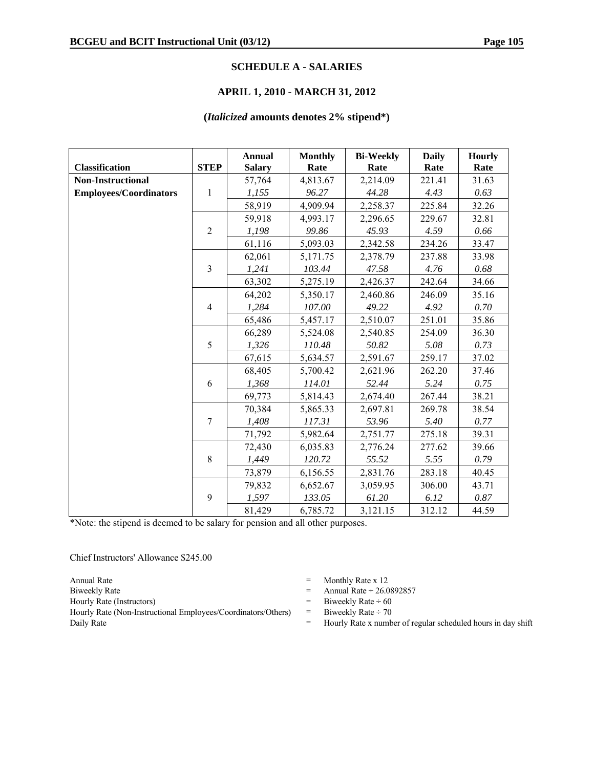## SCHEDULE A - SALARIES

### APRIL 1, 2010 - MARCH 31, 2012

**(*Italicized* amounts denotes 2% stipend*)**

| Classification | STEP | Annual Salary | Monthly Rate | Bi-Weekly Rate | Daily Rate | Hourly Rate |
|---|---|---|---|---|---|---|
| **Non-Instructional Employees/Coordinators** | 1 | 57,764 | 4,813.67 | 2,214.09 | 221.41 | 31.63 |
| | | *1,155* | *96.27* | *44.28* | *4.43* | *0.63* |
| | | 58,919 | 4,909.94 | 2,258.37 | 225.84 | 32.26 |
| | 2 | 59,918 | 4,993.17 | 2,296.65 | 229.67 | 32.81 |
| | | *1,198* | *99.86* | *45.93* | *4.59* | *0.66* |
| | | 61,116 | 5,093.03 | 2,342.58 | 234.26 | 33.47 |
| | 3 | 62,061 | 5,171.75 | 2,378.79 | 237.88 | 33.98 |
| | | *1,241* | *103.44* | *47.58* | *4.76* | *0.68* |
| | | 63,302 | 5,275.19 | 2,426.37 | 242.64 | 34.66 |
| | 4 | 64,202 | 5,350.17 | 2,460.86 | 246.09 | 35.16 |
| | | *1,284* | *107.00* | *49.22* | *4.92* | *0.70* |
| | | 65,486 | 5,457.17 | 2,510.07 | 251.01 | 35.86 |
| | 5 | 66,289 | 5,524.08 | 2,540.85 | 254.09 | 36.30 |
| | | *1,326* | *110.48* | *50.82* | *5.08* | *0.73* |
| | | 67,615 | 5,634.57 | 2,591.67 | 259.17 | 37.02 |
| | 6 | 68,405 | 5,700.42 | 2,621.96 | 262.20 | 37.46 |
| | | *1,368* | *114.01* | *52.44* | *5.24* | *0.75* |
| | | 69,773 | 5,814.43 | 2,674.40 | 267.44 | 38.21 |
| | 7 | 70,384 | 5,865.33 | 2,697.81 | 269.78 | 38.54 |
| | | *1,408* | *117.31* | *53.96* | *5.40* | *0.77* |
| | | 71,792 | 5,982.64 | 2,751.77 | 275.18 | 39.31 |
| | 8 | 72,430 | 6,035.83 | 2,776.24 | 277.62 | 39.66 |
| | | *1,449* | *120.72* | *55.52* | *5.55* | *0.79* |
| | | 73,879 | 6,156.55 | 2,831.76 | 283.18 | 40.45 |
| | 9 | 79,832 | 6,652.67 | 3,059.95 | 306.00 | 43.71 |
| | | *1,597* | *133.05* | *61.20* | *6.12* | *0.87* |
| | | 81,429 | 6,785.72 | 3,121.15 | 312.12 | 44.59 |

*Note: the stipend is deemed to be salary for pension and all other purposes.

Chief Instructors' Allowance $245.00

| | | |
|---|---|---|
| Annual Rate | = | Monthly Rate x 12 |
| Biweekly Rate | = | Annual Rate ÷ 26.0892857 |
| Hourly Rate (Instructors) | = | Biweekly Rate ÷ 60 |
| Hourly Rate (Non-Instructional Employees/Coordinators/Others) | = | Biweekly Rate ÷ 70 |
| Daily Rate | = | Hourly Rate x number of regular scheduled hours in day shift |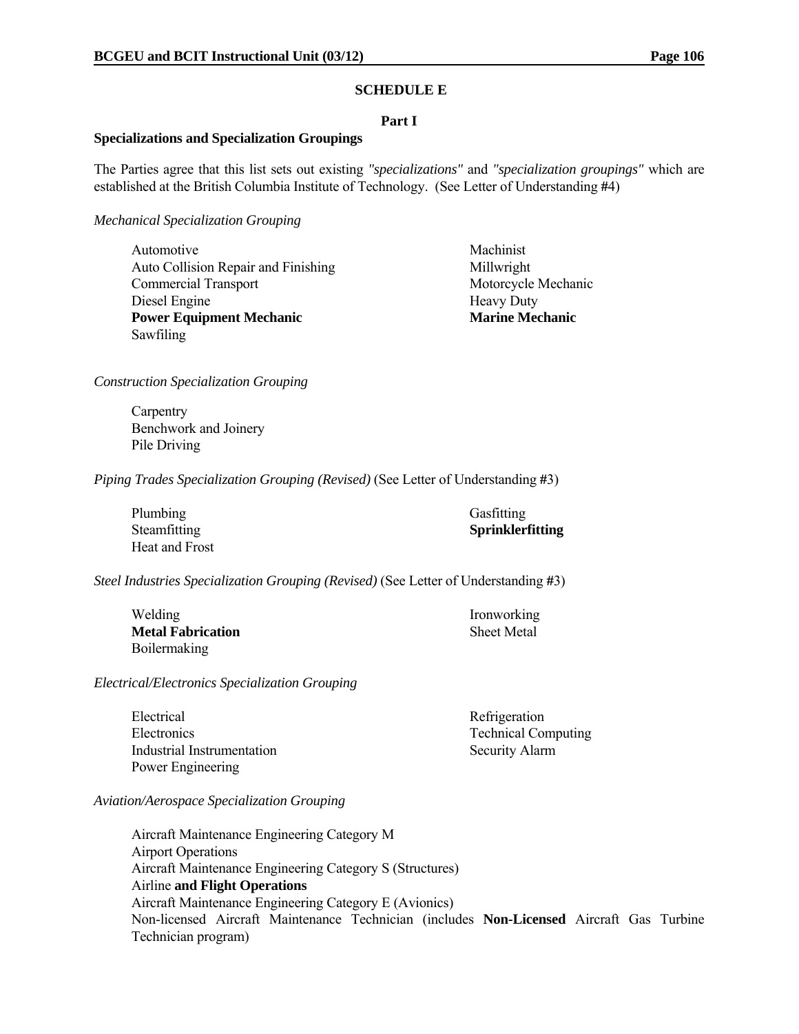## SCHEDULE E

### Part I

**Specializations and Specialization Groupings**

The Parties agree that this list sets out existing *"specializations"* and *"specialization groupings"* which are established at the British Columbia Institute of Technology. (See Letter of Understanding #4)

*Mechanical Specialization Grouping*

Automotive
Auto Collision Repair and Finishing
Commercial Transport
Diesel Engine
**Power Equipment Mechanic**
Sawfiling
Machinist
Millwright
Motorcycle Mechanic
Heavy Duty
**Marine Mechanic**

*Construction Specialization Grouping*

Carpentry
Benchwork and Joinery
Pile Driving

*Piping Trades Specialization Grouping (Revised)* (See Letter of Understanding #3)

Plumbing
Steamfitting
Heat and Frost
Gasfitting
**Sprinklerfitting**

*Steel Industries Specialization Grouping (Revised)* (See Letter of Understanding #3)

Welding
**Metal Fabrication**
Boilermaking
Ironworking
Sheet Metal

*Electrical/Electronics Specialization Grouping*

Electrical
Electronics
Industrial Instrumentation
Power Engineering
Refrigeration
Technical Computing
Security Alarm

*Aviation/Aerospace Specialization Grouping*

Aircraft Maintenance Engineering Category M
Airport Operations
Aircraft Maintenance Engineering Category S (Structures)
Airline **and Flight Operations**
Aircraft Maintenance Engineering Category E (Avionics)
Non-licensed Aircraft Maintenance Technician (includes **Non-Licensed** Aircraft Gas Turbine Technician program)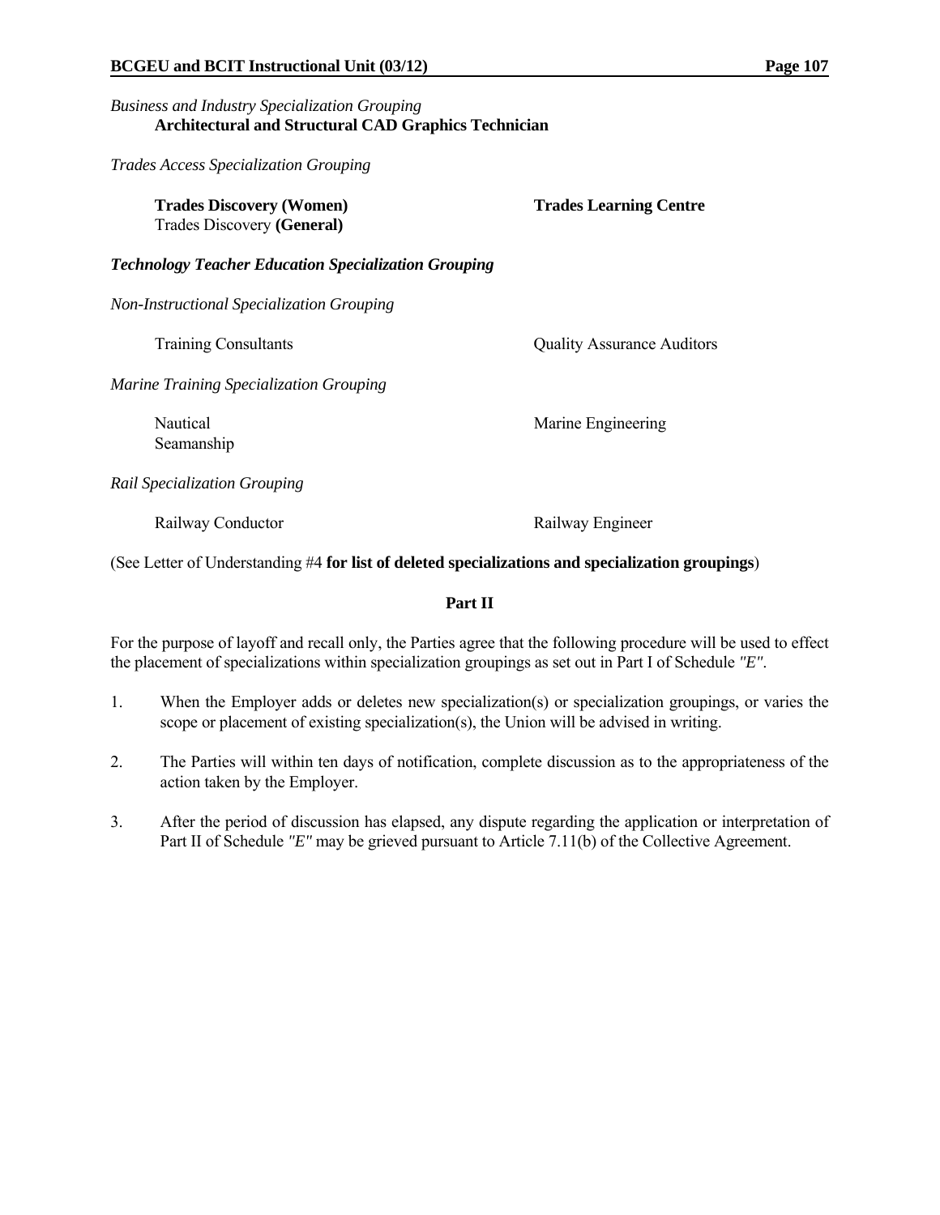*Business and Industry Specialization Grouping*

**Architectural and Structural CAD Graphics Technician**

*Trades Access Specialization Grouping*

**Trades Discovery (Women)**
Trades Discovery **(General)**

**Trades Learning Centre**

***Technology Teacher Education Specialization Grouping***

*Non-Instructional Specialization Grouping*

Training Consultants

Quality Assurance Auditors

*Marine Training Specialization Grouping*

Nautical
Seamanship

Marine Engineering

*Rail Specialization Grouping*

Railway Conductor

Railway Engineer

(See Letter of Understanding #4 **for list of deleted specializations and specialization groupings**)

**Part II**

For the purpose of layoff and recall only, the Parties agree that the following procedure will be used to effect the placement of specializations within specialization groupings as set out in Part I of Schedule *"E"*.

1. When the Employer adds or deletes new specialization(s) or specialization groupings, or varies the scope or placement of existing specialization(s), the Union will be advised in writing.

2. The Parties will within ten days of notification, complete discussion as to the appropriateness of the action taken by the Employer.

3. After the period of discussion has elapsed, any dispute regarding the application or interpretation of Part II of Schedule *"E"* may be grieved pursuant to Article 7.11(b) of the Collective Agreement.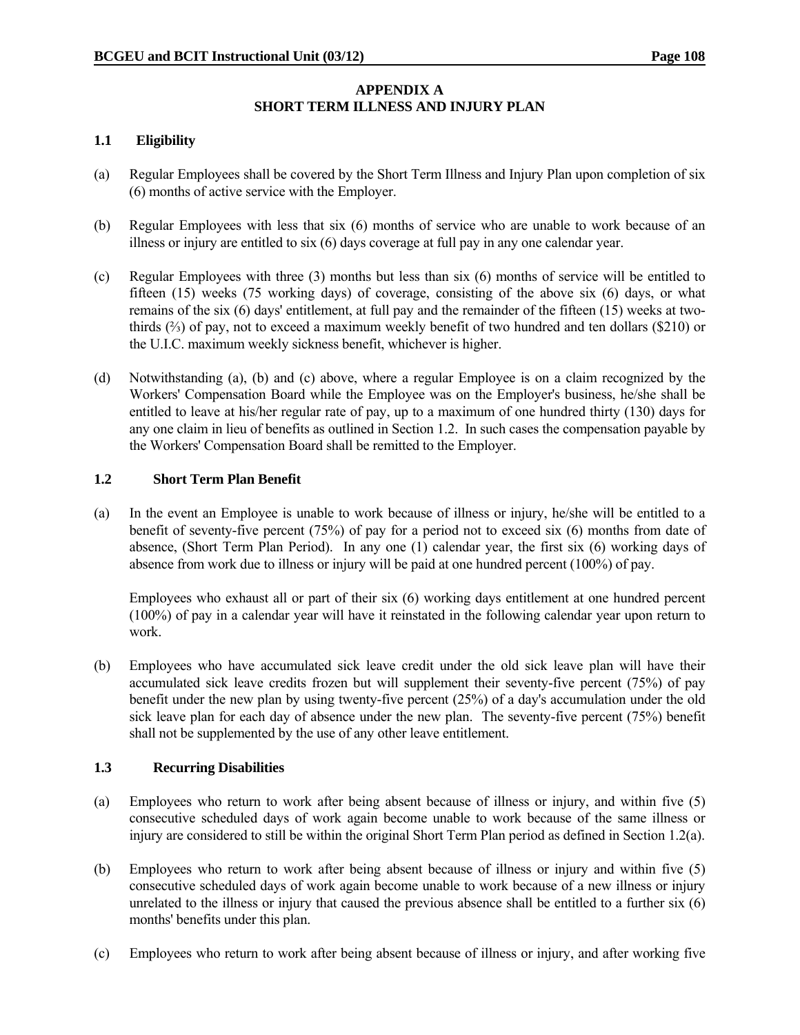## APPENDIX A
## SHORT TERM ILLNESS AND INJURY PLAN

### 1.1 Eligibility

(a) Regular Employees shall be covered by the Short Term Illness and Injury Plan upon completion of six (6) months of active service with the Employer.

(b) Regular Employees with less that six (6) months of service who are unable to work because of an illness or injury are entitled to six (6) days coverage at full pay in any one calendar year.

(c) Regular Employees with three (3) months but less than six (6) months of service will be entitled to fifteen (15) weeks (75 working days) of coverage, consisting of the above six (6) days, or what remains of the six (6) days' entitlement, at full pay and the remainder of the fifteen (15) weeks at two-thirds (⅔) of pay, not to exceed a maximum weekly benefit of two hundred and ten dollars ($210) or the U.I.C. maximum weekly sickness benefit, whichever is higher.

(d) Notwithstanding (a), (b) and (c) above, where a regular Employee is on a claim recognized by the Workers' Compensation Board while the Employee was on the Employer's business, he/she shall be entitled to leave at his/her regular rate of pay, up to a maximum of one hundred thirty (130) days for any one claim in lieu of benefits as outlined in Section 1.2. In such cases the compensation payable by the Workers' Compensation Board shall be remitted to the Employer.

### 1.2 Short Term Plan Benefit

(a) In the event an Employee is unable to work because of illness or injury, he/she will be entitled to a benefit of seventy-five percent (75%) of pay for a period not to exceed six (6) months from date of absence, (Short Term Plan Period). In any one (1) calendar year, the first six (6) working days of absence from work due to illness or injury will be paid at one hundred percent (100%) of pay.

Employees who exhaust all or part of their six (6) working days entitlement at one hundred percent (100%) of pay in a calendar year will have it reinstated in the following calendar year upon return to work.

(b) Employees who have accumulated sick leave credit under the old sick leave plan will have their accumulated sick leave credits frozen but will supplement their seventy-five percent (75%) of pay benefit under the new plan by using twenty-five percent (25%) of a day's accumulation under the old sick leave plan for each day of absence under the new plan. The seventy-five percent (75%) benefit shall not be supplemented by the use of any other leave entitlement.

### 1.3 Recurring Disabilities

(a) Employees who return to work after being absent because of illness or injury, and within five (5) consecutive scheduled days of work again become unable to work because of the same illness or injury are considered to still be within the original Short Term Plan period as defined in Section 1.2(a).

(b) Employees who return to work after being absent because of illness or injury and within five (5) consecutive scheduled days of work again become unable to work because of a new illness or injury unrelated to the illness or injury that caused the previous absence shall be entitled to a further six (6) months' benefits under this plan.

(c) Employees who return to work after being absent because of illness or injury, and after working five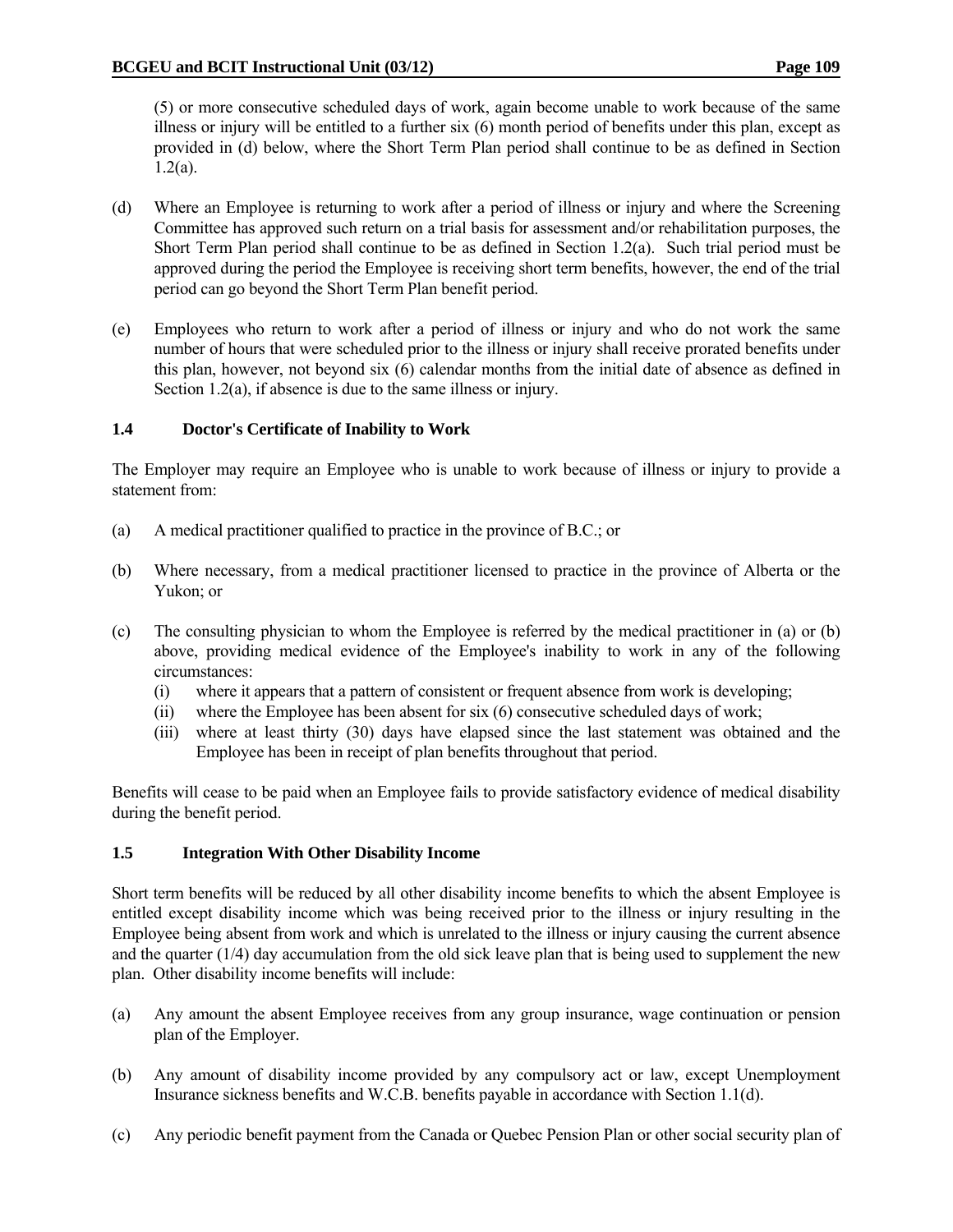(5) or more consecutive scheduled days of work, again become unable to work because of the same illness or injury will be entitled to a further six (6) month period of benefits under this plan, except as provided in (d) below, where the Short Term Plan period shall continue to be as defined in Section 1.2(a).

(d) Where an Employee is returning to work after a period of illness or injury and where the Screening Committee has approved such return on a trial basis for assessment and/or rehabilitation purposes, the Short Term Plan period shall continue to be as defined in Section 1.2(a). Such trial period must be approved during the period the Employee is receiving short term benefits, however, the end of the trial period can go beyond the Short Term Plan benefit period.

(e) Employees who return to work after a period of illness or injury and who do not work the same number of hours that were scheduled prior to the illness or injury shall receive prorated benefits under this plan, however, not beyond six (6) calendar months from the initial date of absence as defined in Section 1.2(a), if absence is due to the same illness or injury.

### 1.4 Doctor's Certificate of Inability to Work

The Employer may require an Employee who is unable to work because of illness or injury to provide a statement from:

(a) A medical practitioner qualified to practice in the province of B.C.; or

(b) Where necessary, from a medical practitioner licensed to practice in the province of Alberta or the Yukon; or

(c) The consulting physician to whom the Employee is referred by the medical practitioner in (a) or (b) above, providing medical evidence of the Employee's inability to work in any of the following circumstances:
   (i) where it appears that a pattern of consistent or frequent absence from work is developing;
   (ii) where the Employee has been absent for six (6) consecutive scheduled days of work;
   (iii) where at least thirty (30) days have elapsed since the last statement was obtained and the Employee has been in receipt of plan benefits throughout that period.

Benefits will cease to be paid when an Employee fails to provide satisfactory evidence of medical disability during the benefit period.

### 1.5 Integration With Other Disability Income

Short term benefits will be reduced by all other disability income benefits to which the absent Employee is entitled except disability income which was being received prior to the illness or injury resulting in the Employee being absent from work and which is unrelated to the illness or injury causing the current absence and the quarter (1/4) day accumulation from the old sick leave plan that is being used to supplement the new plan. Other disability income benefits will include:

(a) Any amount the absent Employee receives from any group insurance, wage continuation or pension plan of the Employer.

(b) Any amount of disability income provided by any compulsory act or law, except Unemployment Insurance sickness benefits and W.C.B. benefits payable in accordance with Section 1.1(d).

(c) Any periodic benefit payment from the Canada or Quebec Pension Plan or other social security plan of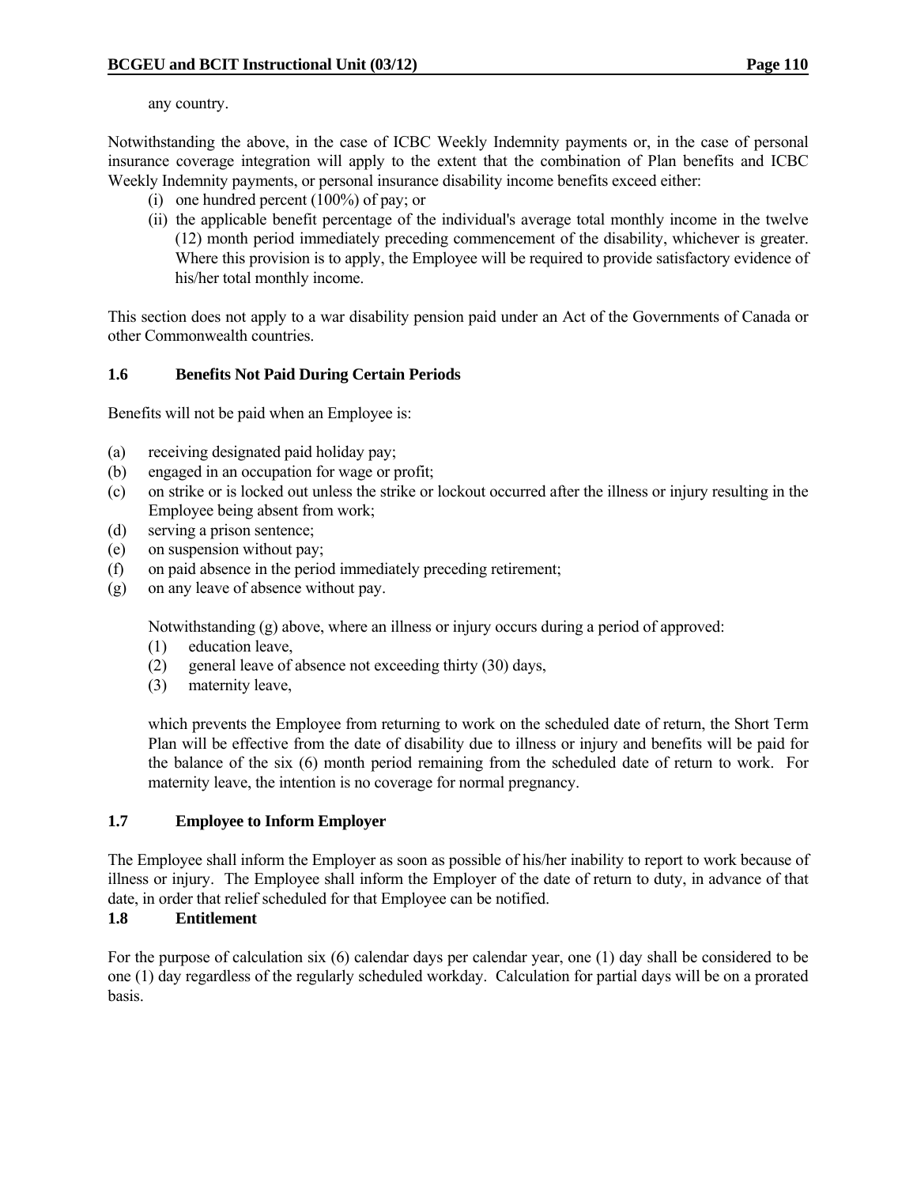any country.

Notwithstanding the above, in the case of ICBC Weekly Indemnity payments or, in the case of personal insurance coverage integration will apply to the extent that the combination of Plan benefits and ICBC Weekly Indemnity payments, or personal insurance disability income benefits exceed either:

(i) one hundred percent (100%) of pay; or
(ii) the applicable benefit percentage of the individual's average total monthly income in the twelve (12) month period immediately preceding commencement of the disability, whichever is greater. Where this provision is to apply, the Employee will be required to provide satisfactory evidence of his/her total monthly income.

This section does not apply to a war disability pension paid under an Act of the Governments of Canada or other Commonwealth countries.

### 1.6 Benefits Not Paid During Certain Periods

Benefits will not be paid when an Employee is:

(a) receiving designated paid holiday pay;
(b) engaged in an occupation for wage or profit;
(c) on strike or is locked out unless the strike or lockout occurred after the illness or injury resulting in the Employee being absent from work;
(d) serving a prison sentence;
(e) on suspension without pay;
(f) on paid absence in the period immediately preceding retirement;
(g) on any leave of absence without pay.

Notwithstanding (g) above, where an illness or injury occurs during a period of approved:

(1) education leave,
(2) general leave of absence not exceeding thirty (30) days,
(3) maternity leave,

which prevents the Employee from returning to work on the scheduled date of return, the Short Term Plan will be effective from the date of disability due to illness or injury and benefits will be paid for the balance of the six (6) month period remaining from the scheduled date of return to work. For maternity leave, the intention is no coverage for normal pregnancy.

### 1.7 Employee to Inform Employer

The Employee shall inform the Employer as soon as possible of his/her inability to report to work because of illness or injury. The Employee shall inform the Employer of the date of return to duty, in advance of that date, in order that relief scheduled for that Employee can be notified.

### 1.8 Entitlement

For the purpose of calculation six (6) calendar days per calendar year, one (1) day shall be considered to be one (1) day regardless of the regularly scheduled workday. Calculation for partial days will be on a prorated basis.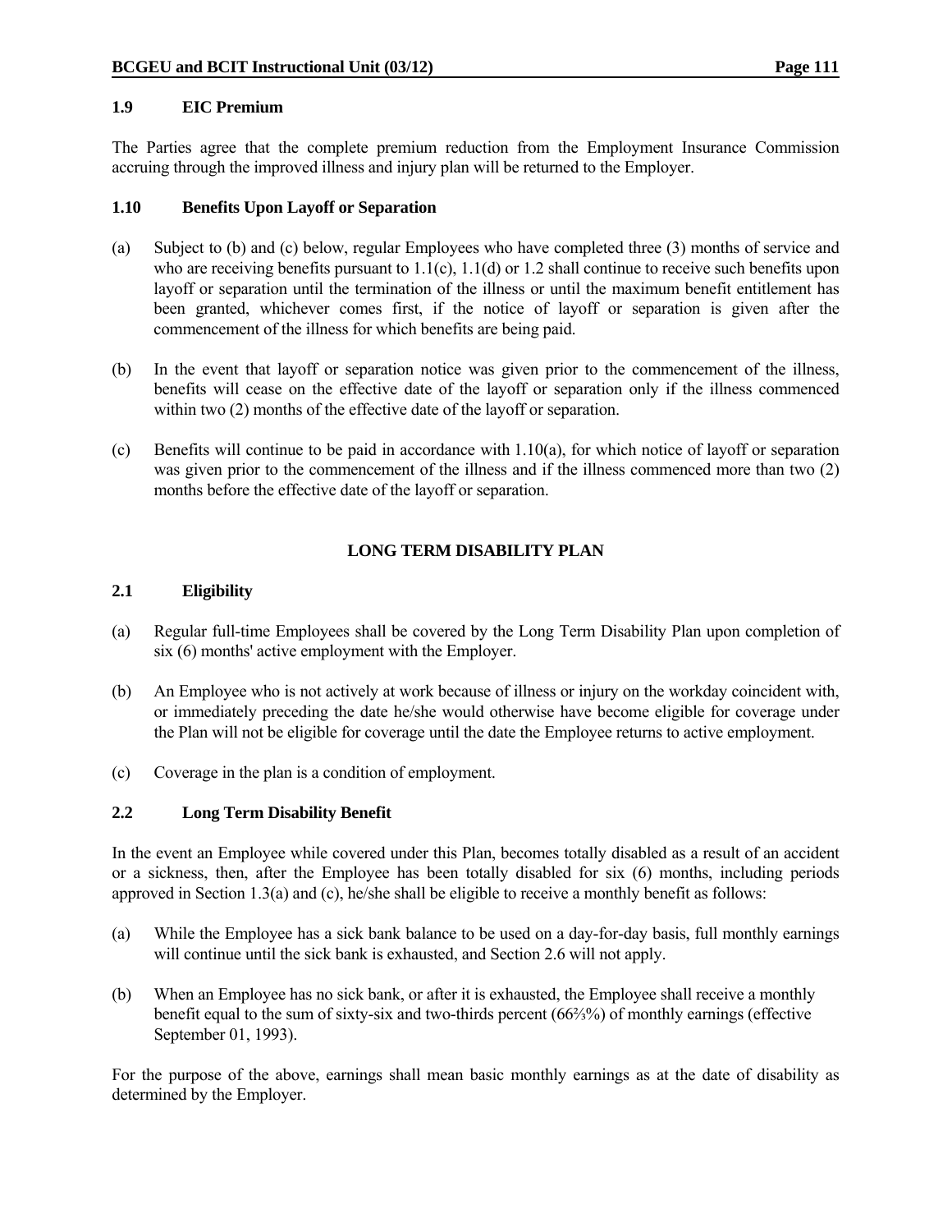### 1.9 EIC Premium

The Parties agree that the complete premium reduction from the Employment Insurance Commission accruing through the improved illness and injury plan will be returned to the Employer.

### 1.10 Benefits Upon Layoff or Separation

(a) Subject to (b) and (c) below, regular Employees who have completed three (3) months of service and who are receiving benefits pursuant to 1.1(c), 1.1(d) or 1.2 shall continue to receive such benefits upon layoff or separation until the termination of the illness or until the maximum benefit entitlement has been granted, whichever comes first, if the notice of layoff or separation is given after the commencement of the illness for which benefits are being paid.

(b) In the event that layoff or separation notice was given prior to the commencement of the illness, benefits will cease on the effective date of the layoff or separation only if the illness commenced within two (2) months of the effective date of the layoff or separation.

(c) Benefits will continue to be paid in accordance with 1.10(a), for which notice of layoff or separation was given prior to the commencement of the illness and if the illness commenced more than two (2) months before the effective date of the layoff or separation.

## LONG TERM DISABILITY PLAN

### 2.1 Eligibility

(a) Regular full-time Employees shall be covered by the Long Term Disability Plan upon completion of six (6) months' active employment with the Employer.

(b) An Employee who is not actively at work because of illness or injury on the workday coincident with, or immediately preceding the date he/she would otherwise have become eligible for coverage under the Plan will not be eligible for coverage until the date the Employee returns to active employment.

(c) Coverage in the plan is a condition of employment.

### 2.2 Long Term Disability Benefit

In the event an Employee while covered under this Plan, becomes totally disabled as a result of an accident or a sickness, then, after the Employee has been totally disabled for six (6) months, including periods approved in Section 1.3(a) and (c), he/she shall be eligible to receive a monthly benefit as follows:

(a) While the Employee has a sick bank balance to be used on a day-for-day basis, full monthly earnings will continue until the sick bank is exhausted, and Section 2.6 will not apply.

(b) When an Employee has no sick bank, or after it is exhausted, the Employee shall receive a monthly benefit equal to the sum of sixty-six and two-thirds percent (66⅔%) of monthly earnings (effective September 01, 1993).

For the purpose of the above, earnings shall mean basic monthly earnings as at the date of disability as determined by the Employer.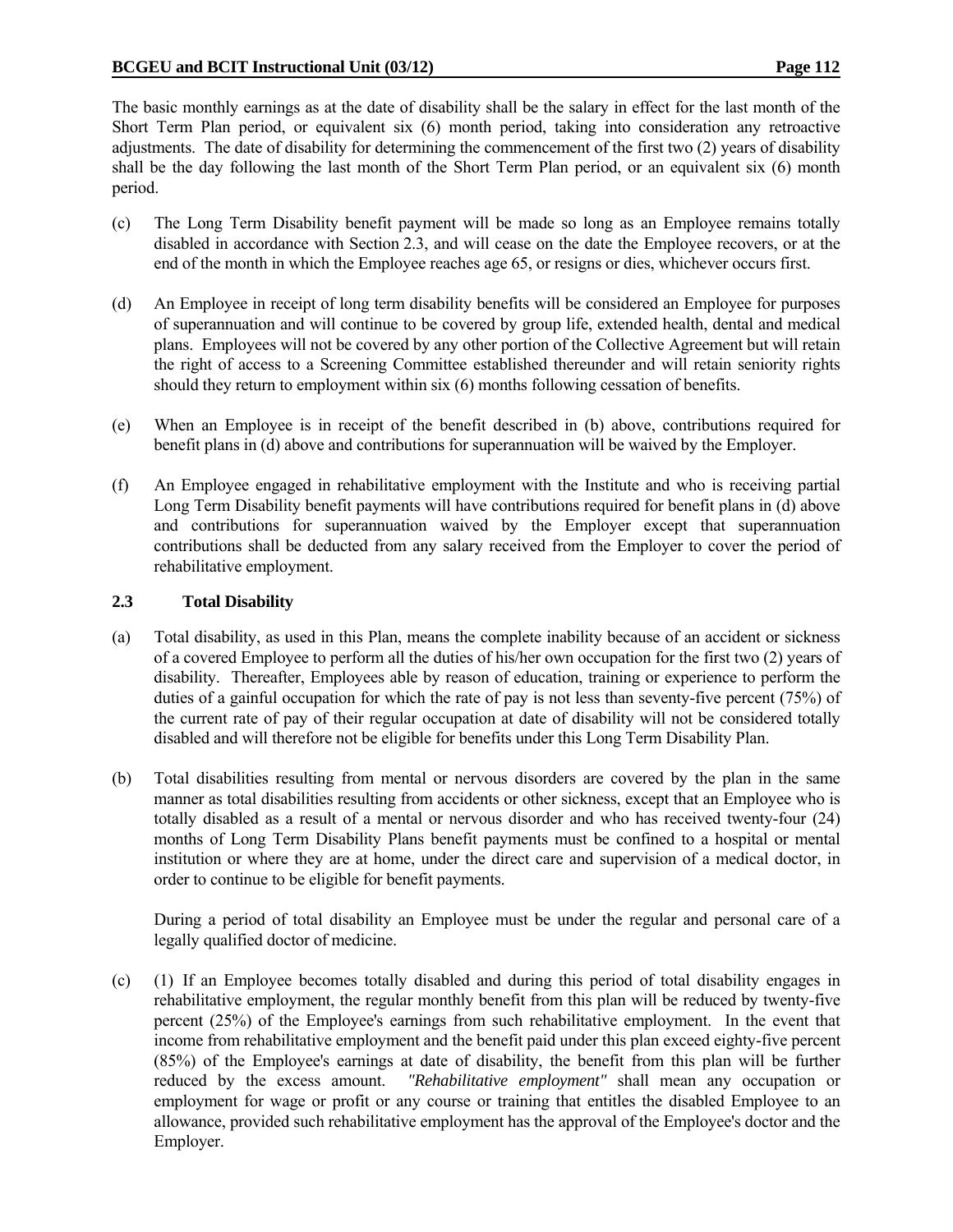The basic monthly earnings as at the date of disability shall be the salary in effect for the last month of the Short Term Plan period, or equivalent six (6) month period, taking into consideration any retroactive adjustments. The date of disability for determining the commencement of the first two (2) years of disability shall be the day following the last month of the Short Term Plan period, or an equivalent six (6) month period.

(c) The Long Term Disability benefit payment will be made so long as an Employee remains totally disabled in accordance with Section 2.3, and will cease on the date the Employee recovers, or at the end of the month in which the Employee reaches age 65, or resigns or dies, whichever occurs first.

(d) An Employee in receipt of long term disability benefits will be considered an Employee for purposes of superannuation and will continue to be covered by group life, extended health, dental and medical plans. Employees will not be covered by any other portion of the Collective Agreement but will retain the right of access to a Screening Committee established thereunder and will retain seniority rights should they return to employment within six (6) months following cessation of benefits.

(e) When an Employee is in receipt of the benefit described in (b) above, contributions required for benefit plans in (d) above and contributions for superannuation will be waived by the Employer.

(f) An Employee engaged in rehabilitative employment with the Institute and who is receiving partial Long Term Disability benefit payments will have contributions required for benefit plans in (d) above and contributions for superannuation waived by the Employer except that superannuation contributions shall be deducted from any salary received from the Employer to cover the period of rehabilitative employment.

### 2.3 Total Disability

(a) Total disability, as used in this Plan, means the complete inability because of an accident or sickness of a covered Employee to perform all the duties of his/her own occupation for the first two (2) years of disability. Thereafter, Employees able by reason of education, training or experience to perform the duties of a gainful occupation for which the rate of pay is not less than seventy-five percent (75%) of the current rate of pay of their regular occupation at date of disability will not be considered totally disabled and will therefore not be eligible for benefits under this Long Term Disability Plan.

(b) Total disabilities resulting from mental or nervous disorders are covered by the plan in the same manner as total disabilities resulting from accidents or other sickness, except that an Employee who is totally disabled as a result of a mental or nervous disorder and who has received twenty-four (24) months of Long Term Disability Plans benefit payments must be confined to a hospital or mental institution or where they are at home, under the direct care and supervision of a medical doctor, in order to continue to be eligible for benefit payments.

During a period of total disability an Employee must be under the regular and personal care of a legally qualified doctor of medicine.

(c) (1) If an Employee becomes totally disabled and during this period of total disability engages in rehabilitative employment, the regular monthly benefit from this plan will be reduced by twenty-five percent (25%) of the Employee's earnings from such rehabilitative employment. In the event that income from rehabilitative employment and the benefit paid under this plan exceed eighty-five percent (85%) of the Employee's earnings at date of disability, the benefit from this plan will be further reduced by the excess amount. *"Rehabilitative employment"* shall mean any occupation or employment for wage or profit or any course or training that entitles the disabled Employee to an allowance, provided such rehabilitative employment has the approval of the Employee's doctor and the Employer.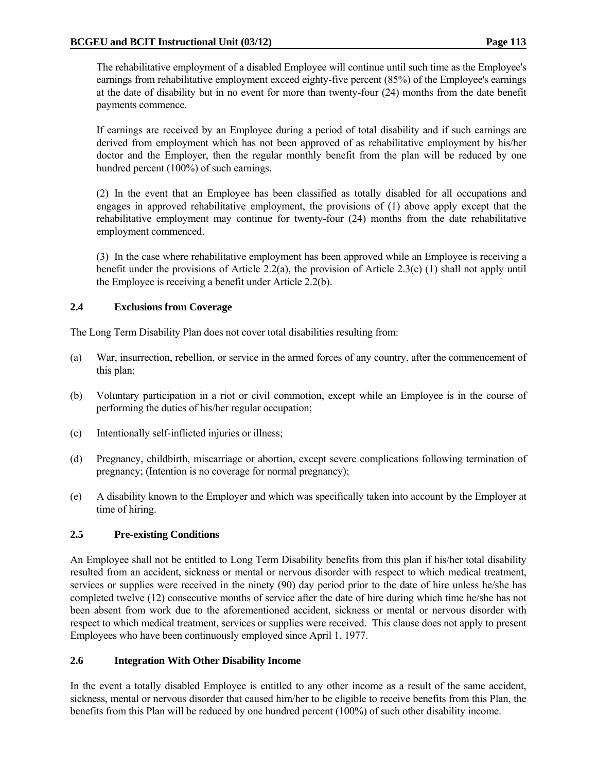The rehabilitative employment of a disabled Employee will continue until such time as the Employee's earnings from rehabilitative employment exceed eighty-five percent (85%) of the Employee's earnings at the date of disability but in no event for more than twenty-four (24) months from the date benefit payments commence.

If earnings are received by an Employee during a period of total disability and if such earnings are derived from employment which has not been approved of as rehabilitative employment by his/her doctor and the Employer, then the regular monthly benefit from the plan will be reduced by one hundred percent (100%) of such earnings.

(2) In the event that an Employee has been classified as totally disabled for all occupations and engages in approved rehabilitative employment, the provisions of (1) above apply except that the rehabilitative employment may continue for twenty-four (24) months from the date rehabilitative employment commenced.

(3) In the case where rehabilitative employment has been approved while an Employee is receiving a benefit under the provisions of Article 2.2(a), the provision of Article 2.3(c) (1) shall not apply until the Employee is receiving a benefit under Article 2.2(b).

### 2.4 Exclusions from Coverage

The Long Term Disability Plan does not cover total disabilities resulting from:

(a) War, insurrection, rebellion, or service in the armed forces of any country, after the commencement of this plan;

(b) Voluntary participation in a riot or civil commotion, except while an Employee is in the course of performing the duties of his/her regular occupation;

(c) Intentionally self-inflicted injuries or illness;

(d) Pregnancy, childbirth, miscarriage or abortion, except severe complications following termination of pregnancy; (Intention is no coverage for normal pregnancy);

(e) A disability known to the Employer and which was specifically taken into account by the Employer at time of hiring.

### 2.5 Pre-existing Conditions

An Employee shall not be entitled to Long Term Disability benefits from this plan if his/her total disability resulted from an accident, sickness or mental or nervous disorder with respect to which medical treatment, services or supplies were received in the ninety (90) day period prior to the date of hire unless he/she has completed twelve (12) consecutive months of service after the date of hire during which time he/she has not been absent from work due to the aforementioned accident, sickness or mental or nervous disorder with respect to which medical treatment, services or supplies were received. This clause does not apply to present Employees who have been continuously employed since April 1, 1977.

### 2.6 Integration With Other Disability Income

In the event a totally disabled Employee is entitled to any other income as a result of the same accident, sickness, mental or nervous disorder that caused him/her to be eligible to receive benefits from this Plan, the benefits from this Plan will be reduced by one hundred percent (100%) of such other disability income.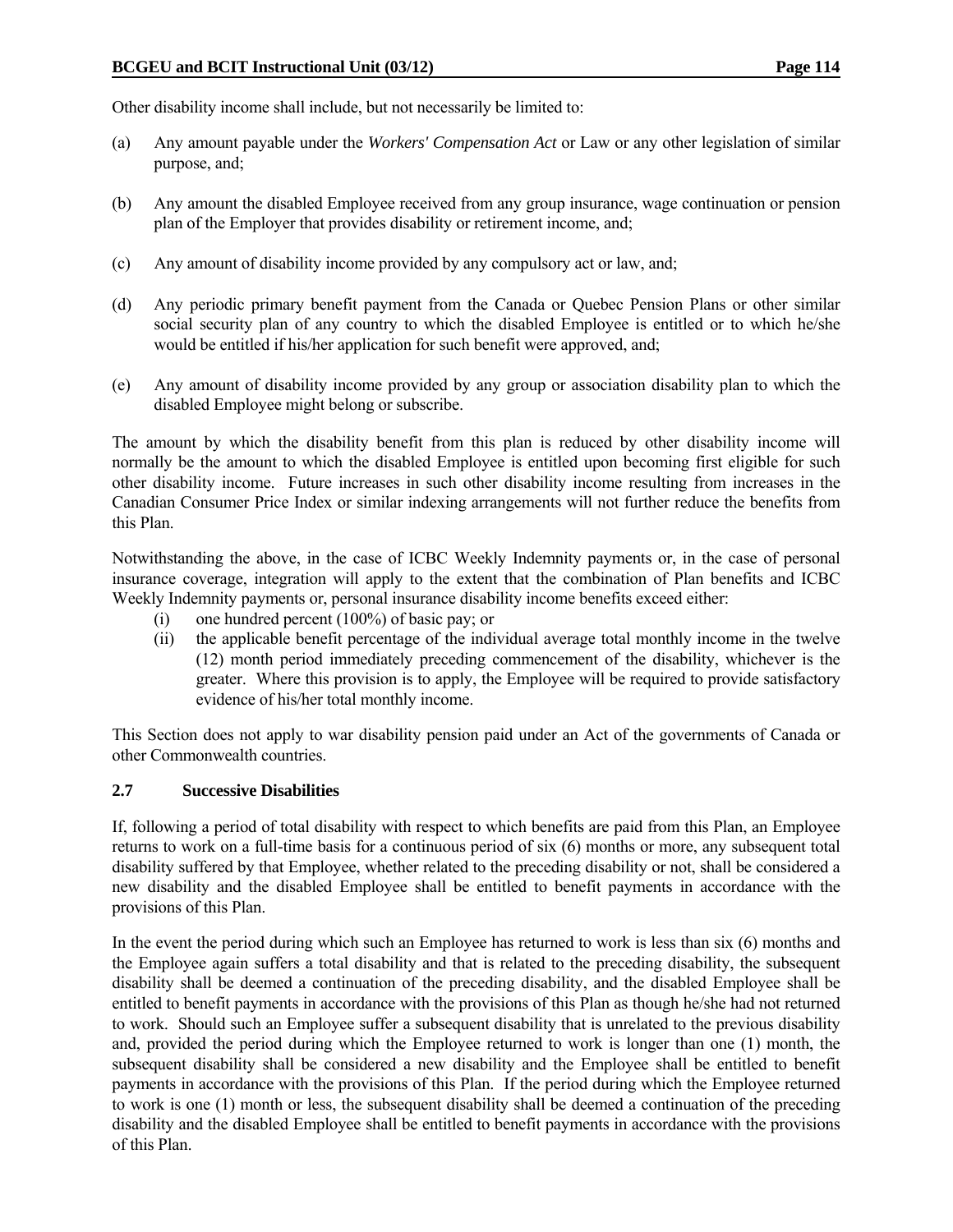Other disability income shall include, but not necessarily be limited to:

(a) Any amount payable under the *Workers' Compensation Act* or Law or any other legislation of similar purpose, and;

(b) Any amount the disabled Employee received from any group insurance, wage continuation or pension plan of the Employer that provides disability or retirement income, and;

(c) Any amount of disability income provided by any compulsory act or law, and;

(d) Any periodic primary benefit payment from the Canada or Quebec Pension Plans or other similar social security plan of any country to which the disabled Employee is entitled or to which he/she would be entitled if his/her application for such benefit were approved, and;

(e) Any amount of disability income provided by any group or association disability plan to which the disabled Employee might belong or subscribe.

The amount by which the disability benefit from this plan is reduced by other disability income will normally be the amount to which the disabled Employee is entitled upon becoming first eligible for such other disability income. Future increases in such other disability income resulting from increases in the Canadian Consumer Price Index or similar indexing arrangements will not further reduce the benefits from this Plan.

Notwithstanding the above, in the case of ICBC Weekly Indemnity payments or, in the case of personal insurance coverage, integration will apply to the extent that the combination of Plan benefits and ICBC Weekly Indemnity payments or, personal insurance disability income benefits exceed either:

(i) one hundred percent (100%) of basic pay; or

(ii) the applicable benefit percentage of the individual average total monthly income in the twelve (12) month period immediately preceding commencement of the disability, whichever is the greater. Where this provision is to apply, the Employee will be required to provide satisfactory evidence of his/her total monthly income.

This Section does not apply to war disability pension paid under an Act of the governments of Canada or other Commonwealth countries.

### 2.7 Successive Disabilities

If, following a period of total disability with respect to which benefits are paid from this Plan, an Employee returns to work on a full-time basis for a continuous period of six (6) months or more, any subsequent total disability suffered by that Employee, whether related to the preceding disability or not, shall be considered a new disability and the disabled Employee shall be entitled to benefit payments in accordance with the provisions of this Plan.

In the event the period during which such an Employee has returned to work is less than six (6) months and the Employee again suffers a total disability and that is related to the preceding disability, the subsequent disability shall be deemed a continuation of the preceding disability, and the disabled Employee shall be entitled to benefit payments in accordance with the provisions of this Plan as though he/she had not returned to work. Should such an Employee suffer a subsequent disability that is unrelated to the previous disability and, provided the period during which the Employee returned to work is longer than one (1) month, the subsequent disability shall be considered a new disability and the Employee shall be entitled to benefit payments in accordance with the provisions of this Plan. If the period during which the Employee returned to work is one (1) month or less, the subsequent disability shall be deemed a continuation of the preceding disability and the disabled Employee shall be entitled to benefit payments in accordance with the provisions of this Plan.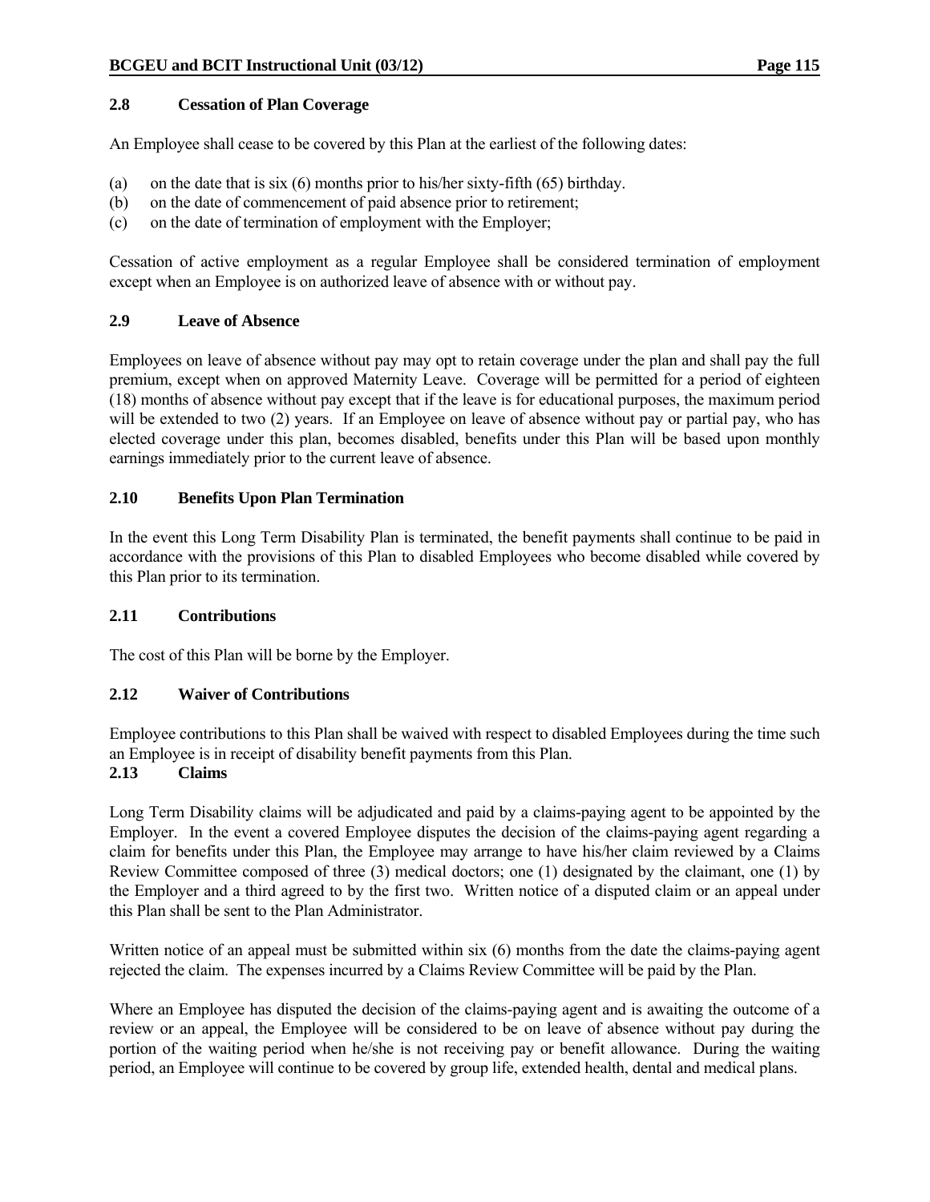### 2.8 Cessation of Plan Coverage

An Employee shall cease to be covered by this Plan at the earliest of the following dates:

(a) on the date that is six (6) months prior to his/her sixty-fifth (65) birthday.
(b) on the date of commencement of paid absence prior to retirement;
(c) on the date of termination of employment with the Employer;

Cessation of active employment as a regular Employee shall be considered termination of employment except when an Employee is on authorized leave of absence with or without pay.

### 2.9 Leave of Absence

Employees on leave of absence without pay may opt to retain coverage under the plan and shall pay the full premium, except when on approved Maternity Leave. Coverage will be permitted for a period of eighteen (18) months of absence without pay except that if the leave is for educational purposes, the maximum period will be extended to two (2) years. If an Employee on leave of absence without pay or partial pay, who has elected coverage under this plan, becomes disabled, benefits under this Plan will be based upon monthly earnings immediately prior to the current leave of absence.

### 2.10 Benefits Upon Plan Termination

In the event this Long Term Disability Plan is terminated, the benefit payments shall continue to be paid in accordance with the provisions of this Plan to disabled Employees who become disabled while covered by this Plan prior to its termination.

### 2.11 Contributions

The cost of this Plan will be borne by the Employer.

### 2.12 Waiver of Contributions

Employee contributions to this Plan shall be waived with respect to disabled Employees during the time such an Employee is in receipt of disability benefit payments from this Plan.

### 2.13 Claims

Long Term Disability claims will be adjudicated and paid by a claims-paying agent to be appointed by the Employer. In the event a covered Employee disputes the decision of the claims-paying agent regarding a claim for benefits under this Plan, the Employee may arrange to have his/her claim reviewed by a Claims Review Committee composed of three (3) medical doctors; one (1) designated by the claimant, one (1) by the Employer and a third agreed to by the first two. Written notice of a disputed claim or an appeal under this Plan shall be sent to the Plan Administrator.

Written notice of an appeal must be submitted within six (6) months from the date the claims-paying agent rejected the claim. The expenses incurred by a Claims Review Committee will be paid by the Plan.

Where an Employee has disputed the decision of the claims-paying agent and is awaiting the outcome of a review or an appeal, the Employee will be considered to be on leave of absence without pay during the portion of the waiting period when he/she is not receiving pay or benefit allowance. During the waiting period, an Employee will continue to be covered by group life, extended health, dental and medical plans.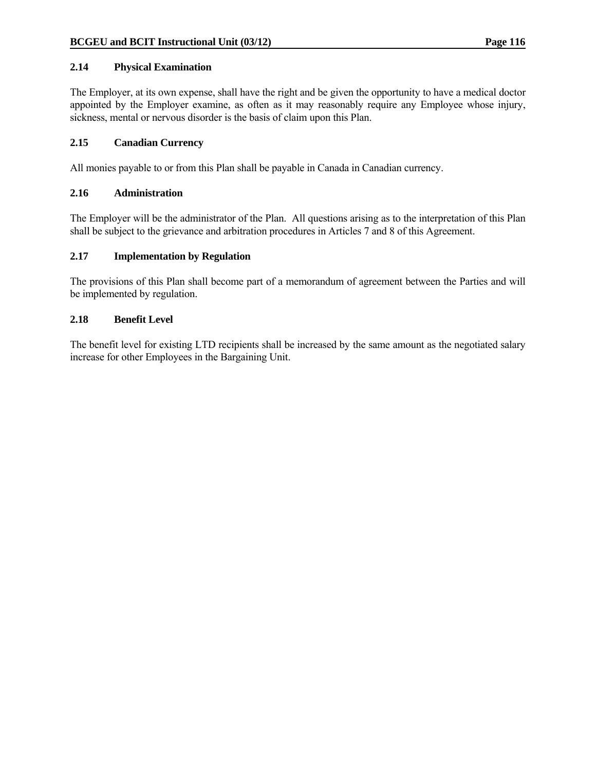### 2.14 Physical Examination

The Employer, at its own expense, shall have the right and be given the opportunity to have a medical doctor appointed by the Employer examine, as often as it may reasonably require any Employee whose injury, sickness, mental or nervous disorder is the basis of claim upon this Plan.

### 2.15 Canadian Currency

All monies payable to or from this Plan shall be payable in Canada in Canadian currency.

### 2.16 Administration

The Employer will be the administrator of the Plan. All questions arising as to the interpretation of this Plan shall be subject to the grievance and arbitration procedures in Articles 7 and 8 of this Agreement.

### 2.17 Implementation by Regulation

The provisions of this Plan shall become part of a memorandum of agreement between the Parties and will be implemented by regulation.

### 2.18 Benefit Level

The benefit level for existing LTD recipients shall be increased by the same amount as the negotiated salary increase for other Employees in the Bargaining Unit.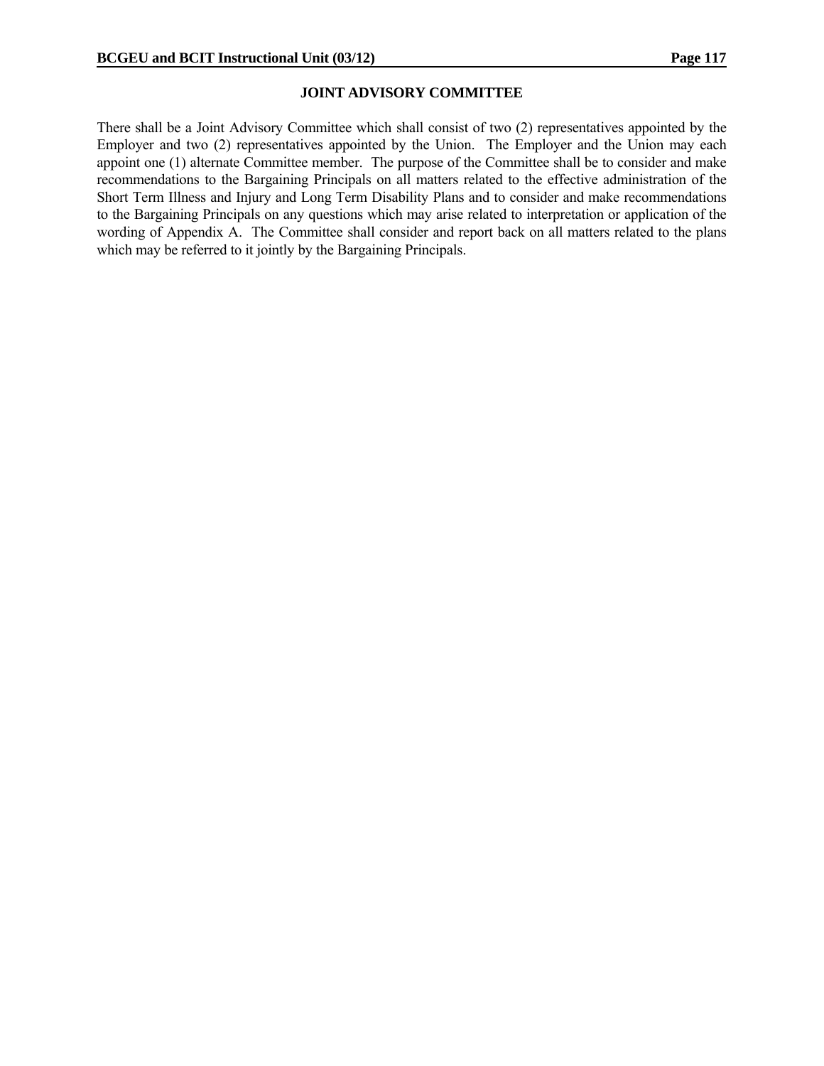## JOINT ADVISORY COMMITTEE

There shall be a Joint Advisory Committee which shall consist of two (2) representatives appointed by the Employer and two (2) representatives appointed by the Union. The Employer and the Union may each appoint one (1) alternate Committee member. The purpose of the Committee shall be to consider and make recommendations to the Bargaining Principals on all matters related to the effective administration of the Short Term Illness and Injury and Long Term Disability Plans and to consider and make recommendations to the Bargaining Principals on any questions which may arise related to interpretation or application of the wording of Appendix A. The Committee shall consider and report back on all matters related to the plans which may be referred to it jointly by the Bargaining Principals.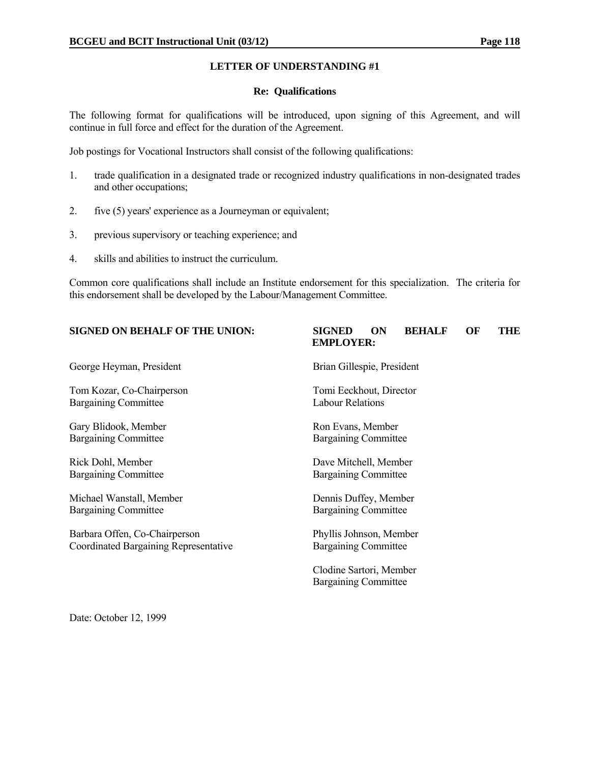## LETTER OF UNDERSTANDING #1

### Re: Qualifications

The following format for qualifications will be introduced, upon signing of this Agreement, and will continue in full force and effect for the duration of the Agreement.

Job postings for Vocational Instructors shall consist of the following qualifications:

1. trade qualification in a designated trade or recognized industry qualifications in non-designated trades and other occupations;
2. five (5) years' experience as a Journeyman or equivalent;
3. previous supervisory or teaching experience; and
4. skills and abilities to instruct the curriculum.

Common core qualifications shall include an Institute endorsement for this specialization. The criteria for this endorsement shall be developed by the Labour/Management Committee.

| **SIGNED ON BEHALF OF THE UNION:** | **SIGNED ON BEHALF OF THE EMPLOYER:** |
|---|---|
| George Heyman, President | Brian Gillespie, President |
| Tom Kozar, Co-Chairperson<br>Bargaining Committee | Tomi Eeckhout, Director<br>Labour Relations |
| Gary Blidook, Member<br>Bargaining Committee | Ron Evans, Member<br>Bargaining Committee |
| Rick Dohl, Member<br>Bargaining Committee | Dave Mitchell, Member<br>Bargaining Committee |
| Michael Wanstall, Member<br>Bargaining Committee | Dennis Duffey, Member<br>Bargaining Committee |
| Barbara Offen, Co-Chairperson<br>Coordinated Bargaining Representative | Phyllis Johnson, Member<br>Bargaining Committee |
| | Clodine Sartori, Member<br>Bargaining Committee |

Date: October 12, 1999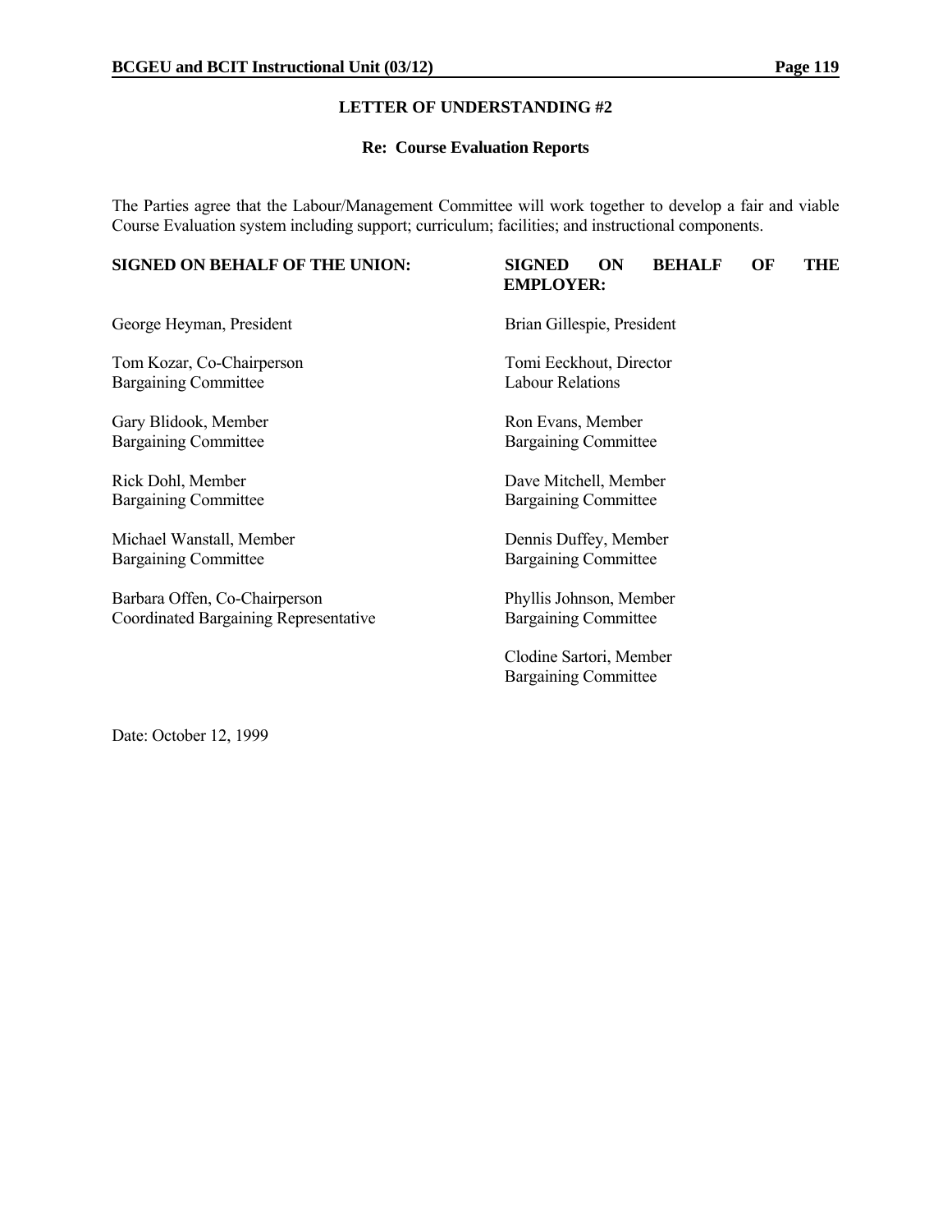## LETTER OF UNDERSTANDING #2

### Re: Course Evaluation Reports

The Parties agree that the Labour/Management Committee will work together to develop a fair and viable Course Evaluation system including support; curriculum; facilities; and instructional components.

| **SIGNED ON BEHALF OF THE UNION:** | **SIGNED ON BEHALF OF THE EMPLOYER:** |
|---|---|
| George Heyman, President | Brian Gillespie, President |
| Tom Kozar, Co-Chairperson<br>Bargaining Committee | Tomi Eeckhout, Director<br>Labour Relations |
| Gary Blidook, Member<br>Bargaining Committee | Ron Evans, Member<br>Bargaining Committee |
| Rick Dohl, Member<br>Bargaining Committee | Dave Mitchell, Member<br>Bargaining Committee |
| Michael Wanstall, Member<br>Bargaining Committee | Dennis Duffey, Member<br>Bargaining Committee |
| Barbara Offen, Co-Chairperson<br>Coordinated Bargaining Representative | Phyllis Johnson, Member<br>Bargaining Committee |
| | Clodine Sartori, Member<br>Bargaining Committee |

Date: October 12, 1999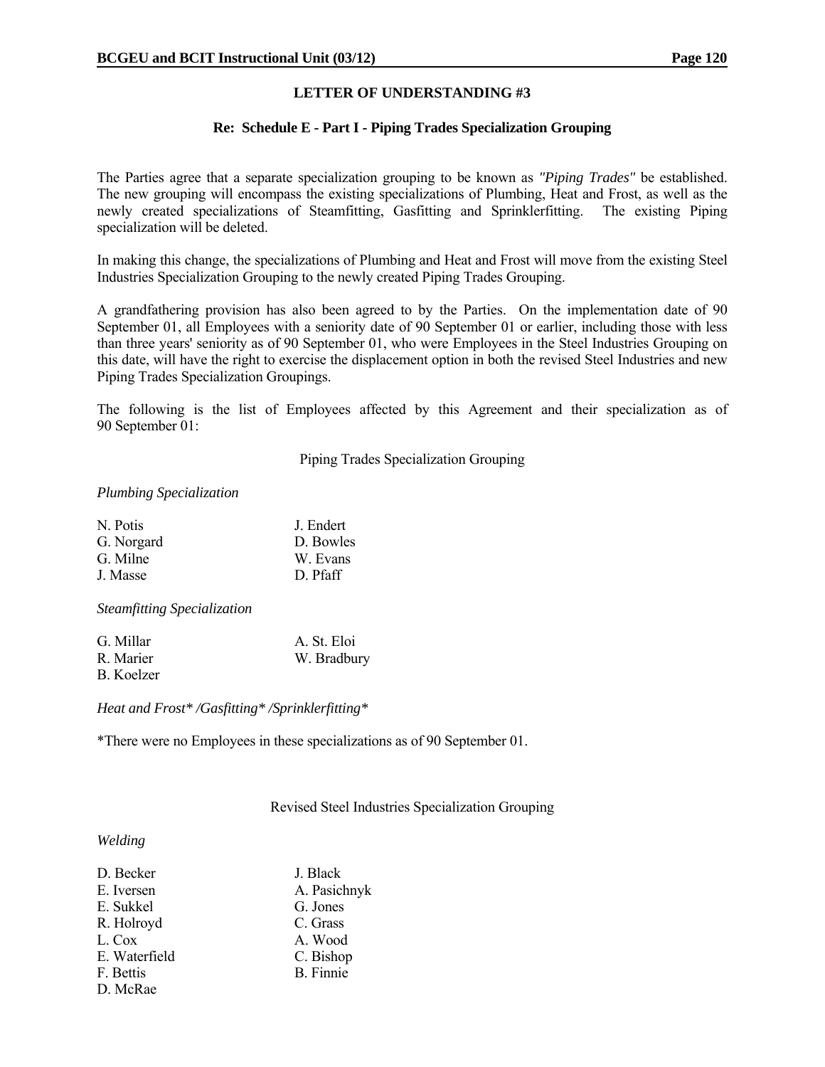## LETTER OF UNDERSTANDING #3

### Re: Schedule E - Part I - Piping Trades Specialization Grouping

The Parties agree that a separate specialization grouping to be known as *"Piping Trades"* be established. The new grouping will encompass the existing specializations of Plumbing, Heat and Frost, as well as the newly created specializations of Steamfitting, Gasfitting and Sprinklerfitting. The existing Piping specialization will be deleted.

In making this change, the specializations of Plumbing and Heat and Frost will move from the existing Steel Industries Specialization Grouping to the newly created Piping Trades Grouping.

A grandfathering provision has also been agreed to by the Parties. On the implementation date of 90 September 01, all Employees with a seniority date of 90 September 01 or earlier, including those with less than three years' seniority as of 90 September 01, who were Employees in the Steel Industries Grouping on this date, will have the right to exercise the displacement option in both the revised Steel Industries and new Piping Trades Specialization Groupings.

The following is the list of Employees affected by this Agreement and their specialization as of 90 September 01:

Piping Trades Specialization Grouping

*Plumbing Specialization*

| | |
|---|---|
| N. Potis | J. Endert |
| G. Norgard | D. Bowles |
| G. Milne | W. Evans |
| J. Masse | D. Pfaff |

*Steamfitting Specialization*

| | |
|---|---|
| G. Millar | A. St. Eloi |
| R. Marier | W. Bradbury |
| B. Koelzer | |

*Heat and Frost* /Gasfitting* /Sprinklerfitting**

*There were no Employees in these specializations as of 90 September 01.

Revised Steel Industries Specialization Grouping

*Welding*

| | |
|---|---|
| D. Becker | J. Black |
| E. Iversen | A. Pasichnyk |
| E. Sukkel | G. Jones |
| R. Holroyd | C. Grass |
| L. Cox | A. Wood |
| E. Waterfield | C. Bishop |
| F. Bettis | B. Finnie |
| D. McRae | |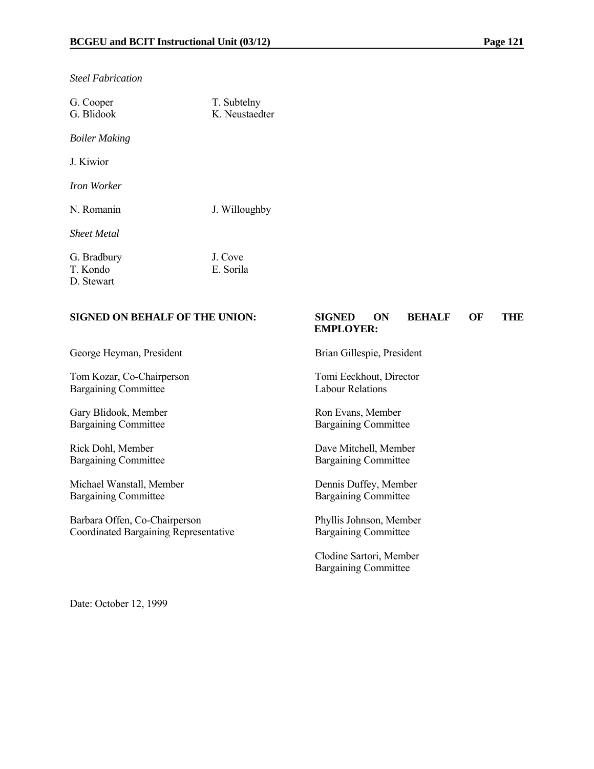*Steel Fabrication*

G. Cooper
G. Blidook

T. Subtelny
K. Neustaedter

*Boiler Making*

J. Kiwior

*Iron Worker*

N. Romanin

J. Willoughby

*Sheet Metal*

G. Bradbury
T. Kondo
D. Stewart

J. Cove
E. Sorila

**SIGNED ON BEHALF OF THE UNION:**

George Heyman, President

Tom Kozar, Co-Chairperson
Bargaining Committee

Gary Blidook, Member
Bargaining Committee

Rick Dohl, Member
Bargaining Committee

Michael Wanstall, Member
Bargaining Committee

Barbara Offen, Co-Chairperson
Coordinated Bargaining Representative

**SIGNED ON BEHALF OF THE EMPLOYER:**

Brian Gillespie, President

Tomi Eeckhout, Director
Labour Relations

Ron Evans, Member
Bargaining Committee

Dave Mitchell, Member
Bargaining Committee

Dennis Duffey, Member
Bargaining Committee

Phyllis Johnson, Member
Bargaining Committee

Clodine Sartori, Member
Bargaining Committee

Date: October 12, 1999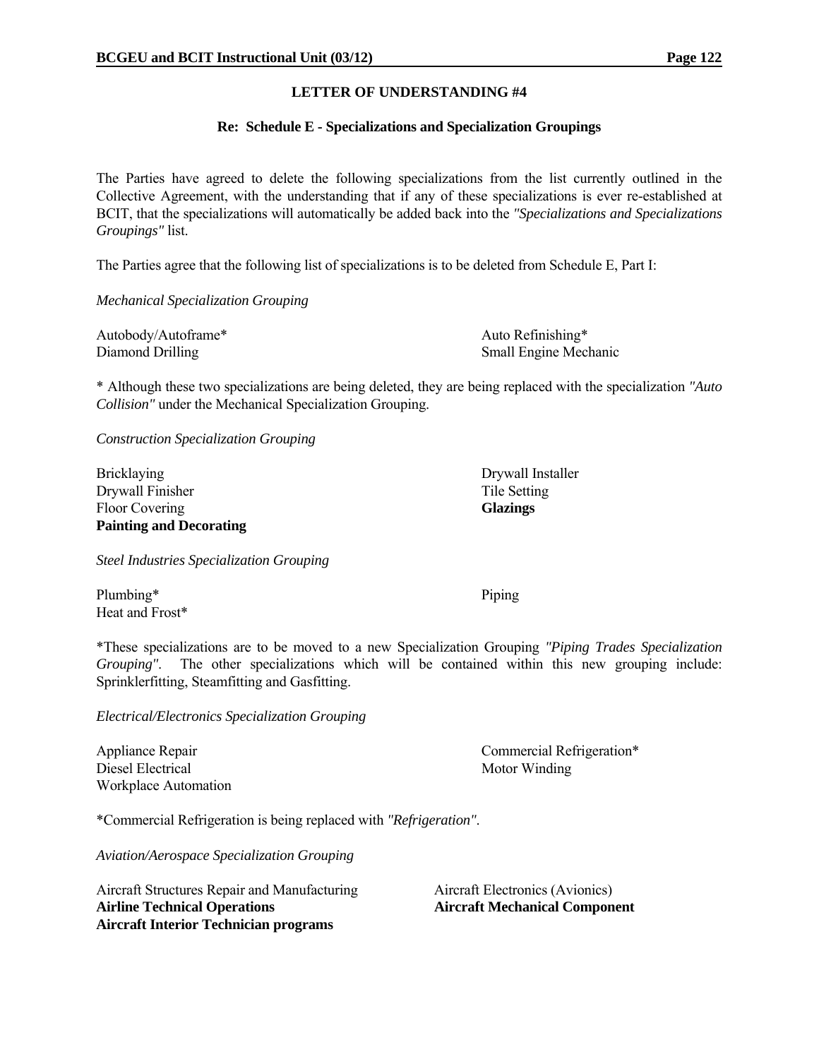## LETTER OF UNDERSTANDING #4

### Re: Schedule E - Specializations and Specialization Groupings

The Parties have agreed to delete the following specializations from the list currently outlined in the Collective Agreement, with the understanding that if any of these specializations is ever re-established at BCIT, that the specializations will automatically be added back into the *"Specializations and Specializations Groupings"* list.

The Parties agree that the following list of specializations is to be deleted from Schedule E, Part I:

*Mechanical Specialization Grouping*

Autobody/Autoframe*
Auto Refinishing*
Diamond Drilling
Small Engine Mechanic

* Although these two specializations are being deleted, they are being replaced with the specialization *"Auto Collision"* under the Mechanical Specialization Grouping.

*Construction Specialization Grouping*

Bricklaying
Drywall Installer
Drywall Finisher
Tile Setting
Floor Covering
**Glazings**
**Painting and Decorating**

*Steel Industries Specialization Grouping*

Plumbing*
Piping
Heat and Frost*

*These specializations are to be moved to a new Specialization Grouping *"Piping Trades Specialization Grouping"*. The other specializations which will be contained within this new grouping include: Sprinklerfitting, Steamfitting and Gasfitting.

*Electrical/Electronics Specialization Grouping*

Appliance Repair
Commercial Refrigeration*
Diesel Electrical
Motor Winding
Workplace Automation

*Commercial Refrigeration is being replaced with *"Refrigeration"*.

*Aviation/Aerospace Specialization Grouping*

Aircraft Structures Repair and Manufacturing
Aircraft Electronics (Avionics)
**Airline Technical Operations**
**Aircraft Mechanical Component**
**Aircraft Interior Technician programs**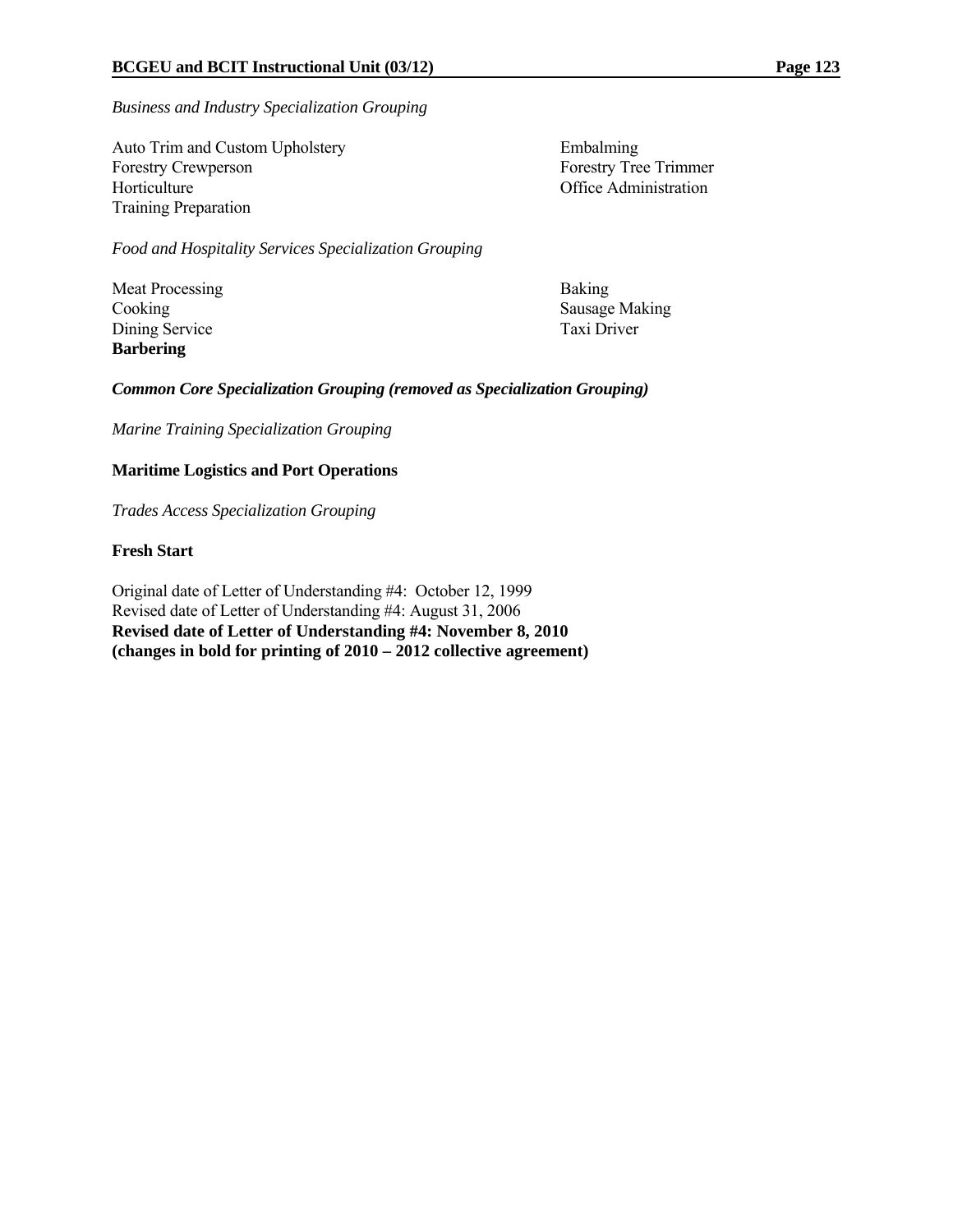*Business and Industry Specialization Grouping*

Auto Trim and Custom Upholstery
Embalming
Forestry Crewperson
Forestry Tree Trimmer
Horticulture
Office Administration
Training Preparation

*Food and Hospitality Services Specialization Grouping*

Meat Processing
Baking
Cooking
Sausage Making
Dining Service
Taxi Driver
**Barbering**

***Common Core Specialization Grouping (removed as Specialization Grouping)***

*Marine Training Specialization Grouping*

**Maritime Logistics and Port Operations**

*Trades Access Specialization Grouping*

**Fresh Start**

Original date of Letter of Understanding #4: October 12, 1999
Revised date of Letter of Understanding #4: August 31, 2006
**Revised date of Letter of Understanding #4: November 8, 2010**
**(changes in bold for printing of 2010 – 2012 collective agreement)**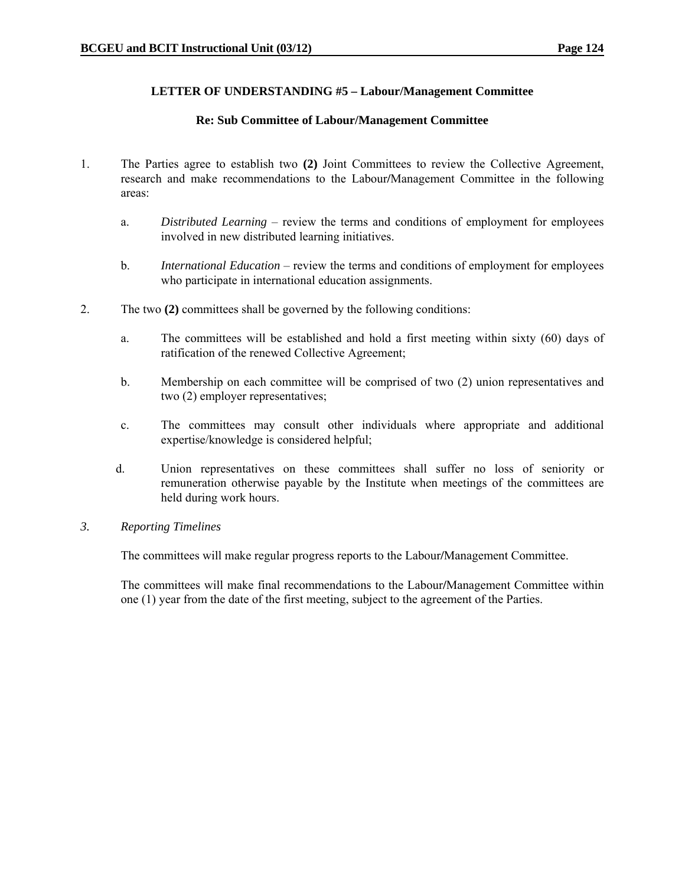### LETTER OF UNDERSTANDING #5 – Labour/Management Committee

#### Re: Sub Committee of Labour/Management Committee

1. The Parties agree to establish two **(2)** Joint Committees to review the Collective Agreement, research and make recommendations to the Labour/Management Committee in the following areas:

   a. *Distributed Learning* – review the terms and conditions of employment for employees involved in new distributed learning initiatives.

   b. *International Education* – review the terms and conditions of employment for employees who participate in international education assignments.

2. The two **(2)** committees shall be governed by the following conditions:

   a. The committees will be established and hold a first meeting within sixty (60) days of ratification of the renewed Collective Agreement;

   b. Membership on each committee will be comprised of two (2) union representatives and two (2) employer representatives;

   c. The committees may consult other individuals where appropriate and additional expertise/knowledge is considered helpful;

   d. Union representatives on these committees shall suffer no loss of seniority or remuneration otherwise payable by the Institute when meetings of the committees are held during work hours.

3. *Reporting Timelines*

   The committees will make regular progress reports to the Labour/Management Committee.

   The committees will make final recommendations to the Labour/Management Committee within one (1) year from the date of the first meeting, subject to the agreement of the Parties.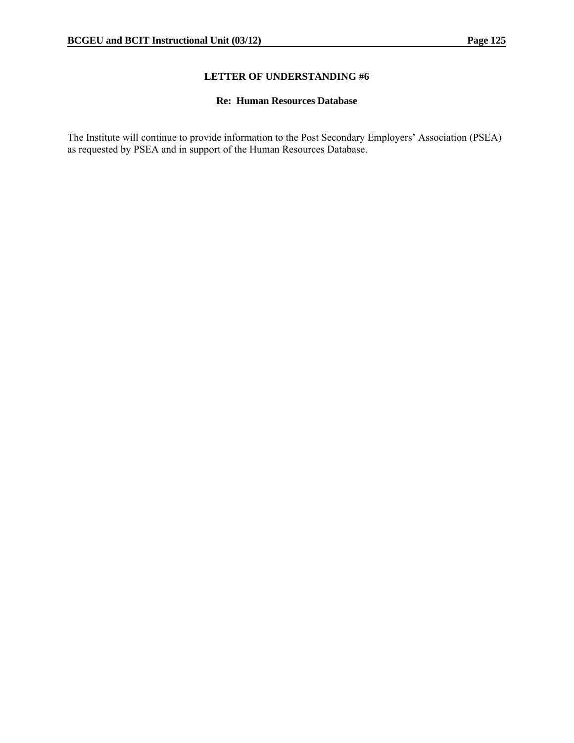## LETTER OF UNDERSTANDING #6

### Re: Human Resources Database

The Institute will continue to provide information to the Post Secondary Employers' Association (PSEA) as requested by PSEA and in support of the Human Resources Database.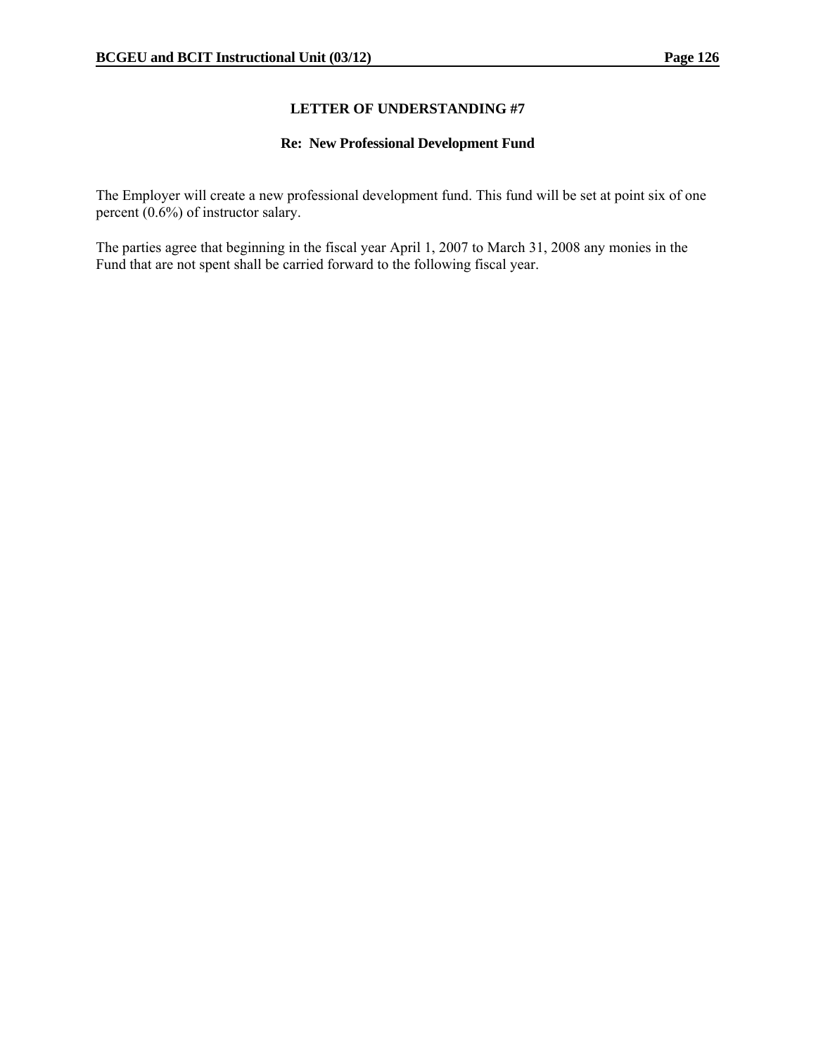## LETTER OF UNDERSTANDING #7

### Re: New Professional Development Fund

The Employer will create a new professional development fund. This fund will be set at point six of one percent (0.6%) of instructor salary.

The parties agree that beginning in the fiscal year April 1, 2007 to March 31, 2008 any monies in the Fund that are not spent shall be carried forward to the following fiscal year.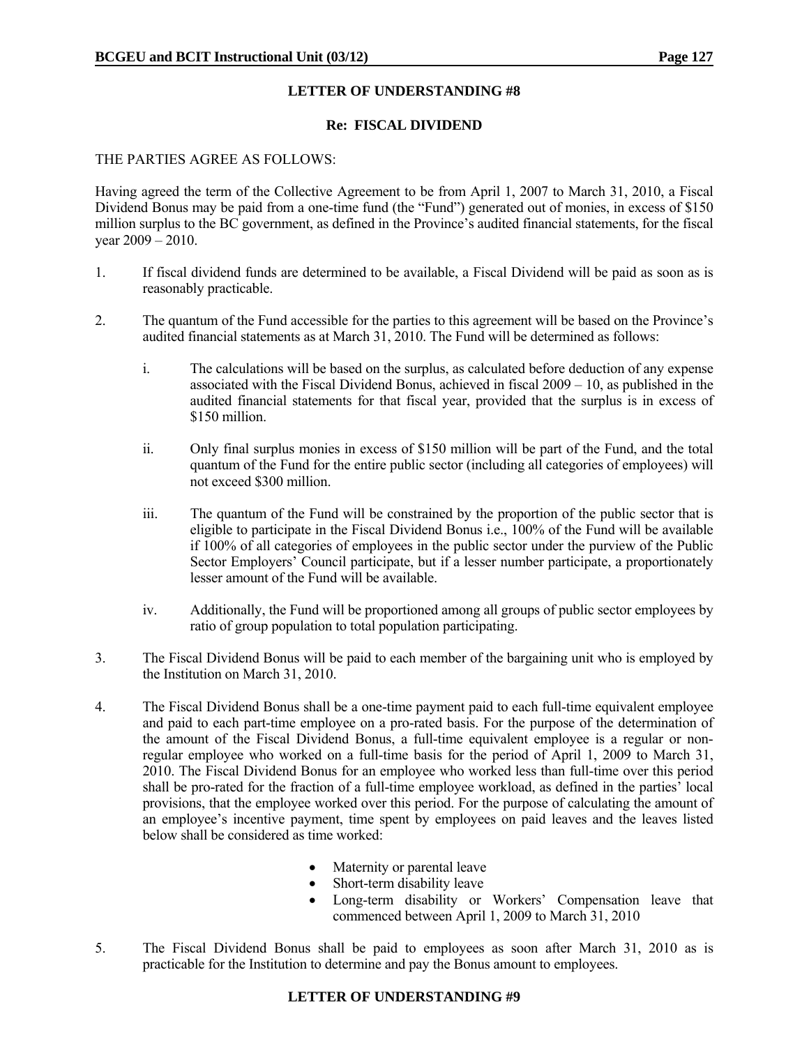## LETTER OF UNDERSTANDING #8

### Re: FISCAL DIVIDEND

THE PARTIES AGREE AS FOLLOWS:

Having agreed the term of the Collective Agreement to be from April 1, 2007 to March 31, 2010, a Fiscal Dividend Bonus may be paid from a one-time fund (the "Fund") generated out of monies, in excess of $150 million surplus to the BC government, as defined in the Province's audited financial statements, for the fiscal year 2009 – 2010.

1. If fiscal dividend funds are determined to be available, a Fiscal Dividend will be paid as soon as is reasonably practicable.

2. The quantum of the Fund accessible for the parties to this agreement will be based on the Province's audited financial statements as at March 31, 2010. The Fund will be determined as follows:

   i. The calculations will be based on the surplus, as calculated before deduction of any expense associated with the Fiscal Dividend Bonus, achieved in fiscal 2009 – 10, as published in the audited financial statements for that fiscal year, provided that the surplus is in excess of $150 million.

   ii. Only final surplus monies in excess of $150 million will be part of the Fund, and the total quantum of the Fund for the entire public sector (including all categories of employees) will not exceed $300 million.

   iii. The quantum of the Fund will be constrained by the proportion of the public sector that is eligible to participate in the Fiscal Dividend Bonus i.e., 100% of the Fund will be available if 100% of all categories of employees in the public sector under the purview of the Public Sector Employers' Council participate, but if a lesser number participate, a proportionately lesser amount of the Fund will be available.

   iv. Additionally, the Fund will be proportioned among all groups of public sector employees by ratio of group population to total population participating.

3. The Fiscal Dividend Bonus will be paid to each member of the bargaining unit who is employed by the Institution on March 31, 2010.

4. The Fiscal Dividend Bonus shall be a one-time payment paid to each full-time equivalent employee and paid to each part-time employee on a pro-rated basis. For the purpose of the determination of the amount of the Fiscal Dividend Bonus, a full-time equivalent employee is a regular or non-regular employee who worked on a full-time basis for the period of April 1, 2009 to March 31, 2010. The Fiscal Dividend Bonus for an employee who worked less than full-time over this period shall be pro-rated for the fraction of a full-time employee workload, as defined in the parties' local provisions, that the employee worked over this period. For the purpose of calculating the amount of an employee's incentive payment, time spent by employees on paid leaves and the leaves listed below shall be considered as time worked:

   - Maternity or parental leave
   - Short-term disability leave
   - Long-term disability or Workers' Compensation leave that commenced between April 1, 2009 to March 31, 2010

5. The Fiscal Dividend Bonus shall be paid to employees as soon after March 31, 2010 as is practicable for the Institution to determine and pay the Bonus amount to employees.

## LETTER OF UNDERSTANDING #9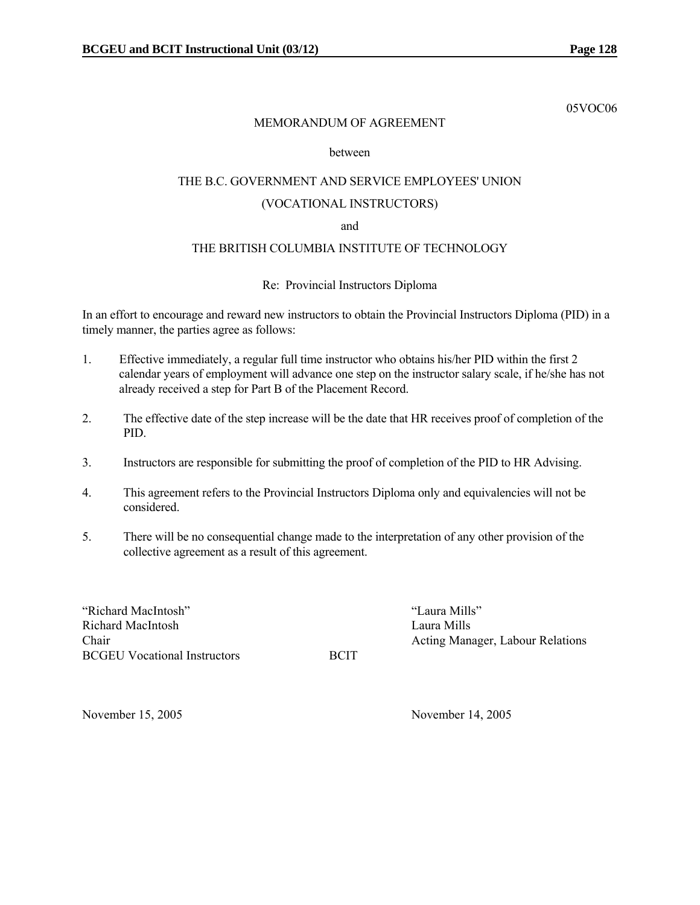05VOC06

MEMORANDUM OF AGREEMENT

between

THE B.C. GOVERNMENT AND SERVICE EMPLOYEES' UNION

(VOCATIONAL INSTRUCTORS)

and

THE BRITISH COLUMBIA INSTITUTE OF TECHNOLOGY

Re: Provincial Instructors Diploma

In an effort to encourage and reward new instructors to obtain the Provincial Instructors Diploma (PID) in a timely manner, the parties agree as follows:

1. Effective immediately, a regular full time instructor who obtains his/her PID within the first 2 calendar years of employment will advance one step on the instructor salary scale, if he/she has not already received a step for Part B of the Placement Record.

2. The effective date of the step increase will be the date that HR receives proof of completion of the PID.

3. Instructors are responsible for submitting the proof of completion of the PID to HR Advising.

4. This agreement refers to the Provincial Instructors Diploma only and equivalencies will not be considered.

5. There will be no consequential change made to the interpretation of any other provision of the collective agreement as a result of this agreement.

| | |
|---|---|
| "Richard MacIntosh" | "Laura Mills" |
| Richard MacIntosh | Laura Mills |
| Chair | Acting Manager, Labour Relations |
| BCGEU Vocational Instructors | BCIT |
| | |
| November 15, 2005 | November 14, 2005 |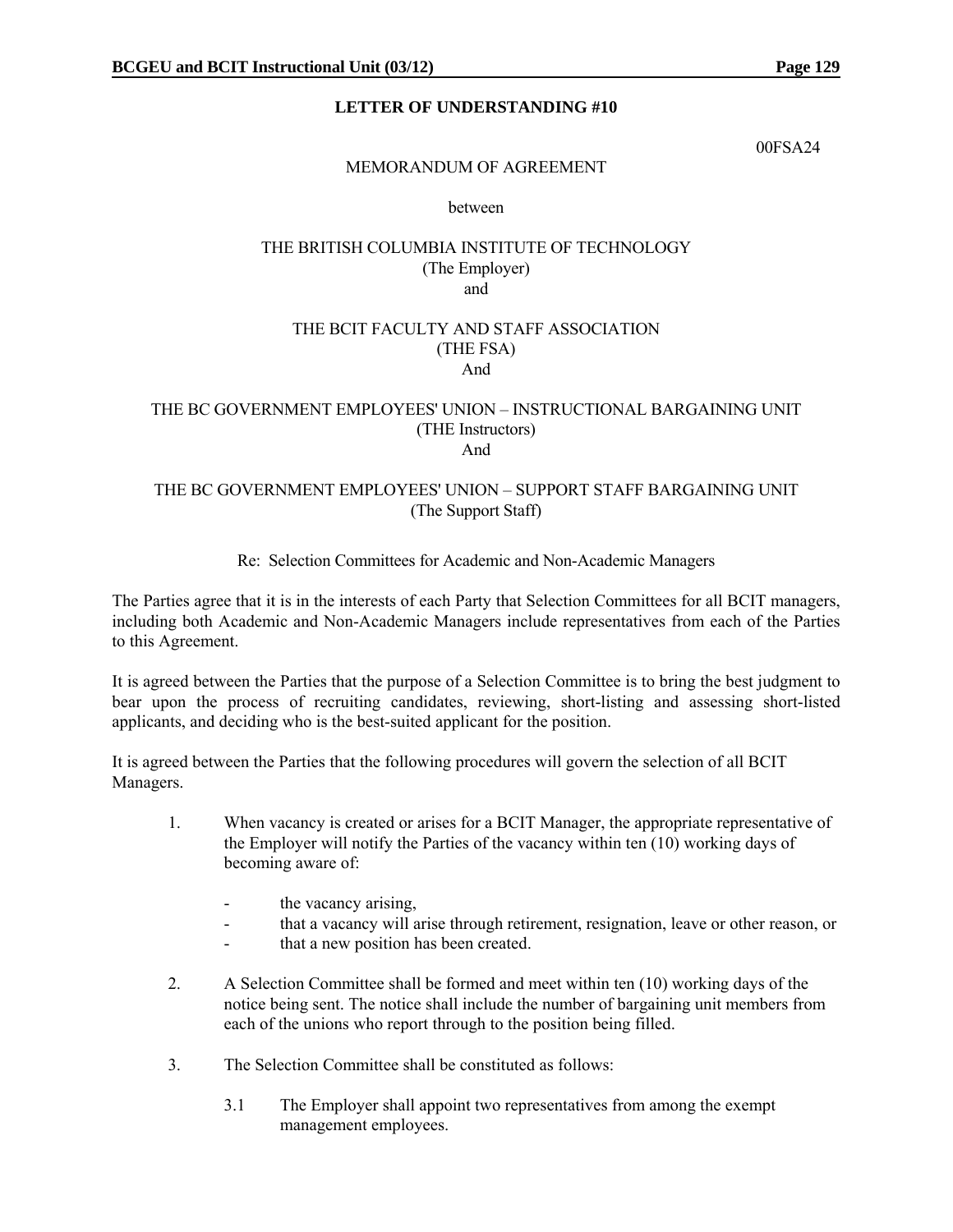## LETTER OF UNDERSTANDING #10

00FSA24

MEMORANDUM OF AGREEMENT

between

THE BRITISH COLUMBIA INSTITUTE OF TECHNOLOGY
(The Employer)
and

THE BCIT FACULTY AND STAFF ASSOCIATION
(THE FSA)
And

THE BC GOVERNMENT EMPLOYEES' UNION – INSTRUCTIONAL BARGAINING UNIT
(THE Instructors)
And

THE BC GOVERNMENT EMPLOYEES' UNION – SUPPORT STAFF BARGAINING UNIT
(The Support Staff)

Re: Selection Committees for Academic and Non-Academic Managers

The Parties agree that it is in the interests of each Party that Selection Committees for all BCIT managers, including both Academic and Non-Academic Managers include representatives from each of the Parties to this Agreement.

It is agreed between the Parties that the purpose of a Selection Committee is to bring the best judgment to bear upon the process of recruiting candidates, reviewing, short-listing and assessing short-listed applicants, and deciding who is the best-suited applicant for the position.

It is agreed between the Parties that the following procedures will govern the selection of all BCIT Managers.

1. When vacancy is created or arises for a BCIT Manager, the appropriate representative of the Employer will notify the Parties of the vacancy within ten (10) working days of becoming aware of:

   - the vacancy arising,
   - that a vacancy will arise through retirement, resignation, leave or other reason, or
   - that a new position has been created.

2. A Selection Committee shall be formed and meet within ten (10) working days of the notice being sent. The notice shall include the number of bargaining unit members from each of the unions who report through to the position being filled.

3. The Selection Committee shall be constituted as follows:

   3.1 The Employer shall appoint two representatives from among the exempt management employees.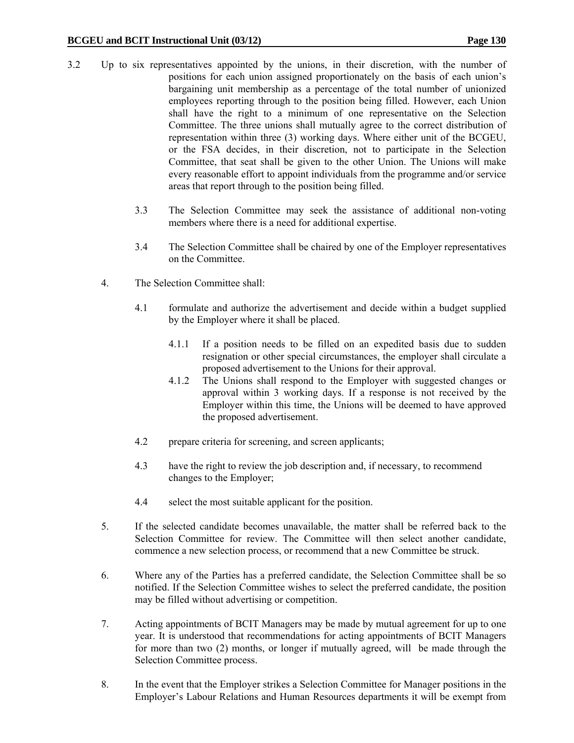3.2 Up to six representatives appointed by the unions, in their discretion, with the number of positions for each union assigned proportionately on the basis of each union's bargaining unit membership as a percentage of the total number of unionized employees reporting through to the position being filled. However, each Union shall have the right to a minimum of one representative on the Selection Committee. The three unions shall mutually agree to the correct distribution of representation within three (3) working days. Where either unit of the BCGEU, or the FSA decides, in their discretion, not to participate in the Selection Committee, that seat shall be given to the other Union. The Unions will make every reasonable effort to appoint individuals from the programme and/or service areas that report through to the position being filled.

3.3 The Selection Committee may seek the assistance of additional non-voting members where there is a need for additional expertise.

3.4 The Selection Committee shall be chaired by one of the Employer representatives on the Committee.

4. The Selection Committee shall:

4.1 formulate and authorize the advertisement and decide within a budget supplied by the Employer where it shall be placed.

4.1.1 If a position needs to be filled on an expedited basis due to sudden resignation or other special circumstances, the employer shall circulate a proposed advertisement to the Unions for their approval.

4.1.2 The Unions shall respond to the Employer with suggested changes or approval within 3 working days. If a response is not received by the Employer within this time, the Unions will be deemed to have approved the proposed advertisement.

4.2 prepare criteria for screening, and screen applicants;

4.3 have the right to review the job description and, if necessary, to recommend changes to the Employer;

4.4 select the most suitable applicant for the position.

5. If the selected candidate becomes unavailable, the matter shall be referred back to the Selection Committee for review. The Committee will then select another candidate, commence a new selection process, or recommend that a new Committee be struck.

6. Where any of the Parties has a preferred candidate, the Selection Committee shall be so notified. If the Selection Committee wishes to select the preferred candidate, the position may be filled without advertising or competition.

7. Acting appointments of BCIT Managers may be made by mutual agreement for up to one year. It is understood that recommendations for acting appointments of BCIT Managers for more than two (2) months, or longer if mutually agreed, will be made through the Selection Committee process.

8. In the event that the Employer strikes a Selection Committee for Manager positions in the Employer's Labour Relations and Human Resources departments it will be exempt from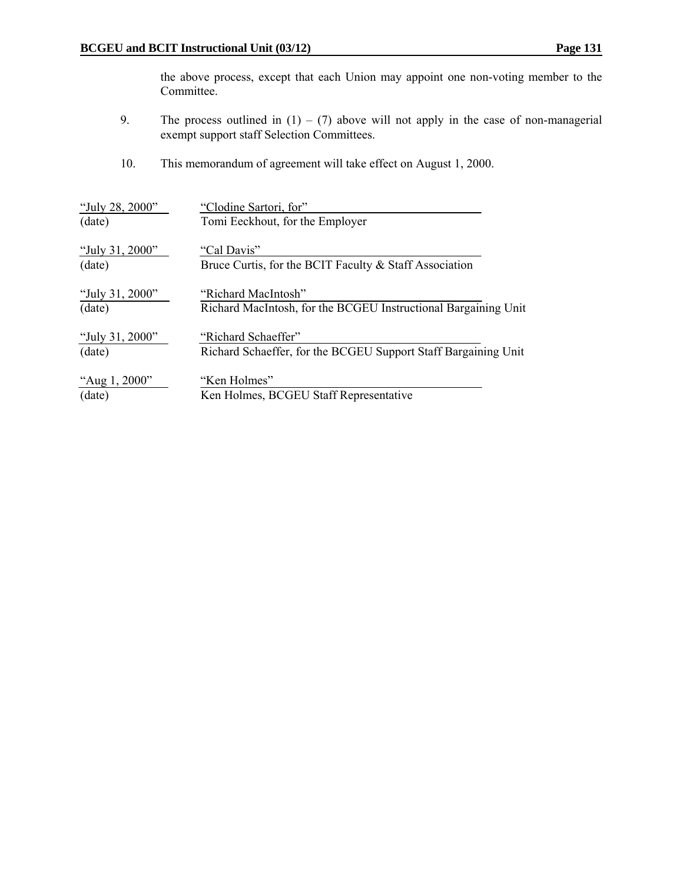the above process, except that each Union may appoint one non-voting member to the Committee.

9. The process outlined in (1) – (7) above will not apply in the case of non-managerial exempt support staff Selection Committees.

10. This memorandum of agreement will take effect on August 1, 2000.

| | |
|---|---|
| "July 28, 2000" | "Clodine Sartori, for" |
| (date) | Tomi Eeckhout, for the Employer |
| "July 31, 2000" | "Cal Davis" |
| (date) | Bruce Curtis, for the BCIT Faculty & Staff Association |
| "July 31, 2000" | "Richard MacIntosh" |
| (date) | Richard MacIntosh, for the BCGEU Instructional Bargaining Unit |
| "July 31, 2000" | "Richard Schaeffer" |
| (date) | Richard Schaeffer, for the BCGEU Support Staff Bargaining Unit |
| "Aug 1, 2000" | "Ken Holmes" |
| (date) | Ken Holmes, BCGEU Staff Representative |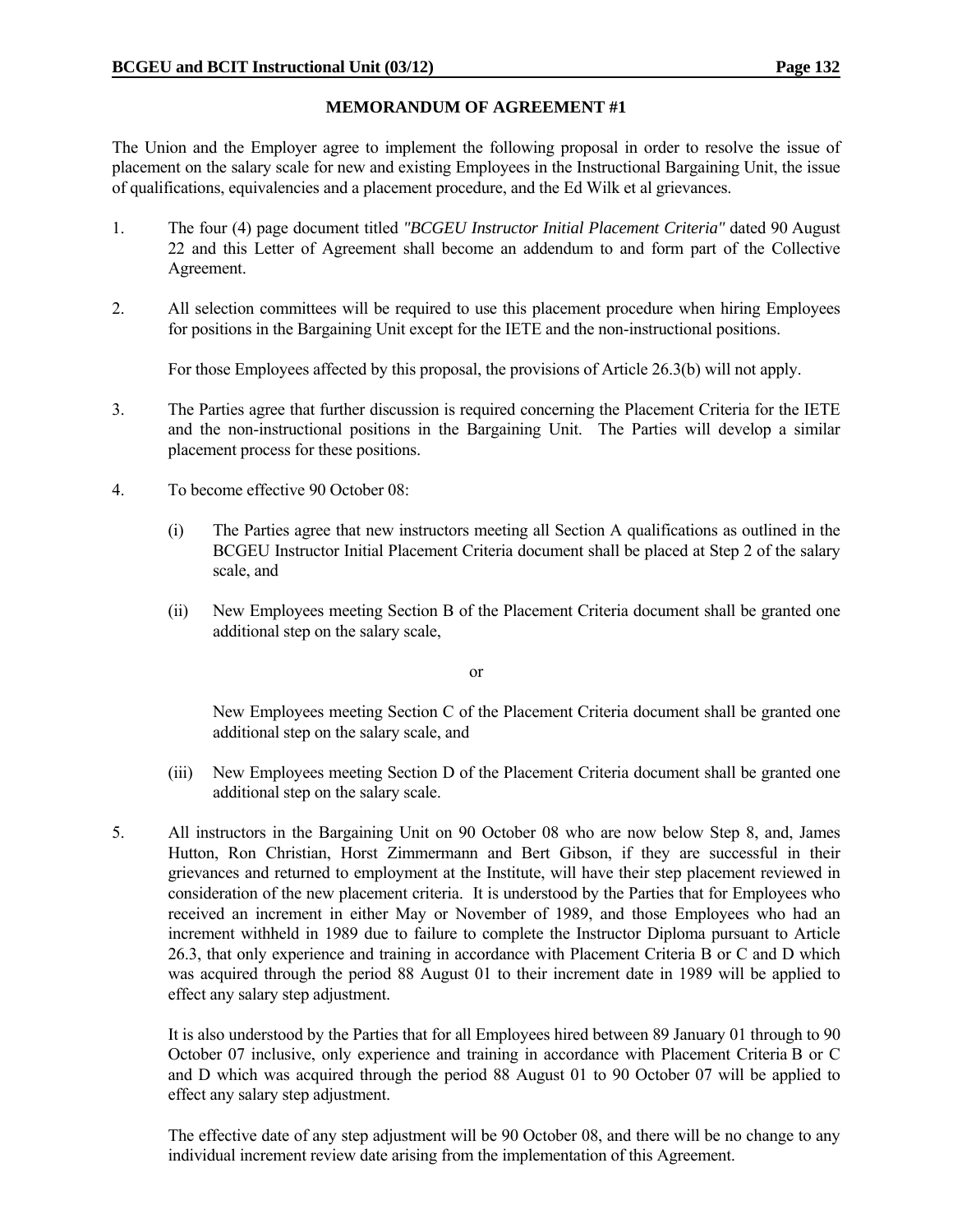## MEMORANDUM OF AGREEMENT #1

The Union and the Employer agree to implement the following proposal in order to resolve the issue of placement on the salary scale for new and existing Employees in the Instructional Bargaining Unit, the issue of qualifications, equivalencies and a placement procedure, and the Ed Wilk et al grievances.

1. The four (4) page document titled *"BCGEU Instructor Initial Placement Criteria"* dated 90 August 22 and this Letter of Agreement shall become an addendum to and form part of the Collective Agreement.

2. All selection committees will be required to use this placement procedure when hiring Employees for positions in the Bargaining Unit except for the IETE and the non-instructional positions.

   For those Employees affected by this proposal, the provisions of Article 26.3(b) will not apply.

3. The Parties agree that further discussion is required concerning the Placement Criteria for the IETE and the non-instructional positions in the Bargaining Unit. The Parties will develop a similar placement process for these positions.

4. To become effective 90 October 08:

   (i) The Parties agree that new instructors meeting all Section A qualifications as outlined in the BCGEU Instructor Initial Placement Criteria document shall be placed at Step 2 of the salary scale, and

   (ii) New Employees meeting Section B of the Placement Criteria document shall be granted one additional step on the salary scale,

   or

   New Employees meeting Section C of the Placement Criteria document shall be granted one additional step on the salary scale, and

   (iii) New Employees meeting Section D of the Placement Criteria document shall be granted one additional step on the salary scale.

5. All instructors in the Bargaining Unit on 90 October 08 who are now below Step 8, and, James Hutton, Ron Christian, Horst Zimmermann and Bert Gibson, if they are successful in their grievances and returned to employment at the Institute, will have their step placement reviewed in consideration of the new placement criteria. It is understood by the Parties that for Employees who received an increment in either May or November of 1989, and those Employees who had an increment withheld in 1989 due to failure to complete the Instructor Diploma pursuant to Article 26.3, that only experience and training in accordance with Placement Criteria B or C and D which was acquired through the period 88 August 01 to their increment date in 1989 will be applied to effect any salary step adjustment.

   It is also understood by the Parties that for all Employees hired between 89 January 01 through to 90 October 07 inclusive, only experience and training in accordance with Placement Criteria B or C and D which was acquired through the period 88 August 01 to 90 October 07 will be applied to effect any salary step adjustment.

   The effective date of any step adjustment will be 90 October 08, and there will be no change to any individual increment review date arising from the implementation of this Agreement.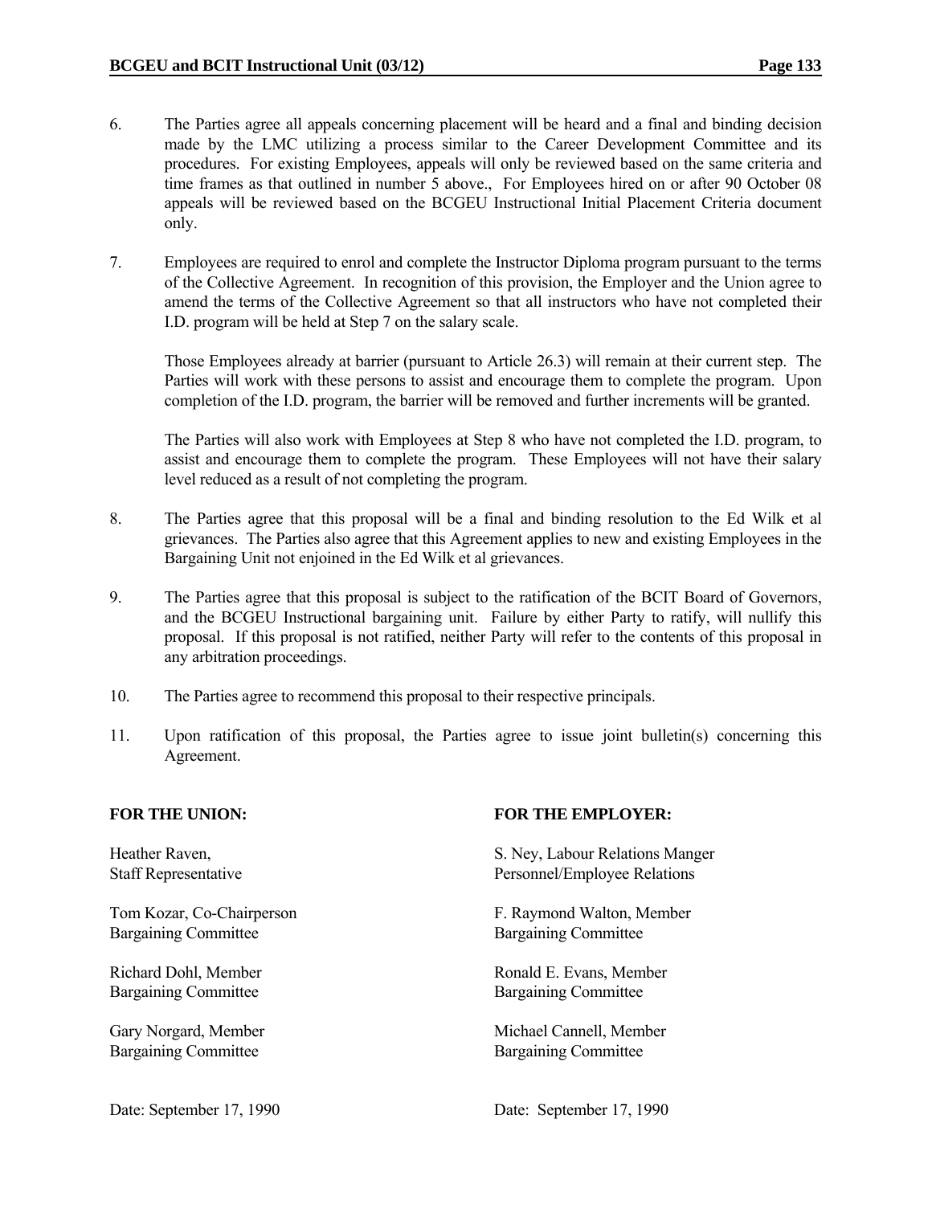6. The Parties agree all appeals concerning placement will be heard and a final and binding decision made by the LMC utilizing a process similar to the Career Development Committee and its procedures. For existing Employees, appeals will only be reviewed based on the same criteria and time frames as that outlined in number 5 above., For Employees hired on or after 90 October 08 appeals will be reviewed based on the BCGEU Instructional Initial Placement Criteria document only.

7. Employees are required to enrol and complete the Instructor Diploma program pursuant to the terms of the Collective Agreement. In recognition of this provision, the Employer and the Union agree to amend the terms of the Collective Agreement so that all instructors who have not completed their I.D. program will be held at Step 7 on the salary scale.

   Those Employees already at barrier (pursuant to Article 26.3) will remain at their current step. The Parties will work with these persons to assist and encourage them to complete the program. Upon completion of the I.D. program, the barrier will be removed and further increments will be granted.

   The Parties will also work with Employees at Step 8 who have not completed the I.D. program, to assist and encourage them to complete the program. These Employees will not have their salary level reduced as a result of not completing the program.

8. The Parties agree that this proposal will be a final and binding resolution to the Ed Wilk et al grievances. The Parties also agree that this Agreement applies to new and existing Employees in the Bargaining Unit not enjoined in the Ed Wilk et al grievances.

9. The Parties agree that this proposal is subject to the ratification of the BCIT Board of Governors, and the BCGEU Instructional bargaining unit. Failure by either Party to ratify, will nullify this proposal. If this proposal is not ratified, neither Party will refer to the contents of this proposal in any arbitration proceedings.

10. The Parties agree to recommend this proposal to their respective principals.

11. Upon ratification of this proposal, the Parties agree to issue joint bulletin(s) concerning this Agreement.

| **FOR THE UNION:** | **FOR THE EMPLOYER:** |
|---|---|
| Heather Raven,<br>Staff Representative | S. Ney, Labour Relations Manger<br>Personnel/Employee Relations |
| Tom Kozar, Co-Chairperson<br>Bargaining Committee | F. Raymond Walton, Member<br>Bargaining Committee |
| Richard Dohl, Member<br>Bargaining Committee | Ronald E. Evans, Member<br>Bargaining Committee |
| Gary Norgard, Member<br>Bargaining Committee | Michael Cannell, Member<br>Bargaining Committee |
| Date: September 17, 1990 | Date: September 17, 1990 |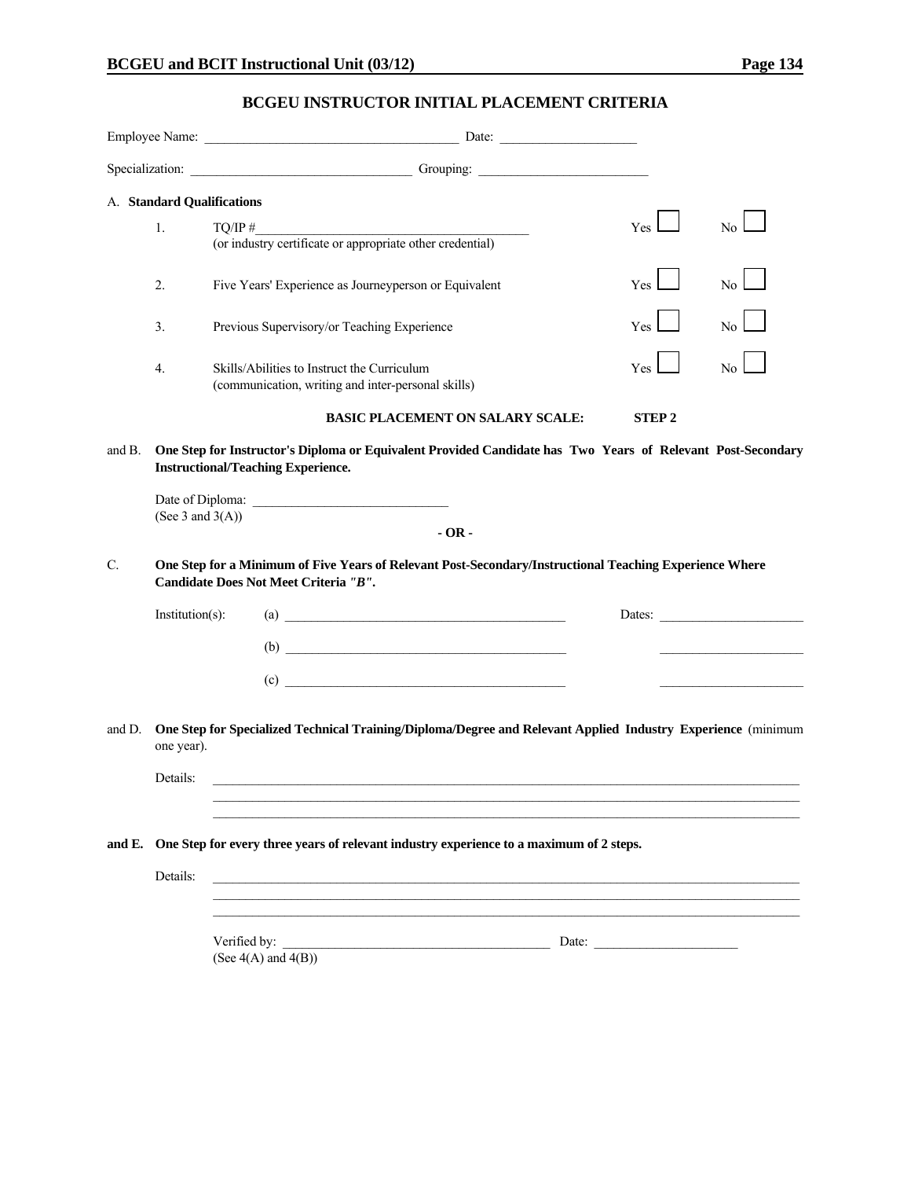## BCGEU INSTRUCTOR INITIAL PLACEMENT CRITERIA

Employee Name: ______________________________________ Date: ____________________

Specialization: ________________________________ Grouping: ________________________

A. **Standard Qualifications**

| | | Yes | No |
|---|---|---|---|
| 1. | TQ/IP #________________________________________ (or industry certificate or appropriate other credential) | ☐ | ☐ |
| 2. | Five Years' Experience as Journeyperson or Equivalent | ☐ | ☐ |
| 3. | Previous Supervisory/or Teaching Experience | ☐ | ☐ |
| 4. | Skills/Abilities to Instruct the Curriculum (communication, writing and inter-personal skills) | ☐ | ☐ |

**BASIC PLACEMENT ON SALARY SCALE: STEP 2**

and B. **One Step for Instructor's Diploma or Equivalent Provided Candidate has Two Years of Relevant Post-Secondary Instructional/Teaching Experience.**

Date of Diploma: _____________________________
(See 3 and 3(A))

**- OR -**

C. **One Step for a Minimum of Five Years of Relevant Post-Secondary/Instructional Teaching Experience Where Candidate Does Not Meet Criteria *"B"*.**

Institution(s):
(a) ___________________________________________ Dates: _____________________
(b) ___________________________________________ _____________________
(c) ___________________________________________ _____________________

and D. **One Step for Specialized Technical Training/Diploma/Degree and Relevant Applied Industry Experience** (minimum one year).

Details: ________________________________________________________________________________________
________________________________________________________________________________________
________________________________________________________________________________________

**and E. One Step for every three years of relevant industry experience to a maximum of 2 steps.**

Details: ________________________________________________________________________________________
________________________________________________________________________________________
________________________________________________________________________________________

Verified by: ________________________________________ Date: _____________________
(See 4(A) and 4(B))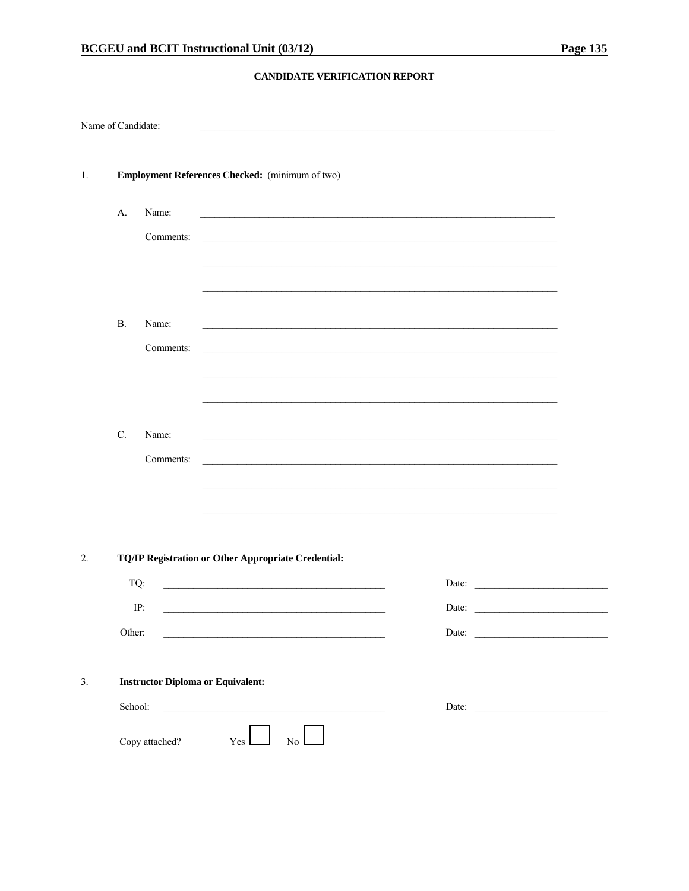## CANDIDATE VERIFICATION REPORT

Name of Candidate: ______________________________________________________________

1. **Employment References Checked:** (minimum of two)

   A. Name: ______________________________________________________________

      Comments: ______________________________________________________________

      ______________________________________________________________

      ______________________________________________________________

   B. Name: ______________________________________________________________

      Comments: ______________________________________________________________

      ______________________________________________________________

      ______________________________________________________________

   C. Name: ______________________________________________________________

      Comments: ______________________________________________________________

      ______________________________________________________________

      ______________________________________________________________

2. **TQ/IP Registration or Other Appropriate Credential:**

   TQ: ________________________________________ Date: ______________________

   IP: ________________________________________ Date: ______________________

   Other: ________________________________________ Date: ______________________

3. **Instructor Diploma or Equivalent:**

   School: ________________________________________ Date: ______________________

   Copy attached? Yes ☐ No ☐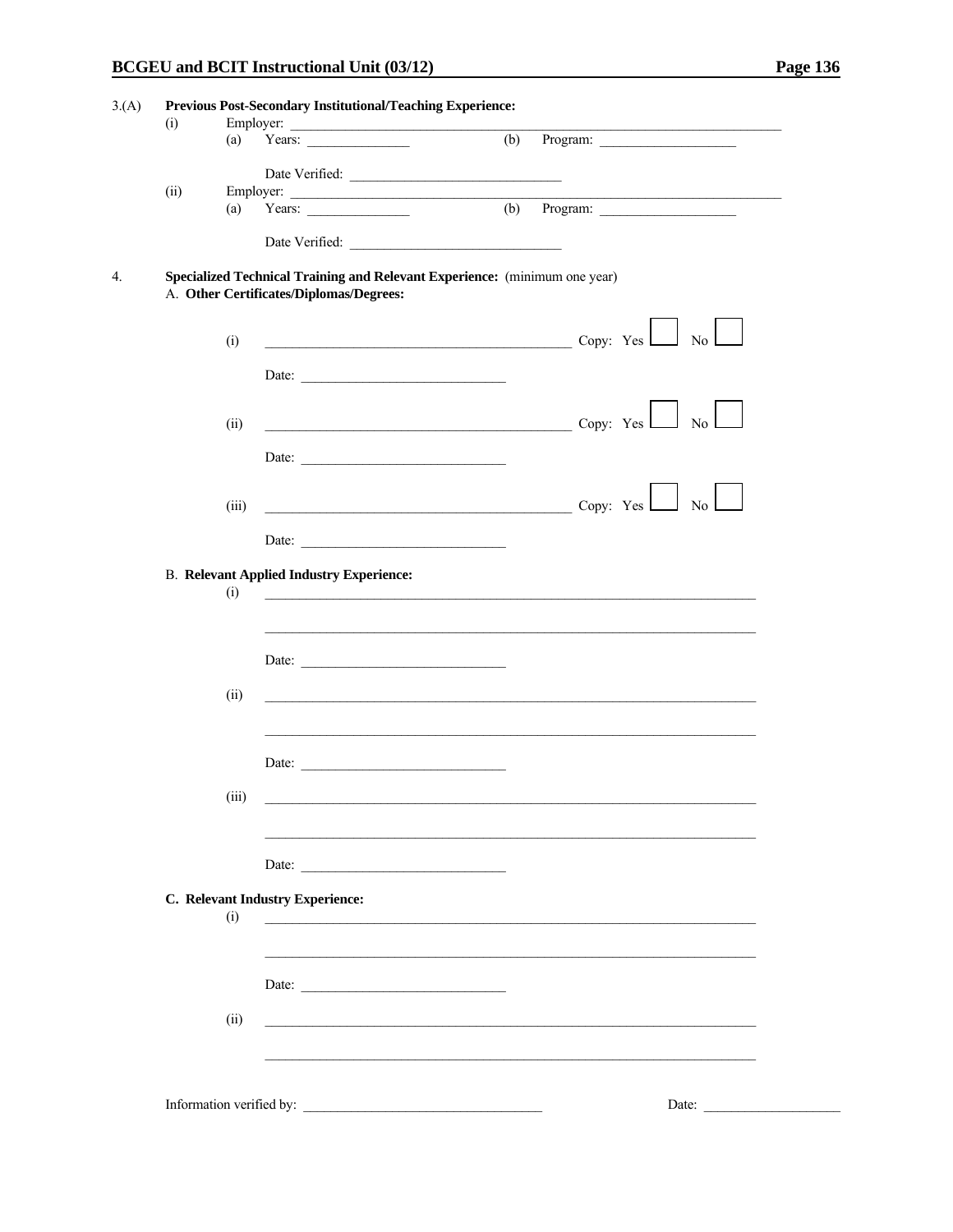3.(A) **Previous Post-Secondary Institutional/Teaching Experience:**

(i) Employer: ______________________________________________

(a) Years: ______________ (b) Program: ____________________

Date Verified: ______________________________

(ii) Employer: ______________________________________________

(a) Years: ______________ (b) Program: ____________________

Date Verified: ______________________________

4. **Specialized Technical Training and Relevant Experience:** (minimum one year)

A. **Other Certificates/Diplomas/Degrees:**

(i) ______________________________________________ Copy: Yes ☐ No ☐

Date: ______________________________

(ii) ______________________________________________ Copy: Yes ☐ No ☐

Date: ______________________________

(iii) ______________________________________________ Copy: Yes ☐ No ☐

Date: ______________________________

B. **Relevant Applied Industry Experience:**

(i) ________________________________________________________________________

________________________________________________________________________

Date: ______________________________

(ii) ________________________________________________________________________

________________________________________________________________________

Date: ______________________________

(iii) ________________________________________________________________________

________________________________________________________________________

Date: ______________________________

**C. Relevant Industry Experience:**

(i) ________________________________________________________________________

________________________________________________________________________

Date: ______________________________

(ii) ________________________________________________________________________

________________________________________________________________________

Information verified by: ___________________________________ Date: ____________________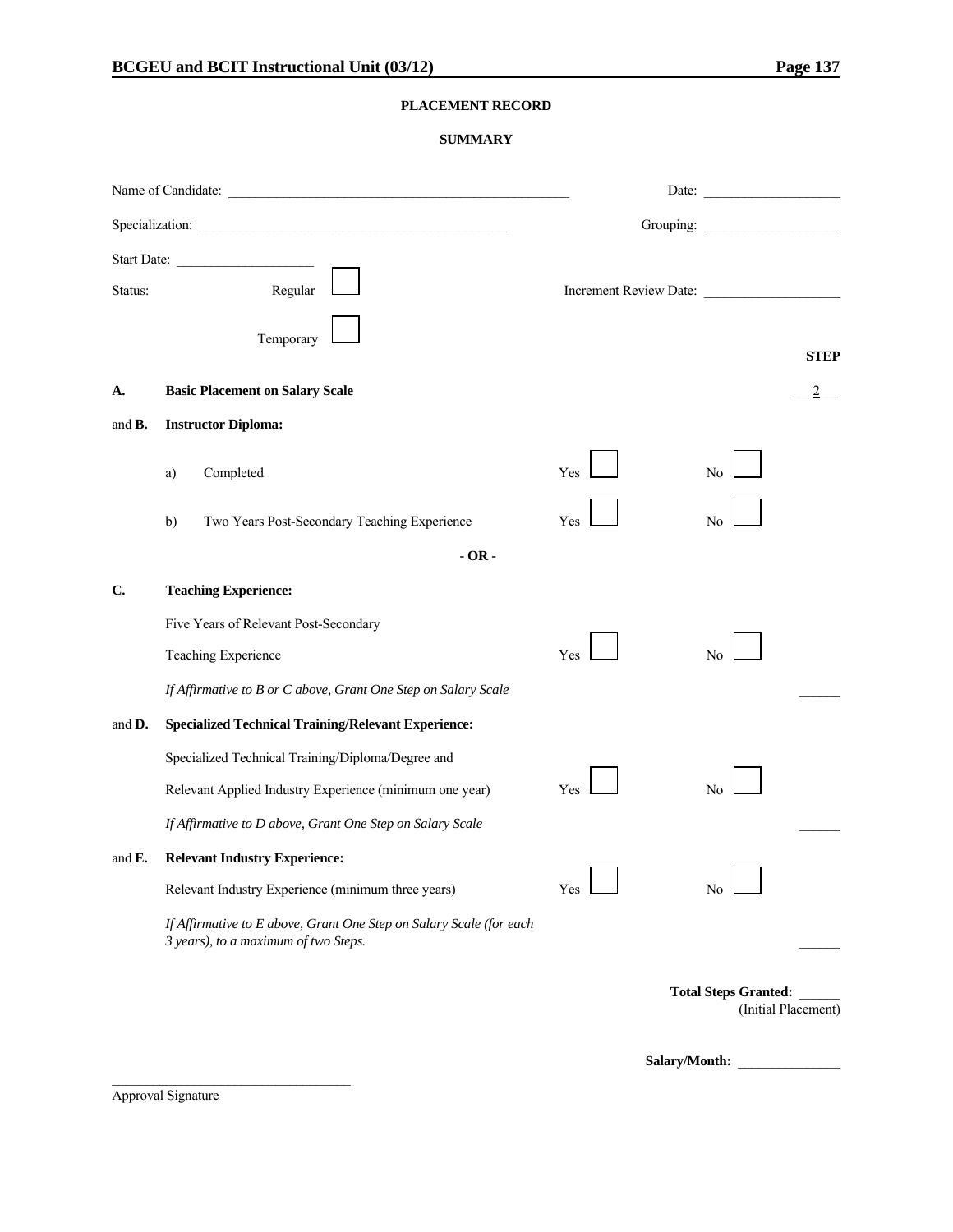## PLACEMENT RECORD

### SUMMARY

Name of Candidate: ______________________________ Date: ______________

Specialization: ______________________________ Grouping: ______________

Start Date: ______________

Status: Regular ☐ Increment Review Date: ______________

Temporary ☐

| | | | | STEP |
|---|---|---|---|---|
| **A.** | **Basic Placement on Salary Scale** | | | 2 |
| and **B.** | **Instructor Diploma:** | | | |
| | a) Completed | Yes ☐ | No ☐ | |
| | b) Two Years Post-Secondary Teaching Experience | Yes ☐ | No ☐ | |
| | **- OR -** | | | |
| **C.** | **Teaching Experience:** | | | |
| | Five Years of Relevant Post-Secondary Teaching Experience | Yes ☐ | No ☐ | |
| | *If Affirmative to B or C above, Grant One Step on Salary Scale* | | | ______ |
| and **D.** | **Specialized Technical Training/Relevant Experience:** | | | |
| | Specialized Technical Training/Diploma/Degree and Relevant Applied Industry Experience (minimum one year) | Yes ☐ | No ☐ | |
| | *If Affirmative to D above, Grant One Step on Salary Scale* | | | ______ |
| and **E.** | **Relevant Industry Experience:** | | | |
| | Relevant Industry Experience (minimum three years) | Yes ☐ | No ☐ | |
| | *If Affirmative to E above, Grant One Step on Salary Scale (for each 3 years), to a maximum of two Steps.* | | | ______ |

**Total Steps Granted:** ______
(Initial Placement)

**Salary/Month:** ______________

______________________________
Approval Signature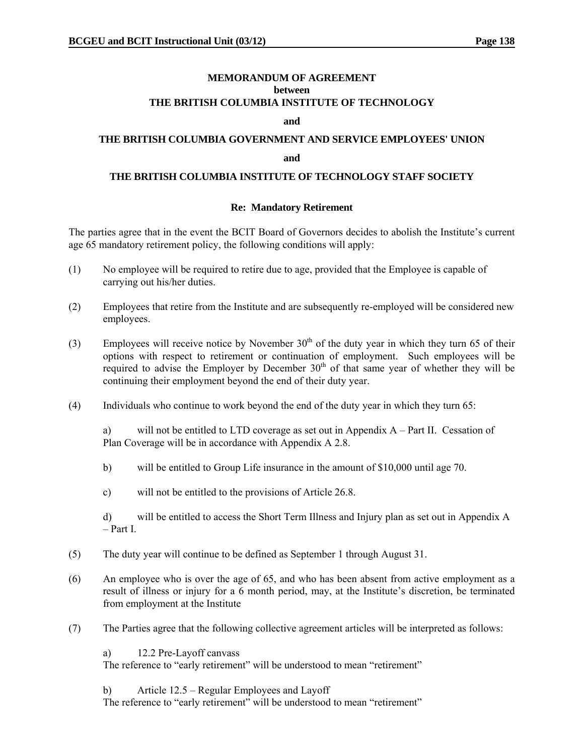**MEMORANDUM OF AGREEMENT**
**between**
**THE BRITISH COLUMBIA INSTITUTE OF TECHNOLOGY**

**and**

**THE BRITISH COLUMBIA GOVERNMENT AND SERVICE EMPLOYEES' UNION**

**and**

**THE BRITISH COLUMBIA INSTITUTE OF TECHNOLOGY STAFF SOCIETY**

**Re: Mandatory Retirement**

The parties agree that in the event the BCIT Board of Governors decides to abolish the Institute's current age 65 mandatory retirement policy, the following conditions will apply:

(1) No employee will be required to retire due to age, provided that the Employee is capable of carrying out his/her duties.

(2) Employees that retire from the Institute and are subsequently re-employed will be considered new employees.

(3) Employees will receive notice by November 30th of the duty year in which they turn 65 of their options with respect to retirement or continuation of employment. Such employees will be required to advise the Employer by December 30th of that same year of whether they will be continuing their employment beyond the end of their duty year.

(4) Individuals who continue to work beyond the end of the duty year in which they turn 65:

a) will not be entitled to LTD coverage as set out in Appendix A – Part II. Cessation of Plan Coverage will be in accordance with Appendix A 2.8.

b) will be entitled to Group Life insurance in the amount of $10,000 until age 70.

c) will not be entitled to the provisions of Article 26.8.

d) will be entitled to access the Short Term Illness and Injury plan as set out in Appendix A – Part I.

(5) The duty year will continue to be defined as September 1 through August 31.

(6) An employee who is over the age of 65, and who has been absent from active employment as a result of illness or injury for a 6 month period, may, at the Institute's discretion, be terminated from employment at the Institute

(7) The Parties agree that the following collective agreement articles will be interpreted as follows:

a) 12.2 Pre-Layoff canvass
The reference to "early retirement" will be understood to mean "retirement"

b) Article 12.5 – Regular Employees and Layoff
The reference to "early retirement" will be understood to mean "retirement"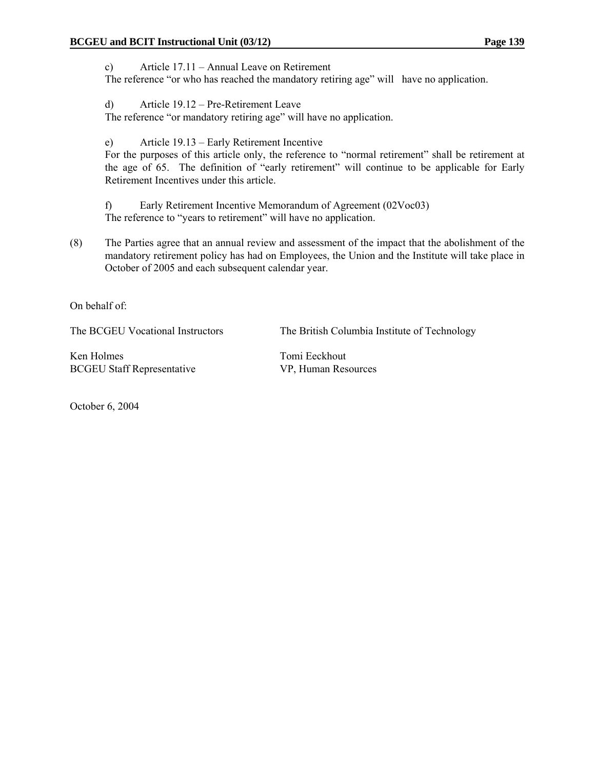c) Article 17.11 – Annual Leave on Retirement
The reference "or who has reached the mandatory retiring age" will have no application.

d) Article 19.12 – Pre-Retirement Leave
The reference "or mandatory retiring age" will have no application.

e) Article 19.13 – Early Retirement Incentive
For the purposes of this article only, the reference to "normal retirement" shall be retirement at the age of 65. The definition of "early retirement" will continue to be applicable for Early Retirement Incentives under this article.

f) Early Retirement Incentive Memorandum of Agreement (02Voc03)
The reference to "years to retirement" will have no application.

(8) The Parties agree that an annual review and assessment of the impact that the abolishment of the mandatory retirement policy has had on Employees, the Union and the Institute will take place in October of 2005 and each subsequent calendar year.

On behalf of:

| The BCGEU Vocational Instructors | The British Columbia Institute of Technology |
| --- | --- |
| Ken Holmes<br>BCGEU Staff Representative | Tomi Eeckhout<br>VP, Human Resources |

October 6, 2004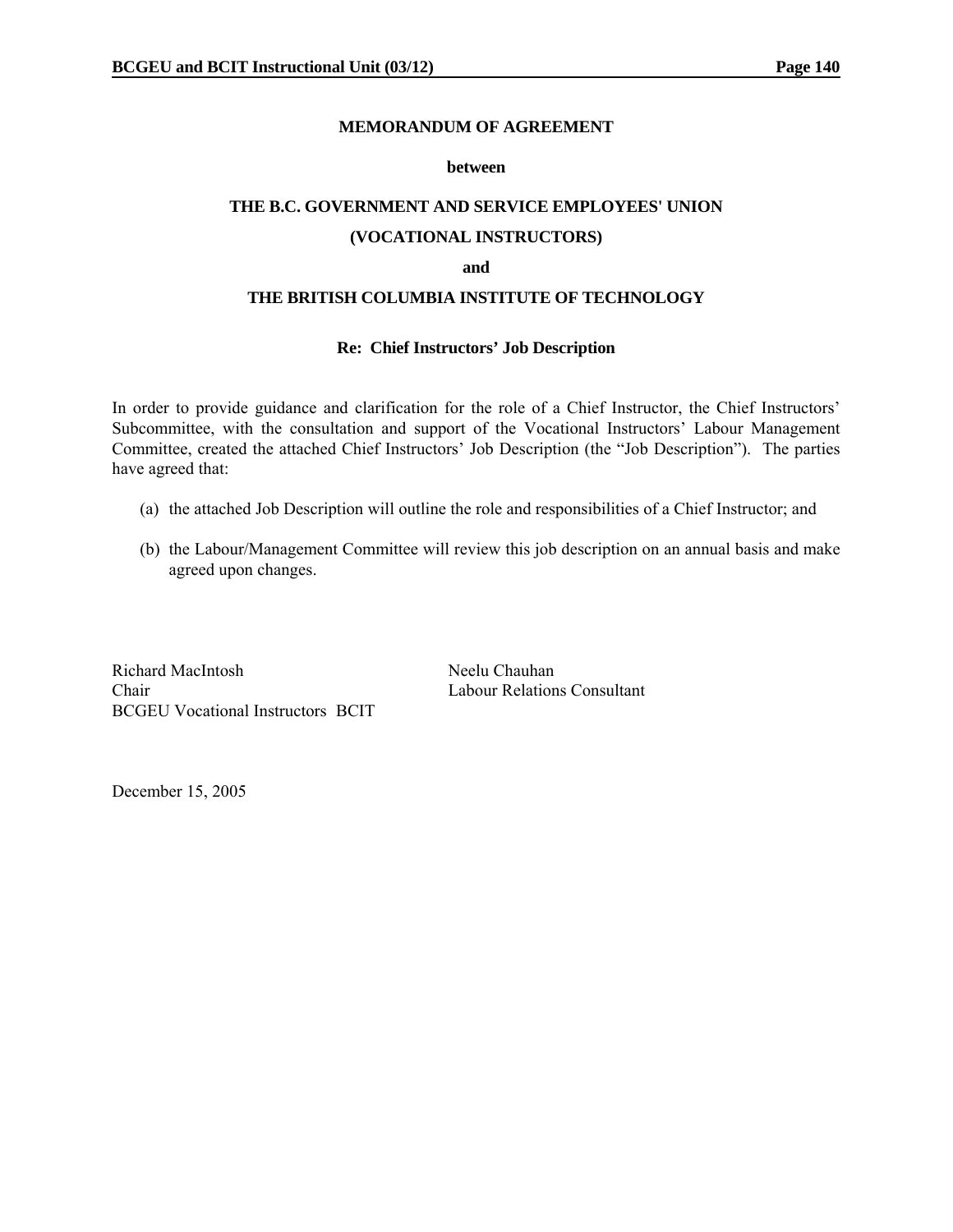# MEMORANDUM OF AGREEMENT

**between**

**THE B.C. GOVERNMENT AND SERVICE EMPLOYEES' UNION**

**(VOCATIONAL INSTRUCTORS)**

**and**

**THE BRITISH COLUMBIA INSTITUTE OF TECHNOLOGY**

**Re: Chief Instructors' Job Description**

In order to provide guidance and clarification for the role of a Chief Instructor, the Chief Instructors' Subcommittee, with the consultation and support of the Vocational Instructors' Labour Management Committee, created the attached Chief Instructors' Job Description (the "Job Description"). The parties have agreed that:

(a) the attached Job Description will outline the role and responsibilities of a Chief Instructor; and

(b) the Labour/Management Committee will review this job description on an annual basis and make agreed upon changes.

Richard MacIntosh
Chair
BCGEU Vocational Instructors BCIT

Neelu Chauhan
Labour Relations Consultant

December 15, 2005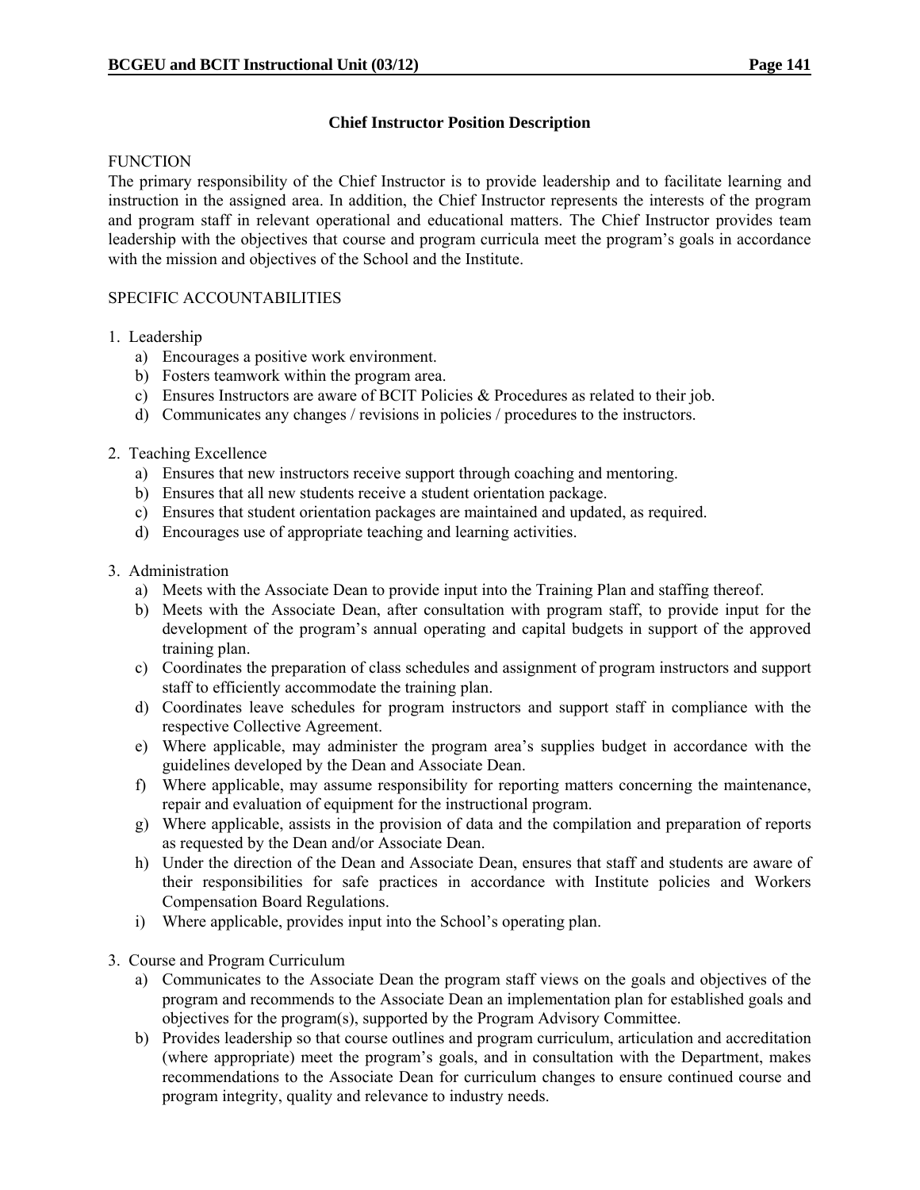## Chief Instructor Position Description

FUNCTION

The primary responsibility of the Chief Instructor is to provide leadership and to facilitate learning and instruction in the assigned area. In addition, the Chief Instructor represents the interests of the program and program staff in relevant operational and educational matters. The Chief Instructor provides team leadership with the objectives that course and program curricula meet the program's goals in accordance with the mission and objectives of the School and the Institute.

SPECIFIC ACCOUNTABILITIES

1. Leadership
   a) Encourages a positive work environment.
   b) Fosters teamwork within the program area.
   c) Ensures Instructors are aware of BCIT Policies & Procedures as related to their job.
   d) Communicates any changes / revisions in policies / procedures to the instructors.

2. Teaching Excellence
   a) Ensures that new instructors receive support through coaching and mentoring.
   b) Ensures that all new students receive a student orientation package.
   c) Ensures that student orientation packages are maintained and updated, as required.
   d) Encourages use of appropriate teaching and learning activities.

3. Administration
   a) Meets with the Associate Dean to provide input into the Training Plan and staffing thereof.
   b) Meets with the Associate Dean, after consultation with program staff, to provide input for the development of the program's annual operating and capital budgets in support of the approved training plan.
   c) Coordinates the preparation of class schedules and assignment of program instructors and support staff to efficiently accommodate the training plan.
   d) Coordinates leave schedules for program instructors and support staff in compliance with the respective Collective Agreement.
   e) Where applicable, may administer the program area's supplies budget in accordance with the guidelines developed by the Dean and Associate Dean.
   f) Where applicable, may assume responsibility for reporting matters concerning the maintenance, repair and evaluation of equipment for the instructional program.
   g) Where applicable, assists in the provision of data and the compilation and preparation of reports as requested by the Dean and/or Associate Dean.
   h) Under the direction of the Dean and Associate Dean, ensures that staff and students are aware of their responsibilities for safe practices in accordance with Institute policies and Workers Compensation Board Regulations.
   i) Where applicable, provides input into the School's operating plan.

3. Course and Program Curriculum
   a) Communicates to the Associate Dean the program staff views on the goals and objectives of the program and recommends to the Associate Dean an implementation plan for established goals and objectives for the program(s), supported by the Program Advisory Committee.
   b) Provides leadership so that course outlines and program curriculum, articulation and accreditation (where appropriate) meet the program's goals, and in consultation with the Department, makes recommendations to the Associate Dean for curriculum changes to ensure continued course and program integrity, quality and relevance to industry needs.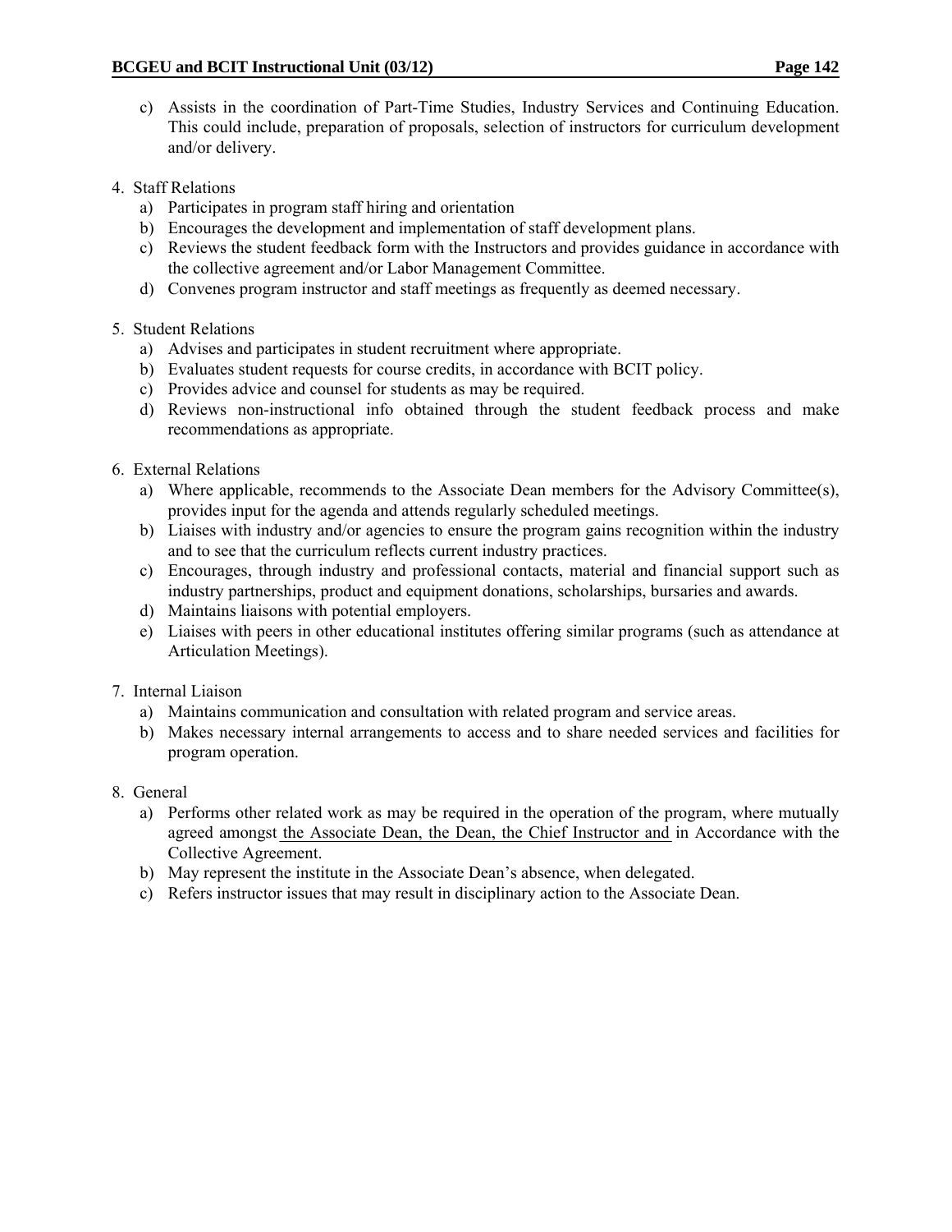c) Assists in the coordination of Part-Time Studies, Industry Services and Continuing Education. This could include, preparation of proposals, selection of instructors for curriculum development and/or delivery.

4. Staff Relations
   a) Participates in program staff hiring and orientation
   b) Encourages the development and implementation of staff development plans.
   c) Reviews the student feedback form with the Instructors and provides guidance in accordance with the collective agreement and/or Labor Management Committee.
   d) Convenes program instructor and staff meetings as frequently as deemed necessary.

5. Student Relations
   a) Advises and participates in student recruitment where appropriate.
   b) Evaluates student requests for course credits, in accordance with BCIT policy.
   c) Provides advice and counsel for students as may be required.
   d) Reviews non-instructional info obtained through the student feedback process and make recommendations as appropriate.

6. External Relations
   a) Where applicable, recommends to the Associate Dean members for the Advisory Committee(s), provides input for the agenda and attends regularly scheduled meetings.
   b) Liaises with industry and/or agencies to ensure the program gains recognition within the industry and to see that the curriculum reflects current industry practices.
   c) Encourages, through industry and professional contacts, material and financial support such as industry partnerships, product and equipment donations, scholarships, bursaries and awards.
   d) Maintains liaisons with potential employers.
   e) Liaises with peers in other educational institutes offering similar programs (such as attendance at Articulation Meetings).

7. Internal Liaison
   a) Maintains communication and consultation with related program and service areas.
   b) Makes necessary internal arrangements to access and to share needed services and facilities for program operation.

8. General
   a) Performs other related work as may be required in the operation of the program, where mutually agreed amongst the Associate Dean, the Dean, the Chief Instructor and in Accordance with the Collective Agreement.
   b) May represent the institute in the Associate Dean's absence, when delegated.
   c) Refers instructor issues that may result in disciplinary action to the Associate Dean.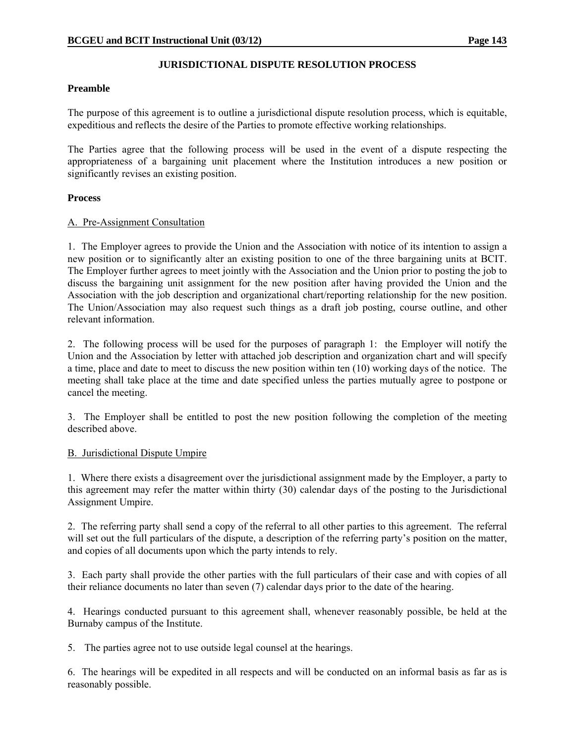# JURISDICTIONAL DISPUTE RESOLUTION PROCESS

**Preamble**

The purpose of this agreement is to outline a jurisdictional dispute resolution process, which is equitable, expeditious and reflects the desire of the Parties to promote effective working relationships.

The Parties agree that the following process will be used in the event of a dispute respecting the appropriateness of a bargaining unit placement where the Institution introduces a new position or significantly revises an existing position.

**Process**

A. Pre-Assignment Consultation

1. The Employer agrees to provide the Union and the Association with notice of its intention to assign a new position or to significantly alter an existing position to one of the three bargaining units at BCIT. The Employer further agrees to meet jointly with the Association and the Union prior to posting the job to discuss the bargaining unit assignment for the new position after having provided the Union and the Association with the job description and organizational chart/reporting relationship for the new position. The Union/Association may also request such things as a draft job posting, course outline, and other relevant information.

2. The following process will be used for the purposes of paragraph 1: the Employer will notify the Union and the Association by letter with attached job description and organization chart and will specify a time, place and date to meet to discuss the new position within ten (10) working days of the notice. The meeting shall take place at the time and date specified unless the parties mutually agree to postpone or cancel the meeting.

3. The Employer shall be entitled to post the new position following the completion of the meeting described above.

B. Jurisdictional Dispute Umpire

1. Where there exists a disagreement over the jurisdictional assignment made by the Employer, a party to this agreement may refer the matter within thirty (30) calendar days of the posting to the Jurisdictional Assignment Umpire.

2. The referring party shall send a copy of the referral to all other parties to this agreement. The referral will set out the full particulars of the dispute, a description of the referring party's position on the matter, and copies of all documents upon which the party intends to rely.

3. Each party shall provide the other parties with the full particulars of their case and with copies of all their reliance documents no later than seven (7) calendar days prior to the date of the hearing.

4. Hearings conducted pursuant to this agreement shall, whenever reasonably possible, be held at the Burnaby campus of the Institute.

5. The parties agree not to use outside legal counsel at the hearings.

6. The hearings will be expedited in all respects and will be conducted on an informal basis as far as is reasonably possible.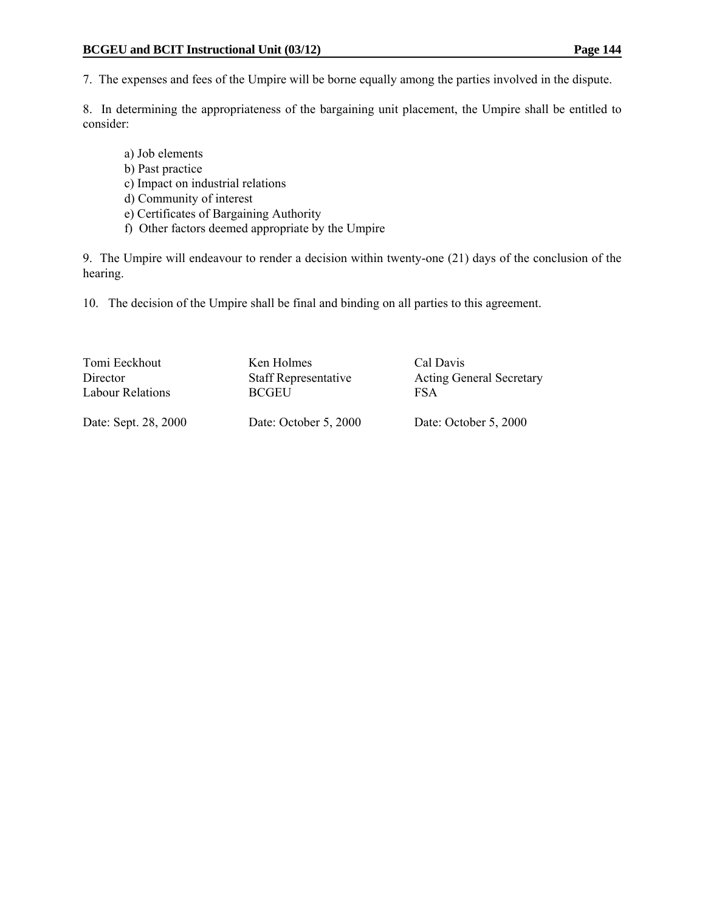7. The expenses and fees of the Umpire will be borne equally among the parties involved in the dispute.

8. In determining the appropriateness of the bargaining unit placement, the Umpire shall be entitled to consider:

a) Job elements
b) Past practice
c) Impact on industrial relations
d) Community of interest
e) Certificates of Bargaining Authority
f) Other factors deemed appropriate by the Umpire

9. The Umpire will endeavour to render a decision within twenty-one (21) days of the conclusion of the hearing.

10. The decision of the Umpire shall be final and binding on all parties to this agreement.

| | | |
|---|---|---|
| Tomi Eeckhout<br>Director<br>Labour Relations | Ken Holmes<br>Staff Representative<br>BCGEU | Cal Davis<br>Acting General Secretary<br>FSA |
| Date: Sept. 28, 2000 | Date: October 5, 2000 | Date: October 5, 2000 |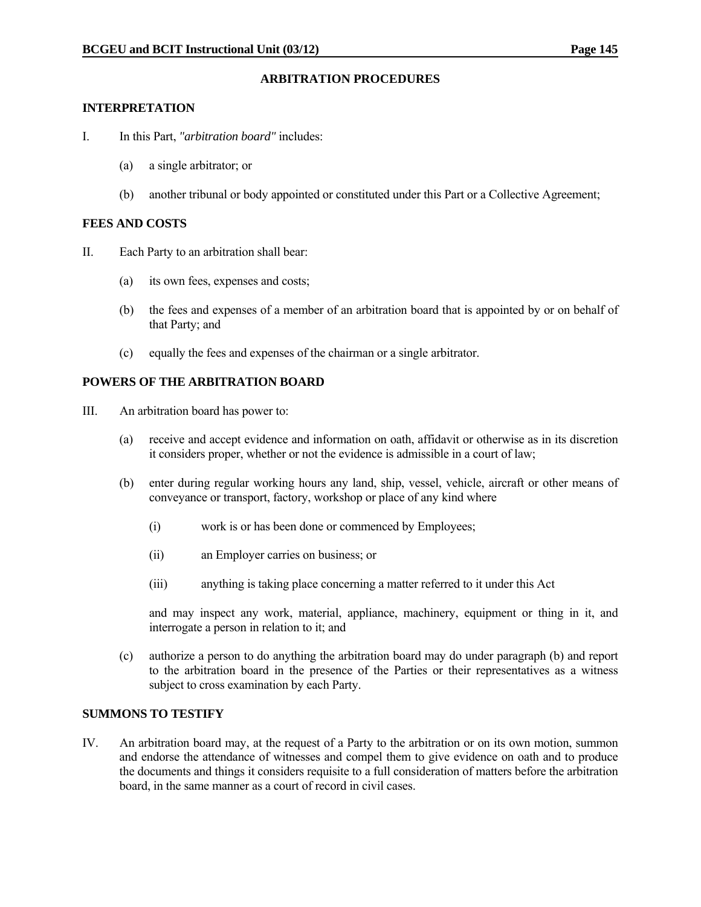## ARBITRATION PROCEDURES

### INTERPRETATION

I. In this Part, *"arbitration board"* includes:

(a) a single arbitrator; or

(b) another tribunal or body appointed or constituted under this Part or a Collective Agreement;

### FEES AND COSTS

II. Each Party to an arbitration shall bear:

(a) its own fees, expenses and costs;

(b) the fees and expenses of a member of an arbitration board that is appointed by or on behalf of that Party; and

(c) equally the fees and expenses of the chairman or a single arbitrator.

### POWERS OF THE ARBITRATION BOARD

III. An arbitration board has power to:

(a) receive and accept evidence and information on oath, affidavit or otherwise as in its discretion it considers proper, whether or not the evidence is admissible in a court of law;

(b) enter during regular working hours any land, ship, vessel, vehicle, aircraft or other means of conveyance or transport, factory, workshop or place of any kind where

(i) work is or has been done or commenced by Employees;

(ii) an Employer carries on business; or

(iii) anything is taking place concerning a matter referred to it under this Act

and may inspect any work, material, appliance, machinery, equipment or thing in it, and interrogate a person in relation to it; and

(c) authorize a person to do anything the arbitration board may do under paragraph (b) and report to the arbitration board in the presence of the Parties or their representatives as a witness subject to cross examination by each Party.

### SUMMONS TO TESTIFY

IV. An arbitration board may, at the request of a Party to the arbitration or on its own motion, summon and endorse the attendance of witnesses and compel them to give evidence on oath and to produce the documents and things it considers requisite to a full consideration of matters before the arbitration board, in the same manner as a court of record in civil cases.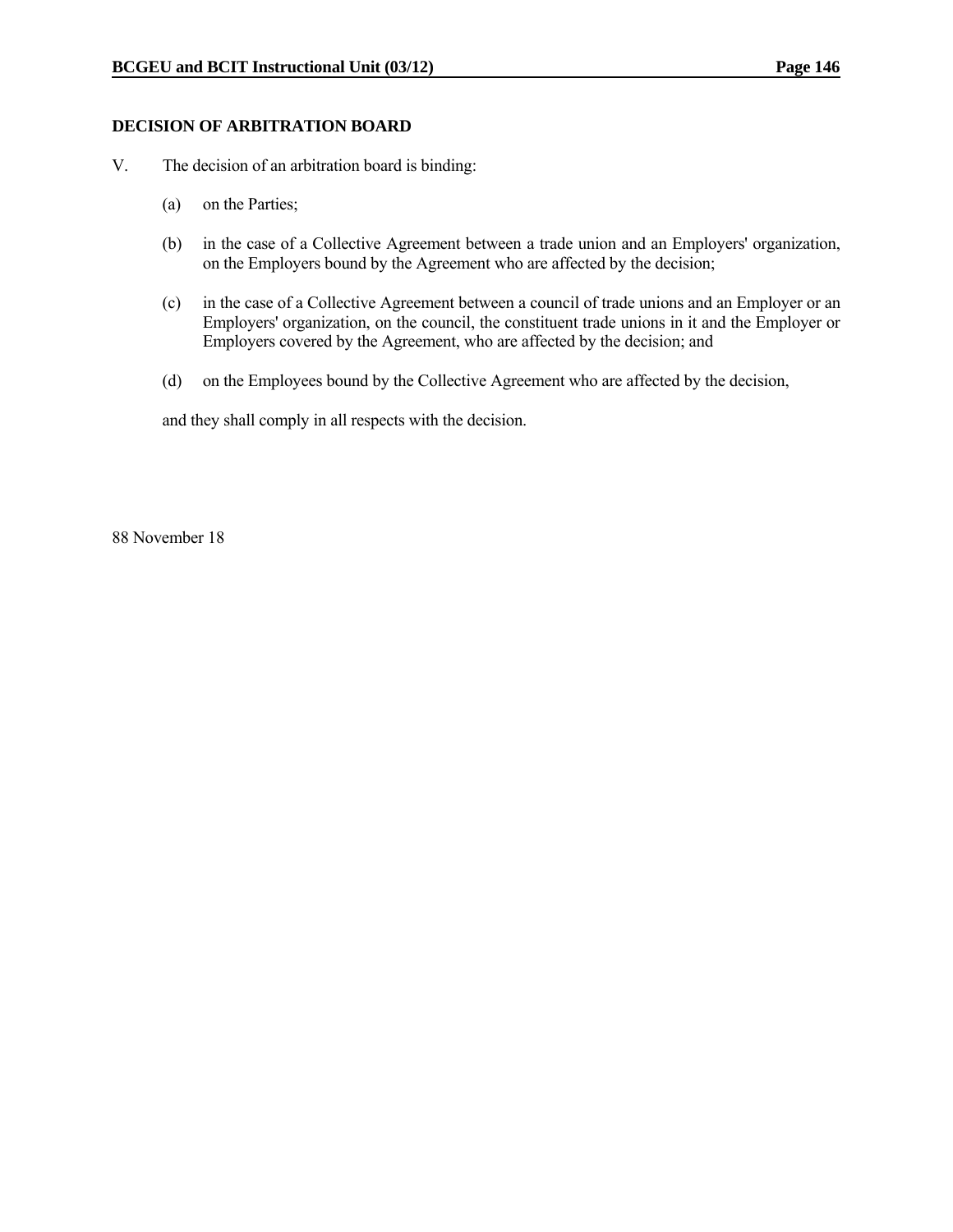**DECISION OF ARBITRATION BOARD**

V. The decision of an arbitration board is binding:

(a) on the Parties;

(b) in the case of a Collective Agreement between a trade union and an Employers' organization, on the Employers bound by the Agreement who are affected by the decision;

(c) in the case of a Collective Agreement between a council of trade unions and an Employer or an Employers' organization, on the council, the constituent trade unions in it and the Employer or Employers covered by the Agreement, who are affected by the decision; and

(d) on the Employees bound by the Collective Agreement who are affected by the decision,

and they shall comply in all respects with the decision.

88 November 18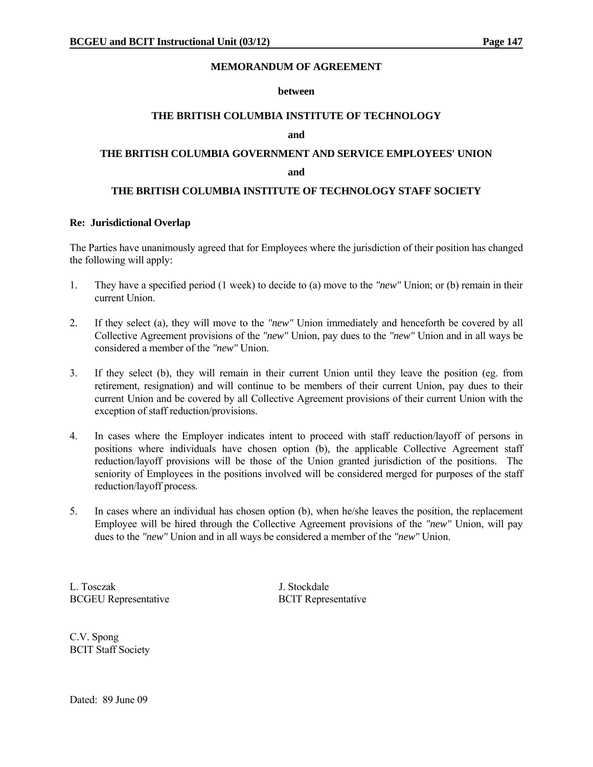## MEMORANDUM OF AGREEMENT

**between**

**THE BRITISH COLUMBIA INSTITUTE OF TECHNOLOGY**

**and**

**THE BRITISH COLUMBIA GOVERNMENT AND SERVICE EMPLOYEES' UNION**

**and**

**THE BRITISH COLUMBIA INSTITUTE OF TECHNOLOGY STAFF SOCIETY**

**Re: Jurisdictional Overlap**

The Parties have unanimously agreed that for Employees where the jurisdiction of their position has changed the following will apply:

1. They have a specified period (1 week) to decide to (a) move to the *"new"* Union; or (b) remain in their current Union.

2. If they select (a), they will move to the *"new"* Union immediately and henceforth be covered by all Collective Agreement provisions of the *"new"* Union, pay dues to the *"new"* Union and in all ways be considered a member of the *"new"* Union.

3. If they select (b), they will remain in their current Union until they leave the position (eg. from retirement, resignation) and will continue to be members of their current Union, pay dues to their current Union and be covered by all Collective Agreement provisions of their current Union with the exception of staff reduction/provisions.

4. In cases where the Employer indicates intent to proceed with staff reduction/layoff of persons in positions where individuals have chosen option (b), the applicable Collective Agreement staff reduction/layoff provisions will be those of the Union granted jurisdiction of the positions. The seniority of Employees in the positions involved will be considered merged for purposes of the staff reduction/layoff process.

5. In cases where an individual has chosen option (b), when he/she leaves the position, the replacement Employee will be hired through the Collective Agreement provisions of the *"new"* Union, will pay dues to the *"new"* Union and in all ways be considered a member of the *"new"* Union.

L. Tosczak
BCGEU Representative

J. Stockdale
BCIT Representative

C.V. Spong
BCIT Staff Society

Dated: 89 June 09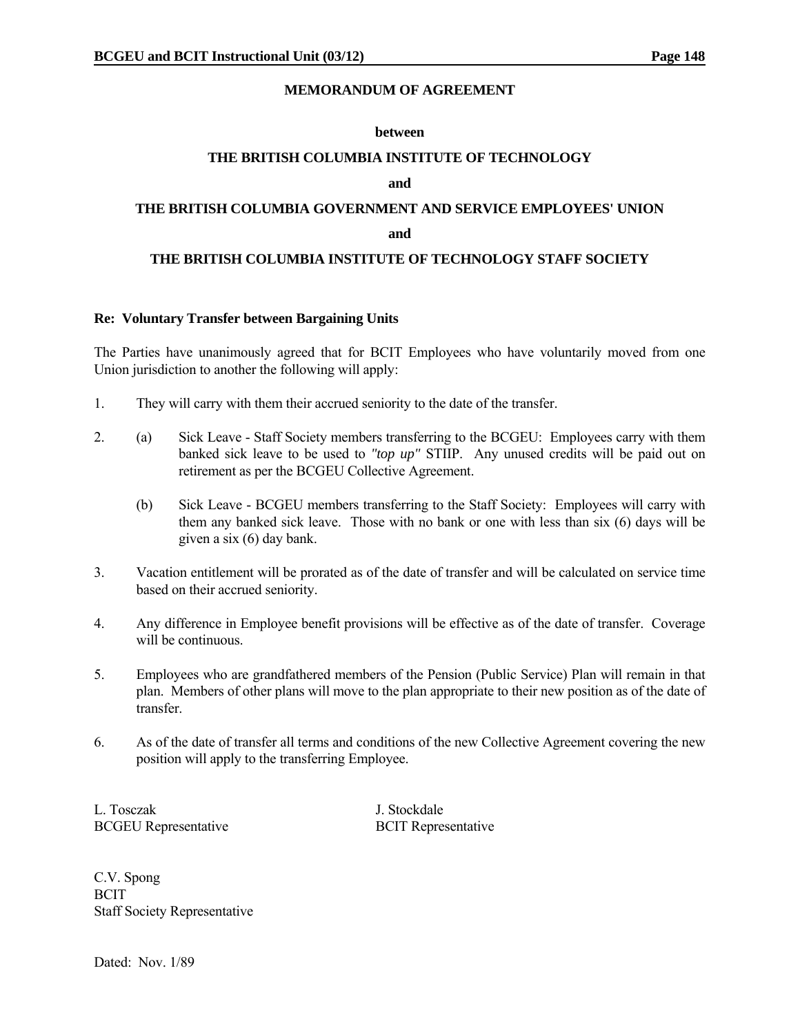## MEMORANDUM OF AGREEMENT

**between**

**THE BRITISH COLUMBIA INSTITUTE OF TECHNOLOGY**

**and**

**THE BRITISH COLUMBIA GOVERNMENT AND SERVICE EMPLOYEES' UNION**

**and**

**THE BRITISH COLUMBIA INSTITUTE OF TECHNOLOGY STAFF SOCIETY**

**Re: Voluntary Transfer between Bargaining Units**

The Parties have unanimously agreed that for BCIT Employees who have voluntarily moved from one Union jurisdiction to another the following will apply:

1. They will carry with them their accrued seniority to the date of the transfer.

2. (a) Sick Leave - Staff Society members transferring to the BCGEU: Employees carry with them banked sick leave to be used to *"top up"* STIIP. Any unused credits will be paid out on retirement as per the BCGEU Collective Agreement.

   (b) Sick Leave - BCGEU members transferring to the Staff Society: Employees will carry with them any banked sick leave. Those with no bank or one with less than six (6) days will be given a six (6) day bank.

3. Vacation entitlement will be prorated as of the date of transfer and will be calculated on service time based on their accrued seniority.

4. Any difference in Employee benefit provisions will be effective as of the date of transfer. Coverage will be continuous.

5. Employees who are grandfathered members of the Pension (Public Service) Plan will remain in that plan. Members of other plans will move to the plan appropriate to their new position as of the date of transfer.

6. As of the date of transfer all terms and conditions of the new Collective Agreement covering the new position will apply to the transferring Employee.

L. Tosczak
BCGEU Representative

J. Stockdale
BCIT Representative

C.V. Spong
BCIT
Staff Society Representative

Dated: Nov. 1/89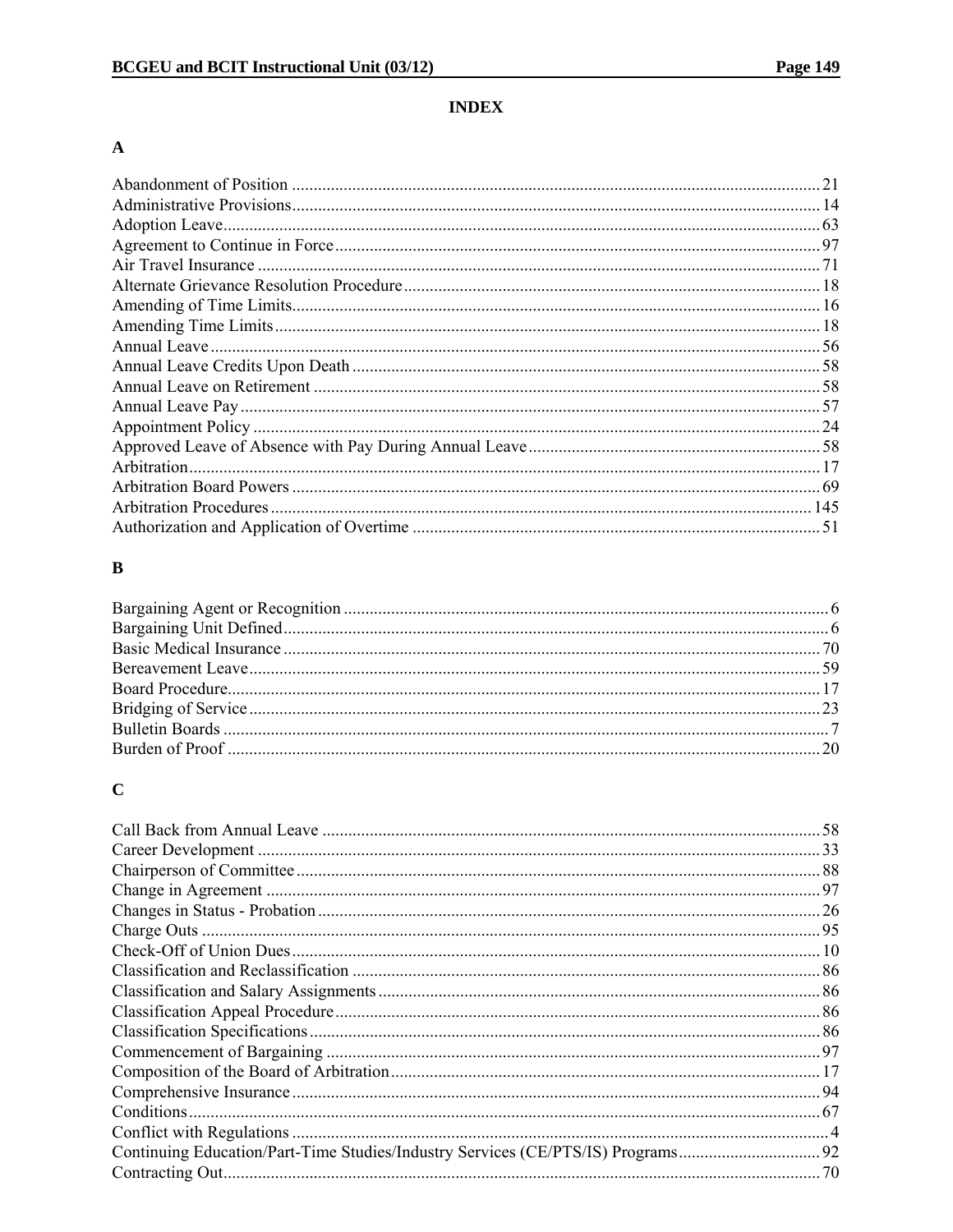# INDEX

## A

Abandonment of Position .......... 21
Administrative Provisions .......... 14
Adoption Leave .......... 63
Agreement to Continue in Force .......... 97
Air Travel Insurance .......... 71
Alternate Grievance Resolution Procedure .......... 18
Amending of Time Limits .......... 16
Amending Time Limits .......... 18
Annual Leave .......... 56
Annual Leave Credits Upon Death .......... 58
Annual Leave on Retirement .......... 58
Annual Leave Pay .......... 57
Appointment Policy .......... 24
Approved Leave of Absence with Pay During Annual Leave .......... 58
Arbitration .......... 17
Arbitration Board Powers .......... 69
Arbitration Procedures .......... 145
Authorization and Application of Overtime .......... 51

## B

Bargaining Agent or Recognition .......... 6
Bargaining Unit Defined .......... 6
Basic Medical Insurance .......... 70
Bereavement Leave .......... 59
Board Procedure .......... 17
Bridging of Service .......... 23
Bulletin Boards .......... 7
Burden of Proof .......... 20

## C

Call Back from Annual Leave .......... 58
Career Development .......... 33
Chairperson of Committee .......... 88
Change in Agreement .......... 97
Changes in Status - Probation .......... 26
Charge Outs .......... 95
Check-Off of Union Dues .......... 10
Classification and Reclassification .......... 86
Classification and Salary Assignments .......... 86
Classification Appeal Procedure .......... 86
Classification Specifications .......... 86
Commencement of Bargaining .......... 97
Composition of the Board of Arbitration .......... 17
Comprehensive Insurance .......... 94
Conditions .......... 67
Conflict with Regulations .......... 4
Continuing Education/Part-Time Studies/Industry Services (CE/PTS/IS) Programs .......... 92
Contracting Out .......... 70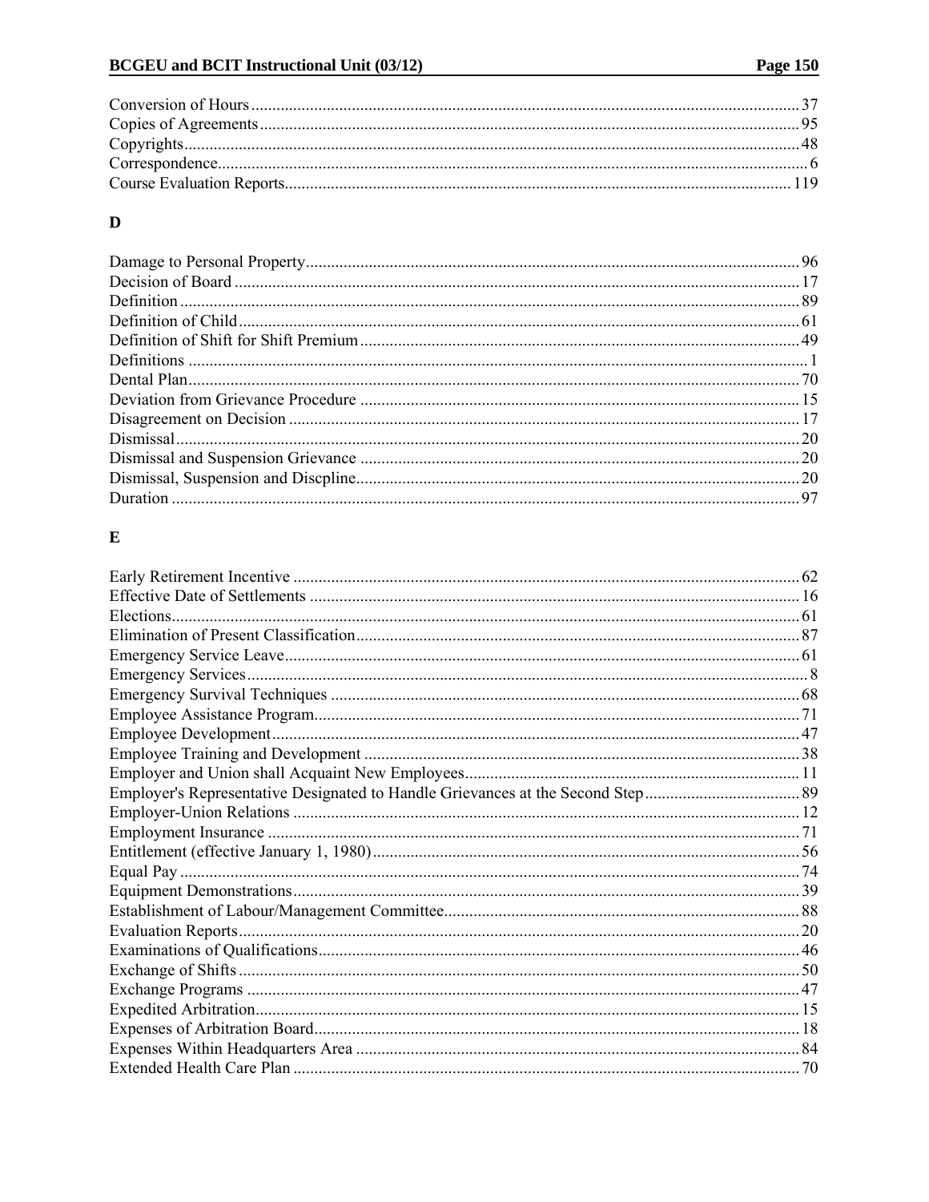Conversion of Hours ........ 37
Copies of Agreements ........ 95
Copyrights ........ 48
Correspondence ........ 6
Course Evaluation Reports ........ 119

## D

Damage to Personal Property ........ 96
Decision of Board ........ 17
Definition ........ 89
Definition of Child ........ 61
Definition of Shift for Shift Premium ........ 49
Definitions ........ 1
Dental Plan ........ 70
Deviation from Grievance Procedure ........ 15
Disagreement on Decision ........ 17
Dismissal ........ 20
Dismissal and Suspension Grievance ........ 20
Dismissal, Suspension and Discpline ........ 20
Duration ........ 97

## E

Early Retirement Incentive ........ 62
Effective Date of Settlements ........ 16
Elections ........ 61
Elimination of Present Classification ........ 87
Emergency Service Leave ........ 61
Emergency Services ........ 8
Emergency Survival Techniques ........ 68
Employee Assistance Program ........ 71
Employee Development ........ 47
Employee Training and Development ........ 38
Employer and Union shall Acquaint New Employees ........ 11
Employer's Representative Designated to Handle Grievances at the Second Step ........ 89
Employer-Union Relations ........ 12
Employment Insurance ........ 71
Entitlement (effective January 1, 1980) ........ 56
Equal Pay ........ 74
Equipment Demonstrations ........ 39
Establishment of Labour/Management Committee ........ 88
Evaluation Reports ........ 20
Examinations of Qualifications ........ 46
Exchange of Shifts ........ 50
Exchange Programs ........ 47
Expedited Arbitration ........ 15
Expenses of Arbitration Board ........ 18
Expenses Within Headquarters Area ........ 84
Extended Health Care Plan ........ 70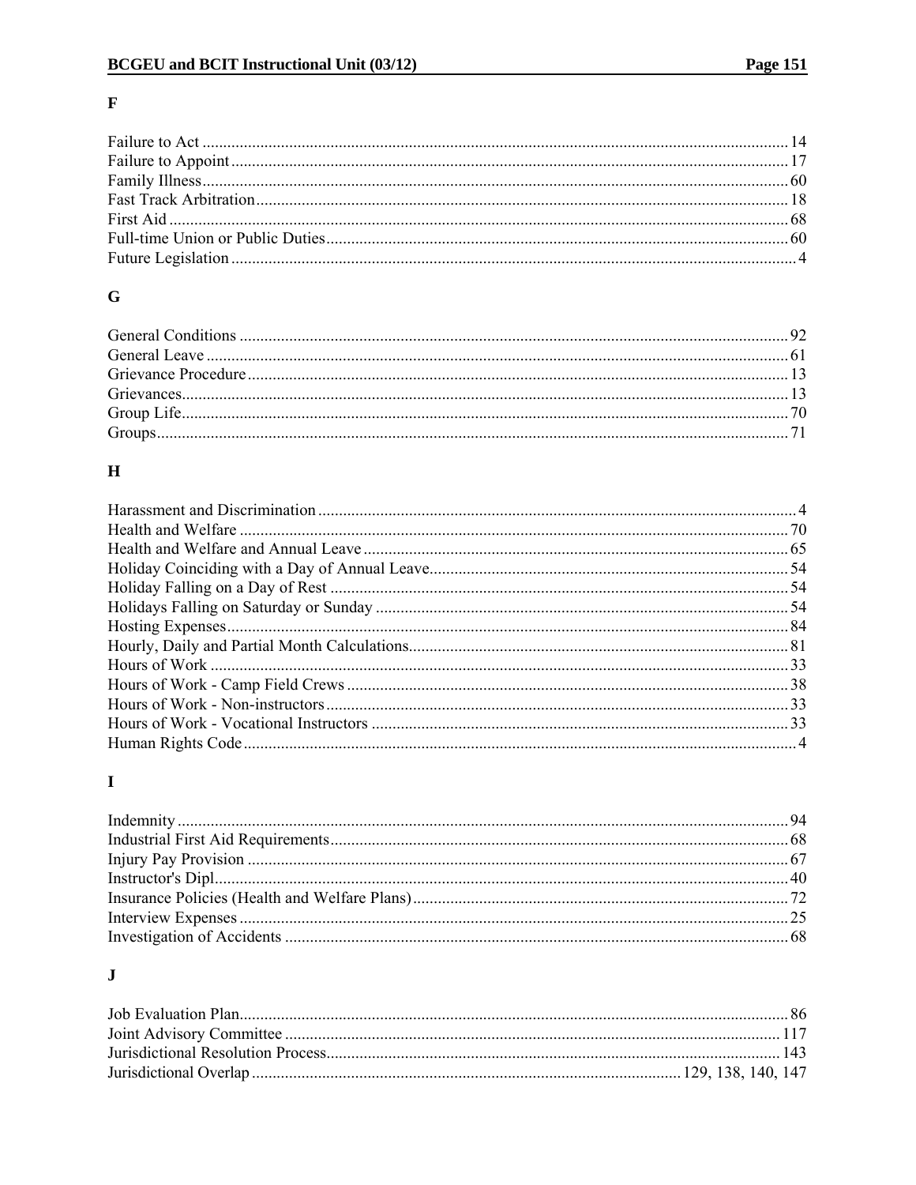## F

Failure to Act ........................................................................................................................................ 14
Failure to Appoint ................................................................................................................................ 17
Family Illness ........................................................................................................................................ 60
Fast Track Arbitration .......................................................................................................................... 18
First Aid ................................................................................................................................................ 68
Full-time Union or Public Duties .......................................................................................................... 60
Future Legislation ................................................................................................................................... 4

## G

General Conditions ............................................................................................................................... 92
General Leave ....................................................................................................................................... 61
Grievance Procedure ............................................................................................................................ 13
Grievances ............................................................................................................................................ 13
Group Life ............................................................................................................................................. 70
Groups .................................................................................................................................................. 71

## H

Harassment and Discrimination .............................................................................................................. 4
Health and Welfare ............................................................................................................................... 70
Health and Welfare and Annual Leave .................................................................................................. 65
Holiday Coinciding with a Day of Annual Leave .................................................................................. 54
Holiday Falling on a Day of Rest .......................................................................................................... 54
Holidays Falling on Saturday or Sunday ............................................................................................... 54
Hosting Expenses .................................................................................................................................. 84
Hourly, Daily and Partial Month Calculations ....................................................................................... 81
Hours of Work ...................................................................................................................................... 33
Hours of Work - Camp Field Crews ..................................................................................................... 38
Hours of Work - Non-instructors .......................................................................................................... 33
Hours of Work - Vocational Instructors ................................................................................................ 33
Human Rights Code ................................................................................................................................ 4

## I

Indemnity .............................................................................................................................................. 94
Industrial First Aid Requirements ......................................................................................................... 68
Injury Pay Provision ............................................................................................................................. 67
Instructor's Dipl ..................................................................................................................................... 40
Insurance Policies (Health and Welfare Plans) ...................................................................................... 72
Interview Expenses ............................................................................................................................... 25
Investigation of Accidents .................................................................................................................... 68

## J

Job Evaluation Plan ............................................................................................................................... 86
Joint Advisory Committee ................................................................................................................... 117
Jurisdictional Resolution Process ......................................................................................................... 143
Jurisdictional Overlap ................................................................................................ 129, 138, 140, 147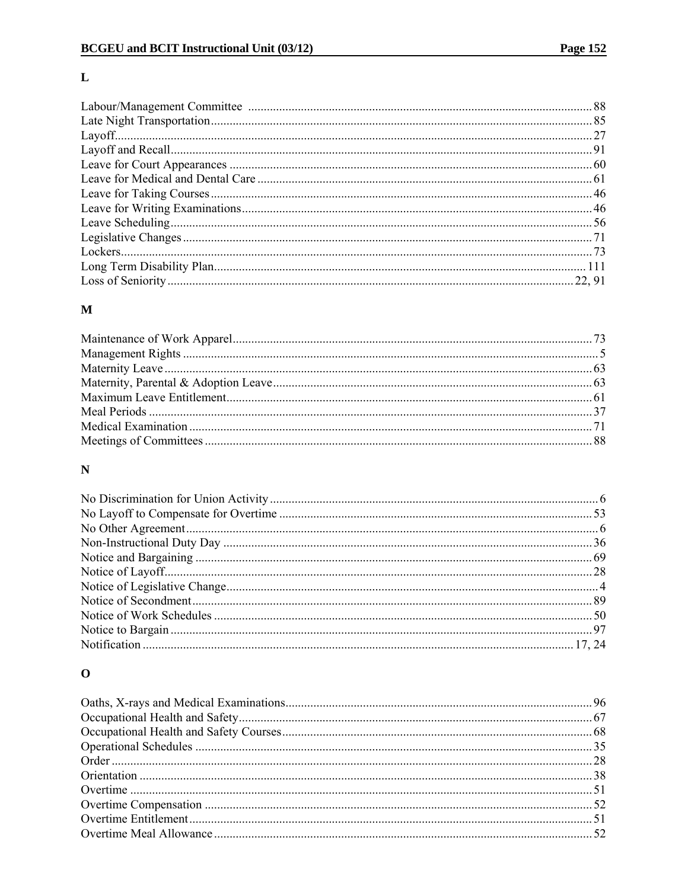## L

Labour/Management Committee ........ 88
Late Night Transportation ........ 85
Layoff ........ 27
Layoff and Recall ........ 91
Leave for Court Appearances ........ 60
Leave for Medical and Dental Care ........ 61
Leave for Taking Courses ........ 46
Leave for Writing Examinations ........ 46
Leave Scheduling ........ 56
Legislative Changes ........ 71
Lockers ........ 73
Long Term Disability Plan ........ 111
Loss of Seniority ........ 22, 91

## M

Maintenance of Work Apparel ........ 73
Management Rights ........ 5
Maternity Leave ........ 63
Maternity, Parental & Adoption Leave ........ 63
Maximum Leave Entitlement ........ 61
Meal Periods ........ 37
Medical Examination ........ 71
Meetings of Committees ........ 88

## N

No Discrimination for Union Activity ........ 6
No Layoff to Compensate for Overtime ........ 53
No Other Agreement ........ 6
Non-Instructional Duty Day ........ 36
Notice and Bargaining ........ 69
Notice of Layoff ........ 28
Notice of Legislative Change ........ 4
Notice of Secondment ........ 89
Notice of Work Schedules ........ 50
Notice to Bargain ........ 97
Notification ........ 17, 24

## O

Oaths, X-rays and Medical Examinations ........ 96
Occupational Health and Safety ........ 67
Occupational Health and Safety Courses ........ 68
Operational Schedules ........ 35
Order ........ 28
Orientation ........ 38
Overtime ........ 51
Overtime Compensation ........ 52
Overtime Entitlement ........ 51
Overtime Meal Allowance ........ 52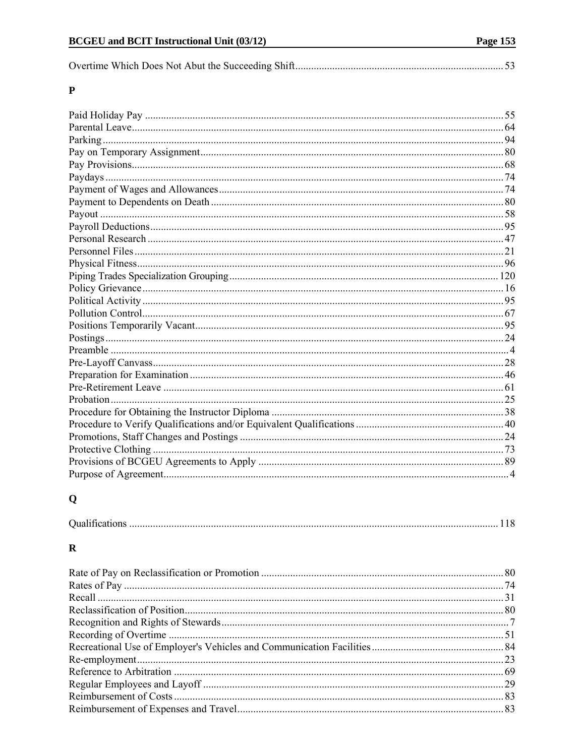Overtime Which Does Not Abut the Succeeding Shift.......... 53

## P

Paid Holiday Pay .......... 55
Parental Leave.......... 64
Parking.......... 94
Pay on Temporary Assignment.......... 80
Pay Provisions.......... 68
Paydays.......... 74
Payment of Wages and Allowances.......... 74
Payment to Dependents on Death.......... 80
Payout.......... 58
Payroll Deductions.......... 95
Personal Research.......... 47
Personnel Files.......... 21
Physical Fitness.......... 96
Piping Trades Specialization Grouping.......... 120
Policy Grievance.......... 16
Political Activity.......... 95
Pollution Control.......... 67
Positions Temporarily Vacant.......... 95
Postings.......... 24
Preamble.......... 4
Pre-Layoff Canvass.......... 28
Preparation for Examination.......... 46
Pre-Retirement Leave.......... 61
Probation.......... 25
Procedure for Obtaining the Instructor Diploma.......... 38
Procedure to Verify Qualifications and/or Equivalent Qualifications.......... 40
Promotions, Staff Changes and Postings.......... 24
Protective Clothing.......... 73
Provisions of BCGEU Agreements to Apply.......... 89
Purpose of Agreement.......... 4

## Q

Qualifications.......... 118

## R

Rate of Pay on Reclassification or Promotion.......... 80
Rates of Pay.......... 74
Recall.......... 31
Reclassification of Position.......... 80
Recognition and Rights of Stewards.......... 7
Recording of Overtime.......... 51
Recreational Use of Employer's Vehicles and Communication Facilities.......... 84
Re-employment.......... 23
Reference to Arbitration.......... 69
Regular Employees and Layoff.......... 29
Reimbursement of Costs.......... 83
Reimbursement of Expenses and Travel.......... 83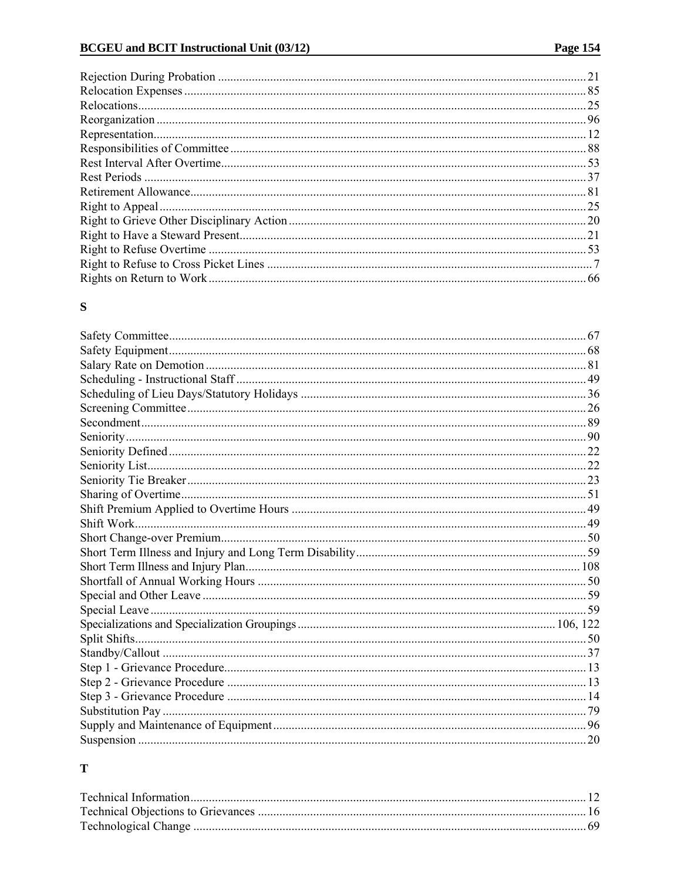Rejection During Probation ........................................................................................................ 21
Relocation Expenses .................................................................................................................. 85
Relocations.................................................................................................................................. 25
Reorganization ........................................................................................................................... 96
Representation............................................................................................................................ 12
Responsibilities of Committee ................................................................................................... 88
Rest Interval After Overtime...................................................................................................... 53
Rest Periods ............................................................................................................................... 37
Retirement Allowance................................................................................................................ 81
Right to Appeal .......................................................................................................................... 25
Right to Grieve Other Disciplinary Action ................................................................................ 20
Right to Have a Steward Present................................................................................................ 21
Right to Refuse Overtime ........................................................................................................... 53
Right to Refuse to Cross Picket Lines ......................................................................................... 7
Rights on Return to Work .......................................................................................................... 66

## S

Safety Committee....................................................................................................................... 67
Safety Equipment....................................................................................................................... 68
Salary Rate on Demotion ........................................................................................................... 81
Scheduling - Instructional Staff ................................................................................................. 49
Scheduling of Lieu Days/Statutory Holidays ............................................................................ 36
Screening Committee ................................................................................................................. 26
Secondment................................................................................................................................ 89
Seniority..................................................................................................................................... 90
Seniority Defined ....................................................................................................................... 22
Seniority List.............................................................................................................................. 22
Seniority Tie Breaker ................................................................................................................. 23
Sharing of Overtime................................................................................................................... 51
Shift Premium Applied to Overtime Hours ............................................................................... 49
Shift Work.................................................................................................................................. 49
Short Change-over Premium...................................................................................................... 50
Short Term Illness and Injury and Long Term Disability........................................................... 59
Short Term Illness and Injury Plan............................................................................................ 108
Shortfall of Annual Working Hours .......................................................................................... 50
Special and Other Leave ............................................................................................................ 59
Special Leave ............................................................................................................................. 59
Specializations and Specialization Groupings ................................................................. 106, 122
Split Shifts.................................................................................................................................. 50
Standby/Callout ......................................................................................................................... 37
Step 1 - Grievance Procedure..................................................................................................... 13
Step 2 - Grievance Procedure .................................................................................................... 13
Step 3 - Grievance Procedure .................................................................................................... 14
Substitution Pay ......................................................................................................................... 79
Supply and Maintenance of Equipment..................................................................................... 96
Suspension ................................................................................................................................. 20

## T

Technical Information................................................................................................................ 12
Technical Objections to Grievances .......................................................................................... 16
Technological Change ............................................................................................................... 69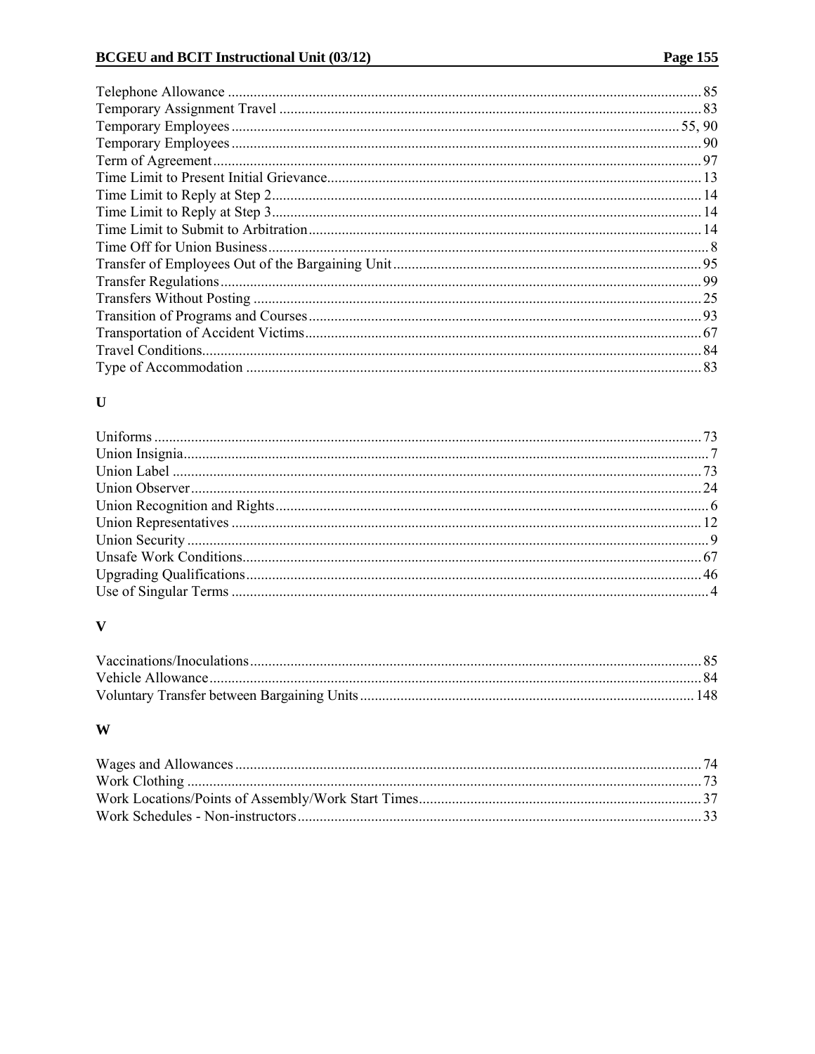Telephone Allowance ........................................................................................................................ 85
Temporary Assignment Travel ........................................................................................................ 83
Temporary Employees ............................................................................................................... 55, 90
Temporary Employees ..................................................................................................................... 90
Term of Agreement .......................................................................................................................... 97
Time Limit to Present Initial Grievance ............................................................................................ 13
Time Limit to Reply at Step 2 .......................................................................................................... 14
Time Limit to Reply at Step 3 .......................................................................................................... 14
Time Limit to Submit to Arbitration ................................................................................................. 14
Time Off for Union Business ............................................................................................................. 8
Transfer of Employees Out of the Bargaining Unit ........................................................................... 95
Transfer Regulations ........................................................................................................................ 99
Transfers Without Posting ................................................................................................................ 25
Transition of Programs and Courses ................................................................................................. 93
Transportation of Accident Victims .................................................................................................. 67
Travel Conditions ............................................................................................................................. 84
Type of Accommodation .................................................................................................................. 83

## U

Uniforms .......................................................................................................................................... 73
Union Insignia .................................................................................................................................... 7
Union Label ...................................................................................................................................... 73
Union Observer ................................................................................................................................ 24
Union Recognition and Rights ............................................................................................................ 6
Union Representatives ...................................................................................................................... 12
Union Security .................................................................................................................................... 9
Unsafe Work Conditions ................................................................................................................... 67
Upgrading Qualifications .................................................................................................................. 46
Use of Singular Terms ........................................................................................................................ 4

## V

Vaccinations/Inoculations ................................................................................................................. 85
Vehicle Allowance ............................................................................................................................ 84
Voluntary Transfer between Bargaining Units ................................................................................ 148

## W

Wages and Allowances ..................................................................................................................... 74
Work Clothing .................................................................................................................................. 73
Work Locations/Points of Assembly/Work Start Times ................................................................... 37
Work Schedules - Non-instructors .................................................................................................... 33